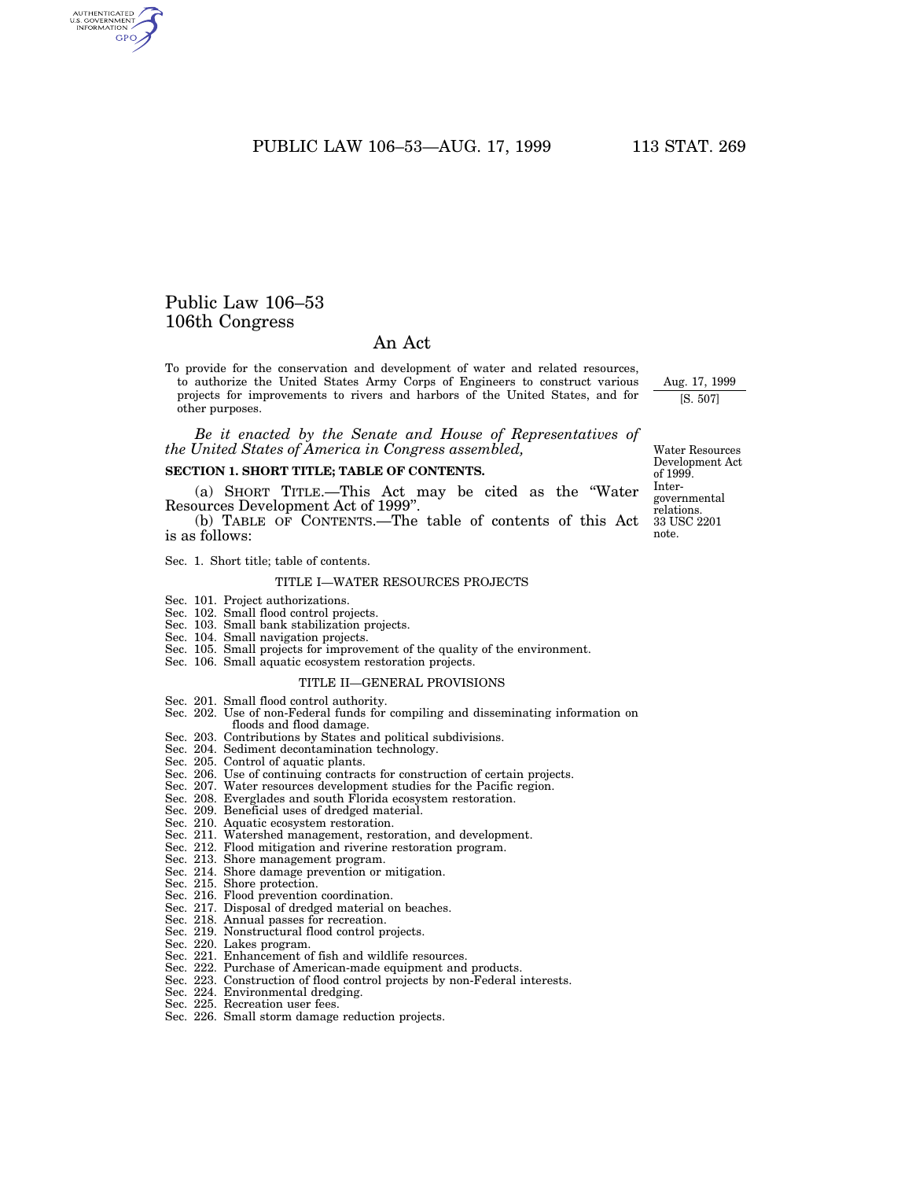# Public Law 106–53
# 106th Congress

## An Act

To provide for the conservation and development of water and related resources, to authorize the United States Army Corps of Engineers to construct various projects for improvements to rivers and harbors of the United States, and for other purposes.

Aug. 17, 1999
[S. 507]

*Be it enacted by the Senate and House of Representatives of the United States of America in Congress assembled,*

Water Resources Development Act of 1999. Intergovernmental relations. 33 USC 2201 note.

**SECTION 1. SHORT TITLE; TABLE OF CONTENTS.**

(a) SHORT TITLE.—This Act may be cited as the "Water Resources Development Act of 1999".

(b) TABLE OF CONTENTS.—The table of contents of this Act is as follows:

Sec. 1. Short title; table of contents.

TITLE I—WATER RESOURCES PROJECTS

Sec. 101. Project authorizations.
Sec. 102. Small flood control projects.
Sec. 103. Small bank stabilization projects.
Sec. 104. Small navigation projects.
Sec. 105. Small projects for improvement of the quality of the environment.
Sec. 106. Small aquatic ecosystem restoration projects.

TITLE II—GENERAL PROVISIONS

Sec. 201. Small flood control authority.
Sec. 202. Use of non-Federal funds for compiling and disseminating information on floods and flood damage.
Sec. 203. Contributions by States and political subdivisions.
Sec. 204. Sediment decontamination technology.
Sec. 205. Control of aquatic plants.
Sec. 206. Use of continuing contracts for construction of certain projects.
Sec. 207. Water resources development studies for the Pacific region.
Sec. 208. Everglades and south Florida ecosystem restoration.
Sec. 209. Beneficial uses of dredged material.
Sec. 210. Aquatic ecosystem restoration.
Sec. 211. Watershed management, restoration, and development.
Sec. 212. Flood mitigation and riverine restoration program.
Sec. 213. Shore management program.
Sec. 214. Shore damage prevention or mitigation.
Sec. 215. Shore protection.
Sec. 216. Flood prevention coordination.
Sec. 217. Disposal of dredged material on beaches.
Sec. 218. Annual passes for recreation.
Sec. 219. Nonstructural flood control projects.
Sec. 220. Lakes program.
Sec. 221. Enhancement of fish and wildlife resources.
Sec. 222. Purchase of American-made equipment and products.
Sec. 223. Construction of flood control projects by non-Federal interests.
Sec. 224. Environmental dredging.
Sec. 225. Recreation user fees.
Sec. 226. Small storm damage reduction projects.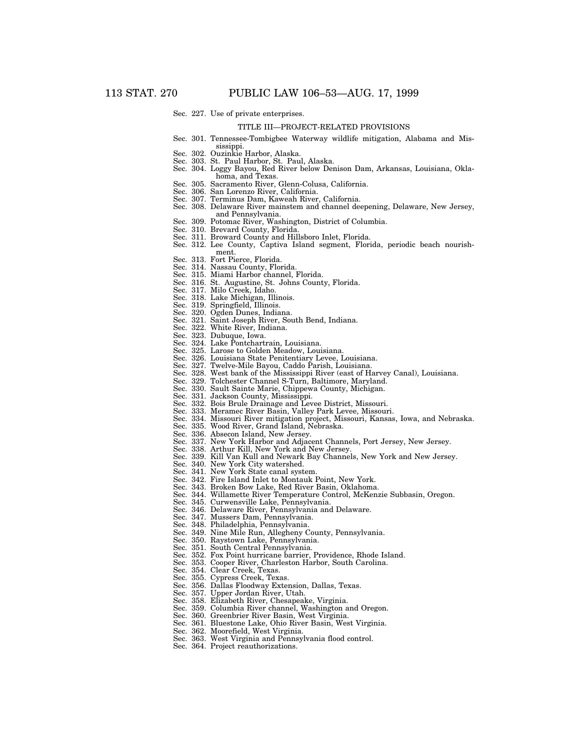Sec. 227. Use of private enterprises.

TITLE III—PROJECT-RELATED PROVISIONS

Sec. 301. Tennessee-Tombigbee Waterway wildlife mitigation, Alabama and Mississippi.
Sec. 302. Ouzinkie Harbor, Alaska.
Sec. 303. St. Paul Harbor, St. Paul, Alaska.
Sec. 304. Loggy Bayou, Red River below Denison Dam, Arkansas, Louisiana, Oklahoma, and Texas.
Sec. 305. Sacramento River, Glenn-Colusa, California.
Sec. 306. San Lorenzo River, California.
Sec. 307. Terminus Dam, Kaweah River, California.
Sec. 308. Delaware River mainstem and channel deepening, Delaware, New Jersey, and Pennsylvania.
Sec. 309. Potomac River, Washington, District of Columbia.
Sec. 310. Brevard County, Florida.
Sec. 311. Broward County and Hillsboro Inlet, Florida.
Sec. 312. Lee County, Captiva Island segment, Florida, periodic beach nourishment.
Sec. 313. Fort Pierce, Florida.
Sec. 314. Nassau County, Florida.
Sec. 315. Miami Harbor channel, Florida.
Sec. 316. St. Augustine, St. Johns County, Florida.
Sec. 317. Milo Creek, Idaho.
Sec. 318. Lake Michigan, Illinois.
Sec. 319. Springfield, Illinois.
Sec. 320. Ogden Dunes, Indiana.
Sec. 321. Saint Joseph River, South Bend, Indiana.
Sec. 322. White River, Indiana.
Sec. 323. Dubuque, Iowa.
Sec. 324. Lake Pontchartrain, Louisiana.
Sec. 325. Larose to Golden Meadow, Louisiana.
Sec. 326. Louisiana State Penitentiary Levee, Louisiana.
Sec. 327. Twelve-Mile Bayou, Caddo Parish, Louisiana.
Sec. 328. West bank of the Mississippi River (east of Harvey Canal), Louisiana.
Sec. 329. Tolchester Channel S-Turn, Baltimore, Maryland.
Sec. 330. Sault Sainte Marie, Chippewa County, Michigan.
Sec. 331. Jackson County, Mississippi.
Sec. 332. Bois Brule Drainage and Levee District, Missouri.
Sec. 333. Meramec River Basin, Valley Park Levee, Missouri.
Sec. 334. Missouri River mitigation project, Missouri, Kansas, Iowa, and Nebraska.
Sec. 335. Wood River, Grand Island, Nebraska.
Sec. 336. Absecon Island, New Jersey.
Sec. 337. New York Harbor and Adjacent Channels, Port Jersey, New Jersey.
Sec. 338. Arthur Kill, New York and New Jersey.
Sec. 339. Kill Van Kull and Newark Bay Channels, New York and New Jersey.
Sec. 340. New York City watershed.
Sec. 341. New York State canal system.
Sec. 342. Fire Island Inlet to Montauk Point, New York.
Sec. 343. Broken Bow Lake, Red River Basin, Oklahoma.
Sec. 344. Willamette River Temperature Control, McKenzie Subbasin, Oregon.
Sec. 345. Curwensville Lake, Pennsylvania.
Sec. 346. Delaware River, Pennsylvania and Delaware.
Sec. 347. Mussers Dam, Pennsylvania.
Sec. 348. Philadelphia, Pennsylvania.
Sec. 349. Nine Mile Run, Allegheny County, Pennsylvania.
Sec. 350. Raystown Lake, Pennsylvania.
Sec. 351. South Central Pennsylvania.
Sec. 352. Fox Point hurricane barrier, Providence, Rhode Island.
Sec. 353. Cooper River, Charleston Harbor, South Carolina.
Sec. 354. Clear Creek, Texas.
Sec. 355. Cypress Creek, Texas.
Sec. 356. Dallas Floodway Extension, Dallas, Texas.
Sec. 357. Upper Jordan River, Utah.
Sec. 358. Elizabeth River, Chesapeake, Virginia.
Sec. 359. Columbia River channel, Washington and Oregon.
Sec. 360. Greenbrier River Basin, West Virginia.
Sec. 361. Bluestone Lake, Ohio River Basin, West Virginia.
Sec. 362. Moorefield, West Virginia.
Sec. 363. West Virginia and Pennsylvania flood control.
Sec. 364. Project reauthorizations.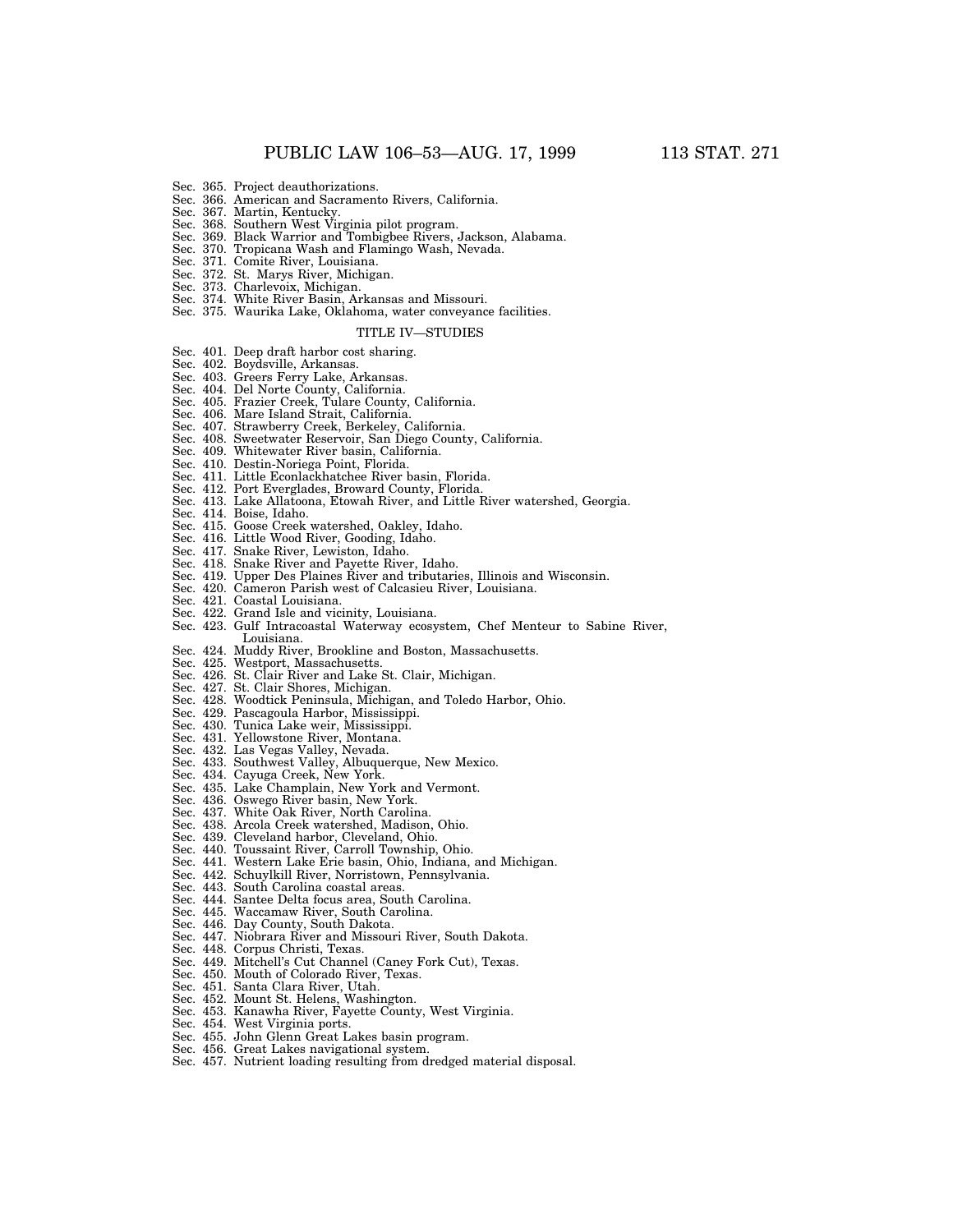Sec. 365. Project deauthorizations.
Sec. 366. American and Sacramento Rivers, California.
Sec. 367. Martin, Kentucky.
Sec. 368. Southern West Virginia pilot program.
Sec. 369. Black Warrior and Tombigbee Rivers, Jackson, Alabama.
Sec. 370. Tropicana Wash and Flamingo Wash, Nevada.
Sec. 371. Comite River, Louisiana.
Sec. 372. St. Marys River, Michigan.
Sec. 373. Charlevoix, Michigan.
Sec. 374. White River Basin, Arkansas and Missouri.
Sec. 375. Waurika Lake, Oklahoma, water conveyance facilities.

## TITLE IV—STUDIES

Sec. 401. Deep draft harbor cost sharing.
Sec. 402. Boydsville, Arkansas.
Sec. 403. Greers Ferry Lake, Arkansas.
Sec. 404. Del Norte County, California.
Sec. 405. Frazier Creek, Tulare County, California.
Sec. 406. Mare Island Strait, California.
Sec. 407. Strawberry Creek, Berkeley, California.
Sec. 408. Sweetwater Reservoir, San Diego County, California.
Sec. 409. Whitewater River basin, California.
Sec. 410. Destin-Noriega Point, Florida.
Sec. 411. Little Econlackhatchee River basin, Florida.
Sec. 412. Port Everglades, Broward County, Florida.
Sec. 413. Lake Allatoona, Etowah River, and Little River watershed, Georgia.
Sec. 414. Boise, Idaho.
Sec. 415. Goose Creek watershed, Oakley, Idaho.
Sec. 416. Little Wood River, Gooding, Idaho.
Sec. 417. Snake River, Lewiston, Idaho.
Sec. 418. Snake River and Payette River, Idaho.
Sec. 419. Upper Des Plaines River and tributaries, Illinois and Wisconsin.
Sec. 420. Cameron Parish west of Calcasieu River, Louisiana.
Sec. 421. Coastal Louisiana.
Sec. 422. Grand Isle and vicinity, Louisiana.
Sec. 423. Gulf Intracoastal Waterway ecosystem, Chef Menteur to Sabine River, Louisiana.
Sec. 424. Muddy River, Brookline and Boston, Massachusetts.
Sec. 425. Westport, Massachusetts.
Sec. 426. St. Clair River and Lake St. Clair, Michigan.
Sec. 427. St. Clair Shores, Michigan.
Sec. 428. Woodtick Peninsula, Michigan, and Toledo Harbor, Ohio.
Sec. 429. Pascagoula Harbor, Mississippi.
Sec. 430. Tunica Lake weir, Mississippi.
Sec. 431. Yellowstone River, Montana.
Sec. 432. Las Vegas Valley, Nevada.
Sec. 433. Southwest Valley, Albuquerque, New Mexico.
Sec. 434. Cayuga Creek, New York.
Sec. 435. Lake Champlain, New York and Vermont.
Sec. 436. Oswego River basin, New York.
Sec. 437. White Oak River, North Carolina.
Sec. 438. Arcola Creek watershed, Madison, Ohio.
Sec. 439. Cleveland harbor, Cleveland, Ohio.
Sec. 440. Toussaint River, Carroll Township, Ohio.
Sec. 441. Western Lake Erie basin, Ohio, Indiana, and Michigan.
Sec. 442. Schuylkill River, Norristown, Pennsylvania.
Sec. 443. South Carolina coastal areas.
Sec. 444. Santee Delta focus area, South Carolina.
Sec. 445. Waccamaw River, South Carolina.
Sec. 446. Day County, South Dakota.
Sec. 447. Niobrara River and Missouri River, South Dakota.
Sec. 448. Corpus Christi, Texas.
Sec. 449. Mitchell's Cut Channel (Caney Fork Cut), Texas.
Sec. 450. Mouth of Colorado River, Texas.
Sec. 451. Santa Clara River, Utah.
Sec. 452. Mount St. Helens, Washington.
Sec. 453. Kanawha River, Fayette County, West Virginia.
Sec. 454. West Virginia ports.
Sec. 455. John Glenn Great Lakes basin program.
Sec. 456. Great Lakes navigational system.
Sec. 457. Nutrient loading resulting from dredged material disposal.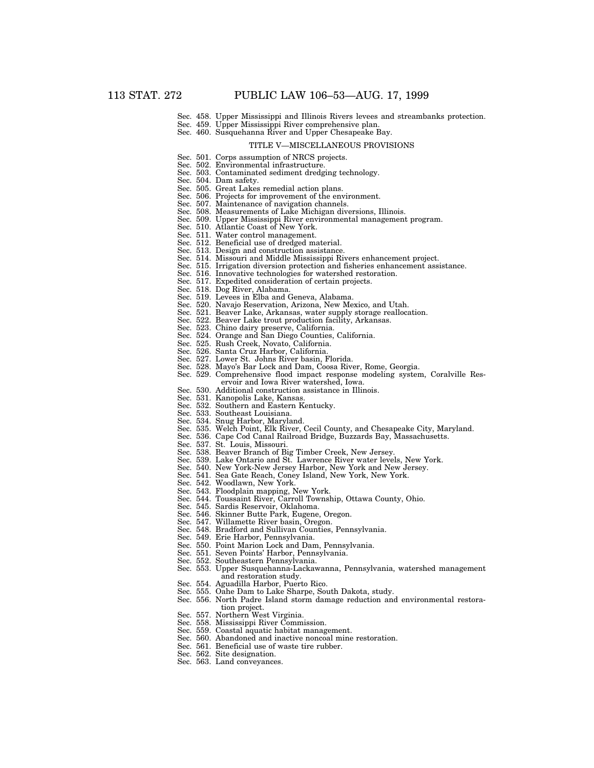Sec. 458. Upper Mississippi and Illinois Rivers levees and streambanks protection.
Sec. 459. Upper Mississippi River comprehensive plan.
Sec. 460. Susquehanna River and Upper Chesapeake Bay.

TITLE V—MISCELLANEOUS PROVISIONS

Sec. 501. Corps assumption of NRCS projects.
Sec. 502. Environmental infrastructure.
Sec. 503. Contaminated sediment dredging technology.
Sec. 504. Dam safety.
Sec. 505. Great Lakes remedial action plans.
Sec. 506. Projects for improvement of the environment.
Sec. 507. Maintenance of navigation channels.
Sec. 508. Measurements of Lake Michigan diversions, Illinois.
Sec. 509. Upper Mississippi River environmental management program.
Sec. 510. Atlantic Coast of New York.
Sec. 511. Water control management.
Sec. 512. Beneficial use of dredged material.
Sec. 513. Design and construction assistance.
Sec. 514. Missouri and Middle Mississippi Rivers enhancement project.
Sec. 515. Irrigation diversion protection and fisheries enhancement assistance.
Sec. 516. Innovative technologies for watershed restoration.
Sec. 517. Expedited consideration of certain projects.
Sec. 518. Dog River, Alabama.
Sec. 519. Levees in Elba and Geneva, Alabama.
Sec. 520. Navajo Reservation, Arizona, New Mexico, and Utah.
Sec. 521. Beaver Lake, Arkansas, water supply storage reallocation.
Sec. 522. Beaver Lake trout production facility, Arkansas.
Sec. 523. Chino dairy preserve, California.
Sec. 524. Orange and San Diego Counties, California.
Sec. 525. Rush Creek, Novato, California.
Sec. 526. Santa Cruz Harbor, California.
Sec. 527. Lower St. Johns River basin, Florida.
Sec. 528. Mayo's Bar Lock and Dam, Coosa River, Rome, Georgia.
Sec. 529. Comprehensive flood impact response modeling system, Coralville Reservoir and Iowa River watershed, Iowa.
Sec. 530. Additional construction assistance in Illinois.
Sec. 531. Kanopolis Lake, Kansas.
Sec. 532. Southern and Eastern Kentucky.
Sec. 533. Southeast Louisiana.
Sec. 534. Snug Harbor, Maryland.
Sec. 535. Welch Point, Elk River, Cecil County, and Chesapeake City, Maryland.
Sec. 536. Cape Cod Canal Railroad Bridge, Buzzards Bay, Massachusetts.
Sec. 537. St. Louis, Missouri.
Sec. 538. Beaver Branch of Big Timber Creek, New Jersey.
Sec. 539. Lake Ontario and St. Lawrence River water levels, New York.
Sec. 540. New York-New Jersey Harbor, New York and New Jersey.
Sec. 541. Sea Gate Reach, Coney Island, New York, New York.
Sec. 542. Woodlawn, New York.
Sec. 543. Floodplain mapping, New York.
Sec. 544. Toussaint River, Carroll Township, Ottawa County, Ohio.
Sec. 545. Sardis Reservoir, Oklahoma.
Sec. 546. Skinner Butte Park, Eugene, Oregon.
Sec. 547. Willamette River basin, Oregon.
Sec. 548. Bradford and Sullivan Counties, Pennsylvania.
Sec. 549. Erie Harbor, Pennsylvania.
Sec. 550. Point Marion Lock and Dam, Pennsylvania.
Sec. 551. Seven Points' Harbor, Pennsylvania.
Sec. 552. Southeastern Pennsylvania.
Sec. 553. Upper Susquehanna-Lackawanna, Pennsylvania, watershed management and restoration study.
Sec. 554. Aguadilla Harbor, Puerto Rico.
Sec. 555. Oahe Dam to Lake Sharpe, South Dakota, study.
Sec. 556. North Padre Island storm damage reduction and environmental restoration project.
Sec. 557. Northern West Virginia.
Sec. 558. Mississippi River Commission.
Sec. 559. Coastal aquatic habitat management.
Sec. 560. Abandoned and inactive noncoal mine restoration.
Sec. 561. Beneficial use of waste tire rubber.
Sec. 562. Site designation.
Sec. 563. Land conveyances.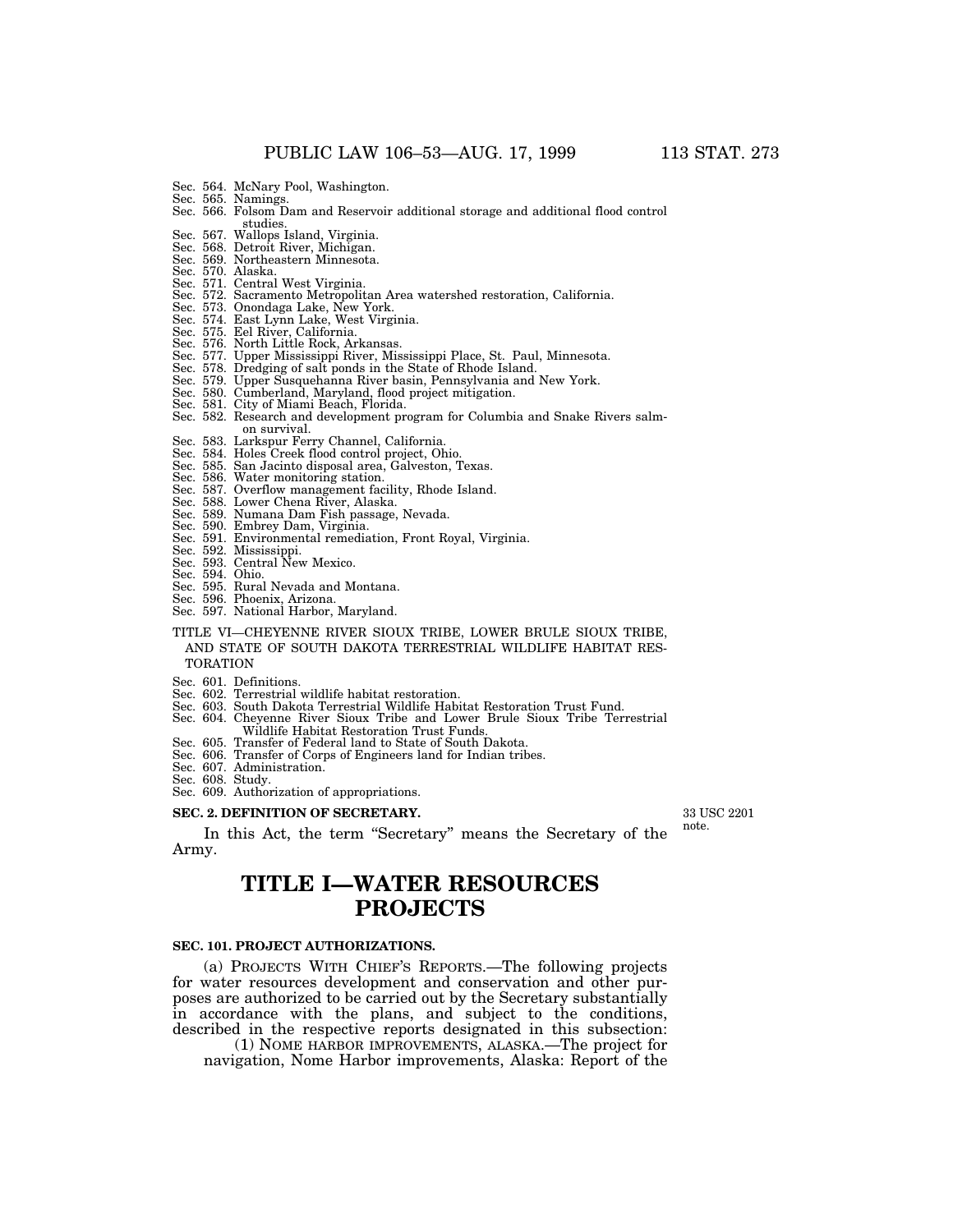Sec. 564. McNary Pool, Washington.
Sec. 565. Namings.
Sec. 566. Folsom Dam and Reservoir additional storage and additional flood control studies.
Sec. 567. Wallops Island, Virginia.
Sec. 568. Detroit River, Michigan.
Sec. 569. Northeastern Minnesota.
Sec. 570. Alaska.
Sec. 571. Central West Virginia.
Sec. 572. Sacramento Metropolitan Area watershed restoration, California.
Sec. 573. Onondaga Lake, New York.
Sec. 574. East Lynn Lake, West Virginia.
Sec. 575. Eel River, California.
Sec. 576. North Little Rock, Arkansas.
Sec. 577. Upper Mississippi River, Mississippi Place, St. Paul, Minnesota.
Sec. 578. Dredging of salt ponds in the State of Rhode Island.
Sec. 579. Upper Susquehanna River basin, Pennsylvania and New York.
Sec. 580. Cumberland, Maryland, flood project mitigation.
Sec. 581. City of Miami Beach, Florida.
Sec. 582. Research and development program for Columbia and Snake Rivers salmon survival.
Sec. 583. Larkspur Ferry Channel, California.
Sec. 584. Holes Creek flood control project, Ohio.
Sec. 585. San Jacinto disposal area, Galveston, Texas.
Sec. 586. Water monitoring station.
Sec. 587. Overflow management facility, Rhode Island.
Sec. 588. Lower Chena River, Alaska.
Sec. 589. Numana Dam Fish passage, Nevada.
Sec. 590. Embrey Dam, Virginia.
Sec. 591. Environmental remediation, Front Royal, Virginia.
Sec. 592. Mississippi.
Sec. 593. Central New Mexico.
Sec. 594. Ohio.
Sec. 595. Rural Nevada and Montana.
Sec. 596. Phoenix, Arizona.
Sec. 597. National Harbor, Maryland.

TITLE VI—CHEYENNE RIVER SIOUX TRIBE, LOWER BRULE SIOUX TRIBE, AND STATE OF SOUTH DAKOTA TERRESTRIAL WILDLIFE HABITAT RESTORATION

Sec. 601. Definitions.
Sec. 602. Terrestrial wildlife habitat restoration.
Sec. 603. South Dakota Terrestrial Wildlife Habitat Restoration Trust Fund.
Sec. 604. Cheyenne River Sioux Tribe and Lower Brule Sioux Tribe Terrestrial Wildlife Habitat Restoration Trust Funds.
Sec. 605. Transfer of Federal land to State of South Dakota.
Sec. 606. Transfer of Corps of Engineers land for Indian tribes.
Sec. 607. Administration.
Sec. 608. Study.
Sec. 609. Authorization of appropriations.

**SEC. 2. DEFINITION OF SECRETARY.**

33 USC 2201 note.

In this Act, the term "Secretary" means the Secretary of the Army.

# TITLE I—WATER RESOURCES PROJECTS

**SEC. 101. PROJECT AUTHORIZATIONS.**

(a) PROJECTS WITH CHIEF'S REPORTS.—The following projects for water resources development and conservation and other purposes are authorized to be carried out by the Secretary substantially in accordance with the plans, and subject to the conditions, described in the respective reports designated in this subsection:

(1) NOME HARBOR IMPROVEMENTS, ALASKA.—The project for navigation, Nome Harbor improvements, Alaska: Report of the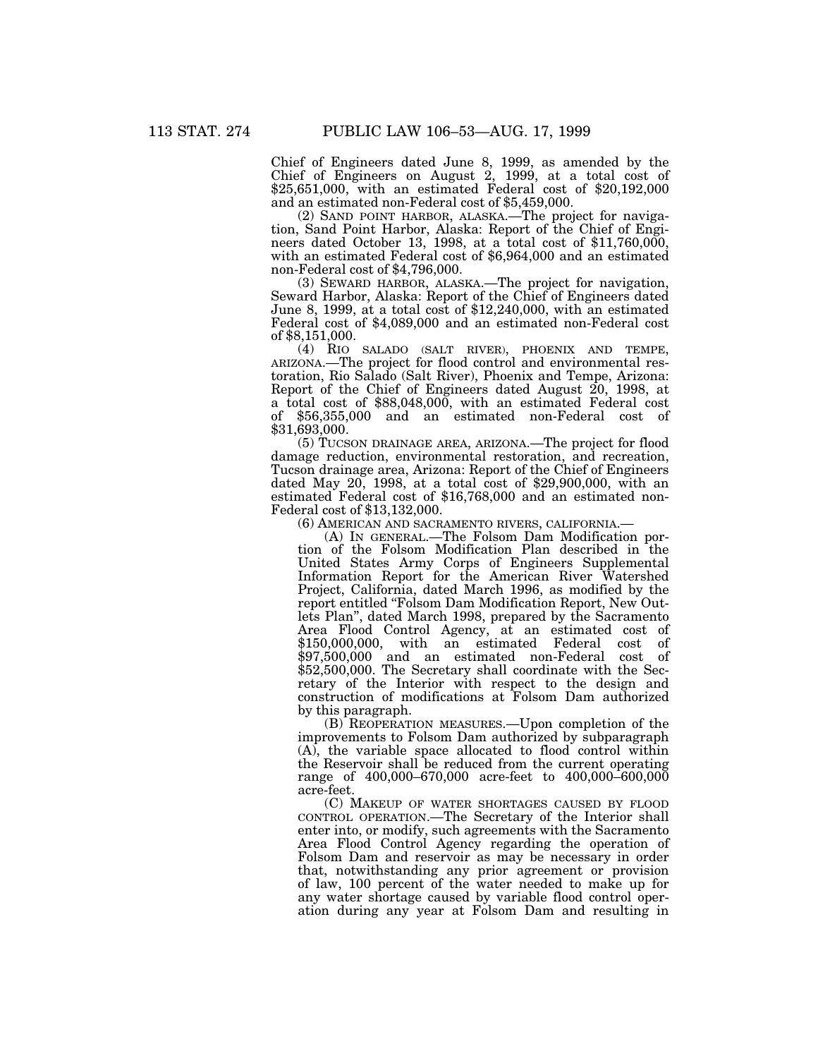Chief of Engineers dated June 8, 1999, as amended by the Chief of Engineers on August 2, 1999, at a total cost of $25,651,000, with an estimated Federal cost of $20,192,000 and an estimated non-Federal cost of $5,459,000.

(2) SAND POINT HARBOR, ALASKA.—The project for navigation, Sand Point Harbor, Alaska: Report of the Chief of Engineers dated October 13, 1998, at a total cost of $11,760,000, with an estimated Federal cost of $6,964,000 and an estimated non-Federal cost of $4,796,000.

(3) SEWARD HARBOR, ALASKA.—The project for navigation, Seward Harbor, Alaska: Report of the Chief of Engineers dated June 8, 1999, at a total cost of $12,240,000, with an estimated Federal cost of $4,089,000 and an estimated non-Federal cost of $8,151,000.

(4) RIO SALADO (SALT RIVER), PHOENIX AND TEMPE, ARIZONA.—The project for flood control and environmental restoration, Rio Salado (Salt River), Phoenix and Tempe, Arizona: Report of the Chief of Engineers dated August 20, 1998, at a total cost of $88,048,000, with an estimated Federal cost of $56,355,000 and an estimated non-Federal cost of $31,693,000.

(5) TUCSON DRAINAGE AREA, ARIZONA.—The project for flood damage reduction, environmental restoration, and recreation, Tucson drainage area, Arizona: Report of the Chief of Engineers dated May 20, 1998, at a total cost of $29,900,000, with an estimated Federal cost of $16,768,000 and an estimated non-Federal cost of $13,132,000.

(6) AMERICAN AND SACRAMENTO RIVERS, CALIFORNIA.—

(A) IN GENERAL.—The Folsom Dam Modification portion of the Folsom Modification Plan described in the United States Army Corps of Engineers Supplemental Information Report for the American River Watershed Project, California, dated March 1996, as modified by the report entitled "Folsom Dam Modification Report, New Outlets Plan", dated March 1998, prepared by the Sacramento Area Flood Control Agency, at an estimated cost of $150,000,000, with an estimated Federal cost of $97,500,000 and an estimated non-Federal cost of $52,500,000. The Secretary shall coordinate with the Secretary of the Interior with respect to the design and construction of modifications at Folsom Dam authorized by this paragraph.

(B) REOPERATION MEASURES.—Upon completion of the improvements to Folsom Dam authorized by subparagraph (A), the variable space allocated to flood control within the Reservoir shall be reduced from the current operating range of 400,000–670,000 acre-feet to 400,000–600,000 acre-feet.

(C) MAKEUP OF WATER SHORTAGES CAUSED BY FLOOD CONTROL OPERATION.—The Secretary of the Interior shall enter into, or modify, such agreements with the Sacramento Area Flood Control Agency regarding the operation of Folsom Dam and reservoir as may be necessary in order that, notwithstanding any prior agreement or provision of law, 100 percent of the water needed to make up for any water shortage caused by variable flood control operation during any year at Folsom Dam and resulting in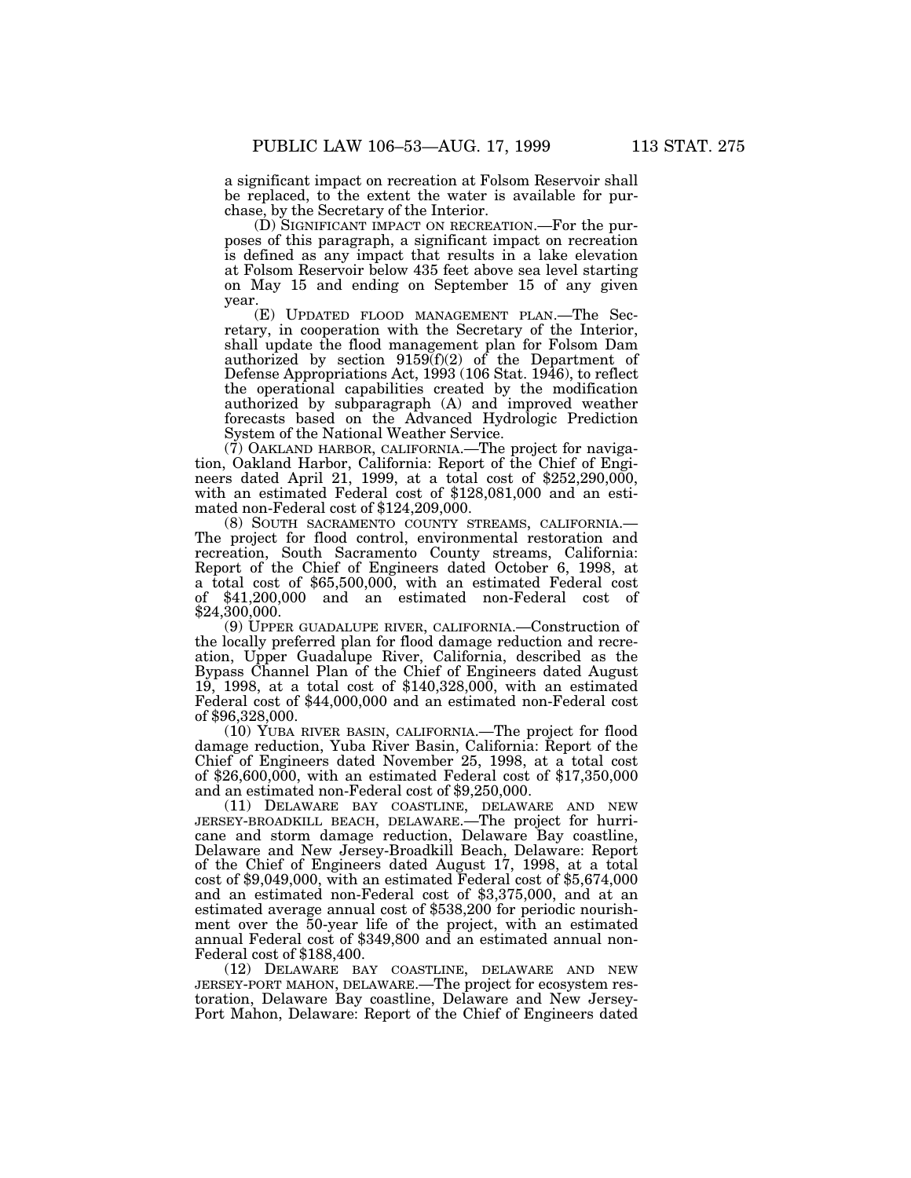a significant impact on recreation at Folsom Reservoir shall be replaced, to the extent the water is available for purchase, by the Secretary of the Interior.

(D) SIGNIFICANT IMPACT ON RECREATION.—For the purposes of this paragraph, a significant impact on recreation is defined as any impact that results in a lake elevation at Folsom Reservoir below 435 feet above sea level starting on May 15 and ending on September 15 of any given year.

(E) UPDATED FLOOD MANAGEMENT PLAN.—The Secretary, in cooperation with the Secretary of the Interior, shall update the flood management plan for Folsom Dam authorized by section 9159(f)(2) of the Department of Defense Appropriations Act, 1993 (106 Stat. 1946), to reflect the operational capabilities created by the modification authorized by subparagraph (A) and improved weather forecasts based on the Advanced Hydrologic Prediction System of the National Weather Service.

(7) OAKLAND HARBOR, CALIFORNIA.—The project for navigation, Oakland Harbor, California: Report of the Chief of Engineers dated April 21, 1999, at a total cost of $252,290,000, with an estimated Federal cost of $128,081,000 and an estimated non-Federal cost of $124,209,000.

(8) SOUTH SACRAMENTO COUNTY STREAMS, CALIFORNIA.—The project for flood control, environmental restoration and recreation, South Sacramento County streams, California: Report of the Chief of Engineers dated October 6, 1998, at a total cost of $65,500,000, with an estimated Federal cost of $41,200,000 and an estimated non-Federal cost of $24,300,000.

(9) UPPER GUADALUPE RIVER, CALIFORNIA.—Construction of the locally preferred plan for flood damage reduction and recreation, Upper Guadalupe River, California, described as the Bypass Channel Plan of the Chief of Engineers dated August 19, 1998, at a total cost of $140,328,000, with an estimated Federal cost of $44,000,000 and an estimated non-Federal cost of $96,328,000.

(10) YUBA RIVER BASIN, CALIFORNIA.—The project for flood damage reduction, Yuba River Basin, California: Report of the Chief of Engineers dated November 25, 1998, at a total cost of $26,600,000, with an estimated Federal cost of $17,350,000 and an estimated non-Federal cost of $9,250,000.

(11) DELAWARE BAY COASTLINE, DELAWARE AND NEW JERSEY-BROADKILL BEACH, DELAWARE.—The project for hurricane and storm damage reduction, Delaware Bay coastline, Delaware and New Jersey-Broadkill Beach, Delaware: Report of the Chief of Engineers dated August 17, 1998, at a total cost of $9,049,000, with an estimated Federal cost of $5,674,000 and an estimated non-Federal cost of $3,375,000, and at an estimated average annual cost of $538,200 for periodic nourishment over the 50-year life of the project, with an estimated annual Federal cost of $349,800 and an estimated annual non-Federal cost of $188,400.

(12) DELAWARE BAY COASTLINE, DELAWARE AND NEW JERSEY-PORT MAHON, DELAWARE.—The project for ecosystem restoration, Delaware Bay coastline, Delaware and New Jersey-Port Mahon, Delaware: Report of the Chief of Engineers dated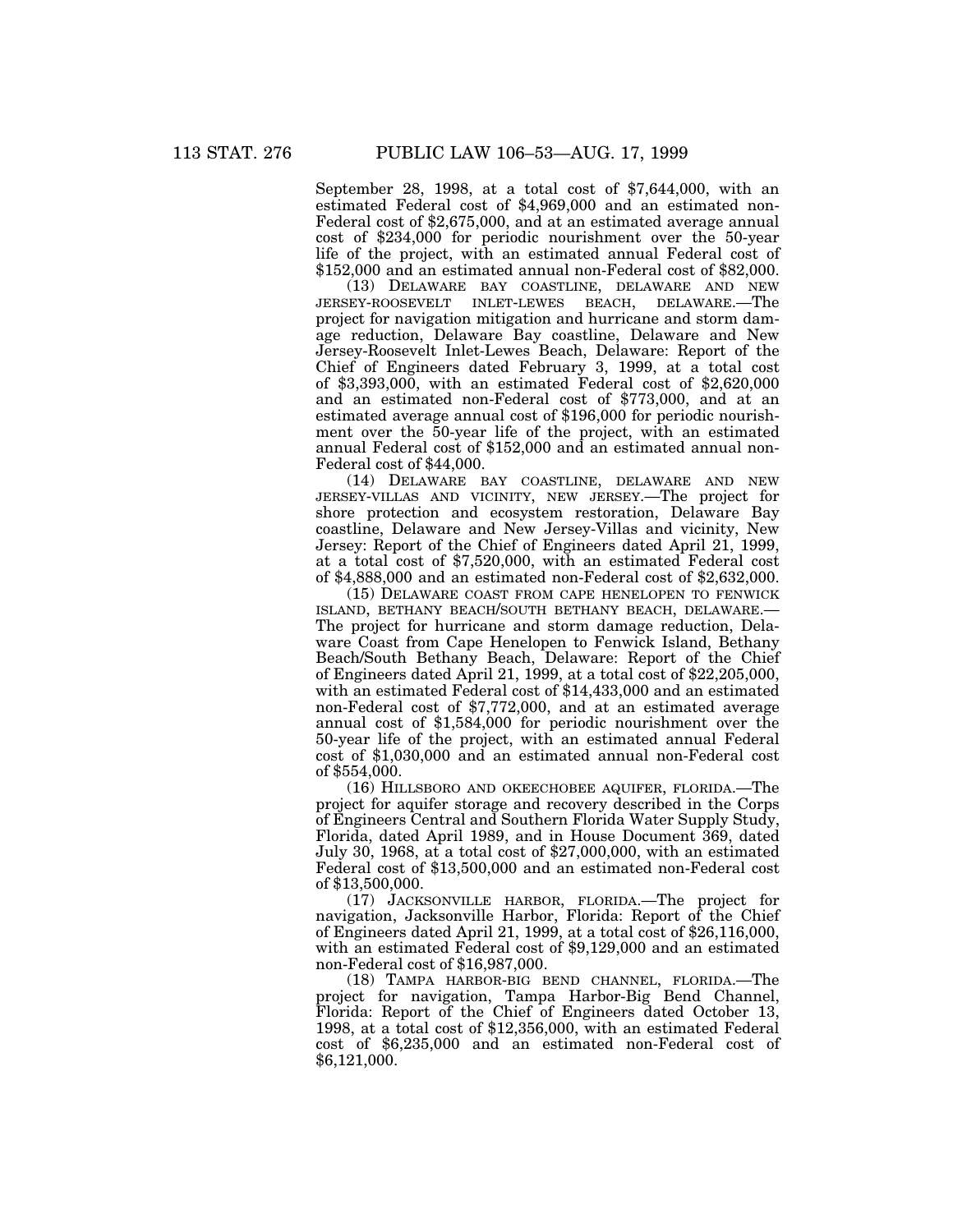September 28, 1998, at a total cost of $7,644,000, with an estimated Federal cost of $4,969,000 and an estimated non-Federal cost of $2,675,000, and at an estimated average annual cost of $234,000 for periodic nourishment over the 50-year life of the project, with an estimated annual Federal cost of $152,000 and an estimated annual non-Federal cost of $82,000.

(13) DELAWARE BAY COASTLINE, DELAWARE AND NEW JERSEY-ROOSEVELT INLET-LEWES BEACH, DELAWARE.—The project for navigation mitigation and hurricane and storm damage reduction, Delaware Bay coastline, Delaware and New Jersey-Roosevelt Inlet-Lewes Beach, Delaware: Report of the Chief of Engineers dated February 3, 1999, at a total cost of $3,393,000, with an estimated Federal cost of $2,620,000 and an estimated non-Federal cost of $773,000, and at an estimated average annual cost of $196,000 for periodic nourishment over the 50-year life of the project, with an estimated annual Federal cost of $152,000 and an estimated annual non-Federal cost of $44,000.

(14) DELAWARE BAY COASTLINE, DELAWARE AND NEW JERSEY-VILLAS AND VICINITY, NEW JERSEY.—The project for shore protection and ecosystem restoration, Delaware Bay coastline, Delaware and New Jersey-Villas and vicinity, New Jersey: Report of the Chief of Engineers dated April 21, 1999, at a total cost of $7,520,000, with an estimated Federal cost of $4,888,000 and an estimated non-Federal cost of $2,632,000.

(15) DELAWARE COAST FROM CAPE HENELOPEN TO FENWICK ISLAND, BETHANY BEACH/SOUTH BETHANY BEACH, DELAWARE.—The project for hurricane and storm damage reduction, Delaware Coast from Cape Henelopen to Fenwick Island, Bethany Beach/South Bethany Beach, Delaware: Report of the Chief of Engineers dated April 21, 1999, at a total cost of $22,205,000, with an estimated Federal cost of $14,433,000 and an estimated non-Federal cost of $7,772,000, and at an estimated average annual cost of $1,584,000 for periodic nourishment over the 50-year life of the project, with an estimated annual Federal cost of $1,030,000 and an estimated annual non-Federal cost of $554,000.

(16) HILLSBORO AND OKEECHOBEE AQUIFER, FLORIDA.—The project for aquifer storage and recovery described in the Corps of Engineers Central and Southern Florida Water Supply Study, Florida, dated April 1989, and in House Document 369, dated July 30, 1968, at a total cost of $27,000,000, with an estimated Federal cost of $13,500,000 and an estimated non-Federal cost of $13,500,000.

(17) JACKSONVILLE HARBOR, FLORIDA.—The project for navigation, Jacksonville Harbor, Florida: Report of the Chief of Engineers dated April 21, 1999, at a total cost of $26,116,000, with an estimated Federal cost of $9,129,000 and an estimated non-Federal cost of $16,987,000.

(18) TAMPA HARBOR-BIG BEND CHANNEL, FLORIDA.—The project for navigation, Tampa Harbor-Big Bend Channel, Florida: Report of the Chief of Engineers dated October 13, 1998, at a total cost of $12,356,000, with an estimated Federal cost of $6,235,000 and an estimated non-Federal cost of $6,121,000.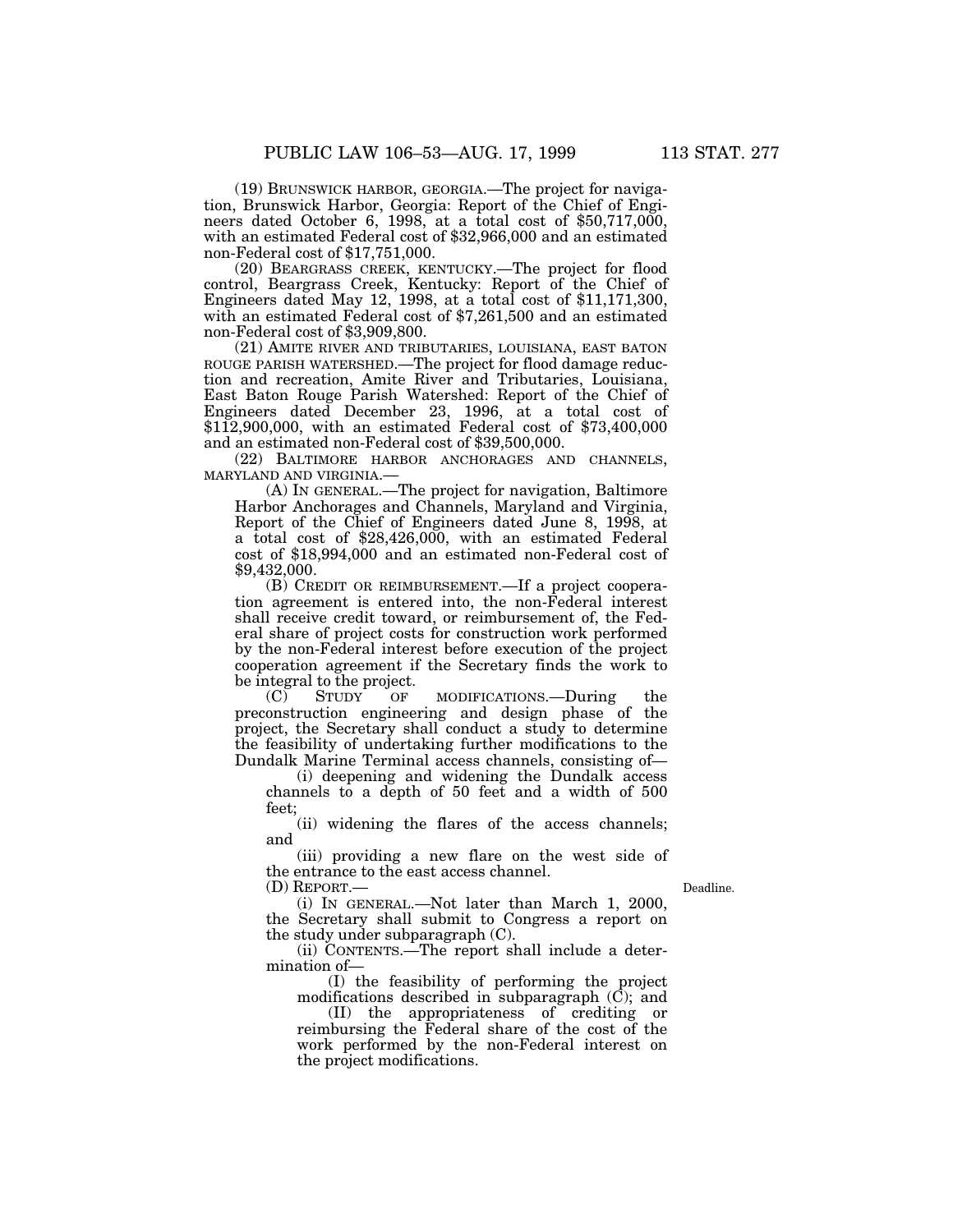(19) BRUNSWICK HARBOR, GEORGIA.—The project for navigation, Brunswick Harbor, Georgia: Report of the Chief of Engineers dated October 6, 1998, at a total cost of $50,717,000, with an estimated Federal cost of $32,966,000 and an estimated non-Federal cost of $17,751,000.

(20) BEARGRASS CREEK, KENTUCKY.—The project for flood control, Beargrass Creek, Kentucky: Report of the Chief of Engineers dated May 12, 1998, at a total cost of $11,171,300, with an estimated Federal cost of $7,261,500 and an estimated non-Federal cost of $3,909,800.

(21) AMITE RIVER AND TRIBUTARIES, LOUISIANA, EAST BATON ROUGE PARISH WATERSHED.—The project for flood damage reduction and recreation, Amite River and Tributaries, Louisiana, East Baton Rouge Parish Watershed: Report of the Chief of Engineers dated December 23, 1996, at a total cost of $112,900,000, with an estimated Federal cost of $73,400,000 and an estimated non-Federal cost of $39,500,000.

(22) BALTIMORE HARBOR ANCHORAGES AND CHANNELS, MARYLAND AND VIRGINIA.—

(A) IN GENERAL.—The project for navigation, Baltimore Harbor Anchorages and Channels, Maryland and Virginia, Report of the Chief of Engineers dated June 8, 1998, at a total cost of $28,426,000, with an estimated Federal cost of $18,994,000 and an estimated non-Federal cost of $9,432,000.

(B) CREDIT OR REIMBURSEMENT.—If a project cooperation agreement is entered into, the non-Federal interest shall receive credit toward, or reimbursement of, the Federal share of project costs for construction work performed by the non-Federal interest before execution of the project cooperation agreement if the Secretary finds the work to be integral to the project.

(C) STUDY OF MODIFICATIONS.—During the preconstruction engineering and design phase of the project, the Secretary shall conduct a study to determine the feasibility of undertaking further modifications to the Dundalk Marine Terminal access channels, consisting of—

(i) deepening and widening the Dundalk access channels to a depth of 50 feet and a width of 500 feet;

(ii) widening the flares of the access channels; and

(iii) providing a new flare on the west side of the entrance to the east access channel.

(D) REPORT.—

Deadline.

(i) IN GENERAL.—Not later than March 1, 2000, the Secretary shall submit to Congress a report on the study under subparagraph (C).

(ii) CONTENTS.—The report shall include a determination of—

(I) the feasibility of performing the project modifications described in subparagraph (C); and

(II) the appropriateness of crediting or reimbursing the Federal share of the cost of the work performed by the non-Federal interest on the project modifications.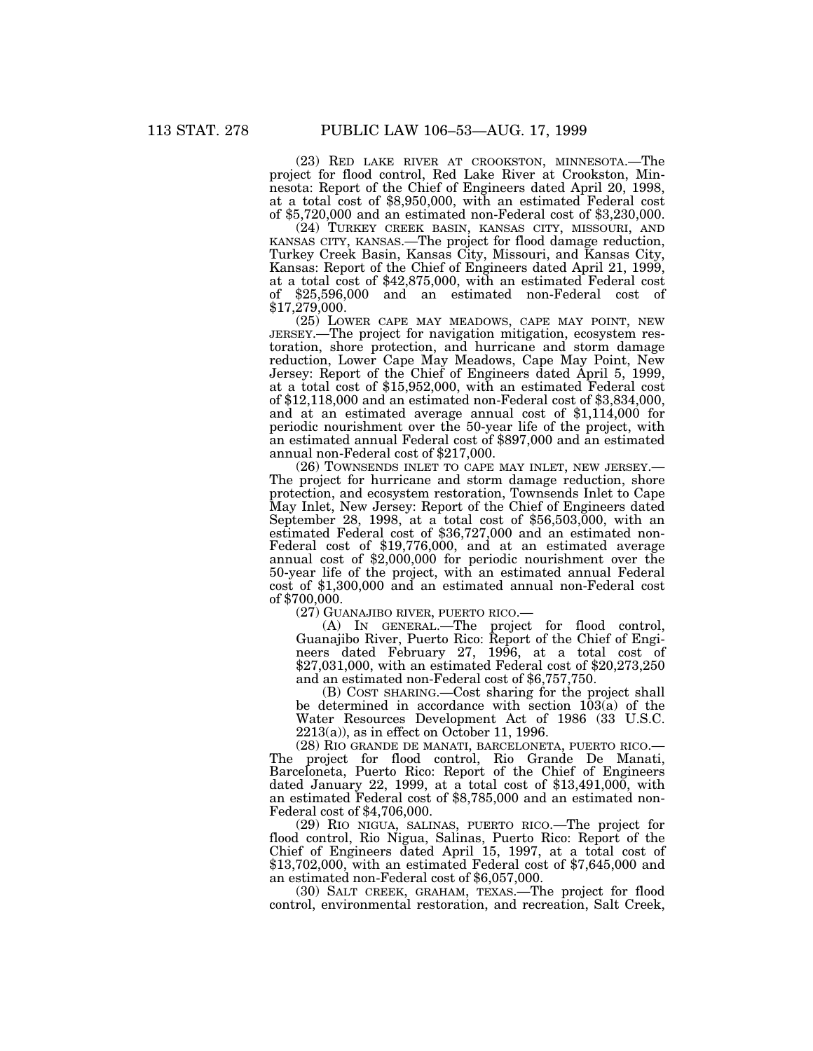(23) RED LAKE RIVER AT CROOKSTON, MINNESOTA.—The project for flood control, Red Lake River at Crookston, Minnesota: Report of the Chief of Engineers dated April 20, 1998, at a total cost of $8,950,000, with an estimated Federal cost of $5,720,000 and an estimated non-Federal cost of $3,230,000.

(24) TURKEY CREEK BASIN, KANSAS CITY, MISSOURI, AND KANSAS CITY, KANSAS.—The project for flood damage reduction, Turkey Creek Basin, Kansas City, Missouri, and Kansas City, Kansas: Report of the Chief of Engineers dated April 21, 1999, at a total cost of $42,875,000, with an estimated Federal cost of $25,596,000 and an estimated non-Federal cost of $17,279,000.

(25) LOWER CAPE MAY MEADOWS, CAPE MAY POINT, NEW JERSEY.—The project for navigation mitigation, ecosystem restoration, shore protection, and hurricane and storm damage reduction, Lower Cape May Meadows, Cape May Point, New Jersey: Report of the Chief of Engineers dated April 5, 1999, at a total cost of $15,952,000, with an estimated Federal cost of $12,118,000 and an estimated non-Federal cost of $3,834,000, and at an estimated average annual cost of $1,114,000 for periodic nourishment over the 50-year life of the project, with an estimated annual Federal cost of $897,000 and an estimated annual non-Federal cost of $217,000.

(26) TOWNSENDS INLET TO CAPE MAY INLET, NEW JERSEY.—The project for hurricane and storm damage reduction, shore protection, and ecosystem restoration, Townsends Inlet to Cape May Inlet, New Jersey: Report of the Chief of Engineers dated September 28, 1998, at a total cost of $56,503,000, with an estimated Federal cost of $36,727,000 and an estimated non-Federal cost of $19,776,000, and at an estimated average annual cost of $2,000,000 for periodic nourishment over the 50-year life of the project, with an estimated annual Federal cost of $1,300,000 and an estimated annual non-Federal cost of $700,000.

(27) GUANAJIBO RIVER, PUERTO RICO.—

(A) IN GENERAL.—The project for flood control, Guanajibo River, Puerto Rico: Report of the Chief of Engineers dated February 27, 1996, at a total cost of $27,031,000, with an estimated Federal cost of $20,273,250 and an estimated non-Federal cost of $6,757,750.

(B) COST SHARING.—Cost sharing for the project shall be determined in accordance with section 103(a) of the Water Resources Development Act of 1986 (33 U.S.C. 2213(a)), as in effect on October 11, 1996.

(28) RIO GRANDE DE MANATI, BARCELONETA, PUERTO RICO.—The project for flood control, Rio Grande De Manati, Barceloneta, Puerto Rico: Report of the Chief of Engineers dated January 22, 1999, at a total cost of $13,491,000, with an estimated Federal cost of $8,785,000 and an estimated non-Federal cost of $4,706,000.

(29) RIO NIGUA, SALINAS, PUERTO RICO.—The project for flood control, Rio Nigua, Salinas, Puerto Rico: Report of the Chief of Engineers dated April 15, 1997, at a total cost of $13,702,000, with an estimated Federal cost of $7,645,000 and an estimated non-Federal cost of $6,057,000.

(30) SALT CREEK, GRAHAM, TEXAS.—The project for flood control, environmental restoration, and recreation, Salt Creek,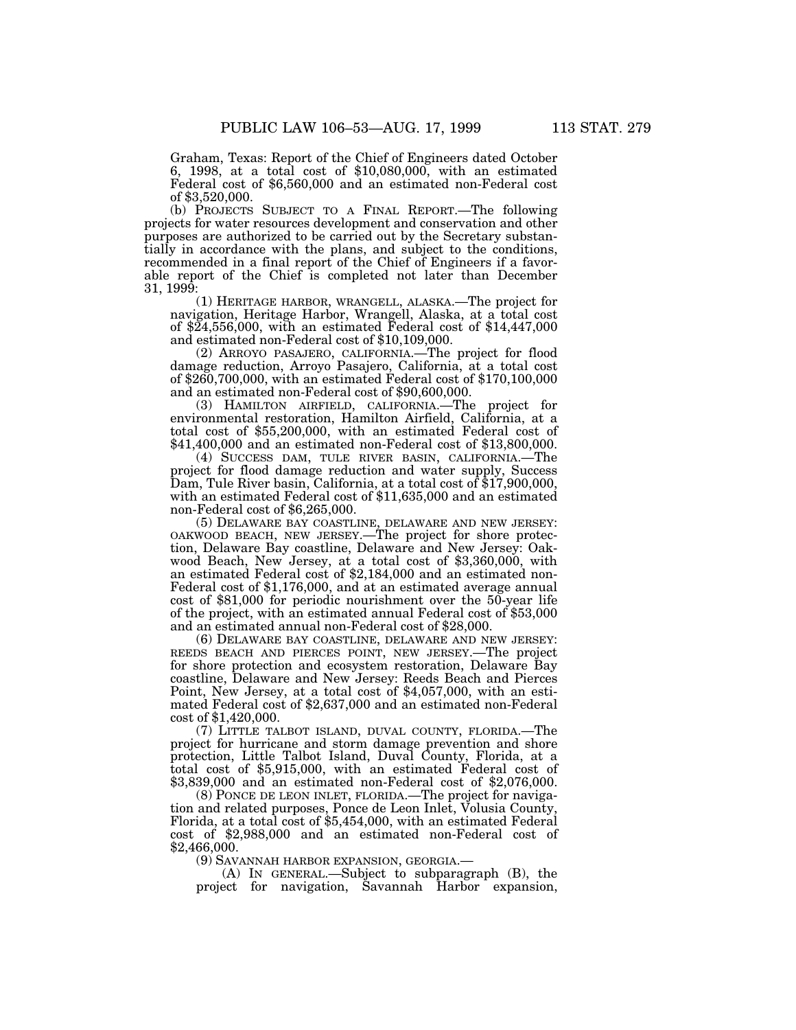Graham, Texas: Report of the Chief of Engineers dated October 6, 1998, at a total cost of $10,080,000, with an estimated Federal cost of $6,560,000 and an estimated non-Federal cost of $3,520,000.

(b) PROJECTS SUBJECT TO A FINAL REPORT.—The following projects for water resources development and conservation and other purposes are authorized to be carried out by the Secretary substantially in accordance with the plans, and subject to the conditions, recommended in a final report of the Chief of Engineers if a favorable report of the Chief is completed not later than December 31, 1999:

(1) HERITAGE HARBOR, WRANGELL, ALASKA.—The project for navigation, Heritage Harbor, Wrangell, Alaska, at a total cost of $24,556,000, with an estimated Federal cost of $14,447,000 and estimated non-Federal cost of $10,109,000.

(2) ARROYO PASAJERO, CALIFORNIA.—The project for flood damage reduction, Arroyo Pasajero, California, at a total cost of $260,700,000, with an estimated Federal cost of $170,100,000 and an estimated non-Federal cost of $90,600,000.

(3) HAMILTON AIRFIELD, CALIFORNIA.—The project for environmental restoration, Hamilton Airfield, California, at a total cost of $55,200,000, with an estimated Federal cost of $41,400,000 and an estimated non-Federal cost of $13,800,000.

(4) SUCCESS DAM, TULE RIVER BASIN, CALIFORNIA.—The project for flood damage reduction and water supply, Success Dam, Tule River basin, California, at a total cost of $17,900,000, with an estimated Federal cost of $11,635,000 and an estimated non-Federal cost of $6,265,000.

(5) DELAWARE BAY COASTLINE, DELAWARE AND NEW JERSEY: OAKWOOD BEACH, NEW JERSEY.—The project for shore protection, Delaware Bay coastline, Delaware and New Jersey: Oakwood Beach, New Jersey, at a total cost of $3,360,000, with an estimated Federal cost of $2,184,000 and an estimated non-Federal cost of $1,176,000, and at an estimated average annual cost of $81,000 for periodic nourishment over the 50-year life of the project, with an estimated annual Federal cost of $53,000 and an estimated annual non-Federal cost of $28,000.

(6) DELAWARE BAY COASTLINE, DELAWARE AND NEW JERSEY: REEDS BEACH AND PIERCES POINT, NEW JERSEY.—The project for shore protection and ecosystem restoration, Delaware Bay coastline, Delaware and New Jersey: Reeds Beach and Pierces Point, New Jersey, at a total cost of $4,057,000, with an estimated Federal cost of $2,637,000 and an estimated non-Federal cost of $1,420,000.

(7) LITTLE TALBOT ISLAND, DUVAL COUNTY, FLORIDA.—The project for hurricane and storm damage prevention and shore protection, Little Talbot Island, Duval County, Florida, at a total cost of $5,915,000, with an estimated Federal cost of $3,839,000 and an estimated non-Federal cost of $2,076,000.

(8) PONCE DE LEON INLET, FLORIDA.—The project for navigation and related purposes, Ponce de Leon Inlet, Volusia County, Florida, at a total cost of $5,454,000, with an estimated Federal cost of $2,988,000 and an estimated non-Federal cost of $2,466,000.

(9) SAVANNAH HARBOR EXPANSION, GEORGIA.—

(A) IN GENERAL.—Subject to subparagraph (B), the project for navigation, Savannah Harbor expansion,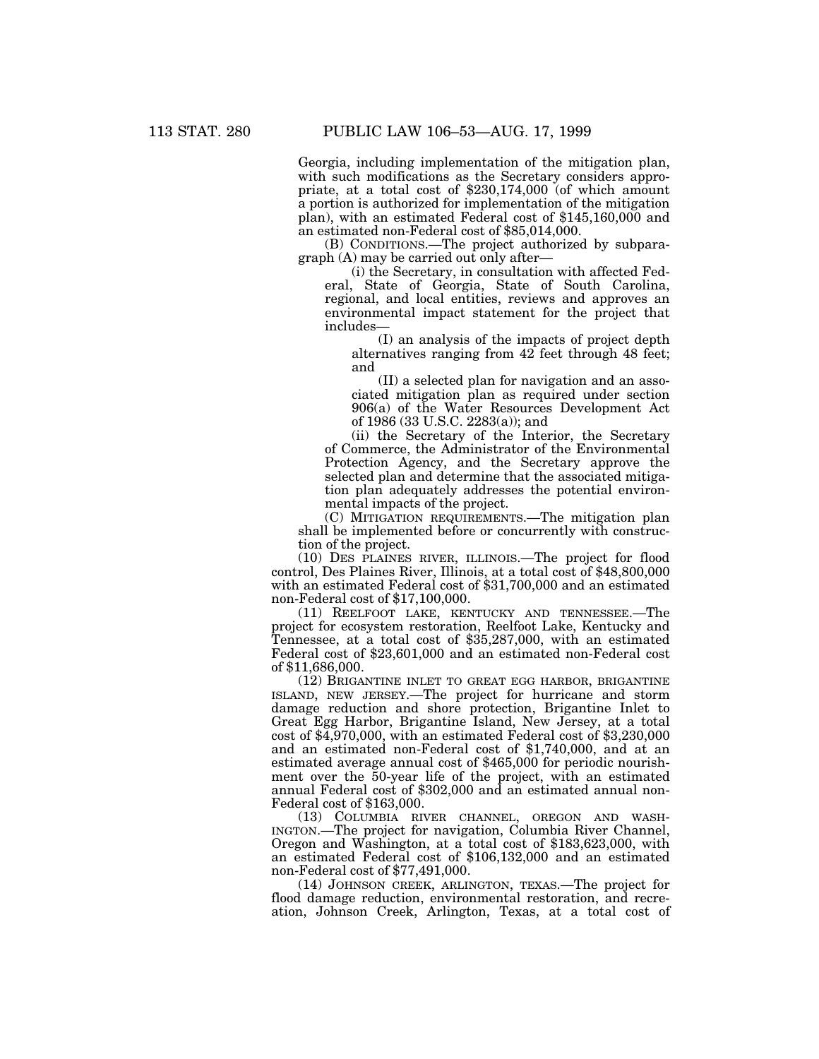Georgia, including implementation of the mitigation plan, with such modifications as the Secretary considers appropriate, at a total cost of $230,174,000 (of which amount a portion is authorized for implementation of the mitigation plan), with an estimated Federal cost of $145,160,000 and an estimated non-Federal cost of $85,014,000.

(B) CONDITIONS.—The project authorized by subparagraph (A) may be carried out only after—

(i) the Secretary, in consultation with affected Federal, State of Georgia, State of South Carolina, regional, and local entities, reviews and approves an environmental impact statement for the project that includes—

(I) an analysis of the impacts of project depth alternatives ranging from 42 feet through 48 feet; and

(II) a selected plan for navigation and an associated mitigation plan as required under section 906(a) of the Water Resources Development Act of 1986 (33 U.S.C. 2283(a)); and

(ii) the Secretary of the Interior, the Secretary of Commerce, the Administrator of the Environmental Protection Agency, and the Secretary approve the selected plan and determine that the associated mitigation plan adequately addresses the potential environmental impacts of the project.

(C) MITIGATION REQUIREMENTS.—The mitigation plan shall be implemented before or concurrently with construction of the project.

(10) DES PLAINES RIVER, ILLINOIS.—The project for flood control, Des Plaines River, Illinois, at a total cost of $48,800,000 with an estimated Federal cost of $31,700,000 and an estimated non-Federal cost of $17,100,000.

(11) REELFOOT LAKE, KENTUCKY AND TENNESSEE.—The project for ecosystem restoration, Reelfoot Lake, Kentucky and Tennessee, at a total cost of $35,287,000, with an estimated Federal cost of $23,601,000 and an estimated non-Federal cost of $11,686,000.

(12) BRIGANTINE INLET TO GREAT EGG HARBOR, BRIGANTINE ISLAND, NEW JERSEY.—The project for hurricane and storm damage reduction and shore protection, Brigantine Inlet to Great Egg Harbor, Brigantine Island, New Jersey, at a total cost of $4,970,000, with an estimated Federal cost of $3,230,000 and an estimated non-Federal cost of $1,740,000, and at an estimated average annual cost of $465,000 for periodic nourishment over the 50-year life of the project, with an estimated annual Federal cost of $302,000 and an estimated annual non-Federal cost of $163,000.

(13) COLUMBIA RIVER CHANNEL, OREGON AND WASHINGTON.—The project for navigation, Columbia River Channel, Oregon and Washington, at a total cost of $183,623,000, with an estimated Federal cost of $106,132,000 and an estimated non-Federal cost of $77,491,000.

(14) JOHNSON CREEK, ARLINGTON, TEXAS.—The project for flood damage reduction, environmental restoration, and recreation, Johnson Creek, Arlington, Texas, at a total cost of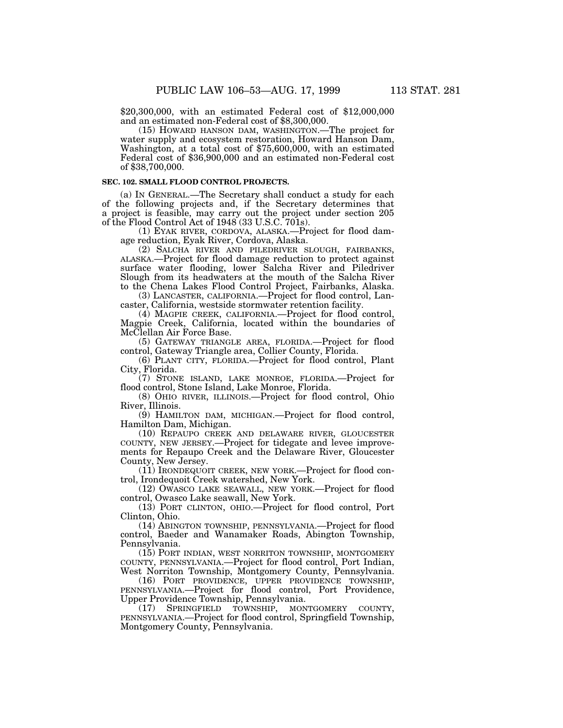$20,300,000, with an estimated Federal cost of $12,000,000 and an estimated non-Federal cost of $8,300,000.

(15) HOWARD HANSON DAM, WASHINGTON.—The project for water supply and ecosystem restoration, Howard Hanson Dam, Washington, at a total cost of $75,600,000, with an estimated Federal cost of $36,900,000 and an estimated non-Federal cost of $38,700,000.

**SEC. 102. SMALL FLOOD CONTROL PROJECTS.**

(a) IN GENERAL.—The Secretary shall conduct a study for each of the following projects and, if the Secretary determines that a project is feasible, may carry out the project under section 205 of the Flood Control Act of 1948 (33 U.S.C. 701s).

(1) EYAK RIVER, CORDOVA, ALASKA.—Project for flood damage reduction, Eyak River, Cordova, Alaska.

(2) SALCHA RIVER AND PILEDRIVER SLOUGH, FAIRBANKS, ALASKA.—Project for flood damage reduction to protect against surface water flooding, lower Salcha River and Piledriver Slough from its headwaters at the mouth of the Salcha River to the Chena Lakes Flood Control Project, Fairbanks, Alaska.

(3) LANCASTER, CALIFORNIA.—Project for flood control, Lancaster, California, westside stormwater retention facility.

(4) MAGPIE CREEK, CALIFORNIA.—Project for flood control, Magpie Creek, California, located within the boundaries of McClellan Air Force Base.

(5) GATEWAY TRIANGLE AREA, FLORIDA.—Project for flood control, Gateway Triangle area, Collier County, Florida.

(6) PLANT CITY, FLORIDA.—Project for flood control, Plant City, Florida.

(7) STONE ISLAND, LAKE MONROE, FLORIDA.—Project for flood control, Stone Island, Lake Monroe, Florida.

(8) OHIO RIVER, ILLINOIS.—Project for flood control, Ohio River, Illinois.

(9) HAMILTON DAM, MICHIGAN.—Project for flood control, Hamilton Dam, Michigan.

(10) REPAUPO CREEK AND DELAWARE RIVER, GLOUCESTER COUNTY, NEW JERSEY.—Project for tidegate and levee improvements for Repaupo Creek and the Delaware River, Gloucester County, New Jersey.

(11) IRONDEQUOIT CREEK, NEW YORK.—Project for flood control, Irondequoit Creek watershed, New York.

(12) OWASCO LAKE SEAWALL, NEW YORK.—Project for flood control, Owasco Lake seawall, New York.

(13) PORT CLINTON, OHIO.—Project for flood control, Port Clinton, Ohio.

(14) ABINGTON TOWNSHIP, PENNSYLVANIA.—Project for flood control, Baeder and Wanamaker Roads, Abington Township, Pennsylvania.

(15) PORT INDIAN, WEST NORRITON TOWNSHIP, MONTGOMERY COUNTY, PENNSYLVANIA.—Project for flood control, Port Indian, West Norriton Township, Montgomery County, Pennsylvania.

(16) PORT PROVIDENCE, UPPER PROVIDENCE TOWNSHIP, PENNSYLVANIA.—Project for flood control, Port Providence, Upper Providence Township, Pennsylvania.

(17) SPRINGFIELD TOWNSHIP, MONTGOMERY COUNTY, PENNSYLVANIA.—Project for flood control, Springfield Township, Montgomery County, Pennsylvania.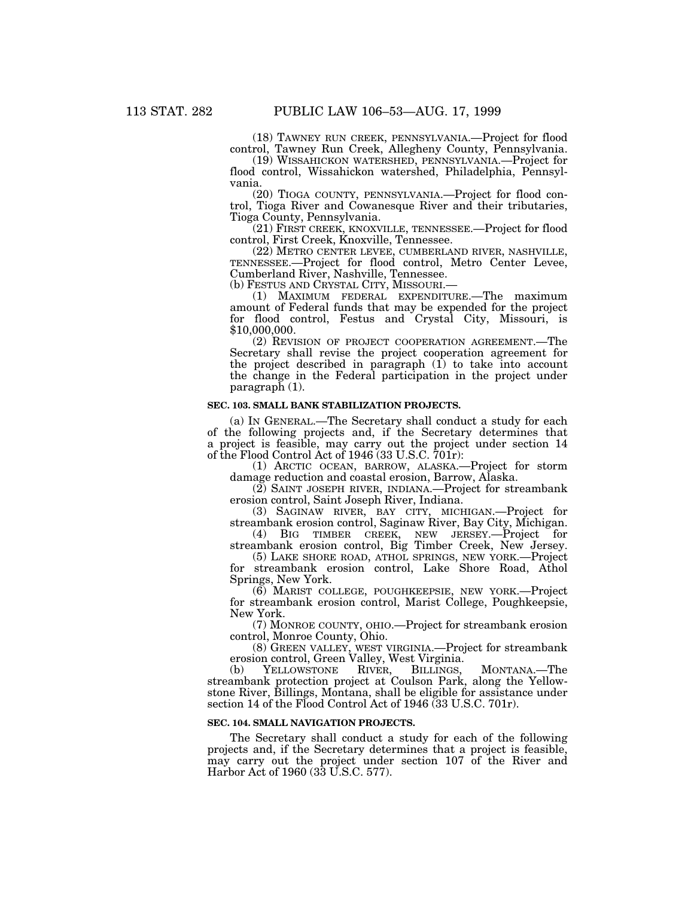(18) TAWNEY RUN CREEK, PENNSYLVANIA.—Project for flood control, Tawney Run Creek, Allegheny County, Pennsylvania.

(19) WISSAHICKON WATERSHED, PENNSYLVANIA.—Project for flood control, Wissahickon watershed, Philadelphia, Pennsylvania.

(20) TIOGA COUNTY, PENNSYLVANIA.—Project for flood control, Tioga River and Cowanesque River and their tributaries, Tioga County, Pennsylvania.

(21) FIRST CREEK, KNOXVILLE, TENNESSEE.—Project for flood control, First Creek, Knoxville, Tennessee.

(22) METRO CENTER LEVEE, CUMBERLAND RIVER, NASHVILLE, TENNESSEE.—Project for flood control, Metro Center Levee, Cumberland River, Nashville, Tennessee.

(b) FESTUS AND CRYSTAL CITY, MISSOURI.—

(1) MAXIMUM FEDERAL EXPENDITURE.—The maximum amount of Federal funds that may be expended for the project for flood control, Festus and Crystal City, Missouri, is $10,000,000.

(2) REVISION OF PROJECT COOPERATION AGREEMENT.—The Secretary shall revise the project cooperation agreement for the project described in paragraph (1) to take into account the change in the Federal participation in the project under paragraph (1).

**SEC. 103. SMALL BANK STABILIZATION PROJECTS.**

(a) IN GENERAL.—The Secretary shall conduct a study for each of the following projects and, if the Secretary determines that a project is feasible, may carry out the project under section 14 of the Flood Control Act of 1946 (33 U.S.C. 701r):

(1) ARCTIC OCEAN, BARROW, ALASKA.—Project for storm damage reduction and coastal erosion, Barrow, Alaska.

(2) SAINT JOSEPH RIVER, INDIANA.—Project for streambank erosion control, Saint Joseph River, Indiana.

(3) SAGINAW RIVER, BAY CITY, MICHIGAN.—Project for streambank erosion control, Saginaw River, Bay City, Michigan.

(4) BIG TIMBER CREEK, NEW JERSEY.—Project for streambank erosion control, Big Timber Creek, New Jersey.

(5) LAKE SHORE ROAD, ATHOL SPRINGS, NEW YORK.—Project for streambank erosion control, Lake Shore Road, Athol Springs, New York.

(6) MARIST COLLEGE, POUGHKEEPSIE, NEW YORK.—Project for streambank erosion control, Marist College, Poughkeepsie, New York.

(7) MONROE COUNTY, OHIO.—Project for streambank erosion control, Monroe County, Ohio.

(8) GREEN VALLEY, WEST VIRGINIA.—Project for streambank erosion control, Green Valley, West Virginia.

(b) YELLOWSTONE RIVER, BILLINGS, MONTANA.—The streambank protection project at Coulson Park, along the Yellowstone River, Billings, Montana, shall be eligible for assistance under section 14 of the Flood Control Act of 1946 (33 U.S.C. 701r).

**SEC. 104. SMALL NAVIGATION PROJECTS.**

The Secretary shall conduct a study for each of the following projects and, if the Secretary determines that a project is feasible, may carry out the project under section 107 of the River and Harbor Act of 1960 (33 U.S.C. 577).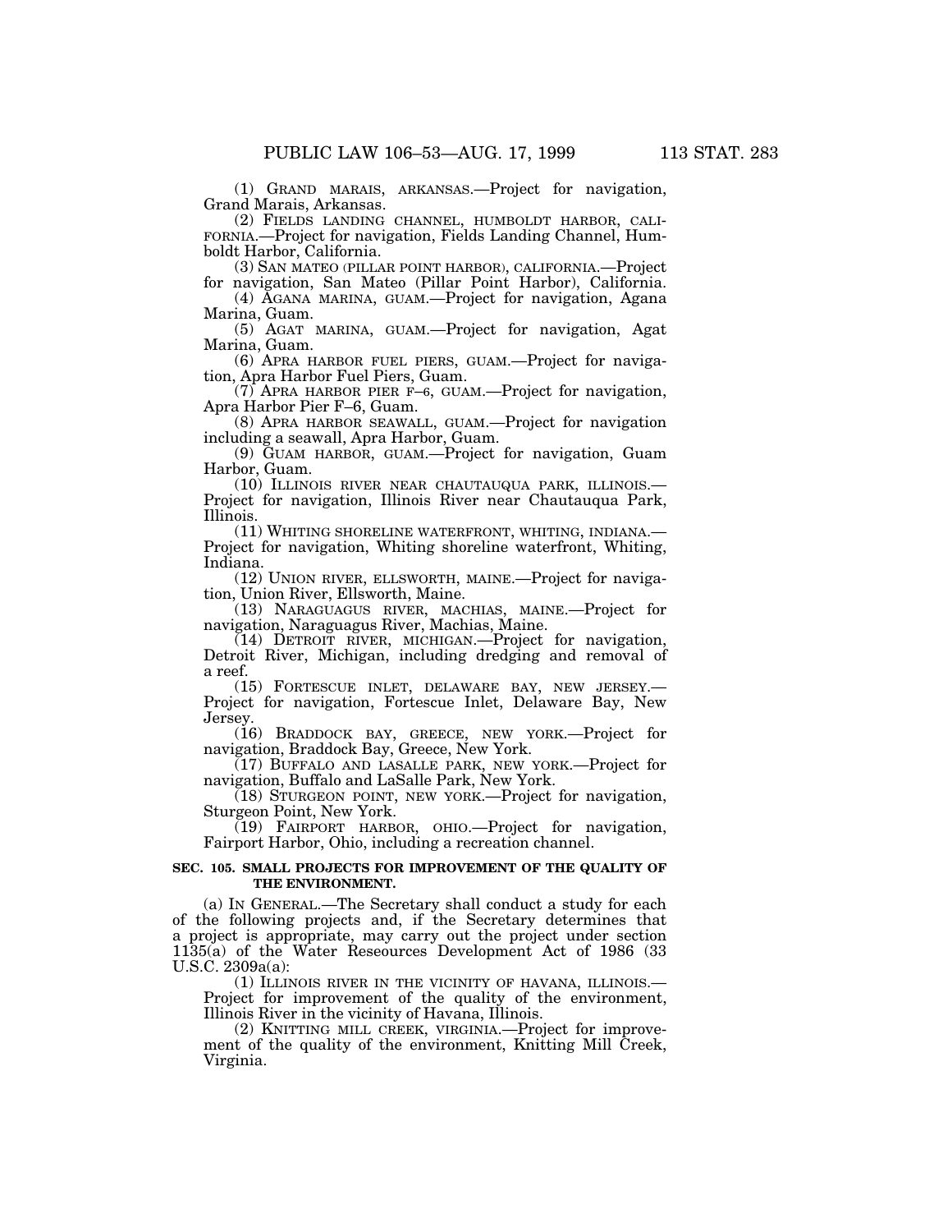(1) GRAND MARAIS, ARKANSAS.—Project for navigation, Grand Marais, Arkansas.

(2) FIELDS LANDING CHANNEL, HUMBOLDT HARBOR, CALIFORNIA.—Project for navigation, Fields Landing Channel, Humboldt Harbor, California.

(3) SAN MATEO (PILLAR POINT HARBOR), CALIFORNIA.—Project for navigation, San Mateo (Pillar Point Harbor), California.

(4) AGANA MARINA, GUAM.—Project for navigation, Agana Marina, Guam.

(5) AGAT MARINA, GUAM.—Project for navigation, Agat Marina, Guam.

(6) APRA HARBOR FUEL PIERS, GUAM.—Project for navigation, Apra Harbor Fuel Piers, Guam.

(7) APRA HARBOR PIER F–6, GUAM.—Project for navigation, Apra Harbor Pier F–6, Guam.

(8) APRA HARBOR SEAWALL, GUAM.—Project for navigation including a seawall, Apra Harbor, Guam.

(9) GUAM HARBOR, GUAM.—Project for navigation, Guam Harbor, Guam.

(10) ILLINOIS RIVER NEAR CHAUTAUQUA PARK, ILLINOIS.—Project for navigation, Illinois River near Chautauqua Park, Illinois.

(11) WHITING SHORELINE WATERFRONT, WHITING, INDIANA.—Project for navigation, Whiting shoreline waterfront, Whiting, Indiana.

(12) UNION RIVER, ELLSWORTH, MAINE.—Project for navigation, Union River, Ellsworth, Maine.

(13) NARAGUAGUS RIVER, MACHIAS, MAINE.—Project for navigation, Naraguagus River, Machias, Maine.

(14) DETROIT RIVER, MICHIGAN.—Project for navigation, Detroit River, Michigan, including dredging and removal of a reef.

(15) FORTESCUE INLET, DELAWARE BAY, NEW JERSEY.—Project for navigation, Fortescue Inlet, Delaware Bay, New Jersey.

(16) BRADDOCK BAY, GREECE, NEW YORK.—Project for navigation, Braddock Bay, Greece, New York.

(17) BUFFALO AND LASALLE PARK, NEW YORK.—Project for navigation, Buffalo and LaSalle Park, New York.

(18) STURGEON POINT, NEW YORK.—Project for navigation, Sturgeon Point, New York.

(19) FAIRPORT HARBOR, OHIO.—Project for navigation, Fairport Harbor, Ohio, including a recreation channel.

**SEC. 105. SMALL PROJECTS FOR IMPROVEMENT OF THE QUALITY OF THE ENVIRONMENT.**

(a) IN GENERAL.—The Secretary shall conduct a study for each of the following projects and, if the Secretary determines that a project is appropriate, may carry out the project under section 1135(a) of the Water Reseources Development Act of 1986 (33 U.S.C. 2309a(a):

(1) ILLINOIS RIVER IN THE VICINITY OF HAVANA, ILLINOIS.—Project for improvement of the quality of the environment, Illinois River in the vicinity of Havana, Illinois.

(2) KNITTING MILL CREEK, VIRGINIA.—Project for improvement of the quality of the environment, Knitting Mill Creek, Virginia.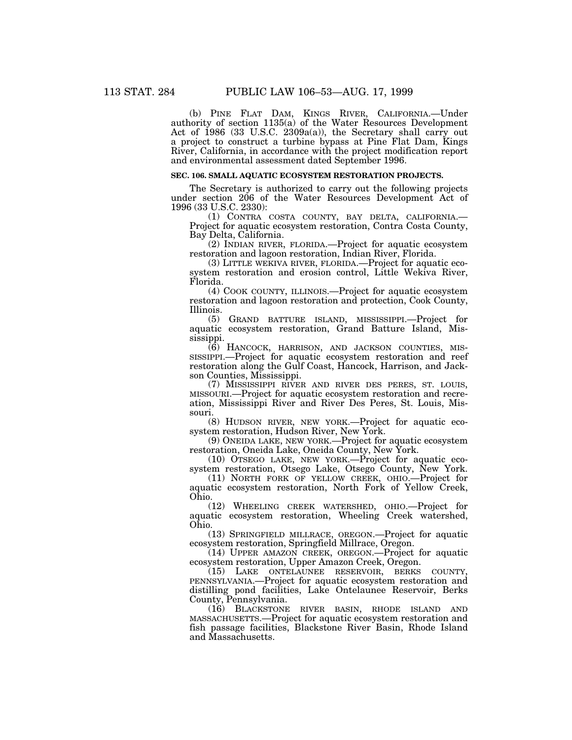(b) PINE FLAT DAM, KINGS RIVER, CALIFORNIA.—Under authority of section 1135(a) of the Water Resources Development Act of 1986 (33 U.S.C. 2309a(a)), the Secretary shall carry out a project to construct a turbine bypass at Pine Flat Dam, Kings River, California, in accordance with the project modification report and environmental assessment dated September 1996.

**SEC. 106. SMALL AQUATIC ECOSYSTEM RESTORATION PROJECTS.**

The Secretary is authorized to carry out the following projects under section 206 of the Water Resources Development Act of 1996 (33 U.S.C. 2330):

(1) CONTRA COSTA COUNTY, BAY DELTA, CALIFORNIA.—Project for aquatic ecosystem restoration, Contra Costa County, Bay Delta, California.

(2) INDIAN RIVER, FLORIDA.—Project for aquatic ecosystem restoration and lagoon restoration, Indian River, Florida.

(3) LITTLE WEKIVA RIVER, FLORIDA.—Project for aquatic ecosystem restoration and erosion control, Little Wekiva River, Florida.

(4) COOK COUNTY, ILLINOIS.—Project for aquatic ecosystem restoration and lagoon restoration and protection, Cook County, Illinois.

(5) GRAND BATTURE ISLAND, MISSISSIPPI.—Project for aquatic ecosystem restoration, Grand Batture Island, Mississippi.

(6) HANCOCK, HARRISON, AND JACKSON COUNTIES, MISSISSIPPI.—Project for aquatic ecosystem restoration and reef restoration along the Gulf Coast, Hancock, Harrison, and Jackson Counties, Mississippi.

(7) MISSISSIPPI RIVER AND RIVER DES PERES, ST. LOUIS, MISSOURI.—Project for aquatic ecosystem restoration and recreation, Mississippi River and River Des Peres, St. Louis, Missouri.

(8) HUDSON RIVER, NEW YORK.—Project for aquatic ecosystem restoration, Hudson River, New York.

(9) ONEIDA LAKE, NEW YORK.—Project for aquatic ecosystem restoration, Oneida Lake, Oneida County, New York.

(10) OTSEGO LAKE, NEW YORK.—Project for aquatic ecosystem restoration, Otsego Lake, Otsego County, New York.

(11) NORTH FORK OF YELLOW CREEK, OHIO.—Project for aquatic ecosystem restoration, North Fork of Yellow Creek, Ohio.

(12) WHEELING CREEK WATERSHED, OHIO.—Project for aquatic ecosystem restoration, Wheeling Creek watershed, Ohio.

(13) SPRINGFIELD MILLRACE, OREGON.—Project for aquatic ecosystem restoration, Springfield Millrace, Oregon.

(14) UPPER AMAZON CREEK, OREGON.—Project for aquatic ecosystem restoration, Upper Amazon Creek, Oregon.

(15) LAKE ONTELAUNEE RESERVOIR, BERKS COUNTY, PENNSYLVANIA.—Project for aquatic ecosystem restoration and distilling pond facilities, Lake Ontelaunee Reservoir, Berks County, Pennsylvania.

(16) BLACKSTONE RIVER BASIN, RHODE ISLAND AND MASSACHUSETTS.—Project for aquatic ecosystem restoration and fish passage facilities, Blackstone River Basin, Rhode Island and Massachusetts.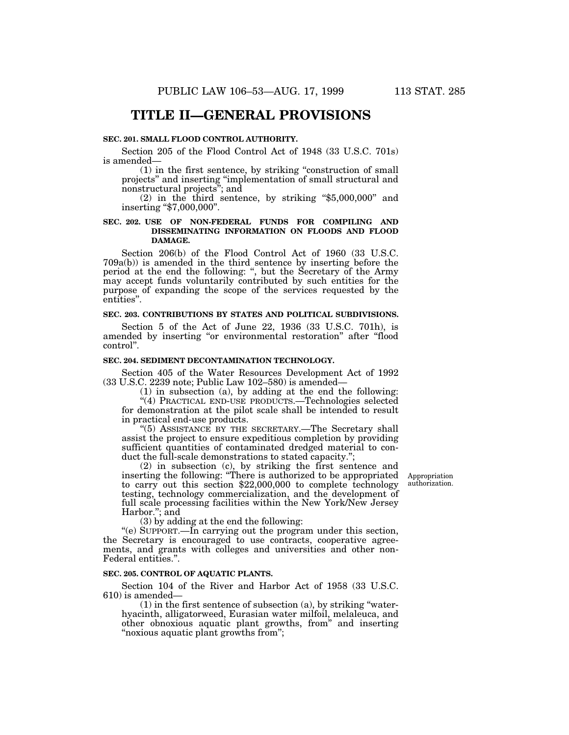# TITLE II—GENERAL PROVISIONS

**SEC. 201. SMALL FLOOD CONTROL AUTHORITY.**

Section 205 of the Flood Control Act of 1948 (33 U.S.C. 701s) is amended—

(1) in the first sentence, by striking "construction of small projects" and inserting "implementation of small structural and nonstructural projects"; and

(2) in the third sentence, by striking "$5,000,000" and inserting "$7,000,000".

**SEC. 202. USE OF NON-FEDERAL FUNDS FOR COMPILING AND DISSEMINATING INFORMATION ON FLOODS AND FLOOD DAMAGE.**

Section 206(b) of the Flood Control Act of 1960 (33 U.S.C. 709a(b)) is amended in the third sentence by inserting before the period at the end the following: ", but the Secretary of the Army may accept funds voluntarily contributed by such entities for the purpose of expanding the scope of the services requested by the entities".

**SEC. 203. CONTRIBUTIONS BY STATES AND POLITICAL SUBDIVISIONS.**

Section 5 of the Act of June 22, 1936 (33 U.S.C. 701h), is amended by inserting "or environmental restoration" after "flood control".

**SEC. 204. SEDIMENT DECONTAMINATION TECHNOLOGY.**

Section 405 of the Water Resources Development Act of 1992 (33 U.S.C. 2239 note; Public Law 102–580) is amended—

(1) in subsection (a), by adding at the end the following:

"(4) PRACTICAL END-USE PRODUCTS.—Technologies selected for demonstration at the pilot scale shall be intended to result in practical end-use products.

"(5) ASSISTANCE BY THE SECRETARY.—The Secretary shall assist the project to ensure expeditious completion by providing sufficient quantities of contaminated dredged material to conduct the full-scale demonstrations to stated capacity.";

(2) in subsection (c), by striking the first sentence and inserting the following: "There is authorized to be appropriated to carry out this section $22,000,000 to complete technology testing, technology commercialization, and the development of full scale processing facilities within the New York/New Jersey Harbor."; and

Appropriation authorization.

(3) by adding at the end the following:

"(e) SUPPORT.—In carrying out the program under this section, the Secretary is encouraged to use contracts, cooperative agreements, and grants with colleges and universities and other non-Federal entities.".

**SEC. 205. CONTROL OF AQUATIC PLANTS.**

Section 104 of the River and Harbor Act of 1958 (33 U.S.C. 610) is amended—

(1) in the first sentence of subsection (a), by striking "water-hyacinth, alligatorweed, Eurasian water milfoil, melaleuca, and other obnoxious aquatic plant growths, from" and inserting "noxious aquatic plant growths from";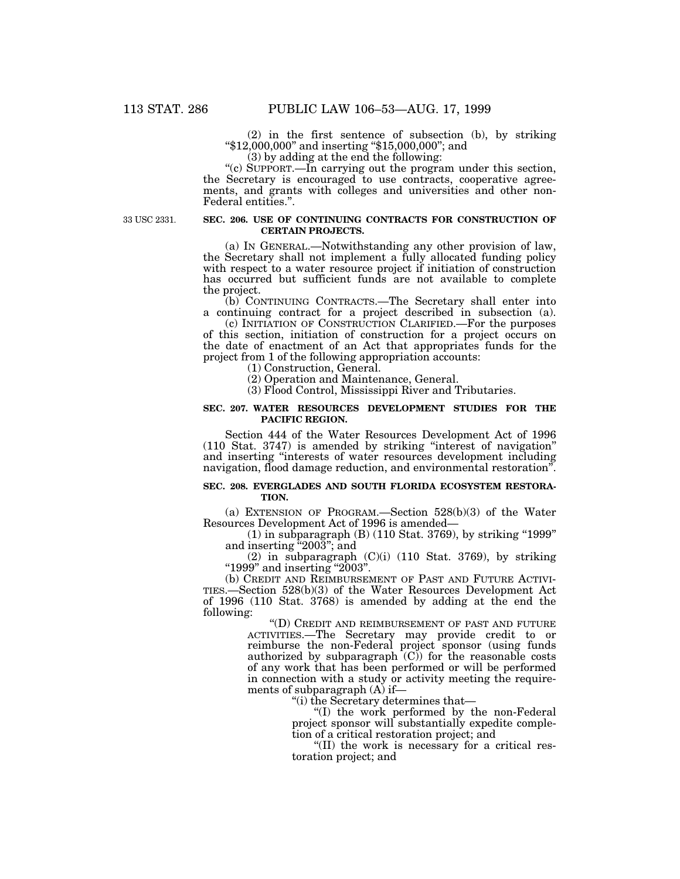(2) in the first sentence of subsection (b), by striking "$12,000,000" and inserting "$15,000,000"; and

(3) by adding at the end the following:

"(c) SUPPORT.—In carrying out the program under this section, the Secretary is encouraged to use contracts, cooperative agreements, and grants with colleges and universities and other non-Federal entities.".

33 USC 2331.

**SEC. 206. USE OF CONTINUING CONTRACTS FOR CONSTRUCTION OF CERTAIN PROJECTS.**

(a) IN GENERAL.—Notwithstanding any other provision of law, the Secretary shall not implement a fully allocated funding policy with respect to a water resource project if initiation of construction has occurred but sufficient funds are not available to complete the project.

(b) CONTINUING CONTRACTS.—The Secretary shall enter into a continuing contract for a project described in subsection (a).

(c) INITIATION OF CONSTRUCTION CLARIFIED.—For the purposes of this section, initiation of construction for a project occurs on the date of enactment of an Act that appropriates funds for the project from 1 of the following appropriation accounts:

(1) Construction, General.

(2) Operation and Maintenance, General.

(3) Flood Control, Mississippi River and Tributaries.

**SEC. 207. WATER RESOURCES DEVELOPMENT STUDIES FOR THE PACIFIC REGION.**

Section 444 of the Water Resources Development Act of 1996 (110 Stat. 3747) is amended by striking "interest of navigation" and inserting "interests of water resources development including navigation, flood damage reduction, and environmental restoration".

**SEC. 208. EVERGLADES AND SOUTH FLORIDA ECOSYSTEM RESTORATION.**

(a) EXTENSION OF PROGRAM.—Section 528(b)(3) of the Water Resources Development Act of 1996 is amended—

(1) in subparagraph (B) (110 Stat. 3769), by striking "1999" and inserting "2003"; and

(2) in subparagraph (C)(i) (110 Stat. 3769), by striking "1999" and inserting "2003".

(b) CREDIT AND REIMBURSEMENT OF PAST AND FUTURE ACTIVITIES.—Section 528(b)(3) of the Water Resources Development Act of 1996 (110 Stat. 3768) is amended by adding at the end the following:

"(D) CREDIT AND REIMBURSEMENT OF PAST AND FUTURE ACTIVITIES.—The Secretary may provide credit to or reimburse the non-Federal project sponsor (using funds authorized by subparagraph (C)) for the reasonable costs of any work that has been performed or will be performed in connection with a study or activity meeting the requirements of subparagraph (A) if—

"(i) the Secretary determines that—

"(I) the work performed by the non-Federal project sponsor will substantially expedite completion of a critical restoration project; and

"(II) the work is necessary for a critical restoration project; and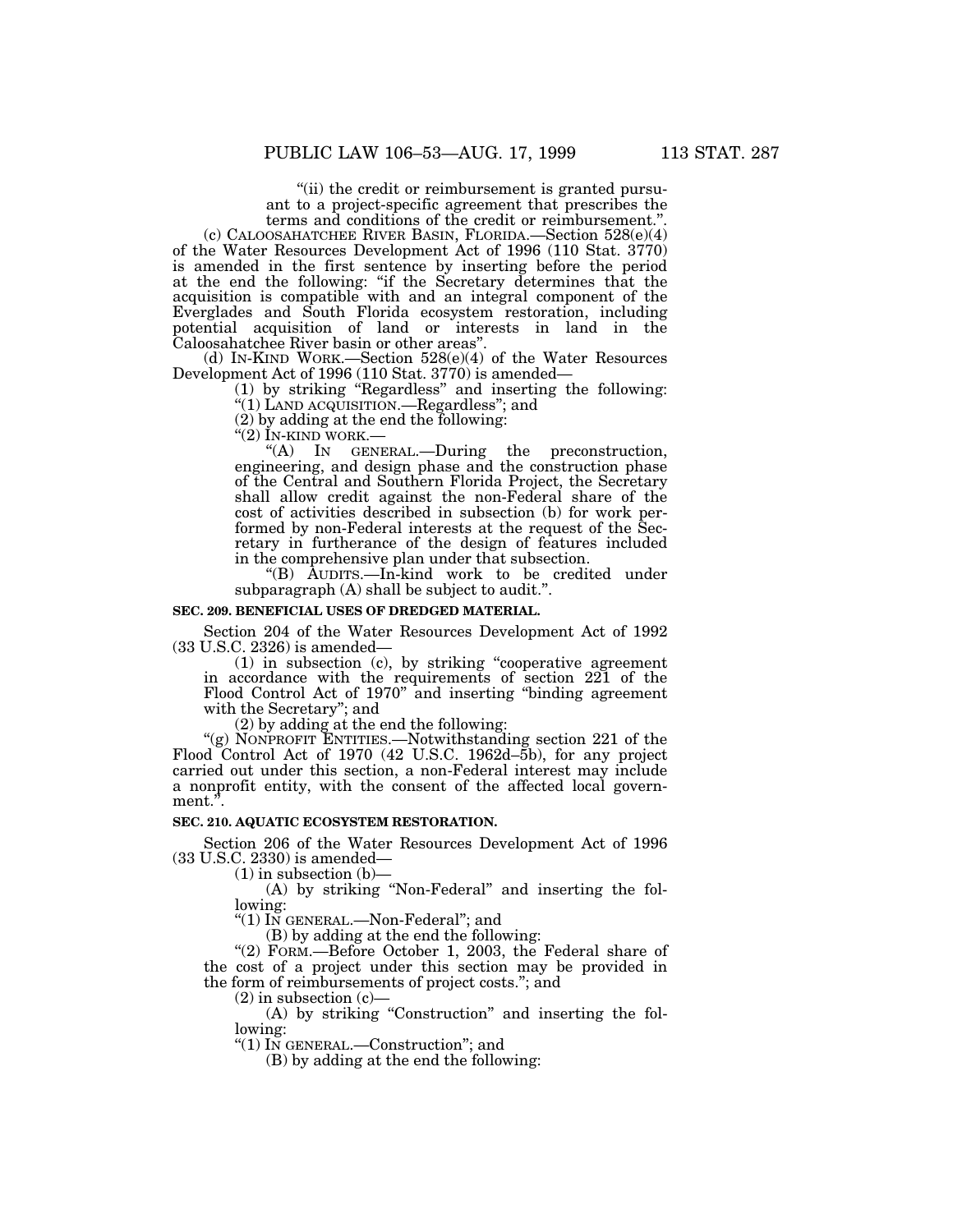"(ii) the credit or reimbursement is granted pursuant to a project-specific agreement that prescribes the terms and conditions of the credit or reimbursement.".

(c) CALOOSAHATCHEE RIVER BASIN, FLORIDA.—Section 528(e)(4) of the Water Resources Development Act of 1996 (110 Stat. 3770) is amended in the first sentence by inserting before the period at the end the following: "if the Secretary determines that the acquisition is compatible with and an integral component of the Everglades and South Florida ecosystem restoration, including potential acquisition of land or interests in land in the Caloosahatchee River basin or other areas".

(d) IN-KIND WORK.—Section 528(e)(4) of the Water Resources Development Act of 1996 (110 Stat. 3770) is amended—

(1) by striking "Regardless" and inserting the following: "(1) LAND ACQUISITION.—Regardless"; and

(2) by adding at the end the following:

"(2) IN-KIND WORK.—

"(A) IN GENERAL.—During the preconstruction, engineering, and design phase and the construction phase of the Central and Southern Florida Project, the Secretary shall allow credit against the non-Federal share of the cost of activities described in subsection (b) for work performed by non-Federal interests at the request of the Secretary in furtherance of the design of features included in the comprehensive plan under that subsection.

"(B) AUDITS.—In-kind work to be credited under subparagraph (A) shall be subject to audit.".

**SEC. 209. BENEFICIAL USES OF DREDGED MATERIAL.**

Section 204 of the Water Resources Development Act of 1992 (33 U.S.C. 2326) is amended—

(1) in subsection (c), by striking "cooperative agreement in accordance with the requirements of section 221 of the Flood Control Act of 1970" and inserting "binding agreement with the Secretary"; and

(2) by adding at the end the following:

"(g) NONPROFIT ENTITIES.—Notwithstanding section 221 of the Flood Control Act of 1970 (42 U.S.C. 1962d–5b), for any project carried out under this section, a non-Federal interest may include a nonprofit entity, with the consent of the affected local government.".

**SEC. 210. AQUATIC ECOSYSTEM RESTORATION.**

Section 206 of the Water Resources Development Act of 1996 (33 U.S.C. 2330) is amended—

(1) in subsection (b)—

(A) by striking "Non-Federal" and inserting the following:

"(1) IN GENERAL.—Non-Federal"; and

(B) by adding at the end the following:

"(2) FORM.—Before October 1, 2003, the Federal share of the cost of a project under this section may be provided in the form of reimbursements of project costs."; and

(2) in subsection (c)—

(A) by striking "Construction" and inserting the following:

"(1) IN GENERAL.—Construction"; and

(B) by adding at the end the following: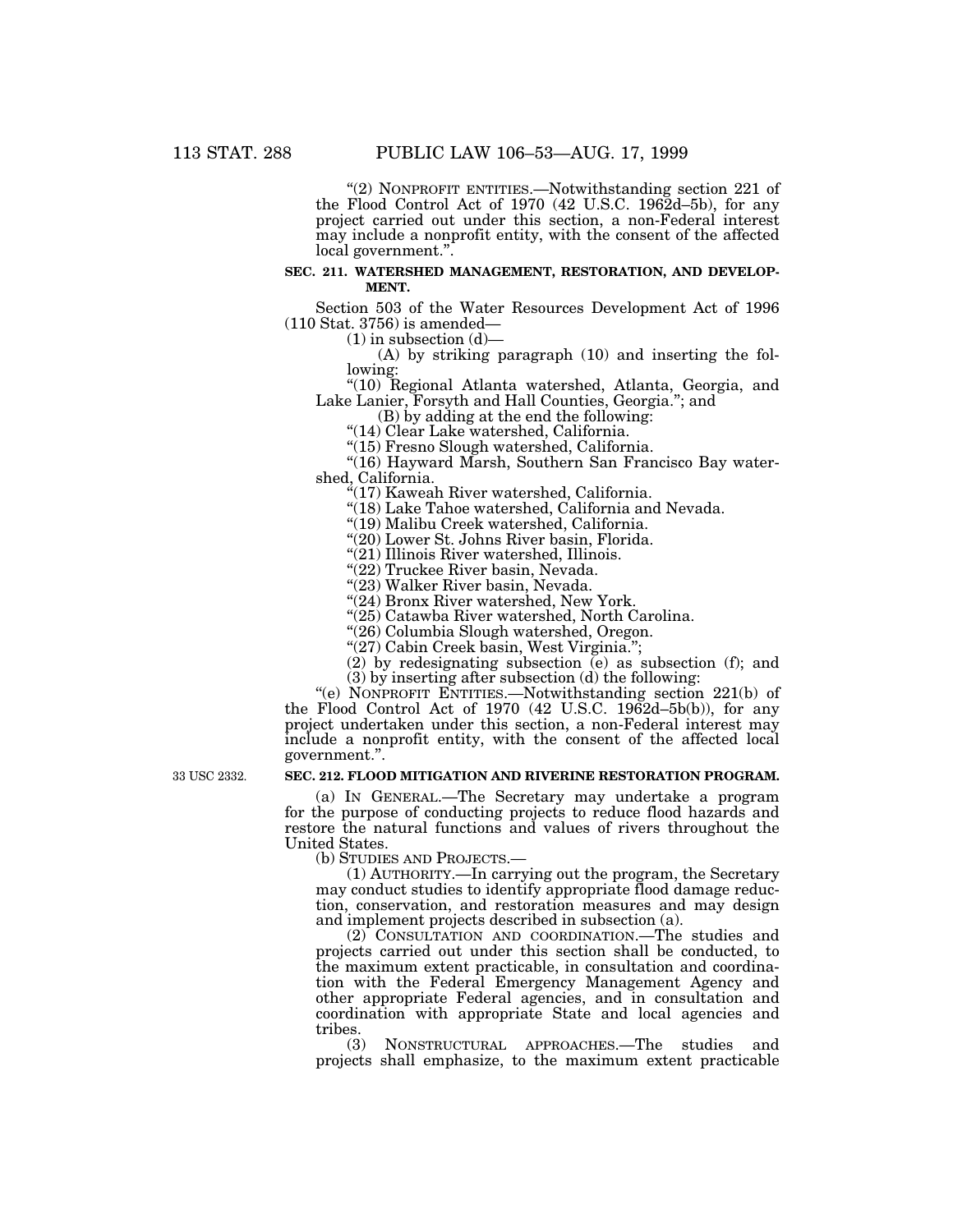"(2) NONPROFIT ENTITIES.—Notwithstanding section 221 of the Flood Control Act of 1970 (42 U.S.C. 1962d–5b), for any project carried out under this section, a non-Federal interest may include a nonprofit entity, with the consent of the affected local government.".

**SEC. 211. WATERSHED MANAGEMENT, RESTORATION, AND DEVELOPMENT.**

Section 503 of the Water Resources Development Act of 1996 (110 Stat. 3756) is amended—

(1) in subsection (d)—

(A) by striking paragraph (10) and inserting the following:

"(10) Regional Atlanta watershed, Atlanta, Georgia, and Lake Lanier, Forsyth and Hall Counties, Georgia."; and

(B) by adding at the end the following:

"(14) Clear Lake watershed, California.

"(15) Fresno Slough watershed, California.

"(16) Hayward Marsh, Southern San Francisco Bay watershed, California.

"(17) Kaweah River watershed, California.

"(18) Lake Tahoe watershed, California and Nevada.

"(19) Malibu Creek watershed, California.

"(20) Lower St. Johns River basin, Florida.

"(21) Illinois River watershed, Illinois.

"(22) Truckee River basin, Nevada.

"(23) Walker River basin, Nevada.

"(24) Bronx River watershed, New York.

"(25) Catawba River watershed, North Carolina.

"(26) Columbia Slough watershed, Oregon.

"(27) Cabin Creek basin, West Virginia.";

(2) by redesignating subsection (e) as subsection (f); and

(3) by inserting after subsection (d) the following:

"(e) NONPROFIT ENTITIES.—Notwithstanding section 221(b) of the Flood Control Act of 1970 (42 U.S.C. 1962d–5b(b)), for any project undertaken under this section, a non-Federal interest may include a nonprofit entity, with the consent of the affected local government.".

33 USC 2332.

**SEC. 212. FLOOD MITIGATION AND RIVERINE RESTORATION PROGRAM.**

(a) IN GENERAL.—The Secretary may undertake a program for the purpose of conducting projects to reduce flood hazards and restore the natural functions and values of rivers throughout the United States.

(b) STUDIES AND PROJECTS.—

(1) AUTHORITY.—In carrying out the program, the Secretary may conduct studies to identify appropriate flood damage reduction, conservation, and restoration measures and may design and implement projects described in subsection (a).

(2) CONSULTATION AND COORDINATION.—The studies and projects carried out under this section shall be conducted, to the maximum extent practicable, in consultation and coordination with the Federal Emergency Management Agency and other appropriate Federal agencies, and in consultation and coordination with appropriate State and local agencies and tribes.

(3) NONSTRUCTURAL APPROACHES.—The studies and projects shall emphasize, to the maximum extent practicable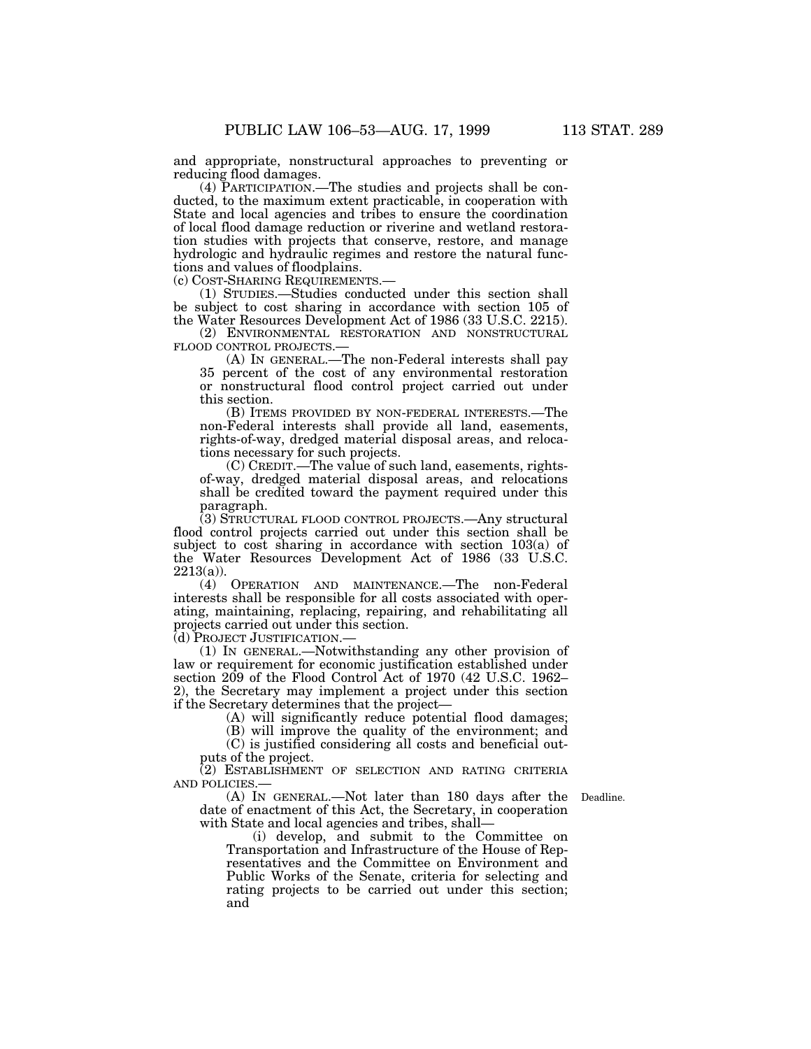and appropriate, nonstructural approaches to preventing or reducing flood damages.

(4) PARTICIPATION.—The studies and projects shall be conducted, to the maximum extent practicable, in cooperation with State and local agencies and tribes to ensure the coordination of local flood damage reduction or riverine and wetland restoration studies with projects that conserve, restore, and manage hydrologic and hydraulic regimes and restore the natural functions and values of floodplains.

(c) COST-SHARING REQUIREMENTS.—

(1) STUDIES.—Studies conducted under this section shall be subject to cost sharing in accordance with section 105 of the Water Resources Development Act of 1986 (33 U.S.C. 2215).

(2) ENVIRONMENTAL RESTORATION AND NONSTRUCTURAL FLOOD CONTROL PROJECTS.—

(A) IN GENERAL.—The non-Federal interests shall pay 35 percent of the cost of any environmental restoration or nonstructural flood control project carried out under this section.

(B) ITEMS PROVIDED BY NON-FEDERAL INTERESTS.—The non-Federal interests shall provide all land, easements, rights-of-way, dredged material disposal areas, and relocations necessary for such projects.

(C) CREDIT.—The value of such land, easements, rights-of-way, dredged material disposal areas, and relocations shall be credited toward the payment required under this paragraph.

(3) STRUCTURAL FLOOD CONTROL PROJECTS.—Any structural flood control projects carried out under this section shall be subject to cost sharing in accordance with section 103(a) of the Water Resources Development Act of 1986 (33 U.S.C. 2213(a)).

(4) OPERATION AND MAINTENANCE.—The non-Federal interests shall be responsible for all costs associated with operating, maintaining, replacing, repairing, and rehabilitating all projects carried out under this section.

(d) PROJECT JUSTIFICATION.—

(1) IN GENERAL.—Notwithstanding any other provision of law or requirement for economic justification established under section 209 of the Flood Control Act of 1970 (42 U.S.C. 1962–2), the Secretary may implement a project under this section if the Secretary determines that the project—

(A) will significantly reduce potential flood damages;

(B) will improve the quality of the environment; and

(C) is justified considering all costs and beneficial outputs of the project.

(2) ESTABLISHMENT OF SELECTION AND RATING CRITERIA AND POLICIES.—

Deadline.

(A) IN GENERAL.—Not later than 180 days after the date of enactment of this Act, the Secretary, in cooperation with State and local agencies and tribes, shall—

(i) develop, and submit to the Committee on Transportation and Infrastructure of the House of Representatives and the Committee on Environment and Public Works of the Senate, criteria for selecting and rating projects to be carried out under this section; and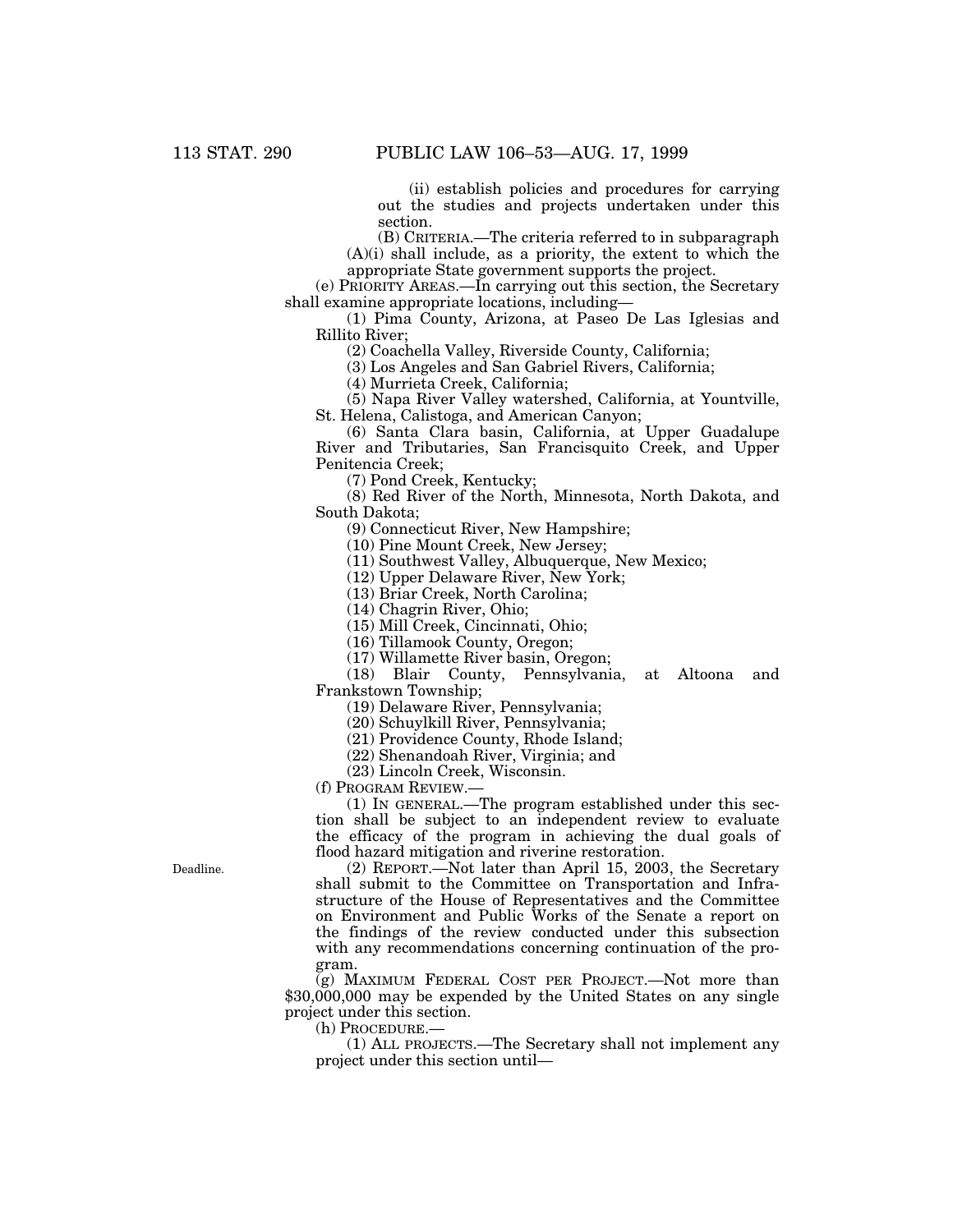(ii) establish policies and procedures for carrying out the studies and projects undertaken under this section.

(B) CRITERIA.—The criteria referred to in subparagraph (A)(i) shall include, as a priority, the extent to which the appropriate State government supports the project.

(e) PRIORITY AREAS.—In carrying out this section, the Secretary shall examine appropriate locations, including—

(1) Pima County, Arizona, at Paseo De Las Iglesias and Rillito River;

(2) Coachella Valley, Riverside County, California;

(3) Los Angeles and San Gabriel Rivers, California;

(4) Murrieta Creek, California;

(5) Napa River Valley watershed, California, at Yountville, St. Helena, Calistoga, and American Canyon;

(6) Santa Clara basin, California, at Upper Guadalupe River and Tributaries, San Francisquito Creek, and Upper Penitencia Creek;

(7) Pond Creek, Kentucky;

(8) Red River of the North, Minnesota, North Dakota, and South Dakota;

(9) Connecticut River, New Hampshire;

(10) Pine Mount Creek, New Jersey;

(11) Southwest Valley, Albuquerque, New Mexico;

(12) Upper Delaware River, New York;

(13) Briar Creek, North Carolina;

(14) Chagrin River, Ohio;

(15) Mill Creek, Cincinnati, Ohio;

(16) Tillamook County, Oregon;

(17) Willamette River basin, Oregon;

(18) Blair County, Pennsylvania, at Altoona and Frankstown Township;

(19) Delaware River, Pennsylvania;

(20) Schuylkill River, Pennsylvania;

(21) Providence County, Rhode Island;

(22) Shenandoah River, Virginia; and

(23) Lincoln Creek, Wisconsin.

(f) PROGRAM REVIEW.—

(1) IN GENERAL.—The program established under this section shall be subject to an independent review to evaluate the efficacy of the program in achieving the dual goals of flood hazard mitigation and riverine restoration.

Deadline.

(2) REPORT.—Not later than April 15, 2003, the Secretary shall submit to the Committee on Transportation and Infrastructure of the House of Representatives and the Committee on Environment and Public Works of the Senate a report on the findings of the review conducted under this subsection with any recommendations concerning continuation of the program.

(g) MAXIMUM FEDERAL COST PER PROJECT.—Not more than $30,000,000 may be expended by the United States on any single project under this section.

(h) PROCEDURE.—

(1) ALL PROJECTS.—The Secretary shall not implement any project under this section until—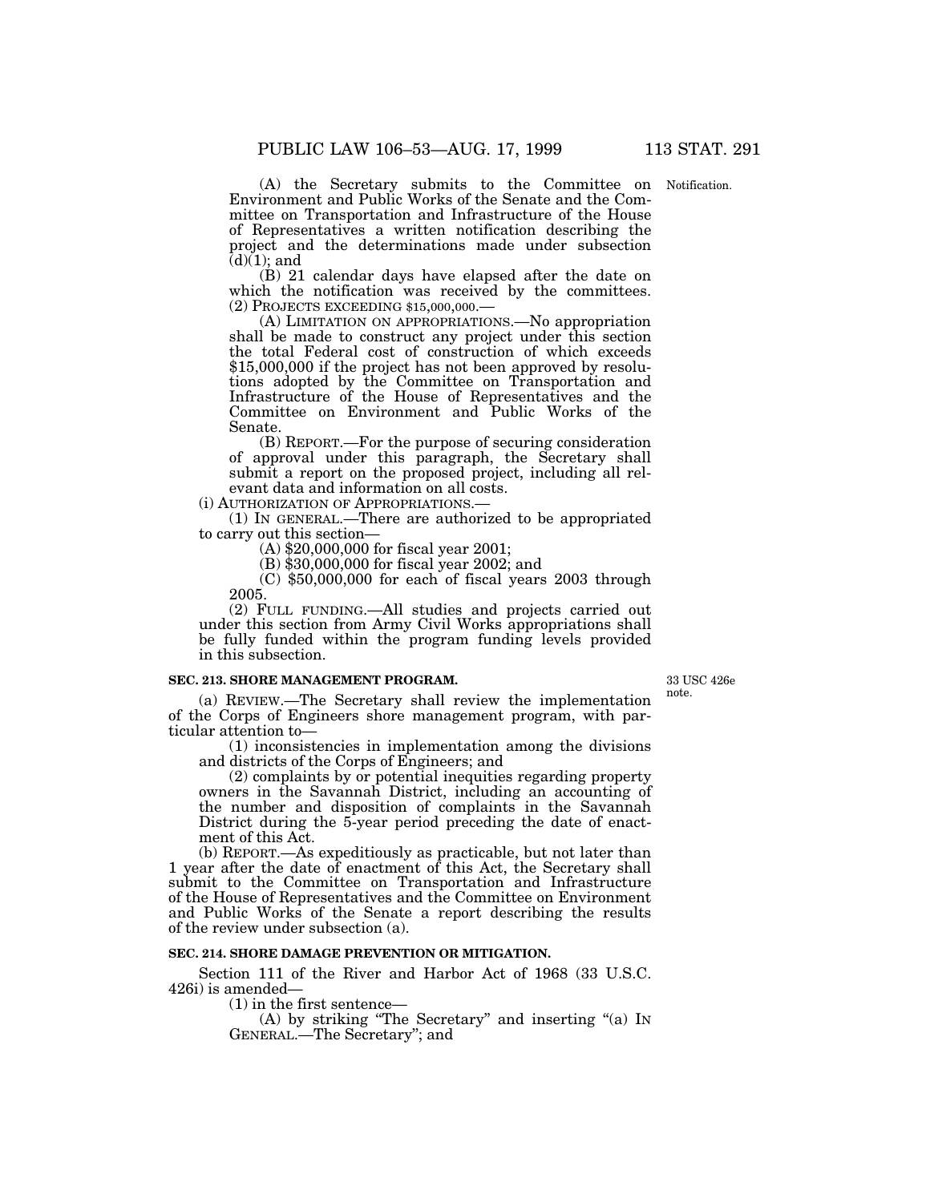(A) the Secretary submits to the Committee on Environment and Public Works of the Senate and the Committee on Transportation and Infrastructure of the House of Representatives a written notification describing the project and the determinations made under subsection (d)(1); and

Notification.

(B) 21 calendar days have elapsed after the date on which the notification was received by the committees.

(2) PROJECTS EXCEEDING $15,000,000.—

(A) LIMITATION ON APPROPRIATIONS.—No appropriation shall be made to construct any project under this section the total Federal cost of construction of which exceeds $15,000,000 if the project has not been approved by resolutions adopted by the Committee on Transportation and Infrastructure of the House of Representatives and the Committee on Environment and Public Works of the Senate.

(B) REPORT.—For the purpose of securing consideration of approval under this paragraph, the Secretary shall submit a report on the proposed project, including all relevant data and information on all costs.

(i) AUTHORIZATION OF APPROPRIATIONS.—

(1) IN GENERAL.—There are authorized to be appropriated to carry out this section—

(A) $20,000,000 for fiscal year 2001;

(B) $30,000,000 for fiscal year 2002; and

(C) $50,000,000 for each of fiscal years 2003 through 2005.

(2) FULL FUNDING.—All studies and projects carried out under this section from Army Civil Works appropriations shall be fully funded within the program funding levels provided in this subsection.

**SEC. 213. SHORE MANAGEMENT PROGRAM.**

33 USC 426e note.

(a) REVIEW.—The Secretary shall review the implementation of the Corps of Engineers shore management program, with particular attention to—

(1) inconsistencies in implementation among the divisions and districts of the Corps of Engineers; and

(2) complaints by or potential inequities regarding property owners in the Savannah District, including an accounting of the number and disposition of complaints in the Savannah District during the 5-year period preceding the date of enactment of this Act.

(b) REPORT.—As expeditiously as practicable, but not later than 1 year after the date of enactment of this Act, the Secretary shall submit to the Committee on Transportation and Infrastructure of the House of Representatives and the Committee on Environment and Public Works of the Senate a report describing the results of the review under subsection (a).

**SEC. 214. SHORE DAMAGE PREVENTION OR MITIGATION.**

Section 111 of the River and Harbor Act of 1968 (33 U.S.C. 426i) is amended—

(1) in the first sentence—

(A) by striking "The Secretary" and inserting "(a) IN GENERAL.—The Secretary"; and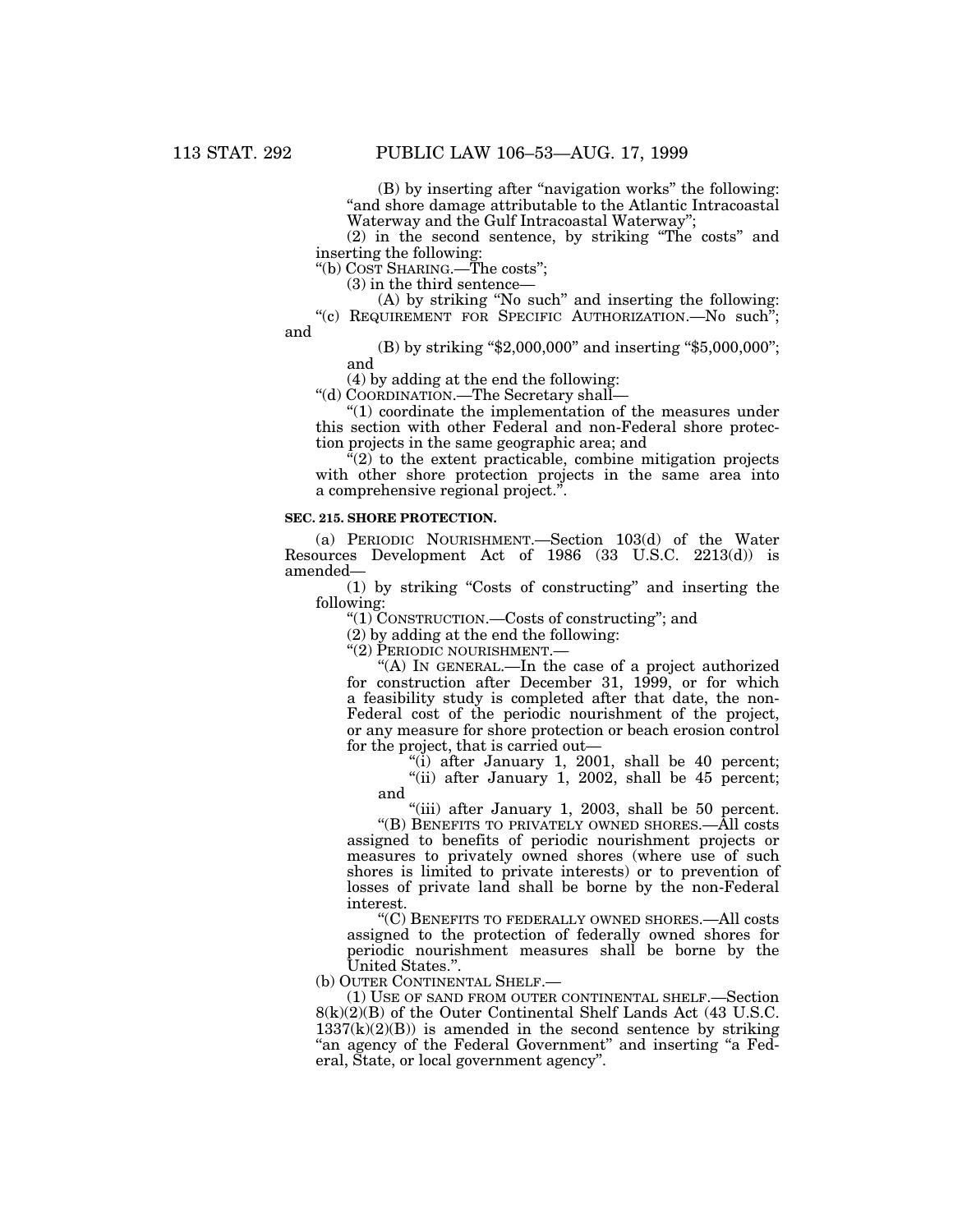(B) by inserting after "navigation works" the following: "and shore damage attributable to the Atlantic Intracoastal Waterway and the Gulf Intracoastal Waterway";

(2) in the second sentence, by striking "The costs" and inserting the following:

"(b) COST SHARING.—The costs";

(3) in the third sentence—

(A) by striking "No such" and inserting the following: "(c) REQUIREMENT FOR SPECIFIC AUTHORIZATION.—No such"; and

(B) by striking "$2,000,000" and inserting "$5,000,000"; and

(4) by adding at the end the following:

"(d) COORDINATION.—The Secretary shall—

"(1) coordinate the implementation of the measures under this section with other Federal and non-Federal shore protection projects in the same geographic area; and

"(2) to the extent practicable, combine mitigation projects with other shore protection projects in the same area into a comprehensive regional project.".

**SEC. 215. SHORE PROTECTION.**

(a) PERIODIC NOURISHMENT.—Section 103(d) of the Water Resources Development Act of 1986 (33 U.S.C. 2213(d)) is amended—

(1) by striking "Costs of constructing" and inserting the following:

"(1) CONSTRUCTION.—Costs of constructing"; and

(2) by adding at the end the following:

"(2) PERIODIC NOURISHMENT.—

"(A) IN GENERAL.—In the case of a project authorized for construction after December 31, 1999, or for which a feasibility study is completed after that date, the non-Federal cost of the periodic nourishment of the project, or any measure for shore protection or beach erosion control for the project, that is carried out—

"(i) after January 1, 2001, shall be 40 percent;

"(ii) after January 1, 2002, shall be 45 percent; and

"(iii) after January 1, 2003, shall be 50 percent.

"(B) BENEFITS TO PRIVATELY OWNED SHORES.—All costs assigned to benefits of periodic nourishment projects or measures to privately owned shores (where use of such shores is limited to private interests) or to prevention of losses of private land shall be borne by the non-Federal interest.

"(C) BENEFITS TO FEDERALLY OWNED SHORES.—All costs assigned to the protection of federally owned shores for periodic nourishment measures shall be borne by the United States.".

(b) OUTER CONTINENTAL SHELF.—

(1) USE OF SAND FROM OUTER CONTINENTAL SHELF.—Section 8(k)(2)(B) of the Outer Continental Shelf Lands Act (43 U.S.C. 1337(k)(2)(B)) is amended in the second sentence by striking "an agency of the Federal Government" and inserting "a Federal, State, or local government agency".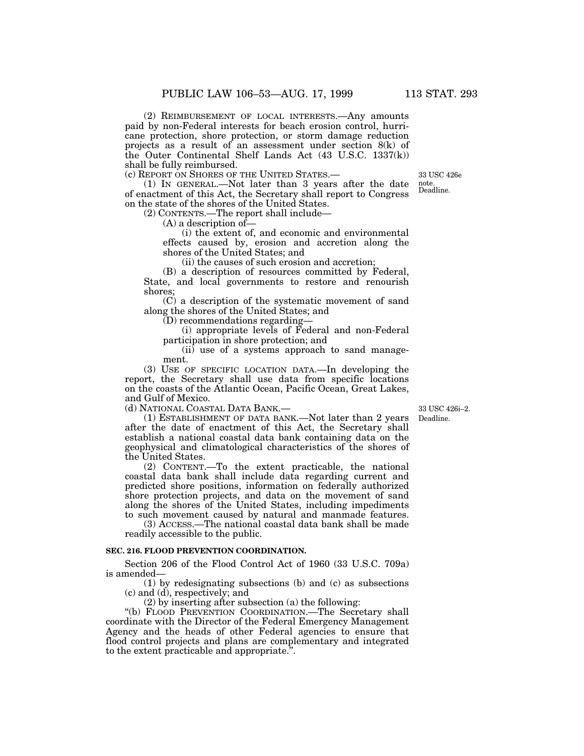(2) REIMBURSEMENT OF LOCAL INTERESTS.—Any amounts paid by non-Federal interests for beach erosion control, hurricane protection, shore protection, or storm damage reduction projects as a result of an assessment under section 8(k) of the Outer Continental Shelf Lands Act (43 U.S.C. 1337(k)) shall be fully reimbursed.

(c) REPORT ON SHORES OF THE UNITED STATES.—

33 USC 426e note. Deadline.

(1) IN GENERAL.—Not later than 3 years after the date of enactment of this Act, the Secretary shall report to Congress on the state of the shores of the United States.

(2) CONTENTS.—The report shall include—

(A) a description of—

(i) the extent of, and economic and environmental effects caused by, erosion and accretion along the shores of the United States; and

(ii) the causes of such erosion and accretion;

(B) a description of resources committed by Federal, State, and local governments to restore and renourish shores;

(C) a description of the systematic movement of sand along the shores of the United States; and

(D) recommendations regarding—

(i) appropriate levels of Federal and non-Federal participation in shore protection; and

(ii) use of a systems approach to sand management.

(3) USE OF SPECIFIC LOCATION DATA.—In developing the report, the Secretary shall use data from specific locations on the coasts of the Atlantic Ocean, Pacific Ocean, Great Lakes, and Gulf of Mexico.

(d) NATIONAL COASTAL DATA BANK.—

33 USC 426i–2. Deadline.

(1) ESTABLISHMENT OF DATA BANK.—Not later than 2 years after the date of enactment of this Act, the Secretary shall establish a national coastal data bank containing data on the geophysical and climatological characteristics of the shores of the United States.

(2) CONTENT.—To the extent practicable, the national coastal data bank shall include data regarding current and predicted shore positions, information on federally authorized shore protection projects, and data on the movement of sand along the shores of the United States, including impediments to such movement caused by natural and manmade features.

(3) ACCESS.—The national coastal data bank shall be made readily accessible to the public.

**SEC. 216. FLOOD PREVENTION COORDINATION.**

Section 206 of the Flood Control Act of 1960 (33 U.S.C. 709a) is amended—

(1) by redesignating subsections (b) and (c) as subsections (c) and (d), respectively; and

(2) by inserting after subsection (a) the following:

"(b) FLOOD PREVENTION COORDINATION.—The Secretary shall coordinate with the Director of the Federal Emergency Management Agency and the heads of other Federal agencies to ensure that flood control projects and plans are complementary and integrated to the extent practicable and appropriate.".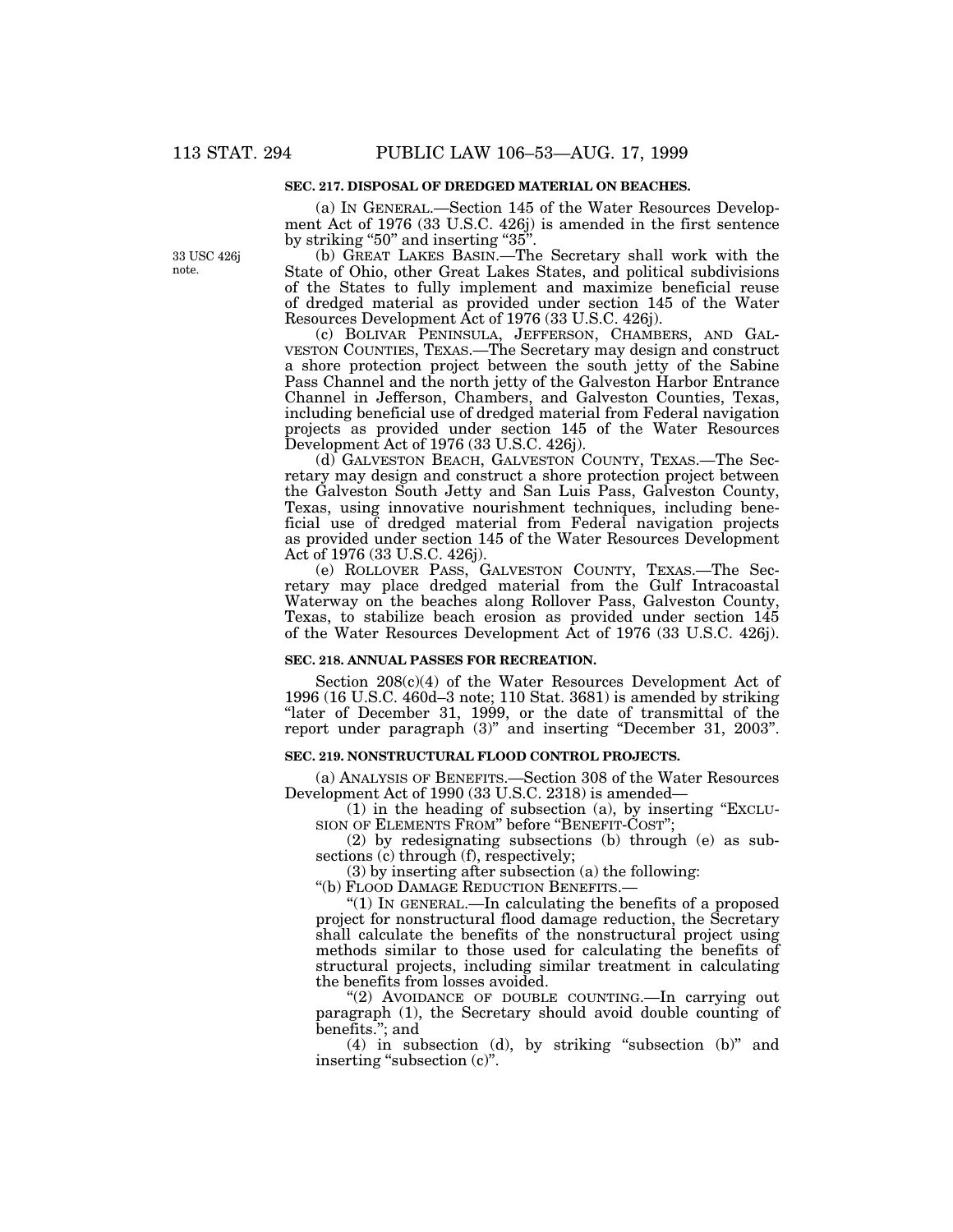### SEC. 217. DISPOSAL OF DREDGED MATERIAL ON BEACHES.

(a) IN GENERAL.—Section 145 of the Water Resources Development Act of 1976 (33 U.S.C. 426j) is amended in the first sentence by striking "50" and inserting "35".

33 USC 426j note.

(b) GREAT LAKES BASIN.—The Secretary shall work with the State of Ohio, other Great Lakes States, and political subdivisions of the States to fully implement and maximize beneficial reuse of dredged material as provided under section 145 of the Water Resources Development Act of 1976 (33 U.S.C. 426j).

(c) BOLIVAR PENINSULA, JEFFERSON, CHAMBERS, AND GALVESTON COUNTIES, TEXAS.—The Secretary may design and construct a shore protection project between the south jetty of the Sabine Pass Channel and the north jetty of the Galveston Harbor Entrance Channel in Jefferson, Chambers, and Galveston Counties, Texas, including beneficial use of dredged material from Federal navigation projects as provided under section 145 of the Water Resources Development Act of 1976 (33 U.S.C. 426j).

(d) GALVESTON BEACH, GALVESTON COUNTY, TEXAS.—The Secretary may design and construct a shore protection project between the Galveston South Jetty and San Luis Pass, Galveston County, Texas, using innovative nourishment techniques, including beneficial use of dredged material from Federal navigation projects as provided under section 145 of the Water Resources Development Act of 1976 (33 U.S.C. 426j).

(e) ROLLOVER PASS, GALVESTON COUNTY, TEXAS.—The Secretary may place dredged material from the Gulf Intracoastal Waterway on the beaches along Rollover Pass, Galveston County, Texas, to stabilize beach erosion as provided under section 145 of the Water Resources Development Act of 1976 (33 U.S.C. 426j).

### SEC. 218. ANNUAL PASSES FOR RECREATION.

Section 208(c)(4) of the Water Resources Development Act of 1996 (16 U.S.C. 460d–3 note; 110 Stat. 3681) is amended by striking "later of December 31, 1999, or the date of transmittal of the report under paragraph (3)" and inserting "December 31, 2003".

### SEC. 219. NONSTRUCTURAL FLOOD CONTROL PROJECTS.

(a) ANALYSIS OF BENEFITS.—Section 308 of the Water Resources Development Act of 1990 (33 U.S.C. 2318) is amended—

(1) in the heading of subsection (a), by inserting "EXCLUSION OF ELEMENTS FROM" before "BENEFIT-COST";

(2) by redesignating subsections (b) through (e) as subsections (c) through (f), respectively;

(3) by inserting after subsection (a) the following:

"(b) FLOOD DAMAGE REDUCTION BENEFITS.—

"(1) IN GENERAL.—In calculating the benefits of a proposed project for nonstructural flood damage reduction, the Secretary shall calculate the benefits of the nonstructural project using methods similar to those used for calculating the benefits of structural projects, including similar treatment in calculating the benefits from losses avoided.

"(2) AVOIDANCE OF DOUBLE COUNTING.—In carrying out paragraph (1), the Secretary should avoid double counting of benefits."; and

(4) in subsection (d), by striking "subsection (b)" and inserting "subsection (c)".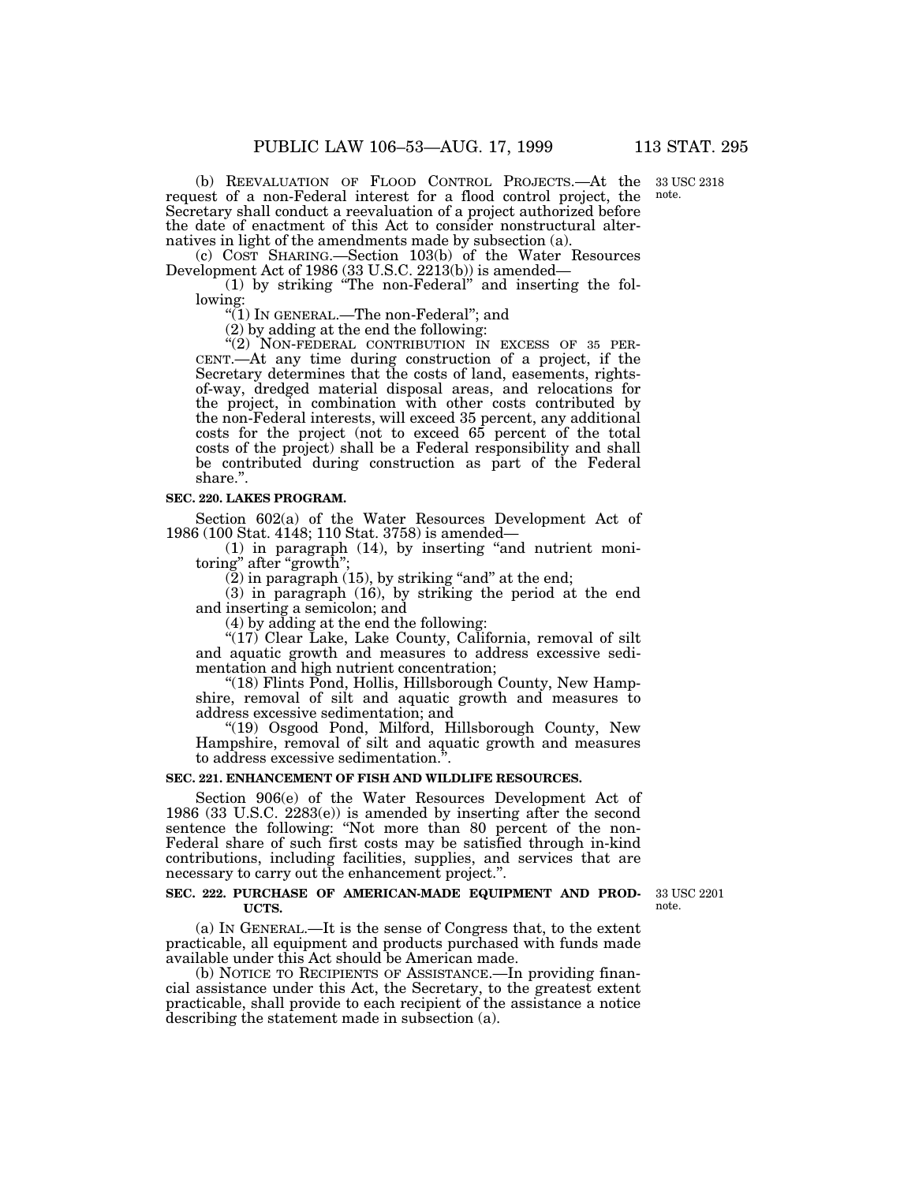(b) REEVALUATION OF FLOOD CONTROL PROJECTS.—At the request of a non-Federal interest for a flood control project, the Secretary shall conduct a reevaluation of a project authorized before the date of enactment of this Act to consider nonstructural alternatives in light of the amendments made by subsection (a).

33 USC 2318 note.

(c) COST SHARING.—Section 103(b) of the Water Resources Development Act of 1986 (33 U.S.C. 2213(b)) is amended—

(1) by striking "The non-Federal" and inserting the following:

"(1) IN GENERAL.—The non-Federal"; and

(2) by adding at the end the following:

"(2) NON-FEDERAL CONTRIBUTION IN EXCESS OF 35 PERCENT.—At any time during construction of a project, if the Secretary determines that the costs of land, easements, rights-of-way, dredged material disposal areas, and relocations for the project, in combination with other costs contributed by the non-Federal interests, will exceed 35 percent, any additional costs for the project (not to exceed 65 percent of the total costs of the project) shall be a Federal responsibility and shall be contributed during construction as part of the Federal share.".

**SEC. 220. LAKES PROGRAM.**

Section 602(a) of the Water Resources Development Act of 1986 (100 Stat. 4148; 110 Stat. 3758) is amended—

(1) in paragraph (14), by inserting "and nutrient monitoring" after "growth";

(2) in paragraph (15), by striking "and" at the end;

(3) in paragraph (16), by striking the period at the end and inserting a semicolon; and

(4) by adding at the end the following:

"(17) Clear Lake, Lake County, California, removal of silt and aquatic growth and measures to address excessive sedimentation and high nutrient concentration;

"(18) Flints Pond, Hollis, Hillsborough County, New Hampshire, removal of silt and aquatic growth and measures to address excessive sedimentation; and

"(19) Osgood Pond, Milford, Hillsborough County, New Hampshire, removal of silt and aquatic growth and measures to address excessive sedimentation.".

**SEC. 221. ENHANCEMENT OF FISH AND WILDLIFE RESOURCES.**

Section 906(e) of the Water Resources Development Act of 1986 (33 U.S.C. 2283(e)) is amended by inserting after the second sentence the following: "Not more than 80 percent of the non-Federal share of such first costs may be satisfied through in-kind contributions, including facilities, supplies, and services that are necessary to carry out the enhancement project.".

**SEC. 222. PURCHASE OF AMERICAN-MADE EQUIPMENT AND PRODUCTS.**

33 USC 2201 note.

(a) IN GENERAL.—It is the sense of Congress that, to the extent practicable, all equipment and products purchased with funds made available under this Act should be American made.

(b) NOTICE TO RECIPIENTS OF ASSISTANCE.—In providing financial assistance under this Act, the Secretary, to the greatest extent practicable, shall provide to each recipient of the assistance a notice describing the statement made in subsection (a).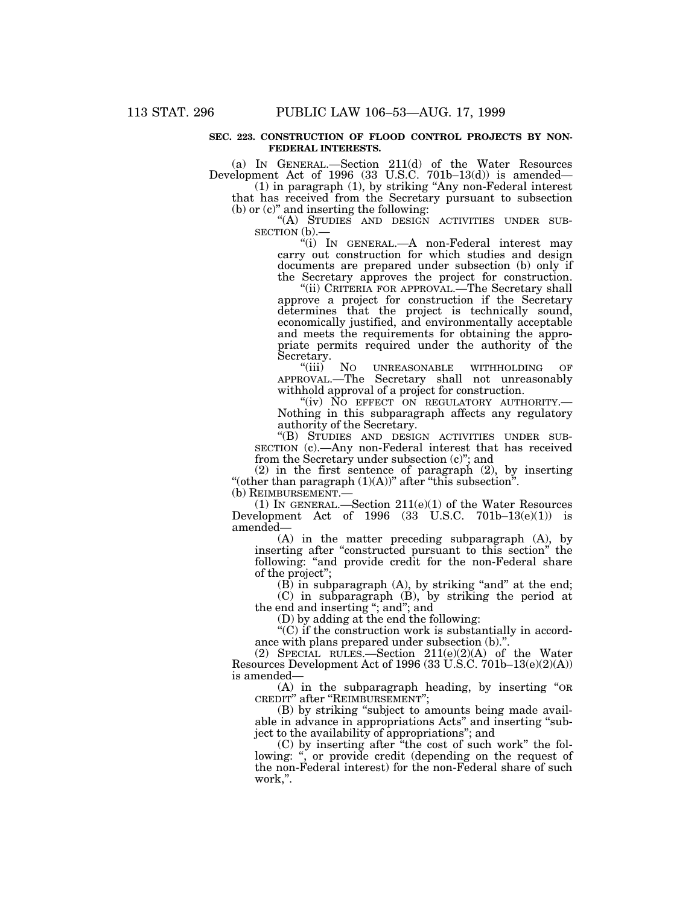**SEC. 223. CONSTRUCTION OF FLOOD CONTROL PROJECTS BY NON-FEDERAL INTERESTS.**

(a) IN GENERAL.—Section 211(d) of the Water Resources Development Act of 1996 (33 U.S.C. 701b–13(d)) is amended—

(1) in paragraph (1), by striking "Any non-Federal interest that has received from the Secretary pursuant to subsection (b) or (c)" and inserting the following:

"(A) STUDIES AND DESIGN ACTIVITIES UNDER SUBSECTION (b).—

"(i) IN GENERAL.—A non-Federal interest may carry out construction for which studies and design documents are prepared under subsection (b) only if the Secretary approves the project for construction.

"(ii) CRITERIA FOR APPROVAL.—The Secretary shall approve a project for construction if the Secretary determines that the project is technically sound, economically justified, and environmentally acceptable and meets the requirements for obtaining the appropriate permits required under the authority of the Secretary.

"(iii) NO UNREASONABLE WITHHOLDING OF APPROVAL.—The Secretary shall not unreasonably withhold approval of a project for construction.

"(iv) NO EFFECT ON REGULATORY AUTHORITY.—Nothing in this subparagraph affects any regulatory authority of the Secretary.

"(B) STUDIES AND DESIGN ACTIVITIES UNDER SUBSECTION (c).—Any non-Federal interest that has received from the Secretary under subsection (c)"; and

(2) in the first sentence of paragraph (2), by inserting "(other than paragraph (1)(A))" after "this subsection".

(b) REIMBURSEMENT.—

(1) IN GENERAL.—Section 211(e)(1) of the Water Resources Development Act of 1996 (33 U.S.C. 701b–13(e)(1)) is amended—

(A) in the matter preceding subparagraph (A), by inserting after "constructed pursuant to this section" the following: "and provide credit for the non-Federal share of the project";

(B) in subparagraph (A), by striking "and" at the end;

(C) in subparagraph (B), by striking the period at the end and inserting "; and"; and

(D) by adding at the end the following:

"(C) if the construction work is substantially in accordance with plans prepared under subsection (b).".

(2) SPECIAL RULES.—Section 211(e)(2)(A) of the Water Resources Development Act of 1996 (33 U.S.C. 701b–13(e)(2)(A)) is amended—

(A) in the subparagraph heading, by inserting "OR CREDIT" after "REIMBURSEMENT";

(B) by striking "subject to amounts being made available in advance in appropriations Acts" and inserting "subject to the availability of appropriations"; and

(C) by inserting after "the cost of such work" the following: ", or provide credit (depending on the request of the non-Federal interest) for the non-Federal share of such work,".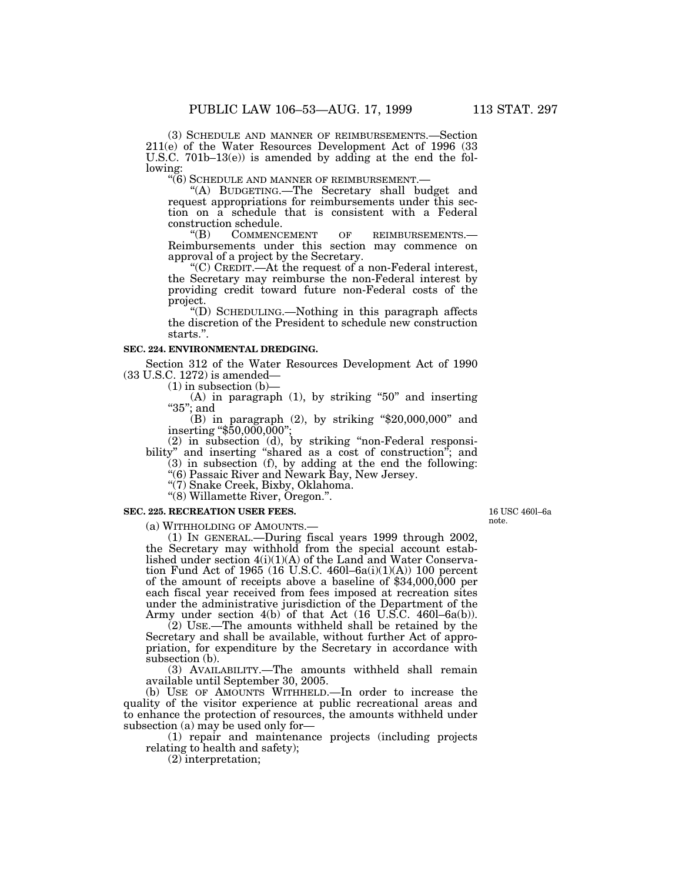(3) SCHEDULE AND MANNER OF REIMBURSEMENTS.—Section 211(e) of the Water Resources Development Act of 1996 (33 U.S.C. 701b–13(e)) is amended by adding at the end the following:

"(6) SCHEDULE AND MANNER OF REIMBURSEMENT.—

"(A) BUDGETING.—The Secretary shall budget and request appropriations for reimbursements under this section on a schedule that is consistent with a Federal construction schedule.

"(B) COMMENCEMENT OF REIMBURSEMENTS.—Reimbursements under this section may commence on approval of a project by the Secretary.

"(C) CREDIT.—At the request of a non-Federal interest, the Secretary may reimburse the non-Federal interest by providing credit toward future non-Federal costs of the project.

"(D) SCHEDULING.—Nothing in this paragraph affects the discretion of the President to schedule new construction starts.".

**SEC. 224. ENVIRONMENTAL DREDGING.**

Section 312 of the Water Resources Development Act of 1990 (33 U.S.C. 1272) is amended—

(1) in subsection (b)—

(A) in paragraph (1), by striking "50" and inserting "35"; and

(B) in paragraph (2), by striking "$20,000,000" and inserting "$50,000,000";

(2) in subsection (d), by striking "non-Federal responsibility" and inserting "shared as a cost of construction"; and

(3) in subsection (f), by adding at the end the following:

"(6) Passaic River and Newark Bay, New Jersey.

"(7) Snake Creek, Bixby, Oklahoma.

"(8) Willamette River, Oregon.".

**SEC. 225. RECREATION USER FEES.**

16 USC 460l–6a note.

(a) WITHHOLDING OF AMOUNTS.—

(1) IN GENERAL.—During fiscal years 1999 through 2002, the Secretary may withhold from the special account established under section 4(i)(1)(A) of the Land and Water Conservation Fund Act of 1965 (16 U.S.C. 460l–6a(i)(1)(A)) 100 percent of the amount of receipts above a baseline of $34,000,000 per each fiscal year received from fees imposed at recreation sites under the administrative jurisdiction of the Department of the Army under section 4(b) of that Act (16 U.S.C. 460l–6a(b)).

(2) USE.—The amounts withheld shall be retained by the Secretary and shall be available, without further Act of appropriation, for expenditure by the Secretary in accordance with subsection (b).

(3) AVAILABILITY.—The amounts withheld shall remain available until September 30, 2005.

(b) USE OF AMOUNTS WITHHELD.—In order to increase the quality of the visitor experience at public recreational areas and to enhance the protection of resources, the amounts withheld under subsection (a) may be used only for—

(1) repair and maintenance projects (including projects relating to health and safety);

(2) interpretation;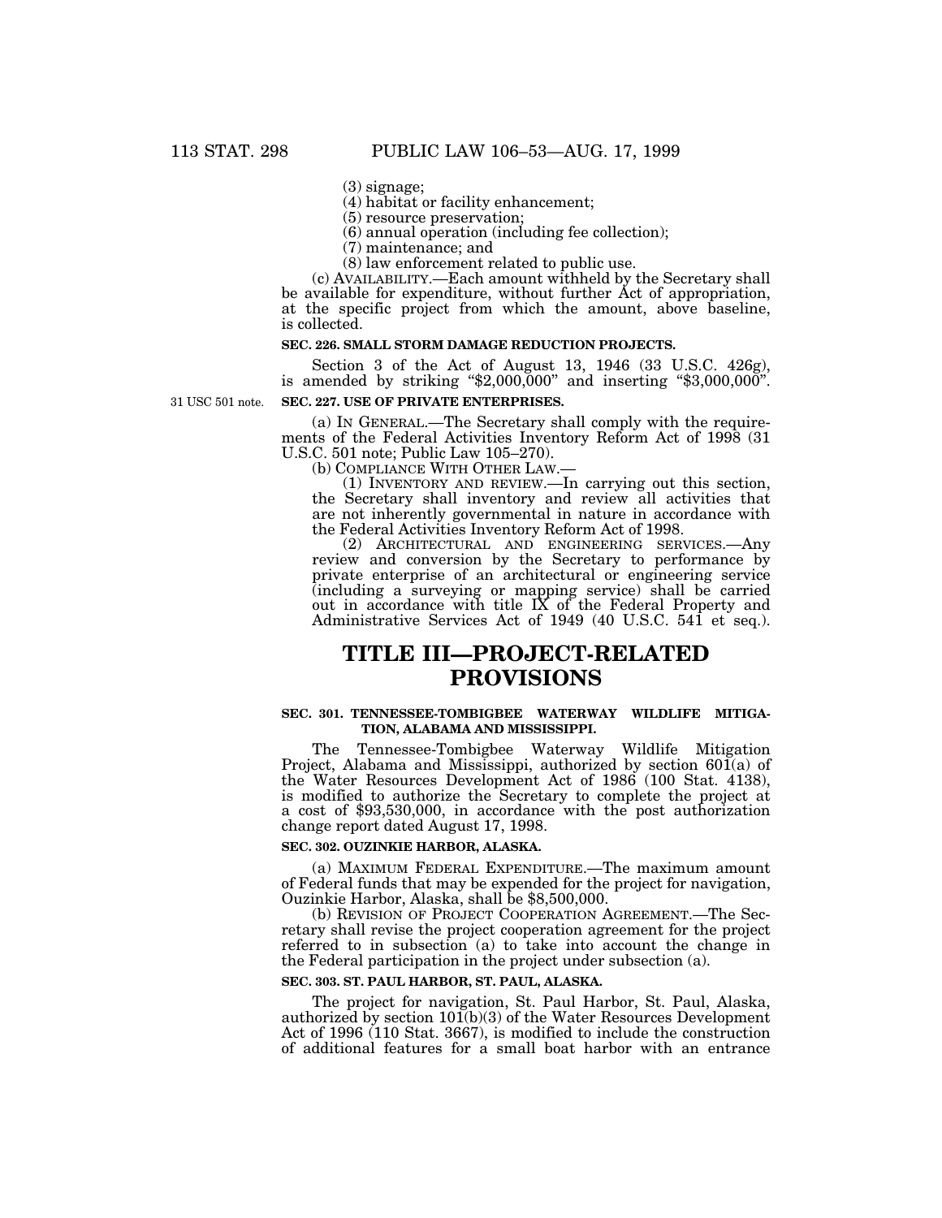(3) signage;

(4) habitat or facility enhancement;

(5) resource preservation;

(6) annual operation (including fee collection);

(7) maintenance; and

(8) law enforcement related to public use.

(c) AVAILABILITY.—Each amount withheld by the Secretary shall be available for expenditure, without further Act of appropriation, at the specific project from which the amount, above baseline, is collected.

### SEC. 226. SMALL STORM DAMAGE REDUCTION PROJECTS.

Section 3 of the Act of August 13, 1946 (33 U.S.C. 426g), is amended by striking "$2,000,000" and inserting "$3,000,000".

31 USC 501 note.

### SEC. 227. USE OF PRIVATE ENTERPRISES.

(a) IN GENERAL.—The Secretary shall comply with the requirements of the Federal Activities Inventory Reform Act of 1998 (31 U.S.C. 501 note; Public Law 105–270).

(b) COMPLIANCE WITH OTHER LAW.—

(1) INVENTORY AND REVIEW.—In carrying out this section, the Secretary shall inventory and review all activities that are not inherently governmental in nature in accordance with the Federal Activities Inventory Reform Act of 1998.

(2) ARCHITECTURAL AND ENGINEERING SERVICES.—Any review and conversion by the Secretary to performance by private enterprise of an architectural or engineering service (including a surveying or mapping service) shall be carried out in accordance with title IX of the Federal Property and Administrative Services Act of 1949 (40 U.S.C. 541 et seq.).

# TITLE III—PROJECT-RELATED PROVISIONS

### SEC. 301. TENNESSEE-TOMBIGBEE WATERWAY WILDLIFE MITIGATION, ALABAMA AND MISSISSIPPI.

The Tennessee-Tombigbee Waterway Wildlife Mitigation Project, Alabama and Mississippi, authorized by section 601(a) of the Water Resources Development Act of 1986 (100 Stat. 4138), is modified to authorize the Secretary to complete the project at a cost of $93,530,000, in accordance with the post authorization change report dated August 17, 1998.

### SEC. 302. OUZINKIE HARBOR, ALASKA.

(a) MAXIMUM FEDERAL EXPENDITURE.—The maximum amount of Federal funds that may be expended for the project for navigation, Ouzinkie Harbor, Alaska, shall be $8,500,000.

(b) REVISION OF PROJECT COOPERATION AGREEMENT.—The Secretary shall revise the project cooperation agreement for the project referred to in subsection (a) to take into account the change in the Federal participation in the project under subsection (a).

### SEC. 303. ST. PAUL HARBOR, ST. PAUL, ALASKA.

The project for navigation, St. Paul Harbor, St. Paul, Alaska, authorized by section 101(b)(3) of the Water Resources Development Act of 1996 (110 Stat. 3667), is modified to include the construction of additional features for a small boat harbor with an entrance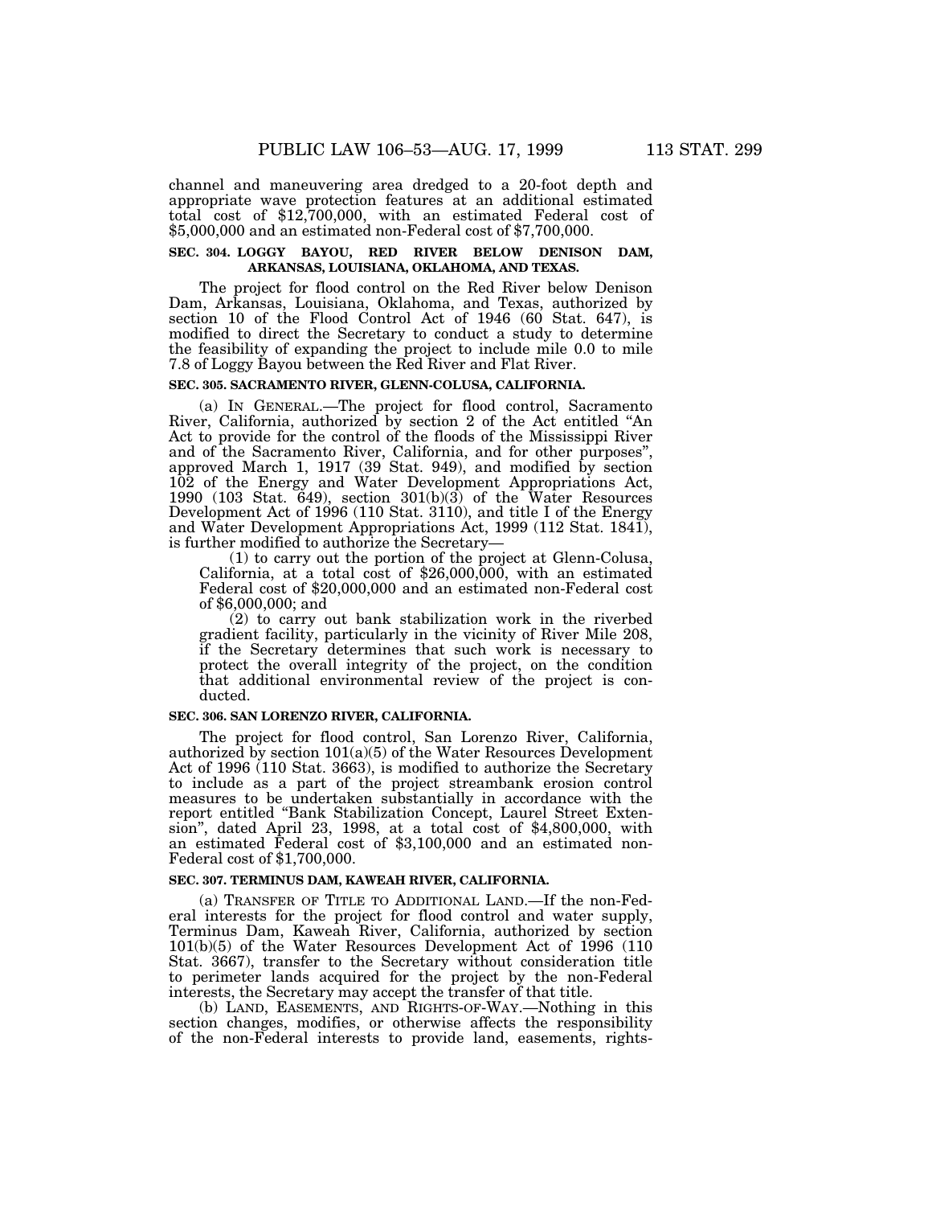channel and maneuvering area dredged to a 20-foot depth and appropriate wave protection features at an additional estimated total cost of $12,700,000, with an estimated Federal cost of $5,000,000 and an estimated non-Federal cost of $7,700,000.

**SEC. 304. LOGGY BAYOU, RED RIVER BELOW DENISON DAM, ARKANSAS, LOUISIANA, OKLAHOMA, AND TEXAS.**

The project for flood control on the Red River below Denison Dam, Arkansas, Louisiana, Oklahoma, and Texas, authorized by section 10 of the Flood Control Act of 1946 (60 Stat. 647), is modified to direct the Secretary to conduct a study to determine the feasibility of expanding the project to include mile 0.0 to mile 7.8 of Loggy Bayou between the Red River and Flat River.

**SEC. 305. SACRAMENTO RIVER, GLENN-COLUSA, CALIFORNIA.**

(a) IN GENERAL.—The project for flood control, Sacramento River, California, authorized by section 2 of the Act entitled "An Act to provide for the control of the floods of the Mississippi River and of the Sacramento River, California, and for other purposes", approved March 1, 1917 (39 Stat. 949), and modified by section 102 of the Energy and Water Development Appropriations Act, 1990 (103 Stat. 649), section 301(b)(3) of the Water Resources Development Act of 1996 (110 Stat. 3110), and title I of the Energy and Water Development Appropriations Act, 1999 (112 Stat. 1841), is further modified to authorize the Secretary—

(1) to carry out the portion of the project at Glenn-Colusa, California, at a total cost of $26,000,000, with an estimated Federal cost of $20,000,000 and an estimated non-Federal cost of $6,000,000; and

(2) to carry out bank stabilization work in the riverbed gradient facility, particularly in the vicinity of River Mile 208, if the Secretary determines that such work is necessary to protect the overall integrity of the project, on the condition that additional environmental review of the project is conducted.

**SEC. 306. SAN LORENZO RIVER, CALIFORNIA.**

The project for flood control, San Lorenzo River, California, authorized by section 101(a)(5) of the Water Resources Development Act of 1996 (110 Stat. 3663), is modified to authorize the Secretary to include as a part of the project streambank erosion control measures to be undertaken substantially in accordance with the report entitled "Bank Stabilization Concept, Laurel Street Extension", dated April 23, 1998, at a total cost of $4,800,000, with an estimated Federal cost of $3,100,000 and an estimated non-Federal cost of $1,700,000.

**SEC. 307. TERMINUS DAM, KAWEAH RIVER, CALIFORNIA.**

(a) TRANSFER OF TITLE TO ADDITIONAL LAND.—If the non-Federal interests for the project for flood control and water supply, Terminus Dam, Kaweah River, California, authorized by section 101(b)(5) of the Water Resources Development Act of 1996 (110 Stat. 3667), transfer to the Secretary without consideration title to perimeter lands acquired for the project by the non-Federal interests, the Secretary may accept the transfer of that title.

(b) LAND, EASEMENTS, AND RIGHTS-OF-WAY.—Nothing in this section changes, modifies, or otherwise affects the responsibility of the non-Federal interests to provide land, easements, rights-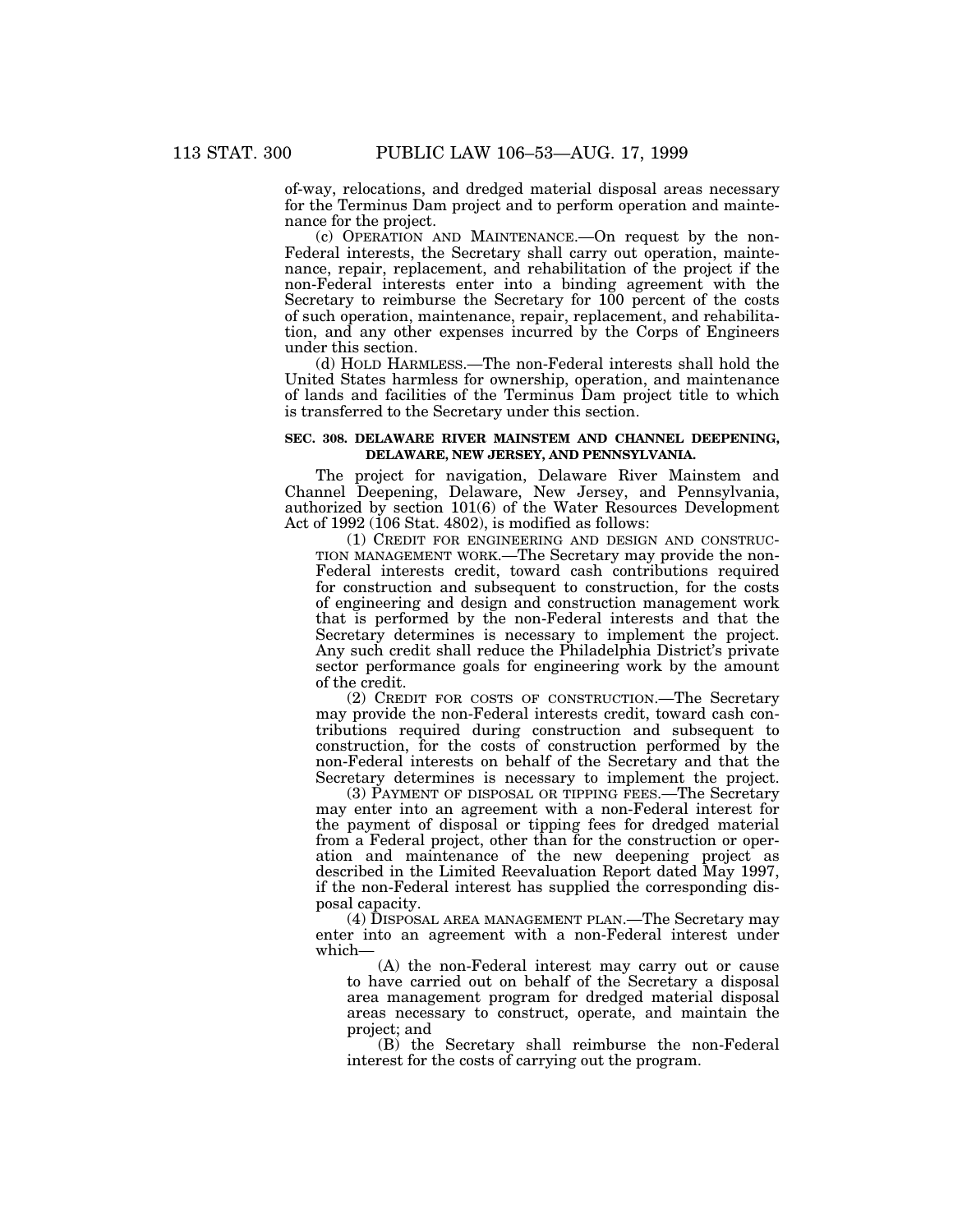of-way, relocations, and dredged material disposal areas necessary for the Terminus Dam project and to perform operation and maintenance for the project.

(c) OPERATION AND MAINTENANCE.—On request by the non-Federal interests, the Secretary shall carry out operation, maintenance, repair, replacement, and rehabilitation of the project if the non-Federal interests enter into a binding agreement with the Secretary to reimburse the Secretary for 100 percent of the costs of such operation, maintenance, repair, replacement, and rehabilitation, and any other expenses incurred by the Corps of Engineers under this section.

(d) HOLD HARMLESS.—The non-Federal interests shall hold the United States harmless for ownership, operation, and maintenance of lands and facilities of the Terminus Dam project title to which is transferred to the Secretary under this section.

**SEC. 308. DELAWARE RIVER MAINSTEM AND CHANNEL DEEPENING, DELAWARE, NEW JERSEY, AND PENNSYLVANIA.**

The project for navigation, Delaware River Mainstem and Channel Deepening, Delaware, New Jersey, and Pennsylvania, authorized by section 101(6) of the Water Resources Development Act of 1992 (106 Stat. 4802), is modified as follows:

(1) CREDIT FOR ENGINEERING AND DESIGN AND CONSTRUCTION MANAGEMENT WORK.—The Secretary may provide the non-Federal interests credit, toward cash contributions required for construction and subsequent to construction, for the costs of engineering and design and construction management work that is performed by the non-Federal interests and that the Secretary determines is necessary to implement the project. Any such credit shall reduce the Philadelphia District's private sector performance goals for engineering work by the amount of the credit.

(2) CREDIT FOR COSTS OF CONSTRUCTION.—The Secretary may provide the non-Federal interests credit, toward cash contributions required during construction and subsequent to construction, for the costs of construction performed by the non-Federal interests on behalf of the Secretary and that the Secretary determines is necessary to implement the project.

(3) PAYMENT OF DISPOSAL OR TIPPING FEES.—The Secretary may enter into an agreement with a non-Federal interest for the payment of disposal or tipping fees for dredged material from a Federal project, other than for the construction or operation and maintenance of the new deepening project as described in the Limited Reevaluation Report dated May 1997, if the non-Federal interest has supplied the corresponding disposal capacity.

(4) DISPOSAL AREA MANAGEMENT PLAN.—The Secretary may enter into an agreement with a non-Federal interest under which—

(A) the non-Federal interest may carry out or cause to have carried out on behalf of the Secretary a disposal area management program for dredged material disposal areas necessary to construct, operate, and maintain the project; and

(B) the Secretary shall reimburse the non-Federal interest for the costs of carrying out the program.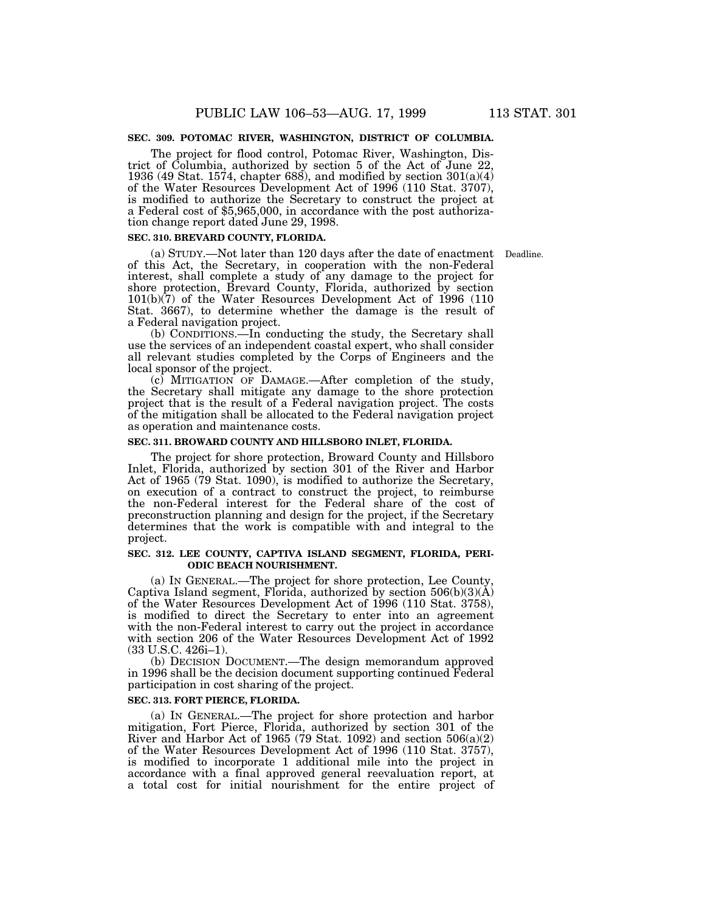**SEC. 309. POTOMAC RIVER, WASHINGTON, DISTRICT OF COLUMBIA.**

The project for flood control, Potomac River, Washington, District of Columbia, authorized by section 5 of the Act of June 22, 1936 (49 Stat. 1574, chapter 688), and modified by section 301(a)(4) of the Water Resources Development Act of 1996 (110 Stat. 3707), is modified to authorize the Secretary to construct the project at a Federal cost of $5,965,000, in accordance with the post authorization change report dated June 29, 1998.

**SEC. 310. BREVARD COUNTY, FLORIDA.**

Deadline.

(a) STUDY.—Not later than 120 days after the date of enactment of this Act, the Secretary, in cooperation with the non-Federal interest, shall complete a study of any damage to the project for shore protection, Brevard County, Florida, authorized by section 101(b)(7) of the Water Resources Development Act of 1996 (110 Stat. 3667), to determine whether the damage is the result of a Federal navigation project.

(b) CONDITIONS.—In conducting the study, the Secretary shall use the services of an independent coastal expert, who shall consider all relevant studies completed by the Corps of Engineers and the local sponsor of the project.

(c) MITIGATION OF DAMAGE.—After completion of the study, the Secretary shall mitigate any damage to the shore protection project that is the result of a Federal navigation project. The costs of the mitigation shall be allocated to the Federal navigation project as operation and maintenance costs.

**SEC. 311. BROWARD COUNTY AND HILLSBORO INLET, FLORIDA.**

The project for shore protection, Broward County and Hillsboro Inlet, Florida, authorized by section 301 of the River and Harbor Act of 1965 (79 Stat. 1090), is modified to authorize the Secretary, on execution of a contract to construct the project, to reimburse the non-Federal interest for the Federal share of the cost of preconstruction planning and design for the project, if the Secretary determines that the work is compatible with and integral to the project.

**SEC. 312. LEE COUNTY, CAPTIVA ISLAND SEGMENT, FLORIDA, PERIODIC BEACH NOURISHMENT.**

(a) IN GENERAL.—The project for shore protection, Lee County, Captiva Island segment, Florida, authorized by section 506(b)(3)(A) of the Water Resources Development Act of 1996 (110 Stat. 3758), is modified to direct the Secretary to enter into an agreement with the non-Federal interest to carry out the project in accordance with section 206 of the Water Resources Development Act of 1992 (33 U.S.C. 426i–1).

(b) DECISION DOCUMENT.—The design memorandum approved in 1996 shall be the decision document supporting continued Federal participation in cost sharing of the project.

**SEC. 313. FORT PIERCE, FLORIDA.**

(a) IN GENERAL.—The project for shore protection and harbor mitigation, Fort Pierce, Florida, authorized by section 301 of the River and Harbor Act of 1965 (79 Stat. 1092) and section 506(a)(2) of the Water Resources Development Act of 1996 (110 Stat. 3757), is modified to incorporate 1 additional mile into the project in accordance with a final approved general reevaluation report, at a total cost for initial nourishment for the entire project of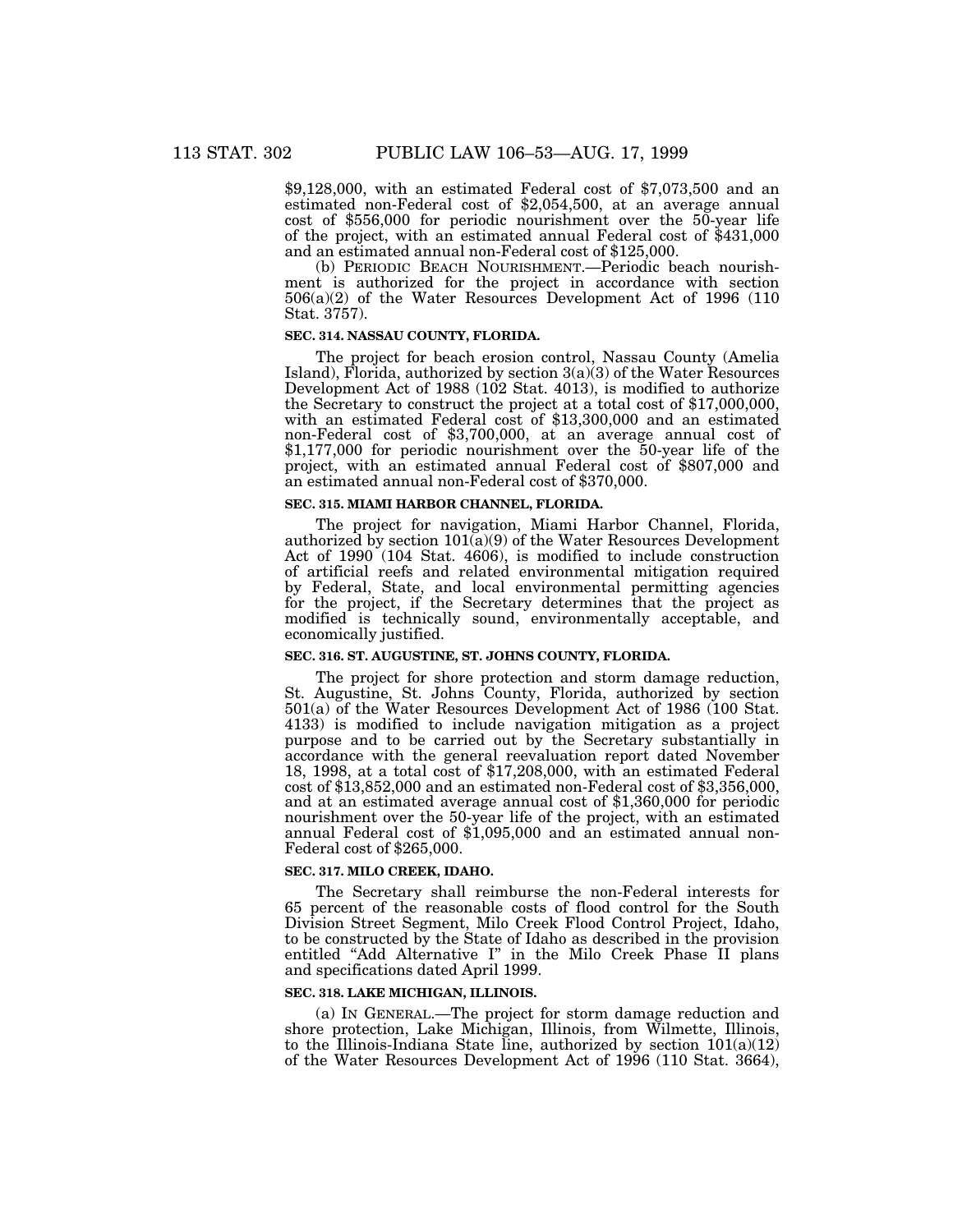$9,128,000, with an estimated Federal cost of $7,073,500 and an estimated non-Federal cost of $2,054,500, at an average annual cost of $556,000 for periodic nourishment over the 50-year life of the project, with an estimated annual Federal cost of $431,000 and an estimated annual non-Federal cost of $125,000.

(b) PERIODIC BEACH NOURISHMENT.—Periodic beach nourishment is authorized for the project in accordance with section 506(a)(2) of the Water Resources Development Act of 1996 (110 Stat. 3757).

**SEC. 314. NASSAU COUNTY, FLORIDA.**

The project for beach erosion control, Nassau County (Amelia Island), Florida, authorized by section 3(a)(3) of the Water Resources Development Act of 1988 (102 Stat. 4013), is modified to authorize the Secretary to construct the project at a total cost of $17,000,000, with an estimated Federal cost of $13,300,000 and an estimated non-Federal cost of $3,700,000, at an average annual cost of $1,177,000 for periodic nourishment over the 50-year life of the project, with an estimated annual Federal cost of $807,000 and an estimated annual non-Federal cost of $370,000.

**SEC. 315. MIAMI HARBOR CHANNEL, FLORIDA.**

The project for navigation, Miami Harbor Channel, Florida, authorized by section 101(a)(9) of the Water Resources Development Act of 1990 (104 Stat. 4606), is modified to include construction of artificial reefs and related environmental mitigation required by Federal, State, and local environmental permitting agencies for the project, if the Secretary determines that the project as modified is technically sound, environmentally acceptable, and economically justified.

**SEC. 316. ST. AUGUSTINE, ST. JOHNS COUNTY, FLORIDA.**

The project for shore protection and storm damage reduction, St. Augustine, St. Johns County, Florida, authorized by section 501(a) of the Water Resources Development Act of 1986 (100 Stat. 4133) is modified to include navigation mitigation as a project purpose and to be carried out by the Secretary substantially in accordance with the general reevaluation report dated November 18, 1998, at a total cost of $17,208,000, with an estimated Federal cost of $13,852,000 and an estimated non-Federal cost of $3,356,000, and at an estimated average annual cost of $1,360,000 for periodic nourishment over the 50-year life of the project, with an estimated annual Federal cost of $1,095,000 and an estimated annual non-Federal cost of $265,000.

**SEC. 317. MILO CREEK, IDAHO.**

The Secretary shall reimburse the non-Federal interests for 65 percent of the reasonable costs of flood control for the South Division Street Segment, Milo Creek Flood Control Project, Idaho, to be constructed by the State of Idaho as described in the provision entitled "Add Alternative I" in the Milo Creek Phase II plans and specifications dated April 1999.

**SEC. 318. LAKE MICHIGAN, ILLINOIS.**

(a) IN GENERAL.—The project for storm damage reduction and shore protection, Lake Michigan, Illinois, from Wilmette, Illinois, to the Illinois-Indiana State line, authorized by section 101(a)(12) of the Water Resources Development Act of 1996 (110 Stat. 3664),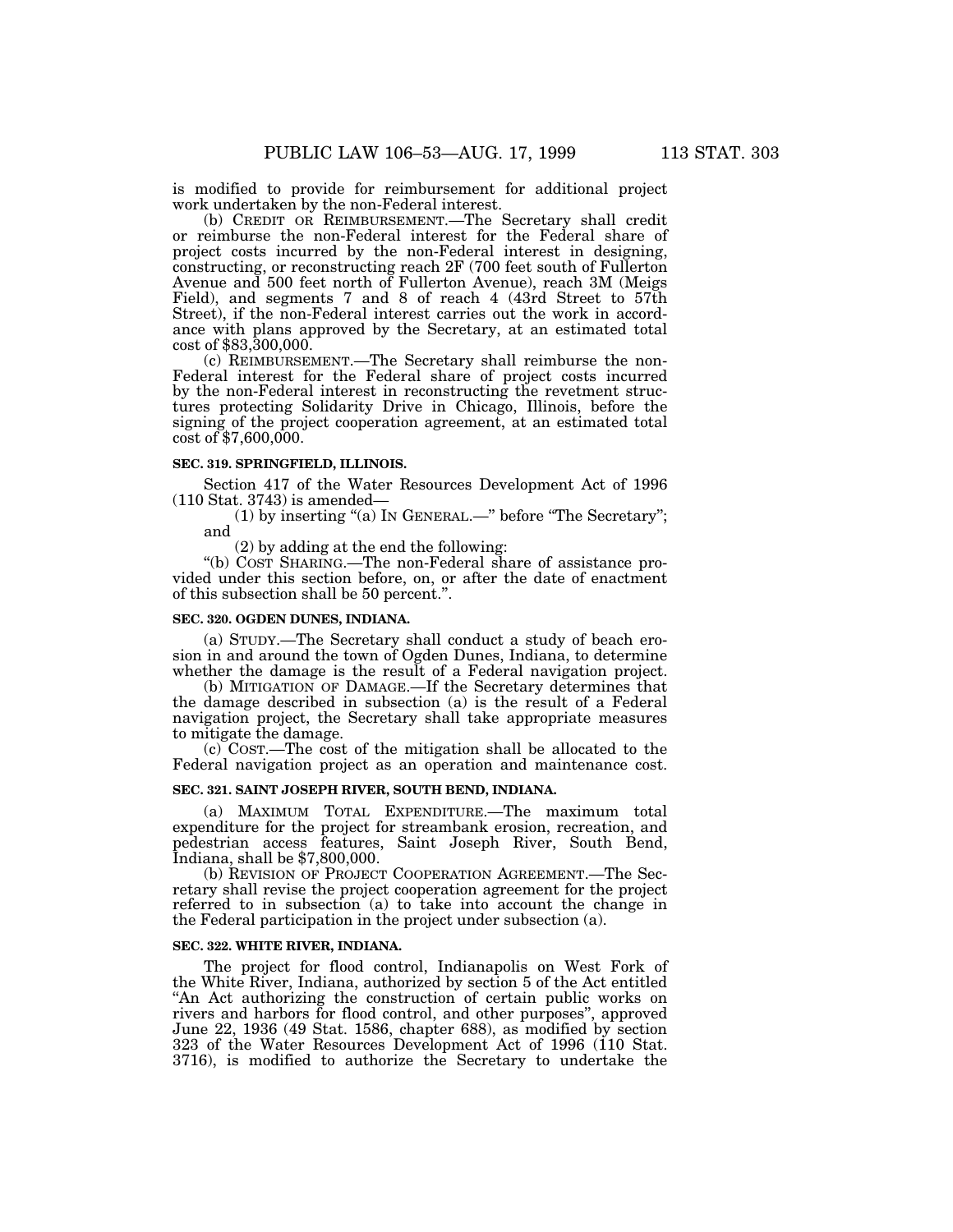is modified to provide for reimbursement for additional project work undertaken by the non-Federal interest.

(b) CREDIT OR REIMBURSEMENT.—The Secretary shall credit or reimburse the non-Federal interest for the Federal share of project costs incurred by the non-Federal interest in designing, constructing, or reconstructing reach 2F (700 feet south of Fullerton Avenue and 500 feet north of Fullerton Avenue), reach 3M (Meigs Field), and segments 7 and 8 of reach 4 (43rd Street to 57th Street), if the non-Federal interest carries out the work in accordance with plans approved by the Secretary, at an estimated total cost of $83,300,000.

(c) REIMBURSEMENT.—The Secretary shall reimburse the non-Federal interest for the Federal share of project costs incurred by the non-Federal interest in reconstructing the revetment structures protecting Solidarity Drive in Chicago, Illinois, before the signing of the project cooperation agreement, at an estimated total cost of $7,600,000.

**SEC. 319. SPRINGFIELD, ILLINOIS.**

Section 417 of the Water Resources Development Act of 1996 (110 Stat. 3743) is amended—

(1) by inserting "(a) IN GENERAL.—" before "The Secretary"; and

(2) by adding at the end the following:

"(b) COST SHARING.—The non-Federal share of assistance provided under this section before, on, or after the date of enactment of this subsection shall be 50 percent.".

**SEC. 320. OGDEN DUNES, INDIANA.**

(a) STUDY.—The Secretary shall conduct a study of beach erosion in and around the town of Ogden Dunes, Indiana, to determine whether the damage is the result of a Federal navigation project.

(b) MITIGATION OF DAMAGE.—If the Secretary determines that the damage described in subsection (a) is the result of a Federal navigation project, the Secretary shall take appropriate measures to mitigate the damage.

(c) COST.—The cost of the mitigation shall be allocated to the Federal navigation project as an operation and maintenance cost.

**SEC. 321. SAINT JOSEPH RIVER, SOUTH BEND, INDIANA.**

(a) MAXIMUM TOTAL EXPENDITURE.—The maximum total expenditure for the project for streambank erosion, recreation, and pedestrian access features, Saint Joseph River, South Bend, Indiana, shall be $7,800,000.

(b) REVISION OF PROJECT COOPERATION AGREEMENT.—The Secretary shall revise the project cooperation agreement for the project referred to in subsection (a) to take into account the change in the Federal participation in the project under subsection (a).

**SEC. 322. WHITE RIVER, INDIANA.**

The project for flood control, Indianapolis on West Fork of the White River, Indiana, authorized by section 5 of the Act entitled "An Act authorizing the construction of certain public works on rivers and harbors for flood control, and other purposes", approved June 22, 1936 (49 Stat. 1586, chapter 688), as modified by section 323 of the Water Resources Development Act of 1996 (110 Stat. 3716), is modified to authorize the Secretary to undertake the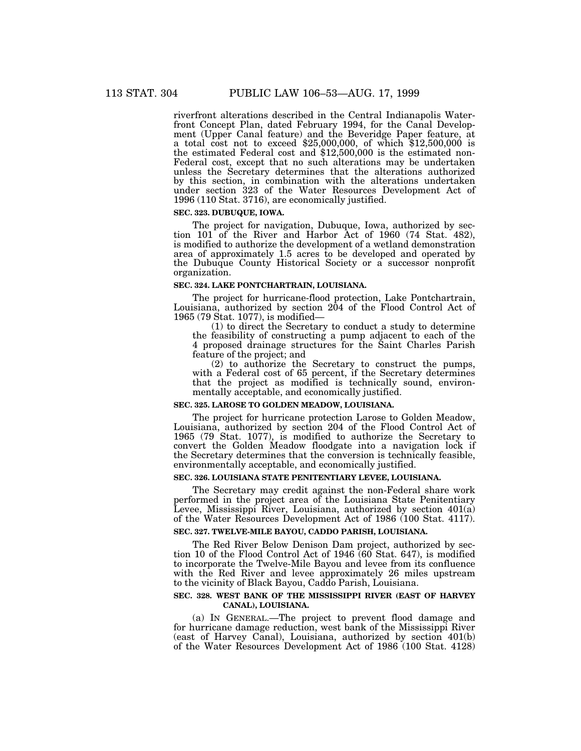riverfront alterations described in the Central Indianapolis Waterfront Concept Plan, dated February 1994, for the Canal Development (Upper Canal feature) and the Beveridge Paper feature, at a total cost not to exceed $25,000,000, of which $12,500,000 is the estimated Federal cost and $12,500,000 is the estimated non-Federal cost, except that no such alterations may be undertaken unless the Secretary determines that the alterations authorized by this section, in combination with the alterations undertaken under section 323 of the Water Resources Development Act of 1996 (110 Stat. 3716), are economically justified.

**SEC. 323. DUBUQUE, IOWA.**

The project for navigation, Dubuque, Iowa, authorized by section 101 of the River and Harbor Act of 1960 (74 Stat. 482), is modified to authorize the development of a wetland demonstration area of approximately 1.5 acres to be developed and operated by the Dubuque County Historical Society or a successor nonprofit organization.

**SEC. 324. LAKE PONTCHARTRAIN, LOUISIANA.**

The project for hurricane-flood protection, Lake Pontchartrain, Louisiana, authorized by section 204 of the Flood Control Act of 1965 (79 Stat. 1077), is modified—

(1) to direct the Secretary to conduct a study to determine the feasibility of constructing a pump adjacent to each of the 4 proposed drainage structures for the Saint Charles Parish feature of the project; and

(2) to authorize the Secretary to construct the pumps, with a Federal cost of 65 percent, if the Secretary determines that the project as modified is technically sound, environmentally acceptable, and economically justified.

**SEC. 325. LAROSE TO GOLDEN MEADOW, LOUISIANA.**

The project for hurricane protection Larose to Golden Meadow, Louisiana, authorized by section 204 of the Flood Control Act of 1965 (79 Stat. 1077), is modified to authorize the Secretary to convert the Golden Meadow floodgate into a navigation lock if the Secretary determines that the conversion is technically feasible, environmentally acceptable, and economically justified.

**SEC. 326. LOUISIANA STATE PENITENTIARY LEVEE, LOUISIANA.**

The Secretary may credit against the non-Federal share work performed in the project area of the Louisiana State Penitentiary Levee, Mississippi River, Louisiana, authorized by section 401(a) of the Water Resources Development Act of 1986 (100 Stat. 4117).

**SEC. 327. TWELVE-MILE BAYOU, CADDO PARISH, LOUISIANA.**

The Red River Below Denison Dam project, authorized by section 10 of the Flood Control Act of 1946 (60 Stat. 647), is modified to incorporate the Twelve-Mile Bayou and levee from its confluence with the Red River and levee approximately 26 miles upstream to the vicinity of Black Bayou, Caddo Parish, Louisiana.

**SEC. 328. WEST BANK OF THE MISSISSIPPI RIVER (EAST OF HARVEY CANAL), LOUISIANA.**

(a) IN GENERAL.—The project to prevent flood damage and for hurricane damage reduction, west bank of the Mississippi River (east of Harvey Canal), Louisiana, authorized by section 401(b) of the Water Resources Development Act of 1986 (100 Stat. 4128)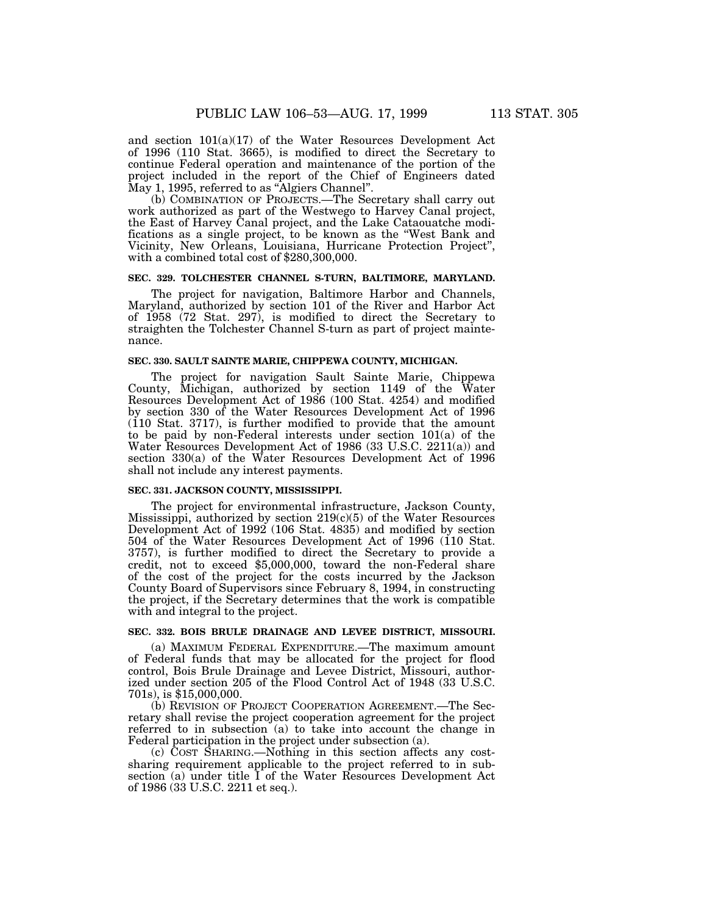and section 101(a)(17) of the Water Resources Development Act of 1996 (110 Stat. 3665), is modified to direct the Secretary to continue Federal operation and maintenance of the portion of the project included in the report of the Chief of Engineers dated May 1, 1995, referred to as "Algiers Channel".

(b) COMBINATION OF PROJECTS.—The Secretary shall carry out work authorized as part of the Westwego to Harvey Canal project, the East of Harvey Canal project, and the Lake Cataouatche modifications as a single project, to be known as the "West Bank and Vicinity, New Orleans, Louisiana, Hurricane Protection Project", with a combined total cost of $280,300,000.

**SEC. 329. TOLCHESTER CHANNEL S-TURN, BALTIMORE, MARYLAND.**

The project for navigation, Baltimore Harbor and Channels, Maryland, authorized by section 101 of the River and Harbor Act of 1958 (72 Stat. 297), is modified to direct the Secretary to straighten the Tolchester Channel S-turn as part of project maintenance.

**SEC. 330. SAULT SAINTE MARIE, CHIPPEWA COUNTY, MICHIGAN.**

The project for navigation Sault Sainte Marie, Chippewa County, Michigan, authorized by section 1149 of the Water Resources Development Act of 1986 (100 Stat. 4254) and modified by section 330 of the Water Resources Development Act of 1996 (110 Stat. 3717), is further modified to provide that the amount to be paid by non-Federal interests under section 101(a) of the Water Resources Development Act of 1986 (33 U.S.C. 2211(a)) and section 330(a) of the Water Resources Development Act of 1996 shall not include any interest payments.

**SEC. 331. JACKSON COUNTY, MISSISSIPPI.**

The project for environmental infrastructure, Jackson County, Mississippi, authorized by section 219(c)(5) of the Water Resources Development Act of 1992 (106 Stat. 4835) and modified by section 504 of the Water Resources Development Act of 1996 (110 Stat. 3757), is further modified to direct the Secretary to provide a credit, not to exceed $5,000,000, toward the non-Federal share of the cost of the project for the costs incurred by the Jackson County Board of Supervisors since February 8, 1994, in constructing the project, if the Secretary determines that the work is compatible with and integral to the project.

**SEC. 332. BOIS BRULE DRAINAGE AND LEVEE DISTRICT, MISSOURI.**

(a) MAXIMUM FEDERAL EXPENDITURE.—The maximum amount of Federal funds that may be allocated for the project for flood control, Bois Brule Drainage and Levee District, Missouri, authorized under section 205 of the Flood Control Act of 1948 (33 U.S.C. 701s), is $15,000,000.

(b) REVISION OF PROJECT COOPERATION AGREEMENT.—The Secretary shall revise the project cooperation agreement for the project referred to in subsection (a) to take into account the change in Federal participation in the project under subsection (a).

(c) COST SHARING.—Nothing in this section affects any cost-sharing requirement applicable to the project referred to in subsection (a) under title I of the Water Resources Development Act of 1986 (33 U.S.C. 2211 et seq.).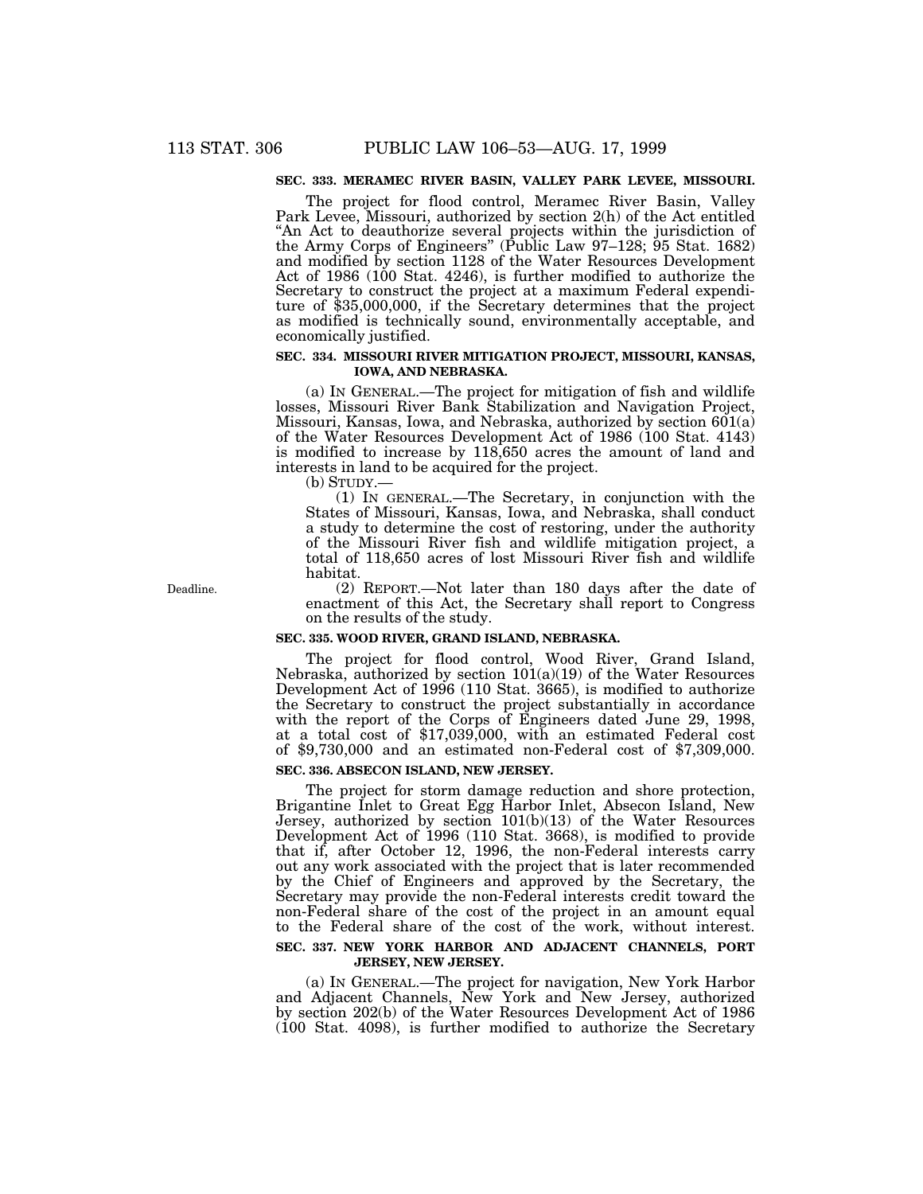### SEC. 333. MERAMEC RIVER BASIN, VALLEY PARK LEVEE, MISSOURI.

The project for flood control, Meramec River Basin, Valley Park Levee, Missouri, authorized by section 2(h) of the Act entitled "An Act to deauthorize several projects within the jurisdiction of the Army Corps of Engineers" (Public Law 97–128; 95 Stat. 1682) and modified by section 1128 of the Water Resources Development Act of 1986 (100 Stat. 4246), is further modified to authorize the Secretary to construct the project at a maximum Federal expenditure of $35,000,000, if the Secretary determines that the project as modified is technically sound, environmentally acceptable, and economically justified.

### SEC. 334. MISSOURI RIVER MITIGATION PROJECT, MISSOURI, KANSAS, IOWA, AND NEBRASKA.

(a) IN GENERAL.—The project for mitigation of fish and wildlife losses, Missouri River Bank Stabilization and Navigation Project, Missouri, Kansas, Iowa, and Nebraska, authorized by section 601(a) of the Water Resources Development Act of 1986 (100 Stat. 4143) is modified to increase by 118,650 acres the amount of land and interests in land to be acquired for the project.

(b) STUDY.—

(1) IN GENERAL.—The Secretary, in conjunction with the States of Missouri, Kansas, Iowa, and Nebraska, shall conduct a study to determine the cost of restoring, under the authority of the Missouri River fish and wildlife mitigation project, a total of 118,650 acres of lost Missouri River fish and wildlife habitat.

Deadline.

(2) REPORT.—Not later than 180 days after the date of enactment of this Act, the Secretary shall report to Congress on the results of the study.

### SEC. 335. WOOD RIVER, GRAND ISLAND, NEBRASKA.

The project for flood control, Wood River, Grand Island, Nebraska, authorized by section 101(a)(19) of the Water Resources Development Act of 1996 (110 Stat. 3665), is modified to authorize the Secretary to construct the project substantially in accordance with the report of the Corps of Engineers dated June 29, 1998, at a total cost of $17,039,000, with an estimated Federal cost of $9,730,000 and an estimated non-Federal cost of $7,309,000.

### SEC. 336. ABSECON ISLAND, NEW JERSEY.

The project for storm damage reduction and shore protection, Brigantine Inlet to Great Egg Harbor Inlet, Absecon Island, New Jersey, authorized by section 101(b)(13) of the Water Resources Development Act of 1996 (110 Stat. 3668), is modified to provide that if, after October 12, 1996, the non-Federal interests carry out any work associated with the project that is later recommended by the Chief of Engineers and approved by the Secretary, the Secretary may provide the non-Federal interests credit toward the non-Federal share of the cost of the project in an amount equal to the Federal share of the cost of the work, without interest.

### SEC. 337. NEW YORK HARBOR AND ADJACENT CHANNELS, PORT JERSEY, NEW JERSEY.

(a) IN GENERAL.—The project for navigation, New York Harbor and Adjacent Channels, New York and New Jersey, authorized by section 202(b) of the Water Resources Development Act of 1986 (100 Stat. 4098), is further modified to authorize the Secretary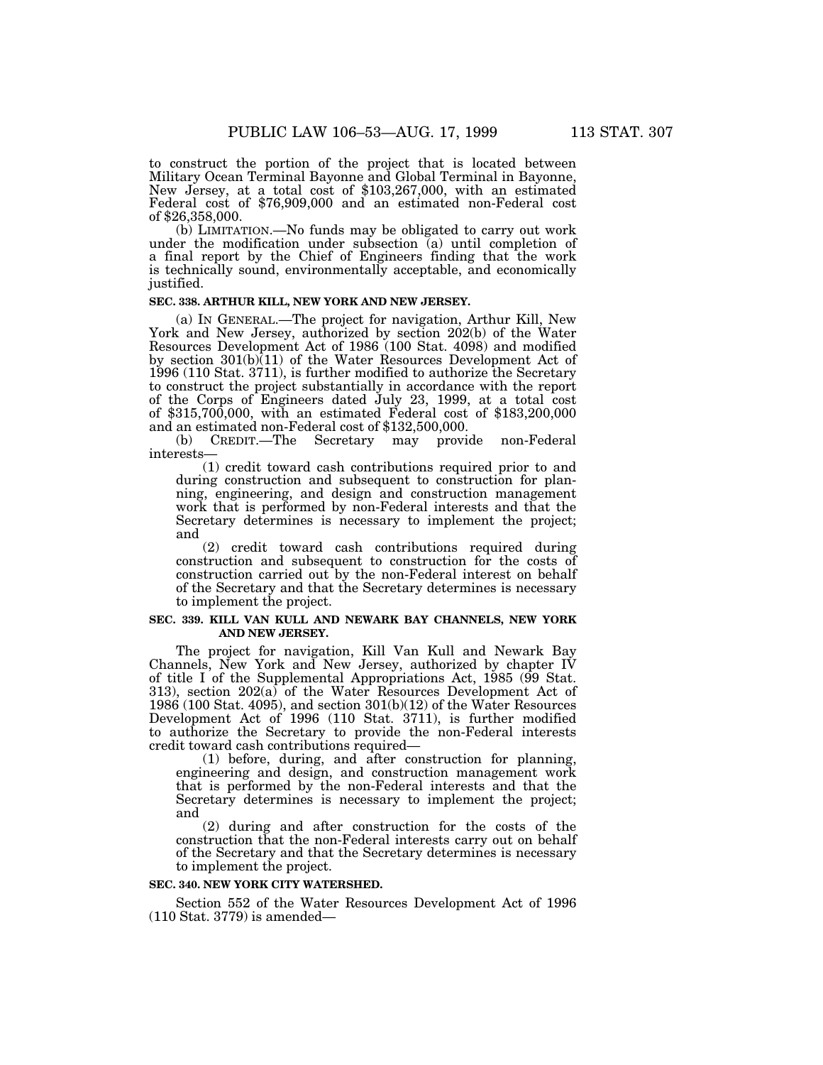to construct the portion of the project that is located between Military Ocean Terminal Bayonne and Global Terminal in Bayonne, New Jersey, at a total cost of $103,267,000, with an estimated Federal cost of $76,909,000 and an estimated non-Federal cost of $26,358,000.

(b) LIMITATION.—No funds may be obligated to carry out work under the modification under subsection (a) until completion of a final report by the Chief of Engineers finding that the work is technically sound, environmentally acceptable, and economically justified.

**SEC. 338. ARTHUR KILL, NEW YORK AND NEW JERSEY.**

(a) IN GENERAL.—The project for navigation, Arthur Kill, New York and New Jersey, authorized by section 202(b) of the Water Resources Development Act of 1986 (100 Stat. 4098) and modified by section 301(b)(11) of the Water Resources Development Act of 1996 (110 Stat. 3711), is further modified to authorize the Secretary to construct the project substantially in accordance with the report of the Corps of Engineers dated July 23, 1999, at a total cost of $315,700,000, with an estimated Federal cost of $183,200,000 and an estimated non-Federal cost of $132,500,000.

(b) CREDIT.—The Secretary may provide non-Federal interests—

(1) credit toward cash contributions required prior to and during construction and subsequent to construction for planning, engineering, and design and construction management work that is performed by non-Federal interests and that the Secretary determines is necessary to implement the project; and

(2) credit toward cash contributions required during construction and subsequent to construction for the costs of construction carried out by the non-Federal interest on behalf of the Secretary and that the Secretary determines is necessary to implement the project.

**SEC. 339. KILL VAN KULL AND NEWARK BAY CHANNELS, NEW YORK AND NEW JERSEY.**

The project for navigation, Kill Van Kull and Newark Bay Channels, New York and New Jersey, authorized by chapter IV of title I of the Supplemental Appropriations Act, 1985 (99 Stat. 313), section 202(a) of the Water Resources Development Act of 1986 (100 Stat. 4095), and section 301(b)(12) of the Water Resources Development Act of 1996 (110 Stat. 3711), is further modified to authorize the Secretary to provide the non-Federal interests credit toward cash contributions required—

(1) before, during, and after construction for planning, engineering and design, and construction management work that is performed by the non-Federal interests and that the Secretary determines is necessary to implement the project; and

(2) during and after construction for the costs of the construction that the non-Federal interests carry out on behalf of the Secretary and that the Secretary determines is necessary to implement the project.

**SEC. 340. NEW YORK CITY WATERSHED.**

Section 552 of the Water Resources Development Act of 1996 (110 Stat. 3779) is amended—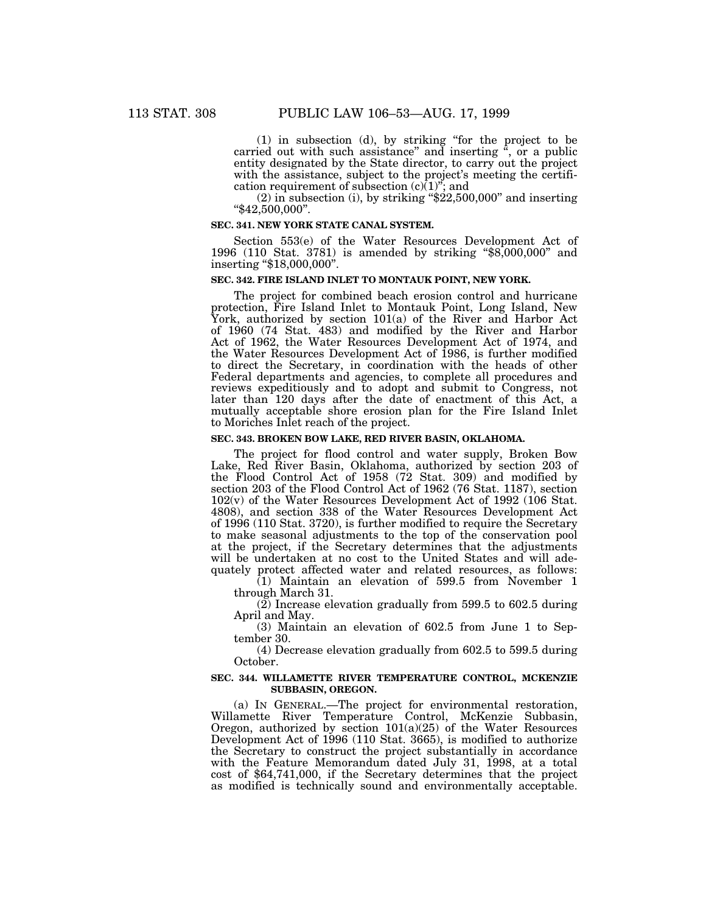(1) in subsection (d), by striking "for the project to be carried out with such assistance" and inserting ", or a public entity designated by the State director, to carry out the project with the assistance, subject to the project's meeting the certification requirement of subsection (c)(1)"; and

(2) in subsection (i), by striking "$22,500,000" and inserting "$42,500,000".

**SEC. 341. NEW YORK STATE CANAL SYSTEM.**

Section 553(e) of the Water Resources Development Act of 1996 (110 Stat. 3781) is amended by striking "$8,000,000" and inserting "$18,000,000".

**SEC. 342. FIRE ISLAND INLET TO MONTAUK POINT, NEW YORK.**

The project for combined beach erosion control and hurricane protection, Fire Island Inlet to Montauk Point, Long Island, New York, authorized by section 101(a) of the River and Harbor Act of 1960 (74 Stat. 483) and modified by the River and Harbor Act of 1962, the Water Resources Development Act of 1974, and the Water Resources Development Act of 1986, is further modified to direct the Secretary, in coordination with the heads of other Federal departments and agencies, to complete all procedures and reviews expeditiously and to adopt and submit to Congress, not later than 120 days after the date of enactment of this Act, a mutually acceptable shore erosion plan for the Fire Island Inlet to Moriches Inlet reach of the project.

**SEC. 343. BROKEN BOW LAKE, RED RIVER BASIN, OKLAHOMA.**

The project for flood control and water supply, Broken Bow Lake, Red River Basin, Oklahoma, authorized by section 203 of the Flood Control Act of 1958 (72 Stat. 309) and modified by section 203 of the Flood Control Act of 1962 (76 Stat. 1187), section 102(v) of the Water Resources Development Act of 1992 (106 Stat. 4808), and section 338 of the Water Resources Development Act of 1996 (110 Stat. 3720), is further modified to require the Secretary to make seasonal adjustments to the top of the conservation pool at the project, if the Secretary determines that the adjustments will be undertaken at no cost to the United States and will adequately protect affected water and related resources, as follows:

(1) Maintain an elevation of 599.5 from November 1 through March 31.

(2) Increase elevation gradually from 599.5 to 602.5 during April and May.

(3) Maintain an elevation of 602.5 from June 1 to September 30.

(4) Decrease elevation gradually from 602.5 to 599.5 during October.

**SEC. 344. WILLAMETTE RIVER TEMPERATURE CONTROL, MCKENZIE SUBBASIN, OREGON.**

(a) IN GENERAL.—The project for environmental restoration, Willamette River Temperature Control, McKenzie Subbasin, Oregon, authorized by section 101(a)(25) of the Water Resources Development Act of 1996 (110 Stat. 3665), is modified to authorize the Secretary to construct the project substantially in accordance with the Feature Memorandum dated July 31, 1998, at a total cost of $64,741,000, if the Secretary determines that the project as modified is technically sound and environmentally acceptable.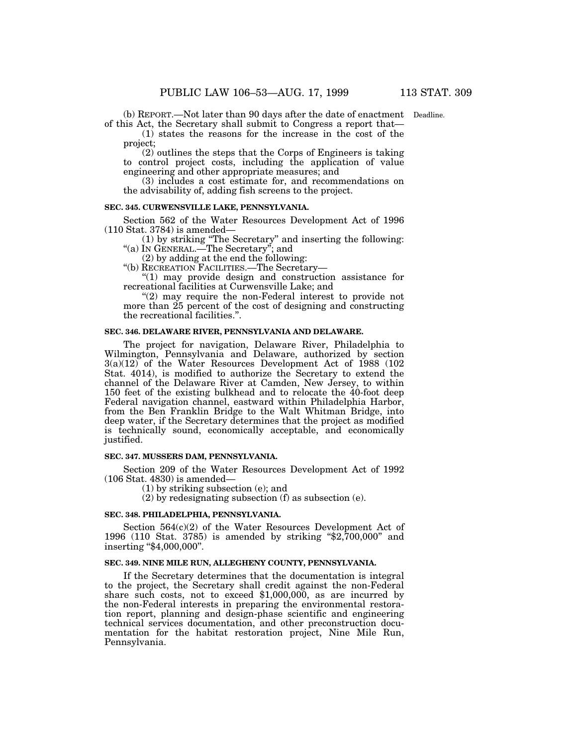(b) REPORT.—Not later than 90 days after the date of enactment of this Act, the Secretary shall submit to Congress a report that— Deadline.

(1) states the reasons for the increase in the cost of the project;

(2) outlines the steps that the Corps of Engineers is taking to control project costs, including the application of value engineering and other appropriate measures; and

(3) includes a cost estimate for, and recommendations on the advisability of, adding fish screens to the project.

**SEC. 345. CURWENSVILLE LAKE, PENNSYLVANIA.**

Section 562 of the Water Resources Development Act of 1996 (110 Stat. 3784) is amended—

(1) by striking "The Secretary" and inserting the following: "(a) IN GENERAL.—The Secretary"; and

(2) by adding at the end the following:

"(b) RECREATION FACILITIES.—The Secretary—

"(1) may provide design and construction assistance for recreational facilities at Curwensville Lake; and

"(2) may require the non-Federal interest to provide not more than 25 percent of the cost of designing and constructing the recreational facilities.".

**SEC. 346. DELAWARE RIVER, PENNSYLVANIA AND DELAWARE.**

The project for navigation, Delaware River, Philadelphia to Wilmington, Pennsylvania and Delaware, authorized by section 3(a)(12) of the Water Resources Development Act of 1988 (102 Stat. 4014), is modified to authorize the Secretary to extend the channel of the Delaware River at Camden, New Jersey, to within 150 feet of the existing bulkhead and to relocate the 40-foot deep Federal navigation channel, eastward within Philadelphia Harbor, from the Ben Franklin Bridge to the Walt Whitman Bridge, into deep water, if the Secretary determines that the project as modified is technically sound, economically acceptable, and economically justified.

**SEC. 347. MUSSERS DAM, PENNSYLVANIA.**

Section 209 of the Water Resources Development Act of 1992 (106 Stat. 4830) is amended—

(1) by striking subsection (e); and

(2) by redesignating subsection (f) as subsection (e).

**SEC. 348. PHILADELPHIA, PENNSYLVANIA.**

Section 564(c)(2) of the Water Resources Development Act of 1996 (110 Stat. 3785) is amended by striking "$2,700,000" and inserting "$4,000,000".

**SEC. 349. NINE MILE RUN, ALLEGHENY COUNTY, PENNSYLVANIA.**

If the Secretary determines that the documentation is integral to the project, the Secretary shall credit against the non-Federal share such costs, not to exceed $1,000,000, as are incurred by the non-Federal interests in preparing the environmental restoration report, planning and design-phase scientific and engineering technical services documentation, and other preconstruction documentation for the habitat restoration project, Nine Mile Run, Pennsylvania.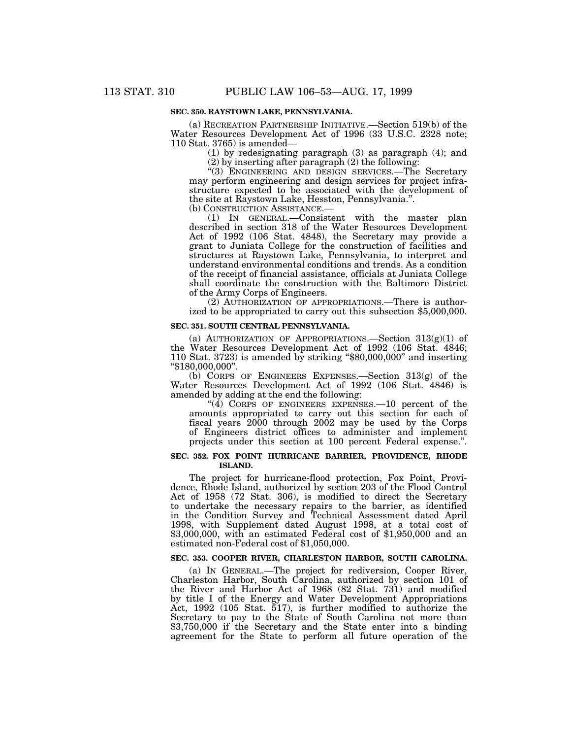**SEC. 350. RAYSTOWN LAKE, PENNSYLVANIA.**

(a) RECREATION PARTNERSHIP INITIATIVE.—Section 519(b) of the Water Resources Development Act of 1996 (33 U.S.C. 2328 note; 110 Stat. 3765) is amended—

(1) by redesignating paragraph (3) as paragraph (4); and

(2) by inserting after paragraph (2) the following:

"(3) ENGINEERING AND DESIGN SERVICES.—The Secretary may perform engineering and design services for project infrastructure expected to be associated with the development of the site at Raystown Lake, Hesston, Pennsylvania.".

(b) CONSTRUCTION ASSISTANCE.—

(1) IN GENERAL.—Consistent with the master plan described in section 318 of the Water Resources Development Act of 1992 (106 Stat. 4848), the Secretary may provide a grant to Juniata College for the construction of facilities and structures at Raystown Lake, Pennsylvania, to interpret and understand environmental conditions and trends. As a condition of the receipt of financial assistance, officials at Juniata College shall coordinate the construction with the Baltimore District of the Army Corps of Engineers.

(2) AUTHORIZATION OF APPROPRIATIONS.—There is authorized to be appropriated to carry out this subsection $5,000,000.

**SEC. 351. SOUTH CENTRAL PENNSYLVANIA.**

(a) AUTHORIZATION OF APPROPRIATIONS.—Section 313(g)(1) of the Water Resources Development Act of 1992 (106 Stat. 4846; 110 Stat. 3723) is amended by striking "$80,000,000" and inserting "$180,000,000".

(b) CORPS OF ENGINEERS EXPENSES.—Section 313(g) of the Water Resources Development Act of 1992 (106 Stat. 4846) is amended by adding at the end the following:

"(4) CORPS OF ENGINEERS EXPENSES.—10 percent of the amounts appropriated to carry out this section for each of fiscal years 2000 through 2002 may be used by the Corps of Engineers district offices to administer and implement projects under this section at 100 percent Federal expense.".

**SEC. 352. FOX POINT HURRICANE BARRIER, PROVIDENCE, RHODE ISLAND.**

The project for hurricane-flood protection, Fox Point, Providence, Rhode Island, authorized by section 203 of the Flood Control Act of 1958 (72 Stat. 306), is modified to direct the Secretary to undertake the necessary repairs to the barrier, as identified in the Condition Survey and Technical Assessment dated April 1998, with Supplement dated August 1998, at a total cost of $3,000,000, with an estimated Federal cost of $1,950,000 and an estimated non-Federal cost of $1,050,000.

**SEC. 353. COOPER RIVER, CHARLESTON HARBOR, SOUTH CAROLINA.**

(a) IN GENERAL.—The project for rediversion, Cooper River, Charleston Harbor, South Carolina, authorized by section 101 of the River and Harbor Act of 1968 (82 Stat. 731) and modified by title I of the Energy and Water Development Appropriations Act, 1992 (105 Stat. 517), is further modified to authorize the Secretary to pay to the State of South Carolina not more than $3,750,000 if the Secretary and the State enter into a binding agreement for the State to perform all future operation of the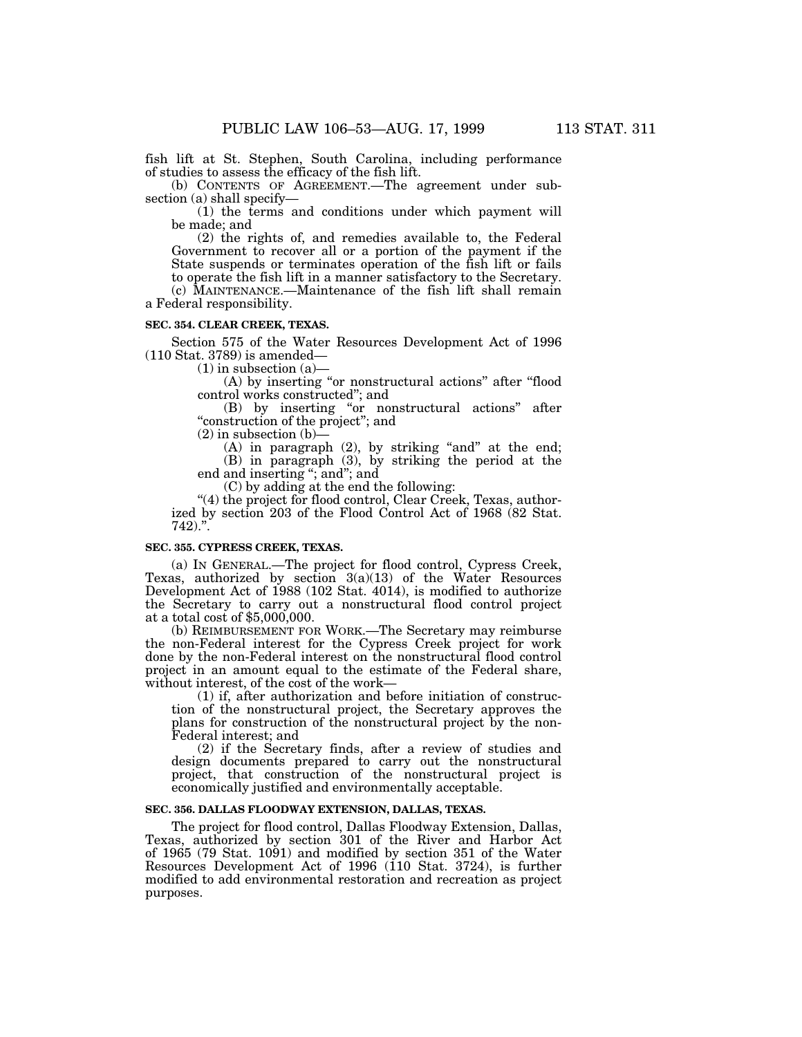fish lift at St. Stephen, South Carolina, including performance of studies to assess the efficacy of the fish lift.

(b) CONTENTS OF AGREEMENT.—The agreement under subsection (a) shall specify—

(1) the terms and conditions under which payment will be made; and

(2) the rights of, and remedies available to, the Federal Government to recover all or a portion of the payment if the State suspends or terminates operation of the fish lift or fails to operate the fish lift in a manner satisfactory to the Secretary.

(c) MAINTENANCE.—Maintenance of the fish lift shall remain a Federal responsibility.

**SEC. 354. CLEAR CREEK, TEXAS.**

Section 575 of the Water Resources Development Act of 1996 (110 Stat. 3789) is amended—

(1) in subsection (a)—

(A) by inserting "or nonstructural actions" after "flood control works constructed"; and

(B) by inserting "or nonstructural actions" after "construction of the project"; and

(2) in subsection (b)—

(A) in paragraph (2), by striking "and" at the end;

(B) in paragraph (3), by striking the period at the end and inserting "; and"; and

(C) by adding at the end the following:

"(4) the project for flood control, Clear Creek, Texas, authorized by section 203 of the Flood Control Act of 1968 (82 Stat. 742).".

**SEC. 355. CYPRESS CREEK, TEXAS.**

(a) IN GENERAL.—The project for flood control, Cypress Creek, Texas, authorized by section 3(a)(13) of the Water Resources Development Act of 1988 (102 Stat. 4014), is modified to authorize the Secretary to carry out a nonstructural flood control project at a total cost of $5,000,000.

(b) REIMBURSEMENT FOR WORK.—The Secretary may reimburse the non-Federal interest for the Cypress Creek project for work done by the non-Federal interest on the nonstructural flood control project in an amount equal to the estimate of the Federal share, without interest, of the cost of the work—

(1) if, after authorization and before initiation of construction of the nonstructural project, the Secretary approves the plans for construction of the nonstructural project by the non-Federal interest; and

(2) if the Secretary finds, after a review of studies and design documents prepared to carry out the nonstructural project, that construction of the nonstructural project is economically justified and environmentally acceptable.

**SEC. 356. DALLAS FLOODWAY EXTENSION, DALLAS, TEXAS.**

The project for flood control, Dallas Floodway Extension, Dallas, Texas, authorized by section 301 of the River and Harbor Act of 1965 (79 Stat. 1091) and modified by section 351 of the Water Resources Development Act of 1996 (110 Stat. 3724), is further modified to add environmental restoration and recreation as project purposes.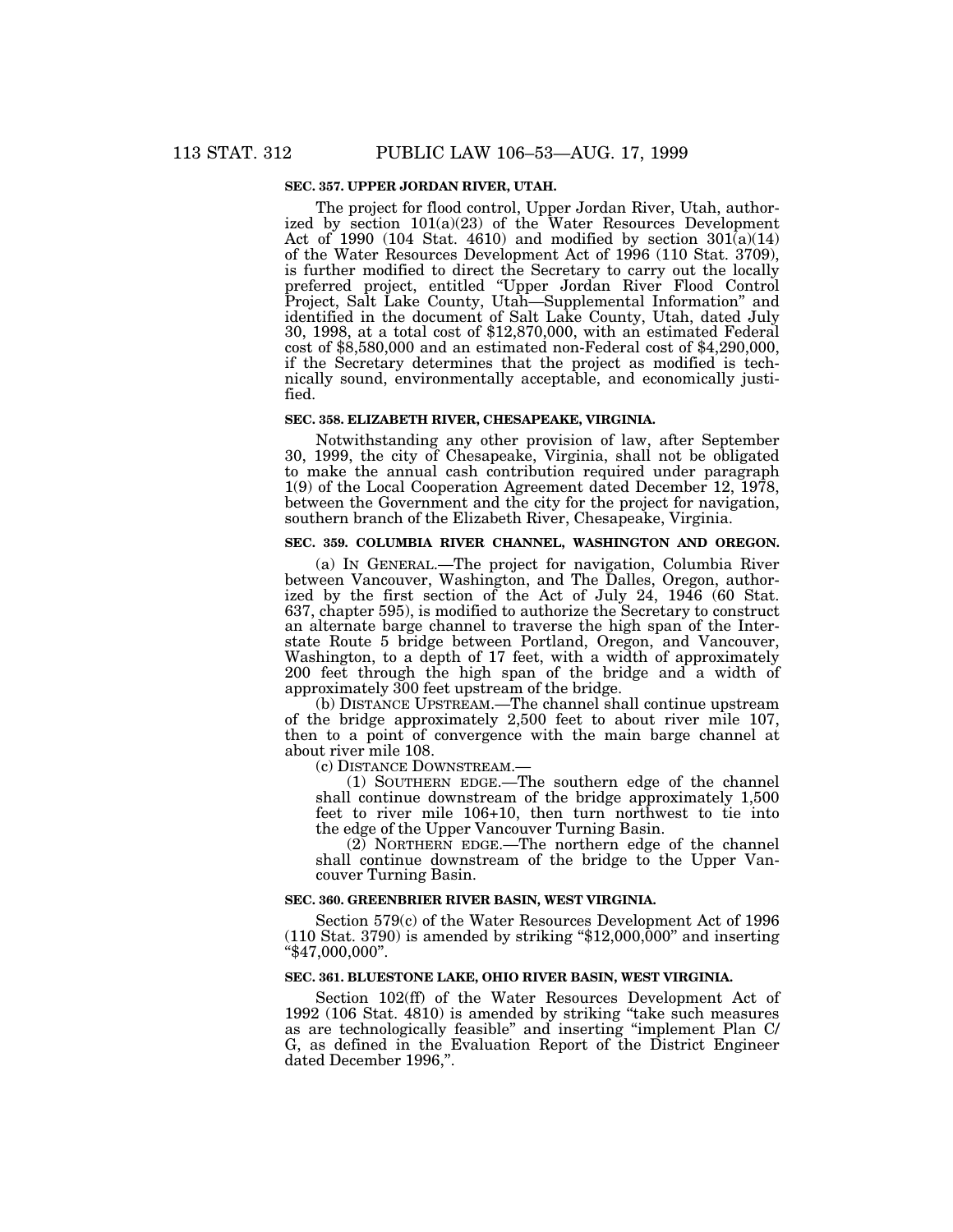### SEC. 357. UPPER JORDAN RIVER, UTAH.

The project for flood control, Upper Jordan River, Utah, authorized by section 101(a)(23) of the Water Resources Development Act of 1990 (104 Stat. 4610) and modified by section 301(a)(14) of the Water Resources Development Act of 1996 (110 Stat. 3709), is further modified to direct the Secretary to carry out the locally preferred project, entitled "Upper Jordan River Flood Control Project, Salt Lake County, Utah—Supplemental Information" and identified in the document of Salt Lake County, Utah, dated July 30, 1998, at a total cost of $12,870,000, with an estimated Federal cost of $8,580,000 and an estimated non-Federal cost of $4,290,000, if the Secretary determines that the project as modified is technically sound, environmentally acceptable, and economically justified.

### SEC. 358. ELIZABETH RIVER, CHESAPEAKE, VIRGINIA.

Notwithstanding any other provision of law, after September 30, 1999, the city of Chesapeake, Virginia, shall not be obligated to make the annual cash contribution required under paragraph 1(9) of the Local Cooperation Agreement dated December 12, 1978, between the Government and the city for the project for navigation, southern branch of the Elizabeth River, Chesapeake, Virginia.

### SEC. 359. COLUMBIA RIVER CHANNEL, WASHINGTON AND OREGON.

(a) IN GENERAL.—The project for navigation, Columbia River between Vancouver, Washington, and The Dalles, Oregon, authorized by the first section of the Act of July 24, 1946 (60 Stat. 637, chapter 595), is modified to authorize the Secretary to construct an alternate barge channel to traverse the high span of the Interstate Route 5 bridge between Portland, Oregon, and Vancouver, Washington, to a depth of 17 feet, with a width of approximately 200 feet through the high span of the bridge and a width of approximately 300 feet upstream of the bridge.

(b) DISTANCE UPSTREAM.—The channel shall continue upstream of the bridge approximately 2,500 feet to about river mile 107, then to a point of convergence with the main barge channel at about river mile 108.

(c) DISTANCE DOWNSTREAM.—

(1) SOUTHERN EDGE.—The southern edge of the channel shall continue downstream of the bridge approximately 1,500 feet to river mile 106+10, then turn northwest to tie into the edge of the Upper Vancouver Turning Basin.

(2) NORTHERN EDGE.—The northern edge of the channel shall continue downstream of the bridge to the Upper Vancouver Turning Basin.

### SEC. 360. GREENBRIER RIVER BASIN, WEST VIRGINIA.

Section 579(c) of the Water Resources Development Act of 1996 (110 Stat. 3790) is amended by striking "$12,000,000" and inserting "$47,000,000".

### SEC. 361. BLUESTONE LAKE, OHIO RIVER BASIN, WEST VIRGINIA.

Section 102(ff) of the Water Resources Development Act of 1992 (106 Stat. 4810) is amended by striking "take such measures as are technologically feasible" and inserting "implement Plan C/G, as defined in the Evaluation Report of the District Engineer dated December 1996,".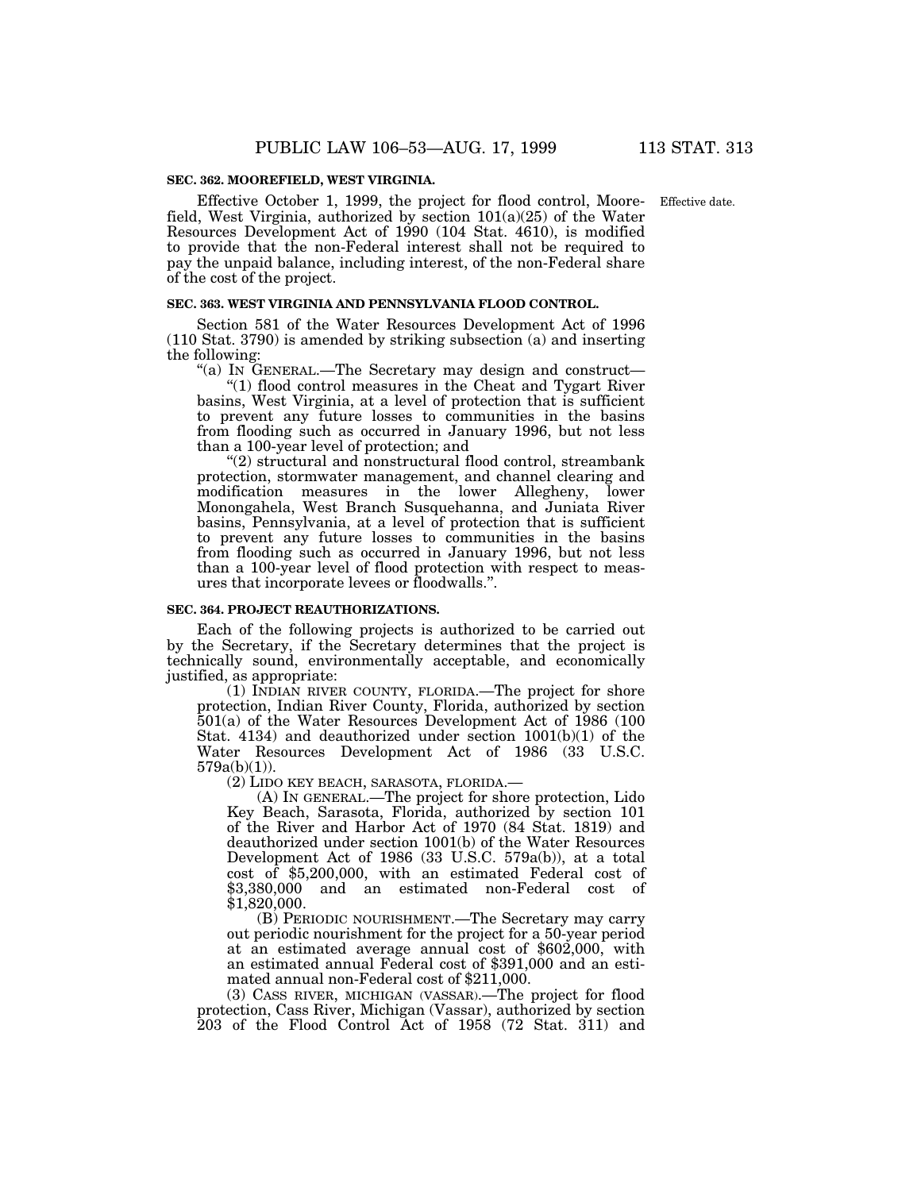### SEC. 362. MOOREFIELD, WEST VIRGINIA.

Effective October 1, 1999, the project for flood control, Moorefield, West Virginia, authorized by section 101(a)(25) of the Water Resources Development Act of 1990 (104 Stat. 4610), is modified to provide that the non-Federal interest shall not be required to pay the unpaid balance, including interest, of the non-Federal share of the cost of the project.

Effective date.

### SEC. 363. WEST VIRGINIA AND PENNSYLVANIA FLOOD CONTROL.

Section 581 of the Water Resources Development Act of 1996 (110 Stat. 3790) is amended by striking subsection (a) and inserting the following:

"(a) IN GENERAL.—The Secretary may design and construct—

"(1) flood control measures in the Cheat and Tygart River basins, West Virginia, at a level of protection that is sufficient to prevent any future losses to communities in the basins from flooding such as occurred in January 1996, but not less than a 100-year level of protection; and

"(2) structural and nonstructural flood control, streambank protection, stormwater management, and channel clearing and modification measures in the lower Allegheny, lower Monongahela, West Branch Susquehanna, and Juniata River basins, Pennsylvania, at a level of protection that is sufficient to prevent any future losses to communities in the basins from flooding such as occurred in January 1996, but not less than a 100-year level of flood protection with respect to measures that incorporate levees or floodwalls.".

### SEC. 364. PROJECT REAUTHORIZATIONS.

Each of the following projects is authorized to be carried out by the Secretary, if the Secretary determines that the project is technically sound, environmentally acceptable, and economically justified, as appropriate:

(1) INDIAN RIVER COUNTY, FLORIDA.—The project for shore protection, Indian River County, Florida, authorized by section 501(a) of the Water Resources Development Act of 1986 (100 Stat. 4134) and deauthorized under section 1001(b)(1) of the Water Resources Development Act of 1986 (33 U.S.C. 579a(b)(1)).

(2) LIDO KEY BEACH, SARASOTA, FLORIDA.—

(A) IN GENERAL.—The project for shore protection, Lido Key Beach, Sarasota, Florida, authorized by section 101 of the River and Harbor Act of 1970 (84 Stat. 1819) and deauthorized under section 1001(b) of the Water Resources Development Act of 1986 (33 U.S.C. 579a(b)), at a total cost of $5,200,000, with an estimated Federal cost of $3,380,000 and an estimated non-Federal cost of $1,820,000.

(B) PERIODIC NOURISHMENT.—The Secretary may carry out periodic nourishment for the project for a 50-year period at an estimated average annual cost of $602,000, with an estimated annual Federal cost of $391,000 and an estimated annual non-Federal cost of $211,000.

(3) CASS RIVER, MICHIGAN (VASSAR).—The project for flood protection, Cass River, Michigan (Vassar), authorized by section 203 of the Flood Control Act of 1958 (72 Stat. 311) and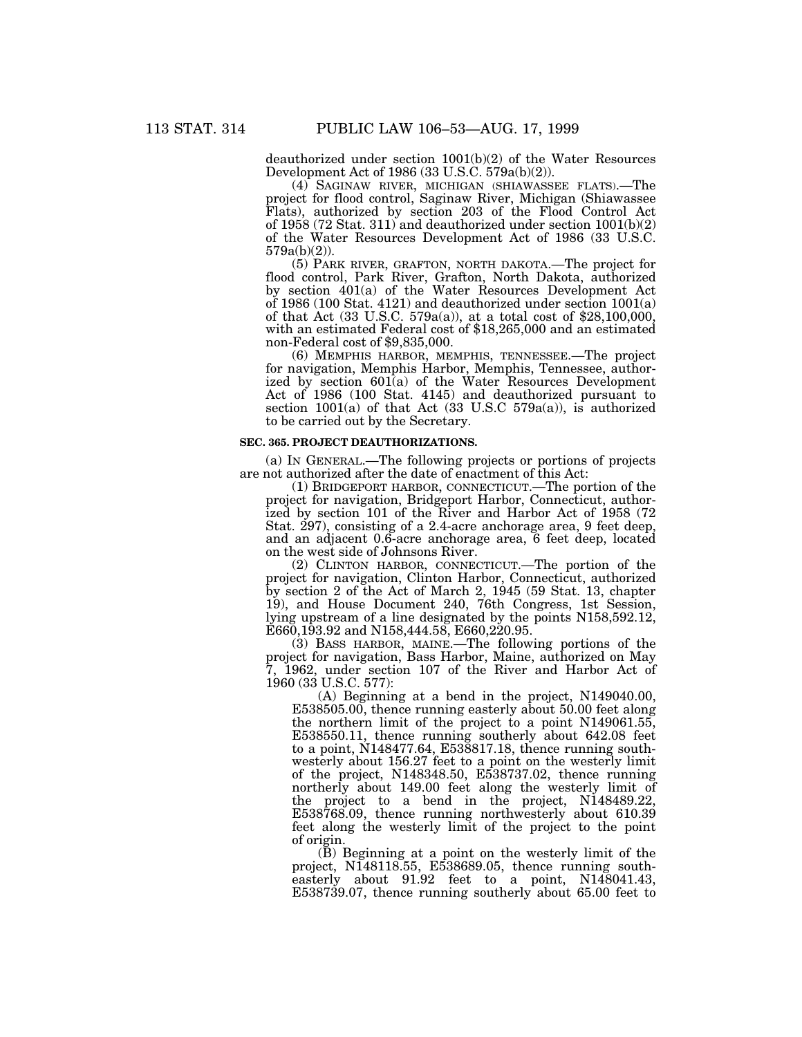deauthorized under section 1001(b)(2) of the Water Resources Development Act of 1986 (33 U.S.C. 579a(b)(2)).

(4) SAGINAW RIVER, MICHIGAN (SHIAWASSEE FLATS).—The project for flood control, Saginaw River, Michigan (Shiawassee Flats), authorized by section 203 of the Flood Control Act of 1958 (72 Stat. 311) and deauthorized under section 1001(b)(2) of the Water Resources Development Act of 1986 (33 U.S.C. 579a(b)(2)).

(5) PARK RIVER, GRAFTON, NORTH DAKOTA.—The project for flood control, Park River, Grafton, North Dakota, authorized by section 401(a) of the Water Resources Development Act of 1986 (100 Stat. 4121) and deauthorized under section 1001(a) of that Act (33 U.S.C. 579a(a)), at a total cost of $28,100,000, with an estimated Federal cost of $18,265,000 and an estimated non-Federal cost of $9,835,000.

(6) MEMPHIS HARBOR, MEMPHIS, TENNESSEE.—The project for navigation, Memphis Harbor, Memphis, Tennessee, authorized by section 601(a) of the Water Resources Development Act of 1986 (100 Stat. 4145) and deauthorized pursuant to section 1001(a) of that Act (33 U.S.C 579a(a)), is authorized to be carried out by the Secretary.

**SEC. 365. PROJECT DEAUTHORIZATIONS.**

(a) IN GENERAL.—The following projects or portions of projects are not authorized after the date of enactment of this Act:

(1) BRIDGEPORT HARBOR, CONNECTICUT.—The portion of the project for navigation, Bridgeport Harbor, Connecticut, authorized by section 101 of the River and Harbor Act of 1958 (72 Stat. 297), consisting of a 2.4-acre anchorage area, 9 feet deep, and an adjacent 0.6-acre anchorage area, 6 feet deep, located on the west side of Johnsons River.

(2) CLINTON HARBOR, CONNECTICUT.—The portion of the project for navigation, Clinton Harbor, Connecticut, authorized by section 2 of the Act of March 2, 1945 (59 Stat. 13, chapter 19), and House Document 240, 76th Congress, 1st Session, lying upstream of a line designated by the points N158,592.12, E660,193.92 and N158,444.58, E660,220.95.

(3) BASS HARBOR, MAINE.—The following portions of the project for navigation, Bass Harbor, Maine, authorized on May 7, 1962, under section 107 of the River and Harbor Act of 1960 (33 U.S.C. 577):

(A) Beginning at a bend in the project, N149040.00, E538505.00, thence running easterly about 50.00 feet along the northern limit of the project to a point N149061.55, E538550.11, thence running southerly about 642.08 feet to a point, N148477.64, E538817.18, thence running southwesterly about 156.27 feet to a point on the westerly limit of the project, N148348.50, E538737.02, thence running northerly about 149.00 feet along the westerly limit of the project to a bend in the project, N148489.22, E538768.09, thence running northwesterly about 610.39 feet along the westerly limit of the project to the point of origin.

(B) Beginning at a point on the westerly limit of the project, N148118.55, E538689.05, thence running southeasterly about 91.92 feet to a point, N148041.43, E538739.07, thence running southerly about 65.00 feet to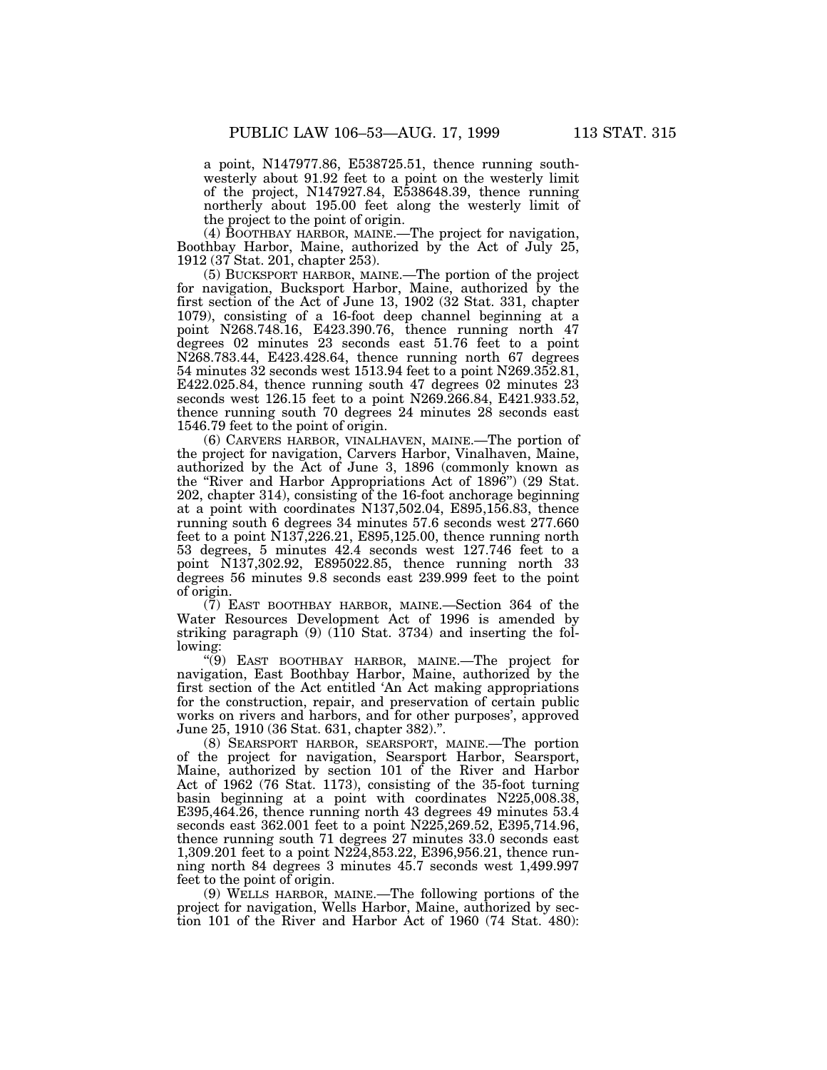a point, N147977.86, E538725.51, thence running southwesterly about 91.92 feet to a point on the westerly limit of the project, N147927.84, E538648.39, thence running northerly about 195.00 feet along the westerly limit of the project to the point of origin.

(4) BOOTHBAY HARBOR, MAINE.—The project for navigation, Boothbay Harbor, Maine, authorized by the Act of July 25, 1912 (37 Stat. 201, chapter 253).

(5) BUCKSPORT HARBOR, MAINE.—The portion of the project for navigation, Bucksport Harbor, Maine, authorized by the first section of the Act of June 13, 1902 (32 Stat. 331, chapter 1079), consisting of a 16-foot deep channel beginning at a point N268.748.16, E423.390.76, thence running north 47 degrees 02 minutes 23 seconds east 51.76 feet to a point N268.783.44, E423.428.64, thence running north 67 degrees 54 minutes 32 seconds west 1513.94 feet to a point N269.352.81, E422.025.84, thence running south 47 degrees 02 minutes 23 seconds west 126.15 feet to a point N269.266.84, E421.933.52, thence running south 70 degrees 24 minutes 28 seconds east 1546.79 feet to the point of origin.

(6) CARVERS HARBOR, VINALHAVEN, MAINE.—The portion of the project for navigation, Carvers Harbor, Vinalhaven, Maine, authorized by the Act of June 3, 1896 (commonly known as the "River and Harbor Appropriations Act of 1896") (29 Stat. 202, chapter 314), consisting of the 16-foot anchorage beginning at a point with coordinates N137,502.04, E895,156.83, thence running south 6 degrees 34 minutes 57.6 seconds west 277.660 feet to a point N137,226.21, E895,125.00, thence running north 53 degrees, 5 minutes 42.4 seconds west 127.746 feet to a point N137,302.92, E895022.85, thence running north 33 degrees 56 minutes 9.8 seconds east 239.999 feet to the point of origin.

(7) EAST BOOTHBAY HARBOR, MAINE.—Section 364 of the Water Resources Development Act of 1996 is amended by striking paragraph (9) (110 Stat. 3734) and inserting the following:

"(9) EAST BOOTHBAY HARBOR, MAINE.—The project for navigation, East Boothbay Harbor, Maine, authorized by the first section of the Act entitled 'An Act making appropriations for the construction, repair, and preservation of certain public works on rivers and harbors, and for other purposes', approved June 25, 1910 (36 Stat. 631, chapter 382).".

(8) SEARSPORT HARBOR, SEARSPORT, MAINE.—The portion of the project for navigation, Searsport Harbor, Searsport, Maine, authorized by section 101 of the River and Harbor Act of 1962 (76 Stat. 1173), consisting of the 35-foot turning basin beginning at a point with coordinates N225,008.38, E395,464.26, thence running north 43 degrees 49 minutes 53.4 seconds east 362.001 feet to a point N225,269.52, E395,714.96, thence running south 71 degrees 27 minutes 33.0 seconds east 1,309.201 feet to a point N224,853.22, E396,956.21, thence running north 84 degrees 3 minutes 45.7 seconds west 1,499.997 feet to the point of origin.

(9) WELLS HARBOR, MAINE.—The following portions of the project for navigation, Wells Harbor, Maine, authorized by section 101 of the River and Harbor Act of 1960 (74 Stat. 480):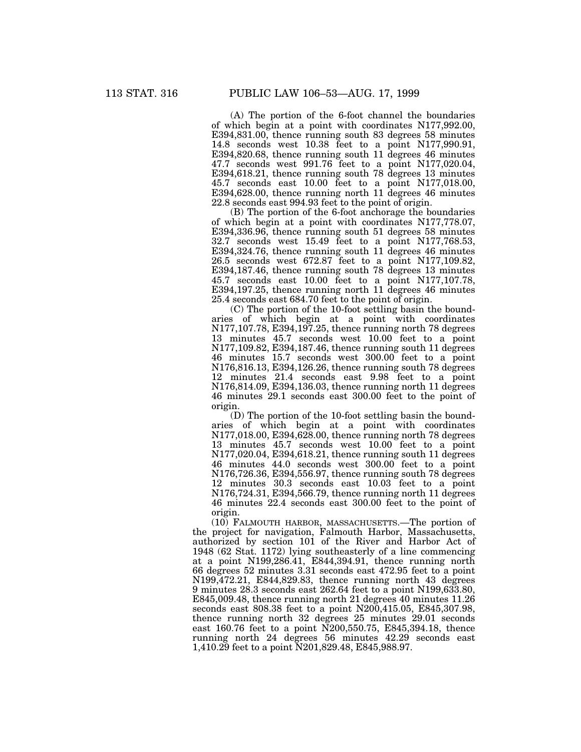(A) The portion of the 6-foot channel the boundaries of which begin at a point with coordinates N177,992.00, E394,831.00, thence running south 83 degrees 58 minutes 14.8 seconds west 10.38 feet to a point N177,990.91, E394,820.68, thence running south 11 degrees 46 minutes 47.7 seconds west 991.76 feet to a point N177,020.04, E394,618.21, thence running south 78 degrees 13 minutes 45.7 seconds east 10.00 feet to a point N177,018.00, E394,628.00, thence running north 11 degrees 46 minutes 22.8 seconds east 994.93 feet to the point of origin.

(B) The portion of the 6-foot anchorage the boundaries of which begin at a point with coordinates N177,778.07, E394,336.96, thence running south 51 degrees 58 minutes 32.7 seconds west 15.49 feet to a point N177,768.53, E394,324.76, thence running south 11 degrees 46 minutes 26.5 seconds west 672.87 feet to a point N177,109.82, E394,187.46, thence running south 78 degrees 13 minutes 45.7 seconds east 10.00 feet to a point N177,107.78, E394,197.25, thence running north 11 degrees 46 minutes 25.4 seconds east 684.70 feet to the point of origin.

(C) The portion of the 10-foot settling basin the boundaries of which begin at a point with coordinates N177,107.78, E394,197.25, thence running north 78 degrees 13 minutes 45.7 seconds west 10.00 feet to a point N177,109.82, E394,187.46, thence running south 11 degrees 46 minutes 15.7 seconds west 300.00 feet to a point N176,816.13, E394,126.26, thence running south 78 degrees 12 minutes 21.4 seconds east 9.98 feet to a point N176,814.09, E394,136.03, thence running north 11 degrees 46 minutes 29.1 seconds east 300.00 feet to the point of origin.

(D) The portion of the 10-foot settling basin the boundaries of which begin at a point with coordinates N177,018.00, E394,628.00, thence running north 78 degrees 13 minutes 45.7 seconds west 10.00 feet to a point N177,020.04, E394,618.21, thence running south 11 degrees 46 minutes 44.0 seconds west 300.00 feet to a point N176,726.36, E394,556.97, thence running south 78 degrees 12 minutes 30.3 seconds east 10.03 feet to a point N176,724.31, E394,566.79, thence running north 11 degrees 46 minutes 22.4 seconds east 300.00 feet to the point of origin.

(10) FALMOUTH HARBOR, MASSACHUSETTS.—The portion of the project for navigation, Falmouth Harbor, Massachusetts, authorized by section 101 of the River and Harbor Act of 1948 (62 Stat. 1172) lying southeasterly of a line commencing at a point N199,286.41, E844,394.91, thence running north 66 degrees 52 minutes 3.31 seconds east 472.95 feet to a point N199,472.21, E844,829.83, thence running north 43 degrees 9 minutes 28.3 seconds east 262.64 feet to a point N199,633.80, E845,009.48, thence running north 21 degrees 40 minutes 11.26 seconds east 808.38 feet to a point N200,415.05, E845,307.98, thence running north 32 degrees 25 minutes 29.01 seconds east 160.76 feet to a point N200,550.75, E845,394.18, thence running north 24 degrees 56 minutes 42.29 seconds east 1,410.29 feet to a point N201,829.48, E845,988.97.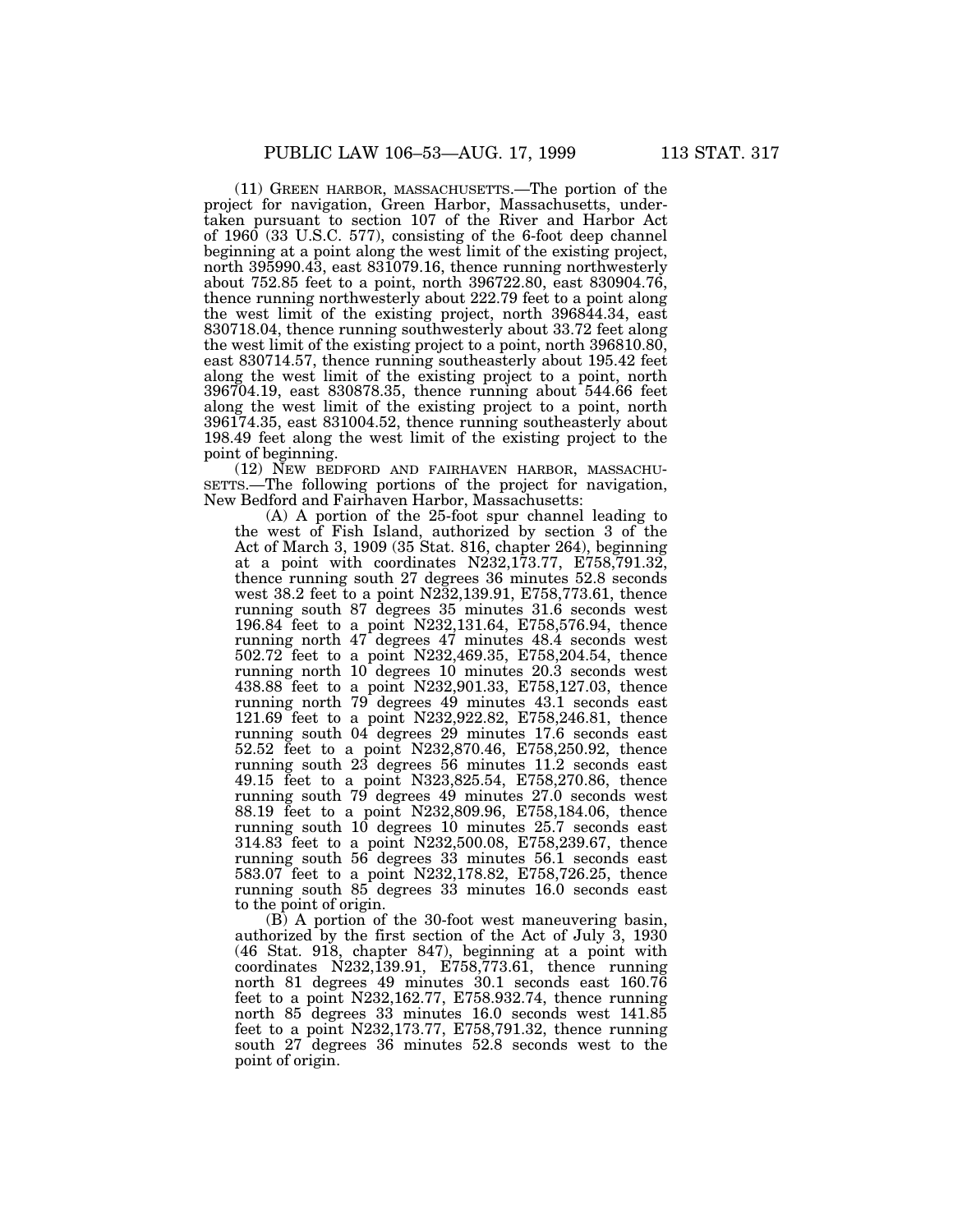(11) GREEN HARBOR, MASSACHUSETTS.—The portion of the project for navigation, Green Harbor, Massachusetts, undertaken pursuant to section 107 of the River and Harbor Act of 1960 (33 U.S.C. 577), consisting of the 6-foot deep channel beginning at a point along the west limit of the existing project, north 395990.43, east 831079.16, thence running northwesterly about 752.85 feet to a point, north 396722.80, east 830904.76, thence running northwesterly about 222.79 feet to a point along the west limit of the existing project, north 396844.34, east 830718.04, thence running southwesterly about 33.72 feet along the west limit of the existing project to a point, north 396810.80, east 830714.57, thence running southeasterly about 195.42 feet along the west limit of the existing project to a point, north 396704.19, east 830878.35, thence running about 544.66 feet along the west limit of the existing project to a point, north 396174.35, east 831004.52, thence running southeasterly about 198.49 feet along the west limit of the existing project to the point of beginning.

(12) NEW BEDFORD AND FAIRHAVEN HARBOR, MASSACHUSETTS.—The following portions of the project for navigation, New Bedford and Fairhaven Harbor, Massachusetts:

(A) A portion of the 25-foot spur channel leading to the west of Fish Island, authorized by section 3 of the Act of March 3, 1909 (35 Stat. 816, chapter 264), beginning at a point with coordinates N232,173.77, E758,791.32, thence running south 27 degrees 36 minutes 52.8 seconds west 38.2 feet to a point N232,139.91, E758,773.61, thence running south 87 degrees 35 minutes 31.6 seconds west 196.84 feet to a point N232,131.64, E758,576.94, thence running north 47 degrees 47 minutes 48.4 seconds west 502.72 feet to a point N232,469.35, E758,204.54, thence running north 10 degrees 10 minutes 20.3 seconds west 438.88 feet to a point N232,901.33, E758,127.03, thence running north 79 degrees 49 minutes 43.1 seconds east 121.69 feet to a point N232,922.82, E758,246.81, thence running south 04 degrees 29 minutes 17.6 seconds east 52.52 feet to a point N232,870.46, E758,250.92, thence running south 23 degrees 56 minutes 11.2 seconds east 49.15 feet to a point N323,825.54, E758,270.86, thence running south 79 degrees 49 minutes 27.0 seconds west 88.19 feet to a point N232,809.96, E758,184.06, thence running south 10 degrees 10 minutes 25.7 seconds east 314.83 feet to a point N232,500.08, E758,239.67, thence running south 56 degrees 33 minutes 56.1 seconds east 583.07 feet to a point N232,178.82, E758,726.25, thence running south 85 degrees 33 minutes 16.0 seconds east to the point of origin.

(B) A portion of the 30-foot west maneuvering basin, authorized by the first section of the Act of July 3, 1930 (46 Stat. 918, chapter 847), beginning at a point with coordinates N232,139.91, E758,773.61, thence running north 81 degrees 49 minutes 30.1 seconds east 160.76 feet to a point N232,162.77, E758.932.74, thence running north 85 degrees 33 minutes 16.0 seconds west 141.85 feet to a point N232,173.77, E758,791.32, thence running south 27 degrees 36 minutes 52.8 seconds west to the point of origin.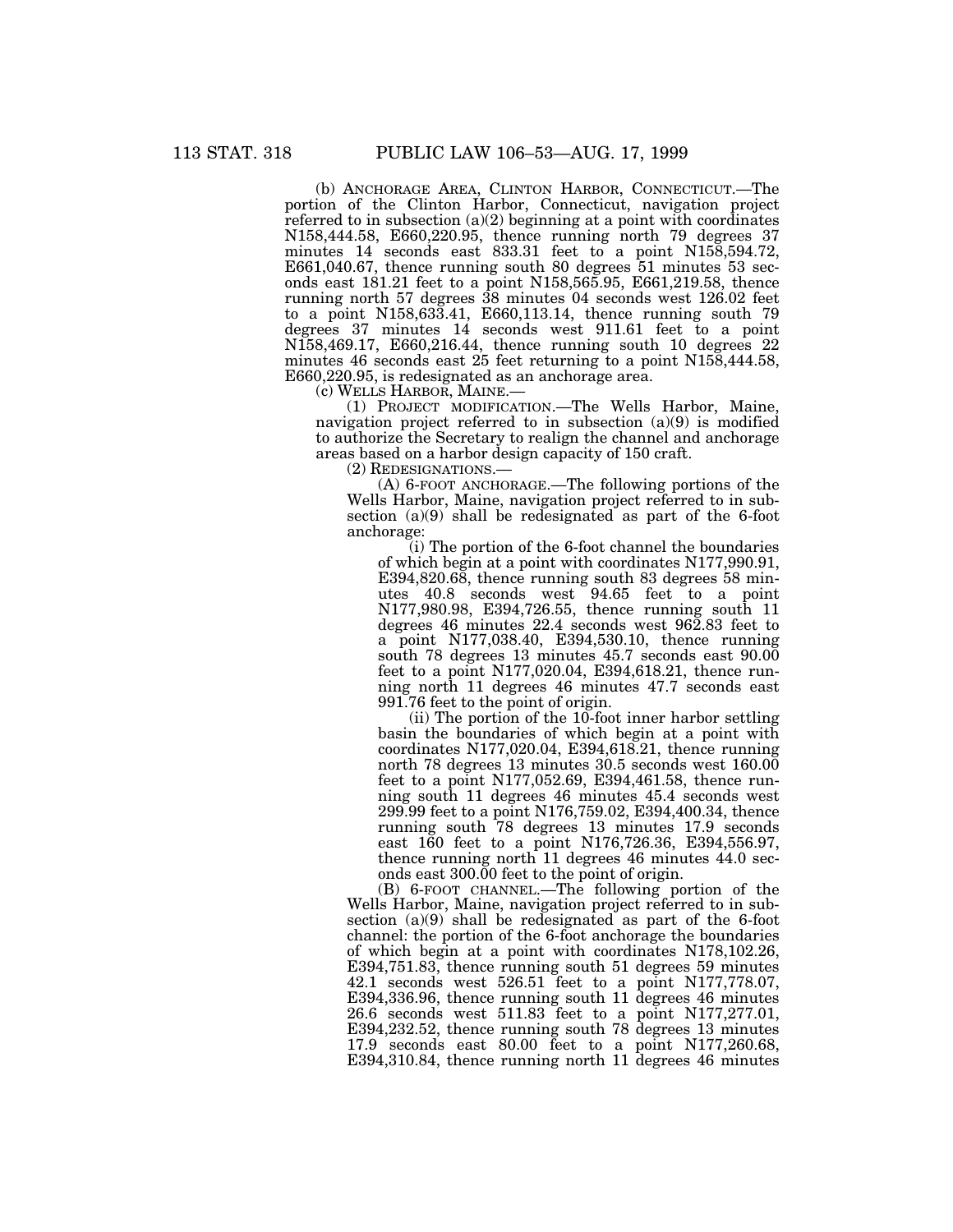(b) ANCHORAGE AREA, CLINTON HARBOR, CONNECTICUT.—The portion of the Clinton Harbor, Connecticut, navigation project referred to in subsection (a)(2) beginning at a point with coordinates N158,444.58, E660,220.95, thence running north 79 degrees 37 minutes 14 seconds east 833.31 feet to a point N158,594.72, E661,040.67, thence running south 80 degrees 51 minutes 53 seconds east 181.21 feet to a point N158,565.95, E661,219.58, thence running north 57 degrees 38 minutes 04 seconds west 126.02 feet to a point N158,633.41, E660,113.14, thence running south 79 degrees 37 minutes 14 seconds west 911.61 feet to a point N158,469.17, E660,216.44, thence running south 10 degrees 22 minutes 46 seconds east 25 feet returning to a point N158,444.58, E660,220.95, is redesignated as an anchorage area.

(c) WELLS HARBOR, MAINE.—

(1) PROJECT MODIFICATION.—The Wells Harbor, Maine, navigation project referred to in subsection (a)(9) is modified to authorize the Secretary to realign the channel and anchorage areas based on a harbor design capacity of 150 craft.

(2) REDESIGNATIONS.—

(A) 6-FOOT ANCHORAGE.—The following portions of the Wells Harbor, Maine, navigation project referred to in subsection (a)(9) shall be redesignated as part of the 6-foot anchorage:

(i) The portion of the 6-foot channel the boundaries of which begin at a point with coordinates N177,990.91, E394,820.68, thence running south 83 degrees 58 minutes 40.8 seconds west 94.65 feet to a point N177,980.98, E394,726.55, thence running south 11 degrees 46 minutes 22.4 seconds west 962.83 feet to a point N177,038.40, E394,530.10, thence running south 78 degrees 13 minutes 45.7 seconds east 90.00 feet to a point N177,020.04, E394,618.21, thence running north 11 degrees 46 minutes 47.7 seconds east 991.76 feet to the point of origin.

(ii) The portion of the 10-foot inner harbor settling basin the boundaries of which begin at a point with coordinates N177,020.04, E394,618.21, thence running north 78 degrees 13 minutes 30.5 seconds west 160.00 feet to a point N177,052.69, E394,461.58, thence running south 11 degrees 46 minutes 45.4 seconds west 299.99 feet to a point N176,759.02, E394,400.34, thence running south 78 degrees 13 minutes 17.9 seconds east 160 feet to a point N176,726.36, E394,556.97, thence running north 11 degrees 46 minutes 44.0 seconds east 300.00 feet to the point of origin.

(B) 6-FOOT CHANNEL.—The following portion of the Wells Harbor, Maine, navigation project referred to in subsection (a)(9) shall be redesignated as part of the 6-foot channel: the portion of the 6-foot anchorage the boundaries of which begin at a point with coordinates N178,102.26, E394,751.83, thence running south 51 degrees 59 minutes 42.1 seconds west 526.51 feet to a point N177,778.07, E394,336.96, thence running south 11 degrees 46 minutes 26.6 seconds west 511.83 feet to a point N177,277.01, E394,232.52, thence running south 78 degrees 13 minutes 17.9 seconds east 80.00 feet to a point N177,260.68, E394,310.84, thence running north 11 degrees 46 minutes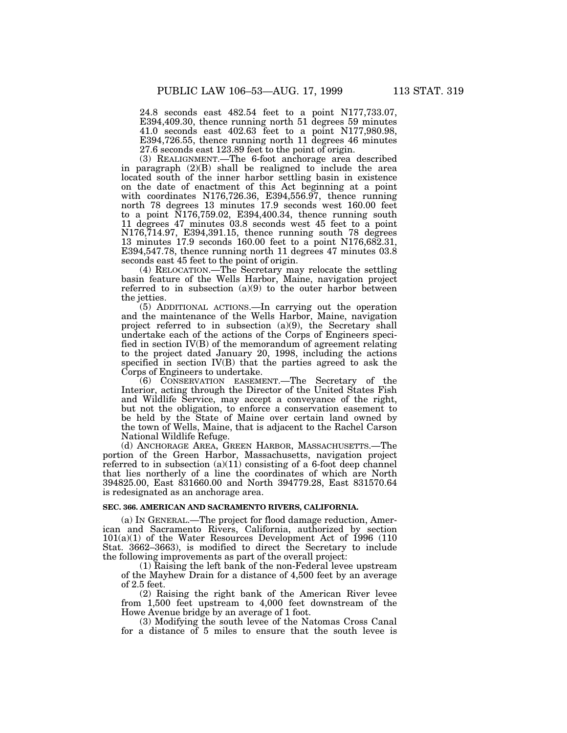24.8 seconds east 482.54 feet to a point N177,733.07, E394,409.30, thence running north 51 degrees 59 minutes 41.0 seconds east 402.63 feet to a point N177,980.98, E394,726.55, thence running north 11 degrees 46 minutes 27.6 seconds east 123.89 feet to the point of origin.

(3) REALIGNMENT.—The 6-foot anchorage area described in paragraph (2)(B) shall be realigned to include the area located south of the inner harbor settling basin in existence on the date of enactment of this Act beginning at a point with coordinates N176,726.36, E394,556.97, thence running north 78 degrees 13 minutes 17.9 seconds west 160.00 feet to a point N176,759.02, E394,400.34, thence running south 11 degrees 47 minutes 03.8 seconds west 45 feet to a point N176,714.97, E394,391.15, thence running south 78 degrees 13 minutes 17.9 seconds 160.00 feet to a point N176,682.31, E394,547.78, thence running north 11 degrees 47 minutes 03.8 seconds east 45 feet to the point of origin.

(4) RELOCATION.—The Secretary may relocate the settling basin feature of the Wells Harbor, Maine, navigation project referred to in subsection (a)(9) to the outer harbor between the jetties.

(5) ADDITIONAL ACTIONS.—In carrying out the operation and the maintenance of the Wells Harbor, Maine, navigation project referred to in subsection (a)(9), the Secretary shall undertake each of the actions of the Corps of Engineers specified in section IV(B) of the memorandum of agreement relating to the project dated January 20, 1998, including the actions specified in section IV(B) that the parties agreed to ask the Corps of Engineers to undertake.

(6) CONSERVATION EASEMENT.—The Secretary of the Interior, acting through the Director of the United States Fish and Wildlife Service, may accept a conveyance of the right, but not the obligation, to enforce a conservation easement to be held by the State of Maine over certain land owned by the town of Wells, Maine, that is adjacent to the Rachel Carson National Wildlife Refuge.

(d) ANCHORAGE AREA, GREEN HARBOR, MASSACHUSETTS.—The portion of the Green Harbor, Massachusetts, navigation project referred to in subsection (a)(11) consisting of a 6-foot deep channel that lies northerly of a line the coordinates of which are North 394825.00, East 831660.00 and North 394779.28, East 831570.64 is redesignated as an anchorage area.

**SEC. 366. AMERICAN AND SACRAMENTO RIVERS, CALIFORNIA.**

(a) IN GENERAL.—The project for flood damage reduction, American and Sacramento Rivers, California, authorized by section 101(a)(1) of the Water Resources Development Act of 1996 (110 Stat. 3662–3663), is modified to direct the Secretary to include the following improvements as part of the overall project:

(1) Raising the left bank of the non-Federal levee upstream of the Mayhew Drain for a distance of 4,500 feet by an average of 2.5 feet.

(2) Raising the right bank of the American River levee from 1,500 feet upstream to 4,000 feet downstream of the Howe Avenue bridge by an average of 1 foot.

(3) Modifying the south levee of the Natomas Cross Canal for a distance of 5 miles to ensure that the south levee is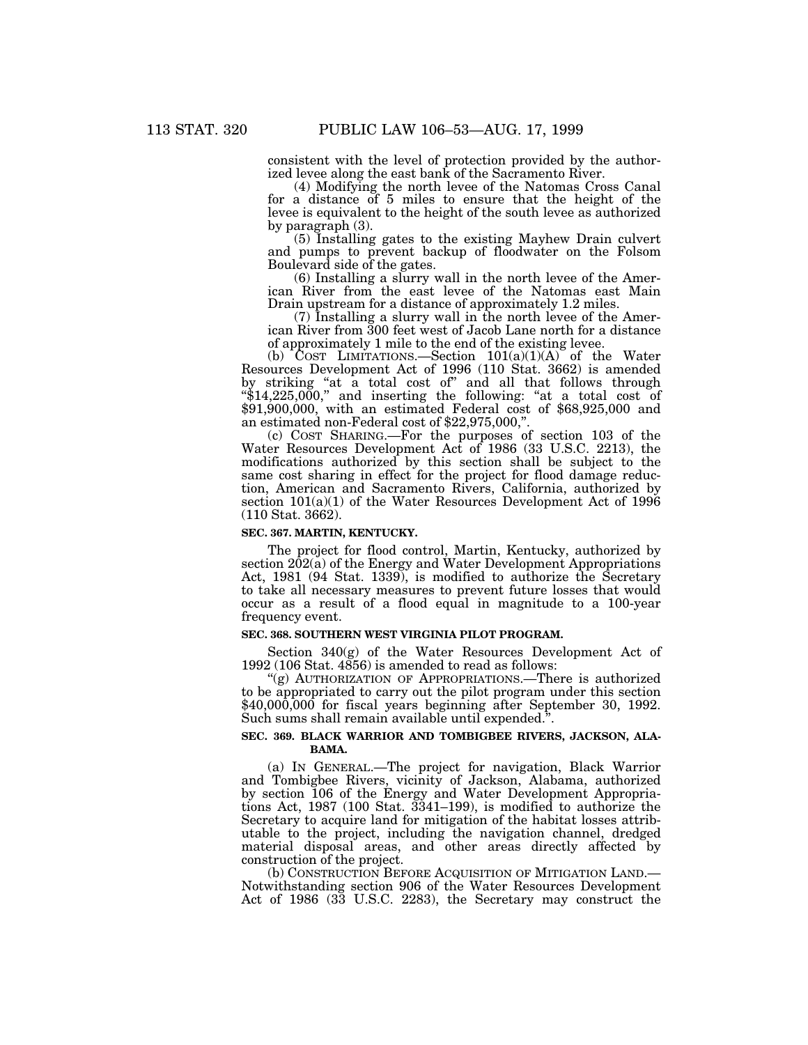consistent with the level of protection provided by the authorized levee along the east bank of the Sacramento River.

(4) Modifying the north levee of the Natomas Cross Canal for a distance of 5 miles to ensure that the height of the levee is equivalent to the height of the south levee as authorized by paragraph (3).

(5) Installing gates to the existing Mayhew Drain culvert and pumps to prevent backup of floodwater on the Folsom Boulevard side of the gates.

(6) Installing a slurry wall in the north levee of the American River from the east levee of the Natomas east Main Drain upstream for a distance of approximately 1.2 miles.

(7) Installing a slurry wall in the north levee of the American River from 300 feet west of Jacob Lane north for a distance of approximately 1 mile to the end of the existing levee.

(b) COST LIMITATIONS.—Section 101(a)(1)(A) of the Water Resources Development Act of 1996 (110 Stat. 3662) is amended by striking "at a total cost of" and all that follows through "$14,225,000," and inserting the following: "at a total cost of $91,900,000, with an estimated Federal cost of $68,925,000 and an estimated non-Federal cost of $22,975,000,".

(c) COST SHARING.—For the purposes of section 103 of the Water Resources Development Act of 1986 (33 U.S.C. 2213), the modifications authorized by this section shall be subject to the same cost sharing in effect for the project for flood damage reduction, American and Sacramento Rivers, California, authorized by section 101(a)(1) of the Water Resources Development Act of 1996 (110 Stat. 3662).

**SEC. 367. MARTIN, KENTUCKY.**

The project for flood control, Martin, Kentucky, authorized by section 202(a) of the Energy and Water Development Appropriations Act, 1981 (94 Stat. 1339), is modified to authorize the Secretary to take all necessary measures to prevent future losses that would occur as a result of a flood equal in magnitude to a 100-year frequency event.

**SEC. 368. SOUTHERN WEST VIRGINIA PILOT PROGRAM.**

Section 340(g) of the Water Resources Development Act of 1992 (106 Stat. 4856) is amended to read as follows:

"(g) AUTHORIZATION OF APPROPRIATIONS.—There is authorized to be appropriated to carry out the pilot program under this section $40,000,000 for fiscal years beginning after September 30, 1992. Such sums shall remain available until expended.".

**SEC. 369. BLACK WARRIOR AND TOMBIGBEE RIVERS, JACKSON, ALABAMA.**

(a) IN GENERAL.—The project for navigation, Black Warrior and Tombigbee Rivers, vicinity of Jackson, Alabama, authorized by section 106 of the Energy and Water Development Appropriations Act, 1987 (100 Stat. 3341–199), is modified to authorize the Secretary to acquire land for mitigation of the habitat losses attributable to the project, including the navigation channel, dredged material disposal areas, and other areas directly affected by construction of the project.

(b) CONSTRUCTION BEFORE ACQUISITION OF MITIGATION LAND.—Notwithstanding section 906 of the Water Resources Development Act of 1986 (33 U.S.C. 2283), the Secretary may construct the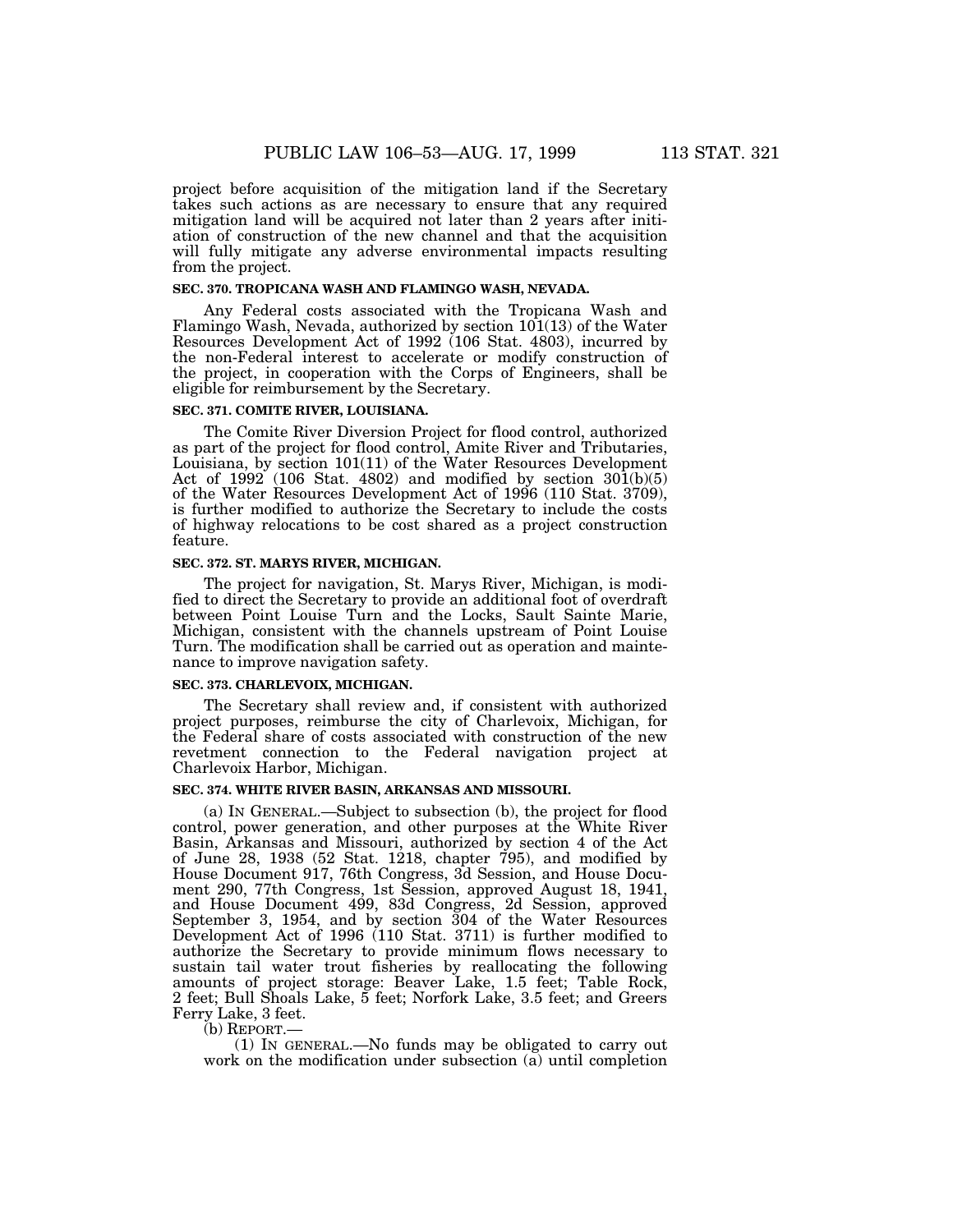project before acquisition of the mitigation land if the Secretary takes such actions as are necessary to ensure that any required mitigation land will be acquired not later than 2 years after initiation of construction of the new channel and that the acquisition will fully mitigate any adverse environmental impacts resulting from the project.

**SEC. 370. TROPICANA WASH AND FLAMINGO WASH, NEVADA.**

Any Federal costs associated with the Tropicana Wash and Flamingo Wash, Nevada, authorized by section 101(13) of the Water Resources Development Act of 1992 (106 Stat. 4803), incurred by the non-Federal interest to accelerate or modify construction of the project, in cooperation with the Corps of Engineers, shall be eligible for reimbursement by the Secretary.

**SEC. 371. COMITE RIVER, LOUISIANA.**

The Comite River Diversion Project for flood control, authorized as part of the project for flood control, Amite River and Tributaries, Louisiana, by section 101(11) of the Water Resources Development Act of 1992 (106 Stat. 4802) and modified by section 301(b)(5) of the Water Resources Development Act of 1996 (110 Stat. 3709), is further modified to authorize the Secretary to include the costs of highway relocations to be cost shared as a project construction feature.

**SEC. 372. ST. MARYS RIVER, MICHIGAN.**

The project for navigation, St. Marys River, Michigan, is modified to direct the Secretary to provide an additional foot of overdraft between Point Louise Turn and the Locks, Sault Sainte Marie, Michigan, consistent with the channels upstream of Point Louise Turn. The modification shall be carried out as operation and maintenance to improve navigation safety.

**SEC. 373. CHARLEVOIX, MICHIGAN.**

The Secretary shall review and, if consistent with authorized project purposes, reimburse the city of Charlevoix, Michigan, for the Federal share of costs associated with construction of the new revetment connection to the Federal navigation project at Charlevoix Harbor, Michigan.

**SEC. 374. WHITE RIVER BASIN, ARKANSAS AND MISSOURI.**

(a) IN GENERAL.—Subject to subsection (b), the project for flood control, power generation, and other purposes at the White River Basin, Arkansas and Missouri, authorized by section 4 of the Act of June 28, 1938 (52 Stat. 1218, chapter 795), and modified by House Document 917, 76th Congress, 3d Session, and House Document 290, 77th Congress, 1st Session, approved August 18, 1941, and House Document 499, 83d Congress, 2d Session, approved September 3, 1954, and by section 304 of the Water Resources Development Act of 1996 (110 Stat. 3711) is further modified to authorize the Secretary to provide minimum flows necessary to sustain tail water trout fisheries by reallocating the following amounts of project storage: Beaver Lake, 1.5 feet; Table Rock, 2 feet; Bull Shoals Lake, 5 feet; Norfork Lake, 3.5 feet; and Greers Ferry Lake, 3 feet.

(b) REPORT.—

(1) IN GENERAL.—No funds may be obligated to carry out work on the modification under subsection (a) until completion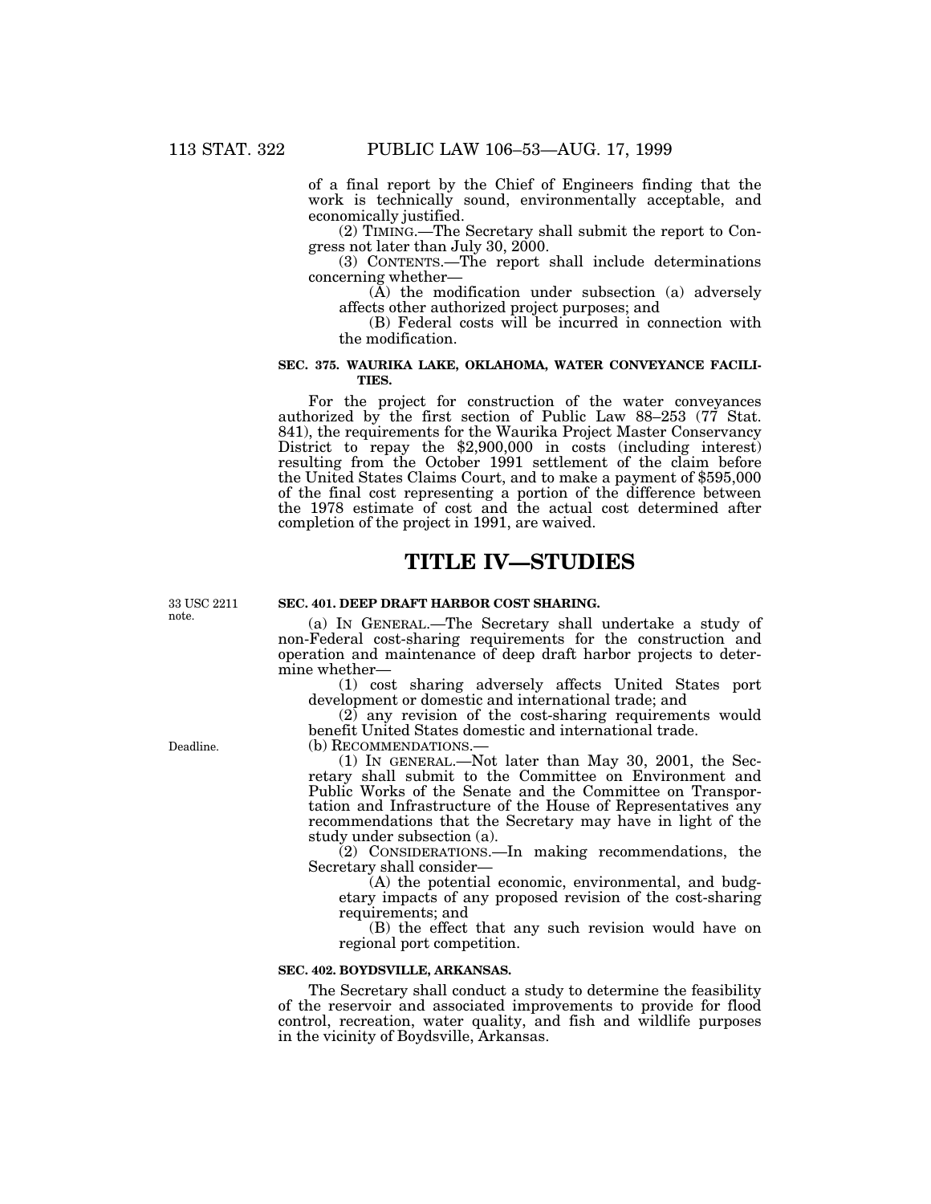of a final report by the Chief of Engineers finding that the work is technically sound, environmentally acceptable, and economically justified.

(2) TIMING.—The Secretary shall submit the report to Congress not later than July 30, 2000.

(3) CONTENTS.—The report shall include determinations concerning whether—

(A) the modification under subsection (a) adversely affects other authorized project purposes; and

(B) Federal costs will be incurred in connection with the modification.

**SEC. 375. WAURIKA LAKE, OKLAHOMA, WATER CONVEYANCE FACILITIES.**

For the project for construction of the water conveyances authorized by the first section of Public Law 88–253 (77 Stat. 841), the requirements for the Waurika Project Master Conservancy District to repay the $2,900,000 in costs (including interest) resulting from the October 1991 settlement of the claim before the United States Claims Court, and to make a payment of $595,000 of the final cost representing a portion of the difference between the 1978 estimate of cost and the actual cost determined after completion of the project in 1991, are waived.

# TITLE IV—STUDIES

33 USC 2211 note.

**SEC. 401. DEEP DRAFT HARBOR COST SHARING.**

(a) IN GENERAL.—The Secretary shall undertake a study of non-Federal cost-sharing requirements for the construction and operation and maintenance of deep draft harbor projects to determine whether—

(1) cost sharing adversely affects United States port development or domestic and international trade; and

(2) any revision of the cost-sharing requirements would benefit United States domestic and international trade.

Deadline.

(b) RECOMMENDATIONS.—

(1) IN GENERAL.—Not later than May 30, 2001, the Secretary shall submit to the Committee on Environment and Public Works of the Senate and the Committee on Transportation and Infrastructure of the House of Representatives any recommendations that the Secretary may have in light of the study under subsection (a).

(2) CONSIDERATIONS.—In making recommendations, the Secretary shall consider—

(A) the potential economic, environmental, and budgetary impacts of any proposed revision of the cost-sharing requirements; and

(B) the effect that any such revision would have on regional port competition.

**SEC. 402. BOYDSVILLE, ARKANSAS.**

The Secretary shall conduct a study to determine the feasibility of the reservoir and associated improvements to provide for flood control, recreation, water quality, and fish and wildlife purposes in the vicinity of Boydsville, Arkansas.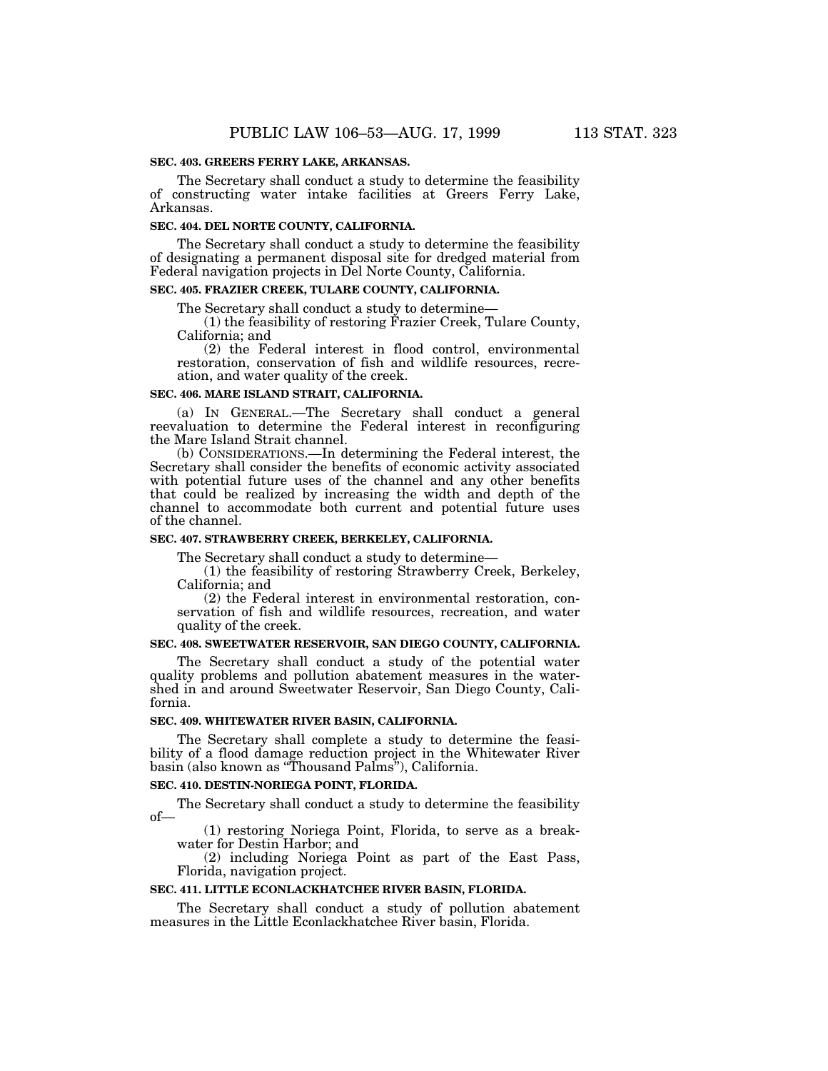**SEC. 403. GREERS FERRY LAKE, ARKANSAS.**

The Secretary shall conduct a study to determine the feasibility of constructing water intake facilities at Greers Ferry Lake, Arkansas.

**SEC. 404. DEL NORTE COUNTY, CALIFORNIA.**

The Secretary shall conduct a study to determine the feasibility of designating a permanent disposal site for dredged material from Federal navigation projects in Del Norte County, California.

**SEC. 405. FRAZIER CREEK, TULARE COUNTY, CALIFORNIA.**

The Secretary shall conduct a study to determine—

(1) the feasibility of restoring Frazier Creek, Tulare County, California; and

(2) the Federal interest in flood control, environmental restoration, conservation of fish and wildlife resources, recreation, and water quality of the creek.

**SEC. 406. MARE ISLAND STRAIT, CALIFORNIA.**

(a) IN GENERAL.—The Secretary shall conduct a general reevaluation to determine the Federal interest in reconfiguring the Mare Island Strait channel.

(b) CONSIDERATIONS.—In determining the Federal interest, the Secretary shall consider the benefits of economic activity associated with potential future uses of the channel and any other benefits that could be realized by increasing the width and depth of the channel to accommodate both current and potential future uses of the channel.

**SEC. 407. STRAWBERRY CREEK, BERKELEY, CALIFORNIA.**

The Secretary shall conduct a study to determine—

(1) the feasibility of restoring Strawberry Creek, Berkeley, California; and

(2) the Federal interest in environmental restoration, conservation of fish and wildlife resources, recreation, and water quality of the creek.

**SEC. 408. SWEETWATER RESERVOIR, SAN DIEGO COUNTY, CALIFORNIA.**

The Secretary shall conduct a study of the potential water quality problems and pollution abatement measures in the watershed in and around Sweetwater Reservoir, San Diego County, California.

**SEC. 409. WHITEWATER RIVER BASIN, CALIFORNIA.**

The Secretary shall complete a study to determine the feasibility of a flood damage reduction project in the Whitewater River basin (also known as "Thousand Palms"), California.

**SEC. 410. DESTIN-NORIEGA POINT, FLORIDA.**

The Secretary shall conduct a study to determine the feasibility of—

(1) restoring Noriega Point, Florida, to serve as a breakwater for Destin Harbor; and

(2) including Noriega Point as part of the East Pass, Florida, navigation project.

**SEC. 411. LITTLE ECONLACKHATCHEE RIVER BASIN, FLORIDA.**

The Secretary shall conduct a study of pollution abatement measures in the Little Econlackhatchee River basin, Florida.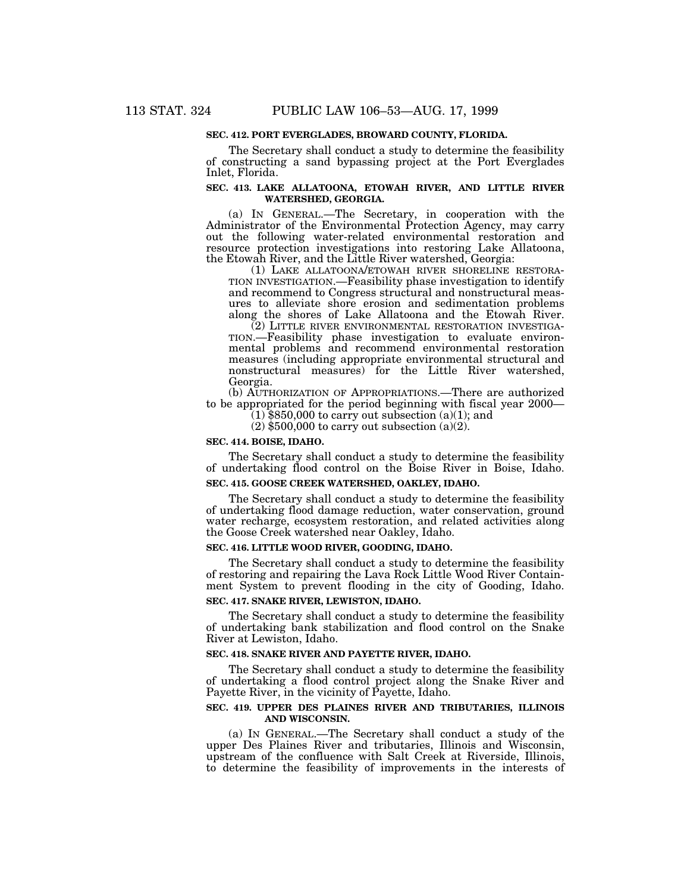**SEC. 412. PORT EVERGLADES, BROWARD COUNTY, FLORIDA.**

The Secretary shall conduct a study to determine the feasibility of constructing a sand bypassing project at the Port Everglades Inlet, Florida.

**SEC. 413. LAKE ALLATOONA, ETOWAH RIVER, AND LITTLE RIVER WATERSHED, GEORGIA.**

(a) IN GENERAL.—The Secretary, in cooperation with the Administrator of the Environmental Protection Agency, may carry out the following water-related environmental restoration and resource protection investigations into restoring Lake Allatoona, the Etowah River, and the Little River watershed, Georgia:

(1) LAKE ALLATOONA/ETOWAH RIVER SHORELINE RESTORATION INVESTIGATION.—Feasibility phase investigation to identify and recommend to Congress structural and nonstructural measures to alleviate shore erosion and sedimentation problems along the shores of Lake Allatoona and the Etowah River.

(2) LITTLE RIVER ENVIRONMENTAL RESTORATION INVESTIGATION.—Feasibility phase investigation to evaluate environmental problems and recommend environmental restoration measures (including appropriate environmental structural and nonstructural measures) for the Little River watershed, Georgia.

(b) AUTHORIZATION OF APPROPRIATIONS.—There are authorized to be appropriated for the period beginning with fiscal year 2000—

(1) $850,000 to carry out subsection (a)(1); and

(2) $500,000 to carry out subsection (a)(2).

**SEC. 414. BOISE, IDAHO.**

The Secretary shall conduct a study to determine the feasibility of undertaking flood control on the Boise River in Boise, Idaho.

**SEC. 415. GOOSE CREEK WATERSHED, OAKLEY, IDAHO.**

The Secretary shall conduct a study to determine the feasibility of undertaking flood damage reduction, water conservation, ground water recharge, ecosystem restoration, and related activities along the Goose Creek watershed near Oakley, Idaho.

**SEC. 416. LITTLE WOOD RIVER, GOODING, IDAHO.**

The Secretary shall conduct a study to determine the feasibility of restoring and repairing the Lava Rock Little Wood River Containment System to prevent flooding in the city of Gooding, Idaho.

**SEC. 417. SNAKE RIVER, LEWISTON, IDAHO.**

The Secretary shall conduct a study to determine the feasibility of undertaking bank stabilization and flood control on the Snake River at Lewiston, Idaho.

**SEC. 418. SNAKE RIVER AND PAYETTE RIVER, IDAHO.**

The Secretary shall conduct a study to determine the feasibility of undertaking a flood control project along the Snake River and Payette River, in the vicinity of Payette, Idaho.

**SEC. 419. UPPER DES PLAINES RIVER AND TRIBUTARIES, ILLINOIS AND WISCONSIN.**

(a) IN GENERAL.—The Secretary shall conduct a study of the upper Des Plaines River and tributaries, Illinois and Wisconsin, upstream of the confluence with Salt Creek at Riverside, Illinois, to determine the feasibility of improvements in the interests of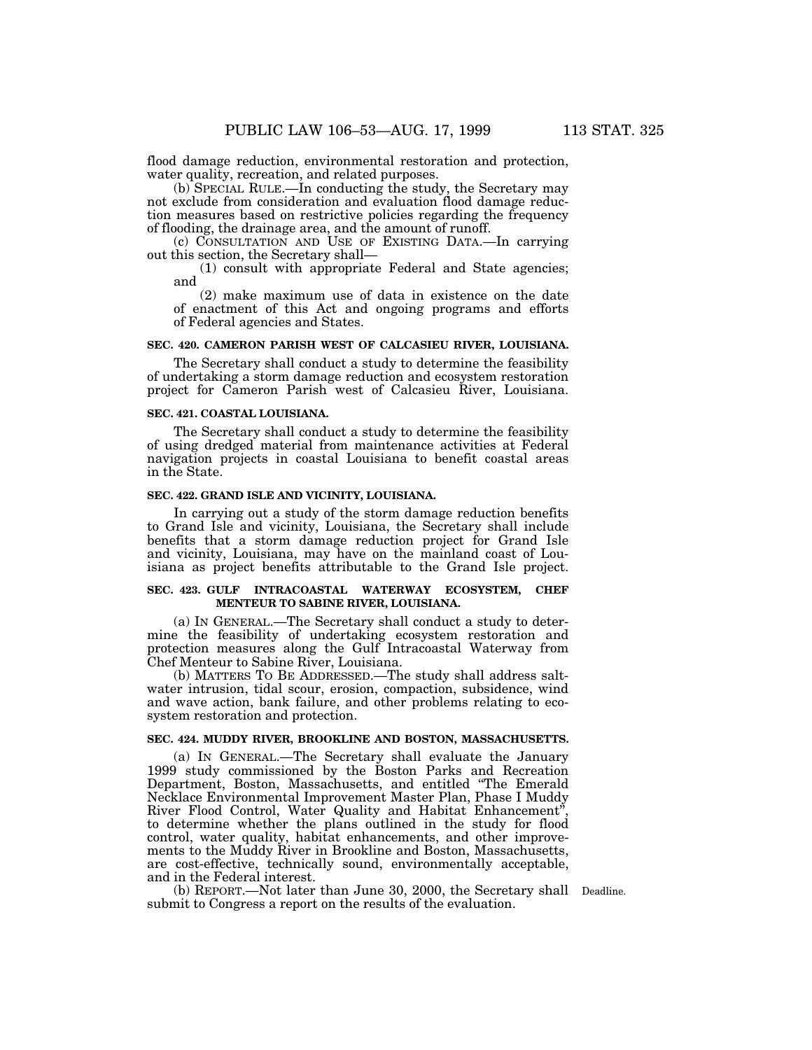flood damage reduction, environmental restoration and protection, water quality, recreation, and related purposes.

(b) SPECIAL RULE.—In conducting the study, the Secretary may not exclude from consideration and evaluation flood damage reduction measures based on restrictive policies regarding the frequency of flooding, the drainage area, and the amount of runoff.

(c) CONSULTATION AND USE OF EXISTING DATA.—In carrying out this section, the Secretary shall—

(1) consult with appropriate Federal and State agencies; and

(2) make maximum use of data in existence on the date of enactment of this Act and ongoing programs and efforts of Federal agencies and States.

**SEC. 420. CAMERON PARISH WEST OF CALCASIEU RIVER, LOUISIANA.**

The Secretary shall conduct a study to determine the feasibility of undertaking a storm damage reduction and ecosystem restoration project for Cameron Parish west of Calcasieu River, Louisiana.

**SEC. 421. COASTAL LOUISIANA.**

The Secretary shall conduct a study to determine the feasibility of using dredged material from maintenance activities at Federal navigation projects in coastal Louisiana to benefit coastal areas in the State.

**SEC. 422. GRAND ISLE AND VICINITY, LOUISIANA.**

In carrying out a study of the storm damage reduction benefits to Grand Isle and vicinity, Louisiana, the Secretary shall include benefits that a storm damage reduction project for Grand Isle and vicinity, Louisiana, may have on the mainland coast of Louisiana as project benefits attributable to the Grand Isle project.

**SEC. 423. GULF INTRACOASTAL WATERWAY ECOSYSTEM, CHEF MENTEUR TO SABINE RIVER, LOUISIANA.**

(a) IN GENERAL.—The Secretary shall conduct a study to determine the feasibility of undertaking ecosystem restoration and protection measures along the Gulf Intracoastal Waterway from Chef Menteur to Sabine River, Louisiana.

(b) MATTERS TO BE ADDRESSED.—The study shall address saltwater intrusion, tidal scour, erosion, compaction, subsidence, wind and wave action, bank failure, and other problems relating to ecosystem restoration and protection.

**SEC. 424. MUDDY RIVER, BROOKLINE AND BOSTON, MASSACHUSETTS.**

(a) IN GENERAL.—The Secretary shall evaluate the January 1999 study commissioned by the Boston Parks and Recreation Department, Boston, Massachusetts, and entitled "The Emerald Necklace Environmental Improvement Master Plan, Phase I Muddy River Flood Control, Water Quality and Habitat Enhancement", to determine whether the plans outlined in the study for flood control, water quality, habitat enhancements, and other improvements to the Muddy River in Brookline and Boston, Massachusetts, are cost-effective, technically sound, environmentally acceptable, and in the Federal interest.

(b) REPORT.—Not later than June 30, 2000, the Secretary shall submit to Congress a report on the results of the evaluation.

Deadline.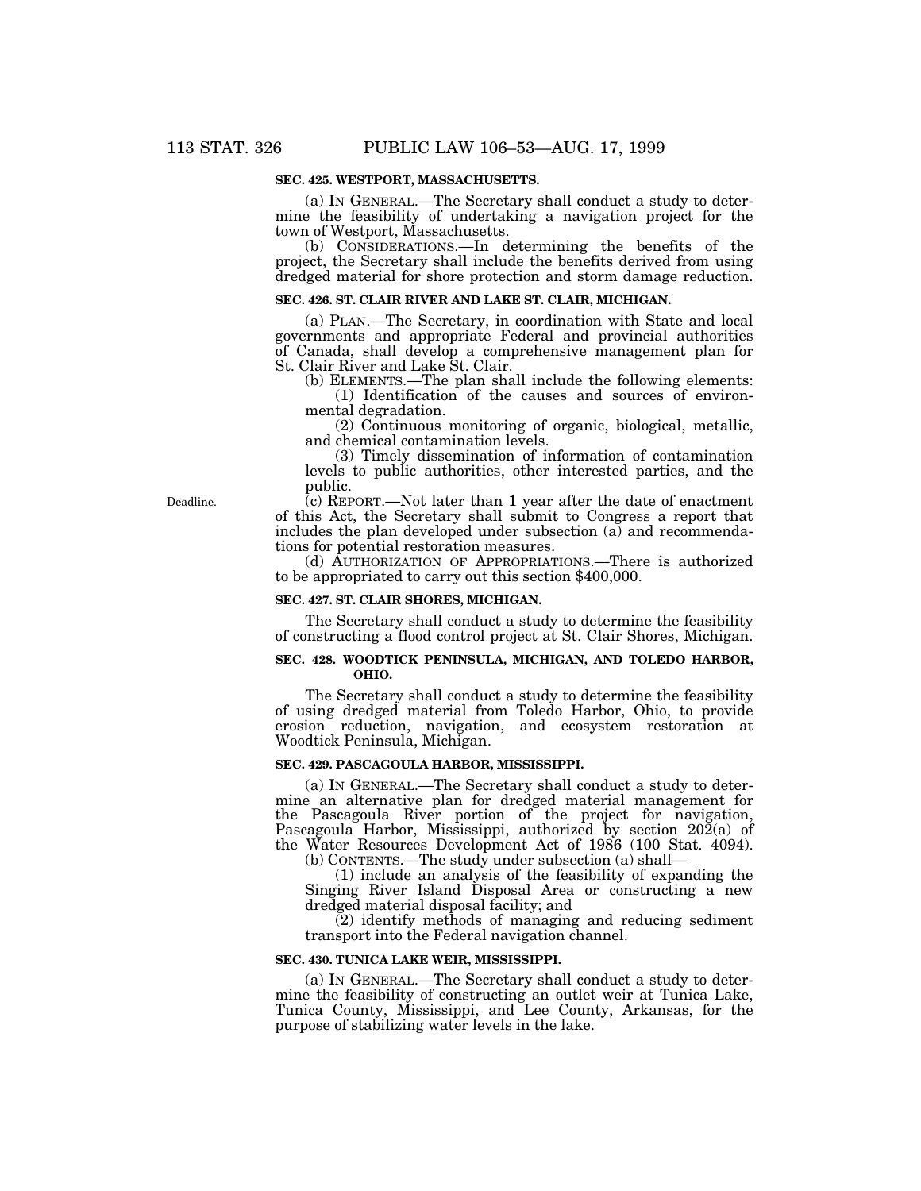### SEC. 425. WESTPORT, MASSACHUSETTS.

(a) IN GENERAL.—The Secretary shall conduct a study to determine the feasibility of undertaking a navigation project for the town of Westport, Massachusetts.

(b) CONSIDERATIONS.—In determining the benefits of the project, the Secretary shall include the benefits derived from using dredged material for shore protection and storm damage reduction.

### SEC. 426. ST. CLAIR RIVER AND LAKE ST. CLAIR, MICHIGAN.

(a) PLAN.—The Secretary, in coordination with State and local governments and appropriate Federal and provincial authorities of Canada, shall develop a comprehensive management plan for St. Clair River and Lake St. Clair.

(b) ELEMENTS.—The plan shall include the following elements:

(1) Identification of the causes and sources of environmental degradation.

(2) Continuous monitoring of organic, biological, metallic, and chemical contamination levels.

(3) Timely dissemination of information of contamination levels to public authorities, other interested parties, and the public.

Deadline.

(c) REPORT.—Not later than 1 year after the date of enactment of this Act, the Secretary shall submit to Congress a report that includes the plan developed under subsection (a) and recommendations for potential restoration measures.

(d) AUTHORIZATION OF APPROPRIATIONS.—There is authorized to be appropriated to carry out this section $400,000.

### SEC. 427. ST. CLAIR SHORES, MICHIGAN.

The Secretary shall conduct a study to determine the feasibility of constructing a flood control project at St. Clair Shores, Michigan.

### SEC. 428. WOODTICK PENINSULA, MICHIGAN, AND TOLEDO HARBOR, OHIO.

The Secretary shall conduct a study to determine the feasibility of using dredged material from Toledo Harbor, Ohio, to provide erosion reduction, navigation, and ecosystem restoration at Woodtick Peninsula, Michigan.

### SEC. 429. PASCAGOULA HARBOR, MISSISSIPPI.

(a) IN GENERAL.—The Secretary shall conduct a study to determine an alternative plan for dredged material management for the Pascagoula River portion of the project for navigation, Pascagoula Harbor, Mississippi, authorized by section 202(a) of the Water Resources Development Act of 1986 (100 Stat. 4094).

(b) CONTENTS.—The study under subsection (a) shall—

(1) include an analysis of the feasibility of expanding the Singing River Island Disposal Area or constructing a new dredged material disposal facility; and

(2) identify methods of managing and reducing sediment transport into the Federal navigation channel.

### SEC. 430. TUNICA LAKE WEIR, MISSISSIPPI.

(a) IN GENERAL.—The Secretary shall conduct a study to determine the feasibility of constructing an outlet weir at Tunica Lake, Tunica County, Mississippi, and Lee County, Arkansas, for the purpose of stabilizing water levels in the lake.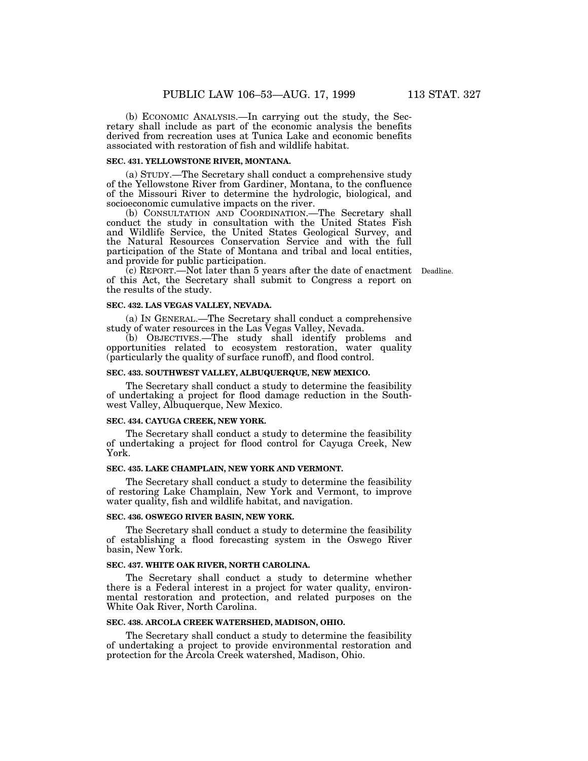(b) ECONOMIC ANALYSIS.—In carrying out the study, the Secretary shall include as part of the economic analysis the benefits derived from recreation uses at Tunica Lake and economic benefits associated with restoration of fish and wildlife habitat.

**SEC. 431. YELLOWSTONE RIVER, MONTANA.**

(a) STUDY.—The Secretary shall conduct a comprehensive study of the Yellowstone River from Gardiner, Montana, to the confluence of the Missouri River to determine the hydrologic, biological, and socioeconomic cumulative impacts on the river.

(b) CONSULTATION AND COORDINATION.—The Secretary shall conduct the study in consultation with the United States Fish and Wildlife Service, the United States Geological Survey, and the Natural Resources Conservation Service and with the full participation of the State of Montana and tribal and local entities, and provide for public participation.

(c) REPORT.—Not later than 5 years after the date of enactment of this Act, the Secretary shall submit to Congress a report on the results of the study.

Deadline.

**SEC. 432. LAS VEGAS VALLEY, NEVADA.**

(a) IN GENERAL.—The Secretary shall conduct a comprehensive study of water resources in the Las Vegas Valley, Nevada.

(b) OBJECTIVES.—The study shall identify problems and opportunities related to ecosystem restoration, water quality (particularly the quality of surface runoff), and flood control.

**SEC. 433. SOUTHWEST VALLEY, ALBUQUERQUE, NEW MEXICO.**

The Secretary shall conduct a study to determine the feasibility of undertaking a project for flood damage reduction in the Southwest Valley, Albuquerque, New Mexico.

**SEC. 434. CAYUGA CREEK, NEW YORK.**

The Secretary shall conduct a study to determine the feasibility of undertaking a project for flood control for Cayuga Creek, New York.

**SEC. 435. LAKE CHAMPLAIN, NEW YORK AND VERMONT.**

The Secretary shall conduct a study to determine the feasibility of restoring Lake Champlain, New York and Vermont, to improve water quality, fish and wildlife habitat, and navigation.

**SEC. 436. OSWEGO RIVER BASIN, NEW YORK.**

The Secretary shall conduct a study to determine the feasibility of establishing a flood forecasting system in the Oswego River basin, New York.

**SEC. 437. WHITE OAK RIVER, NORTH CAROLINA.**

The Secretary shall conduct a study to determine whether there is a Federal interest in a project for water quality, environmental restoration and protection, and related purposes on the White Oak River, North Carolina.

**SEC. 438. ARCOLA CREEK WATERSHED, MADISON, OHIO.**

The Secretary shall conduct a study to determine the feasibility of undertaking a project to provide environmental restoration and protection for the Arcola Creek watershed, Madison, Ohio.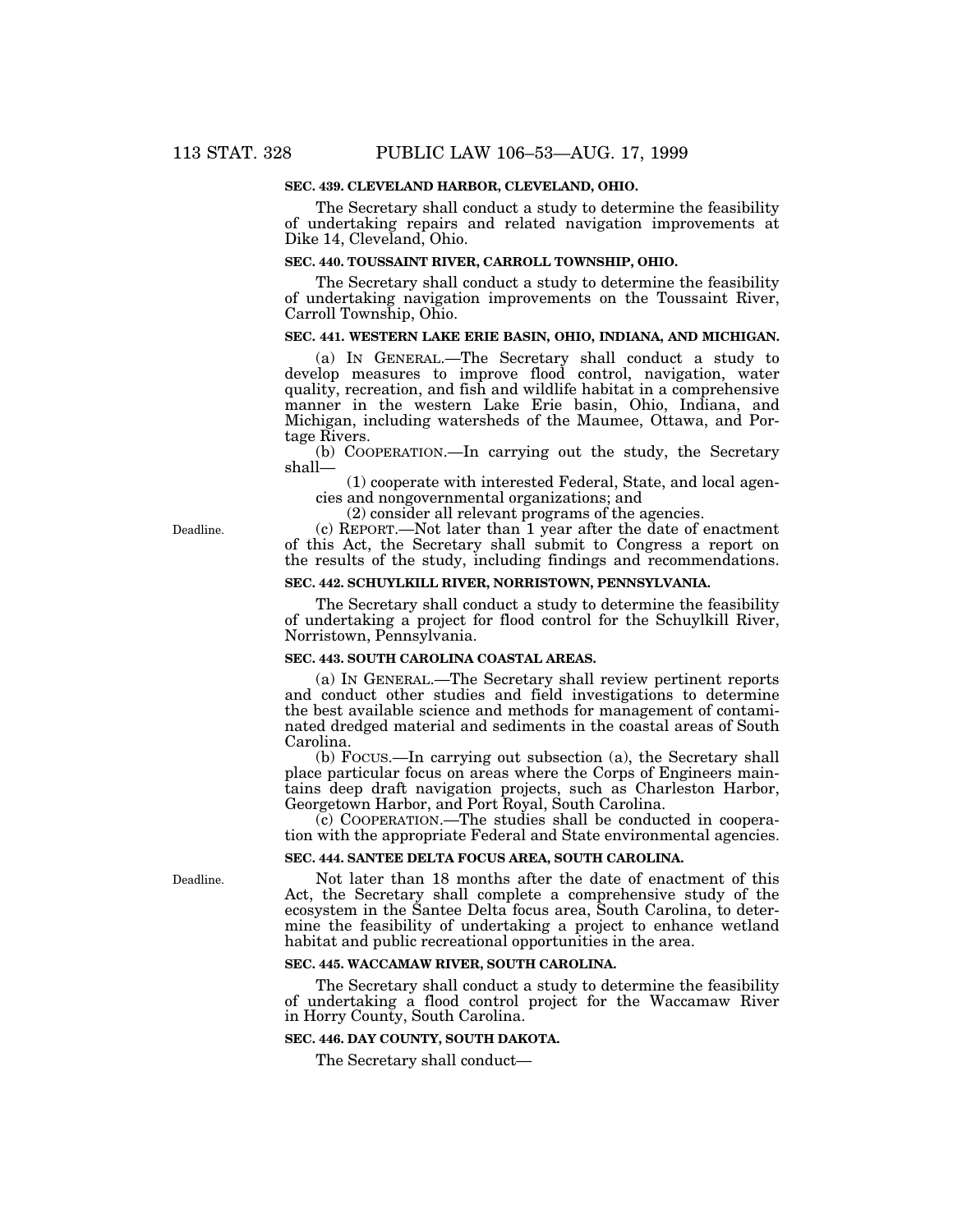### SEC. 439. CLEVELAND HARBOR, CLEVELAND, OHIO.

The Secretary shall conduct a study to determine the feasibility of undertaking repairs and related navigation improvements at Dike 14, Cleveland, Ohio.

### SEC. 440. TOUSSAINT RIVER, CARROLL TOWNSHIP, OHIO.

The Secretary shall conduct a study to determine the feasibility of undertaking navigation improvements on the Toussaint River, Carroll Township, Ohio.

### SEC. 441. WESTERN LAKE ERIE BASIN, OHIO, INDIANA, AND MICHIGAN.

(a) IN GENERAL.—The Secretary shall conduct a study to develop measures to improve flood control, navigation, water quality, recreation, and fish and wildlife habitat in a comprehensive manner in the western Lake Erie basin, Ohio, Indiana, and Michigan, including watersheds of the Maumee, Ottawa, and Portage Rivers.

(b) COOPERATION.—In carrying out the study, the Secretary shall—

(1) cooperate with interested Federal, State, and local agencies and nongovernmental organizations; and

(2) consider all relevant programs of the agencies.

Deadline.

(c) REPORT.—Not later than 1 year after the date of enactment of this Act, the Secretary shall submit to Congress a report on the results of the study, including findings and recommendations.

### SEC. 442. SCHUYLKILL RIVER, NORRISTOWN, PENNSYLVANIA.

The Secretary shall conduct a study to determine the feasibility of undertaking a project for flood control for the Schuylkill River, Norristown, Pennsylvania.

### SEC. 443. SOUTH CAROLINA COASTAL AREAS.

(a) IN GENERAL.—The Secretary shall review pertinent reports and conduct other studies and field investigations to determine the best available science and methods for management of contaminated dredged material and sediments in the coastal areas of South Carolina.

(b) FOCUS.—In carrying out subsection (a), the Secretary shall place particular focus on areas where the Corps of Engineers maintains deep draft navigation projects, such as Charleston Harbor, Georgetown Harbor, and Port Royal, South Carolina.

(c) COOPERATION.—The studies shall be conducted in cooperation with the appropriate Federal and State environmental agencies.

### SEC. 444. SANTEE DELTA FOCUS AREA, SOUTH CAROLINA.

Deadline.

Not later than 18 months after the date of enactment of this Act, the Secretary shall complete a comprehensive study of the ecosystem in the Santee Delta focus area, South Carolina, to determine the feasibility of undertaking a project to enhance wetland habitat and public recreational opportunities in the area.

### SEC. 445. WACCAMAW RIVER, SOUTH CAROLINA.

The Secretary shall conduct a study to determine the feasibility of undertaking a flood control project for the Waccamaw River in Horry County, South Carolina.

### SEC. 446. DAY COUNTY, SOUTH DAKOTA.

The Secretary shall conduct—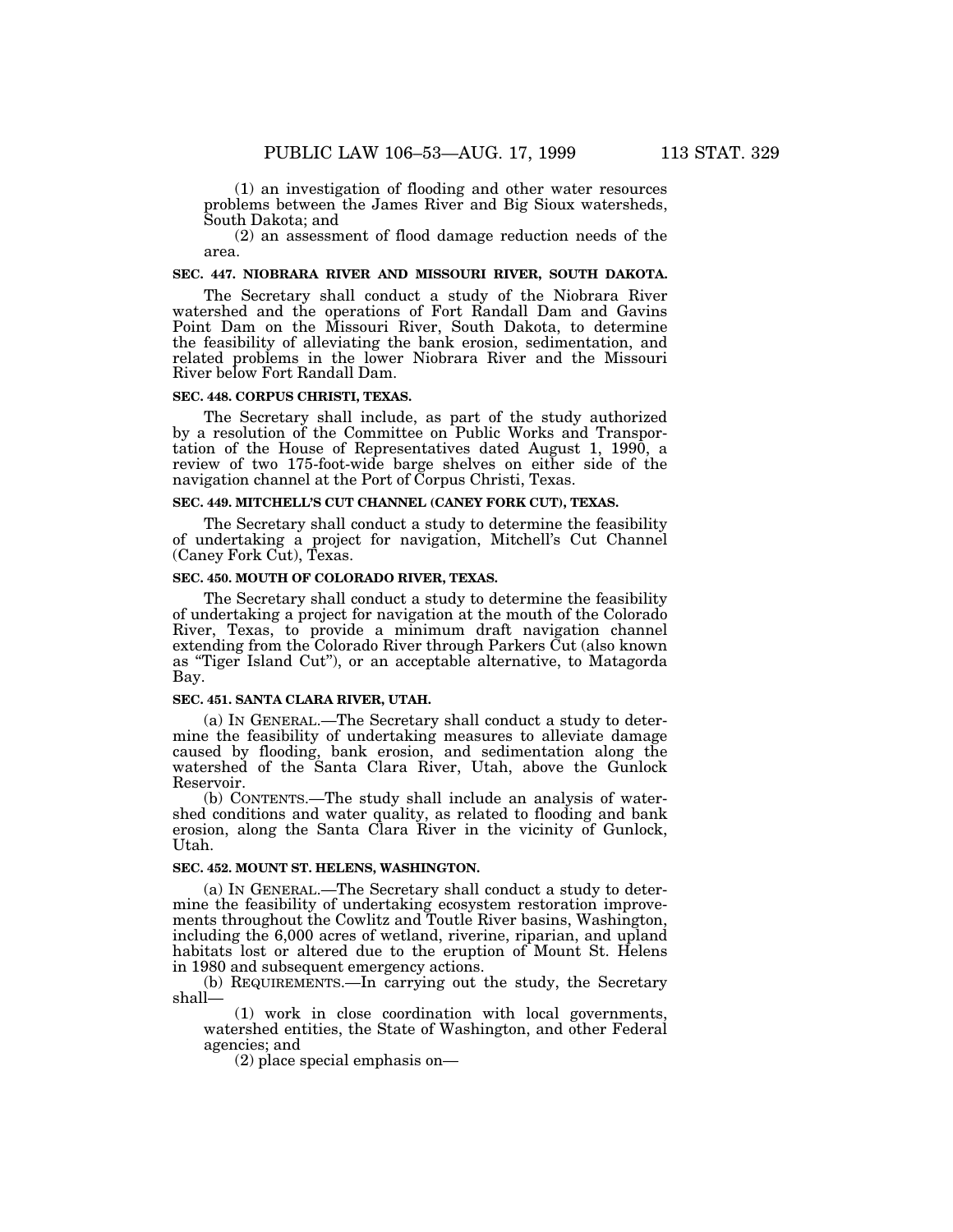(1) an investigation of flooding and other water resources problems between the James River and Big Sioux watersheds, South Dakota; and

(2) an assessment of flood damage reduction needs of the area.

**SEC. 447. NIOBRARA RIVER AND MISSOURI RIVER, SOUTH DAKOTA.**

The Secretary shall conduct a study of the Niobrara River watershed and the operations of Fort Randall Dam and Gavins Point Dam on the Missouri River, South Dakota, to determine the feasibility of alleviating the bank erosion, sedimentation, and related problems in the lower Niobrara River and the Missouri River below Fort Randall Dam.

**SEC. 448. CORPUS CHRISTI, TEXAS.**

The Secretary shall include, as part of the study authorized by a resolution of the Committee on Public Works and Transportation of the House of Representatives dated August 1, 1990, a review of two 175-foot-wide barge shelves on either side of the navigation channel at the Port of Corpus Christi, Texas.

**SEC. 449. MITCHELL'S CUT CHANNEL (CANEY FORK CUT), TEXAS.**

The Secretary shall conduct a study to determine the feasibility of undertaking a project for navigation, Mitchell's Cut Channel (Caney Fork Cut), Texas.

**SEC. 450. MOUTH OF COLORADO RIVER, TEXAS.**

The Secretary shall conduct a study to determine the feasibility of undertaking a project for navigation at the mouth of the Colorado River, Texas, to provide a minimum draft navigation channel extending from the Colorado River through Parkers Cut (also known as "Tiger Island Cut"), or an acceptable alternative, to Matagorda Bay.

**SEC. 451. SANTA CLARA RIVER, UTAH.**

(a) IN GENERAL.—The Secretary shall conduct a study to determine the feasibility of undertaking measures to alleviate damage caused by flooding, bank erosion, and sedimentation along the watershed of the Santa Clara River, Utah, above the Gunlock Reservoir.

(b) CONTENTS.—The study shall include an analysis of watershed conditions and water quality, as related to flooding and bank erosion, along the Santa Clara River in the vicinity of Gunlock, Utah.

**SEC. 452. MOUNT ST. HELENS, WASHINGTON.**

(a) IN GENERAL.—The Secretary shall conduct a study to determine the feasibility of undertaking ecosystem restoration improvements throughout the Cowlitz and Toutle River basins, Washington, including the 6,000 acres of wetland, riverine, riparian, and upland habitats lost or altered due to the eruption of Mount St. Helens in 1980 and subsequent emergency actions.

(b) REQUIREMENTS.—In carrying out the study, the Secretary shall—

(1) work in close coordination with local governments, watershed entities, the State of Washington, and other Federal agencies; and

(2) place special emphasis on—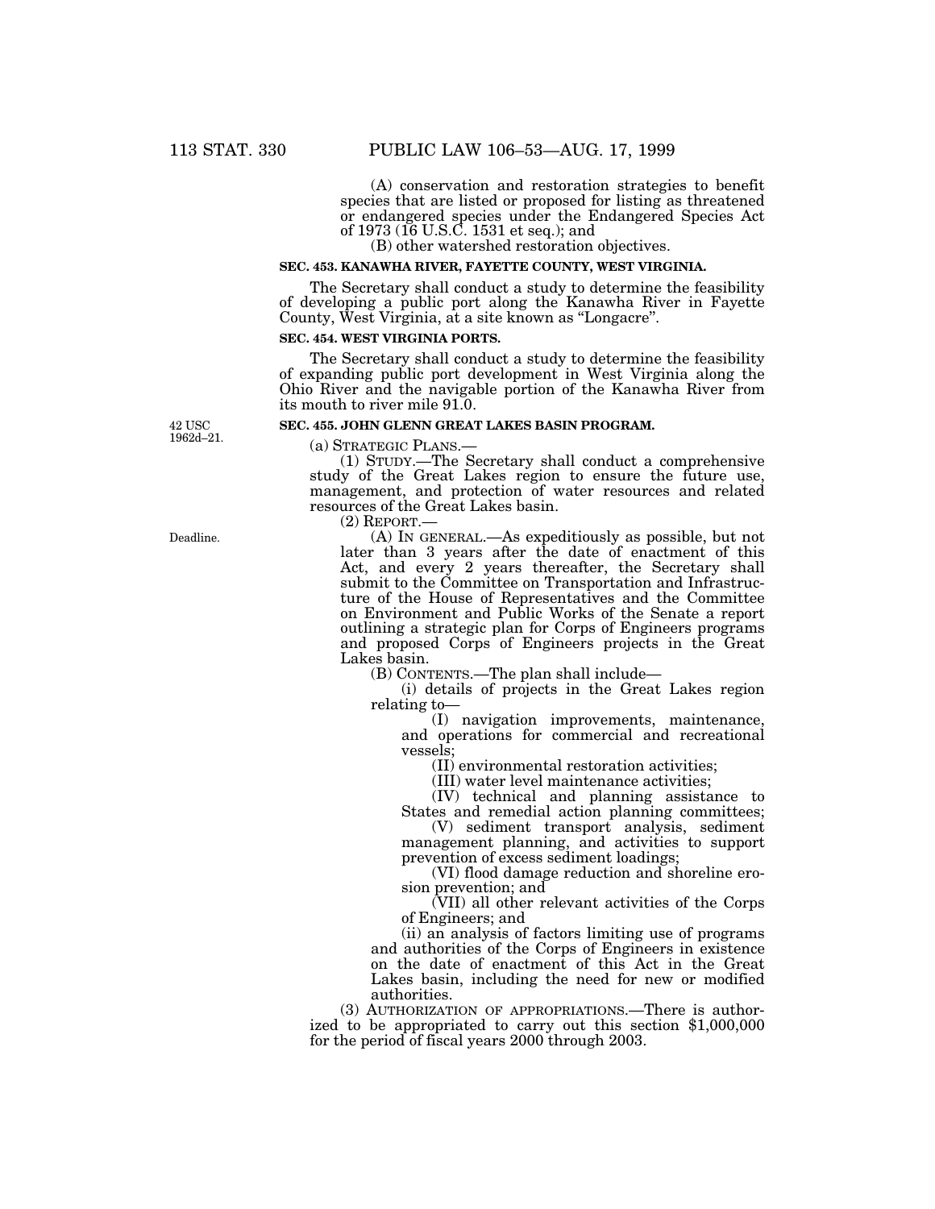(A) conservation and restoration strategies to benefit species that are listed or proposed for listing as threatened or endangered species under the Endangered Species Act of 1973 (16 U.S.C. 1531 et seq.); and

(B) other watershed restoration objectives.

**SEC. 453. KANAWHA RIVER, FAYETTE COUNTY, WEST VIRGINIA.**

The Secretary shall conduct a study to determine the feasibility of developing a public port along the Kanawha River in Fayette County, West Virginia, at a site known as "Longacre".

**SEC. 454. WEST VIRGINIA PORTS.**

The Secretary shall conduct a study to determine the feasibility of expanding public port development in West Virginia along the Ohio River and the navigable portion of the Kanawha River from its mouth to river mile 91.0.

42 USC 1962d–21.

**SEC. 455. JOHN GLENN GREAT LAKES BASIN PROGRAM.**

(a) STRATEGIC PLANS.—

(1) STUDY.—The Secretary shall conduct a comprehensive study of the Great Lakes region to ensure the future use, management, and protection of water resources and related resources of the Great Lakes basin.

(2) REPORT.—

Deadline.

(A) IN GENERAL.—As expeditiously as possible, but not later than 3 years after the date of enactment of this Act, and every 2 years thereafter, the Secretary shall submit to the Committee on Transportation and Infrastructure of the House of Representatives and the Committee on Environment and Public Works of the Senate a report outlining a strategic plan for Corps of Engineers programs and proposed Corps of Engineers projects in the Great Lakes basin.

(B) CONTENTS.—The plan shall include—

(i) details of projects in the Great Lakes region relating to—

(I) navigation improvements, maintenance, and operations for commercial and recreational vessels;

(II) environmental restoration activities;

(III) water level maintenance activities;

(IV) technical and planning assistance to States and remedial action planning committees;

(V) sediment transport analysis, sediment management planning, and activities to support prevention of excess sediment loadings;

(VI) flood damage reduction and shoreline erosion prevention; and

(VII) all other relevant activities of the Corps of Engineers; and

(ii) an analysis of factors limiting use of programs and authorities of the Corps of Engineers in existence on the date of enactment of this Act in the Great Lakes basin, including the need for new or modified authorities.

(3) AUTHORIZATION OF APPROPRIATIONS.—There is authorized to be appropriated to carry out this section $1,000,000 for the period of fiscal years 2000 through 2003.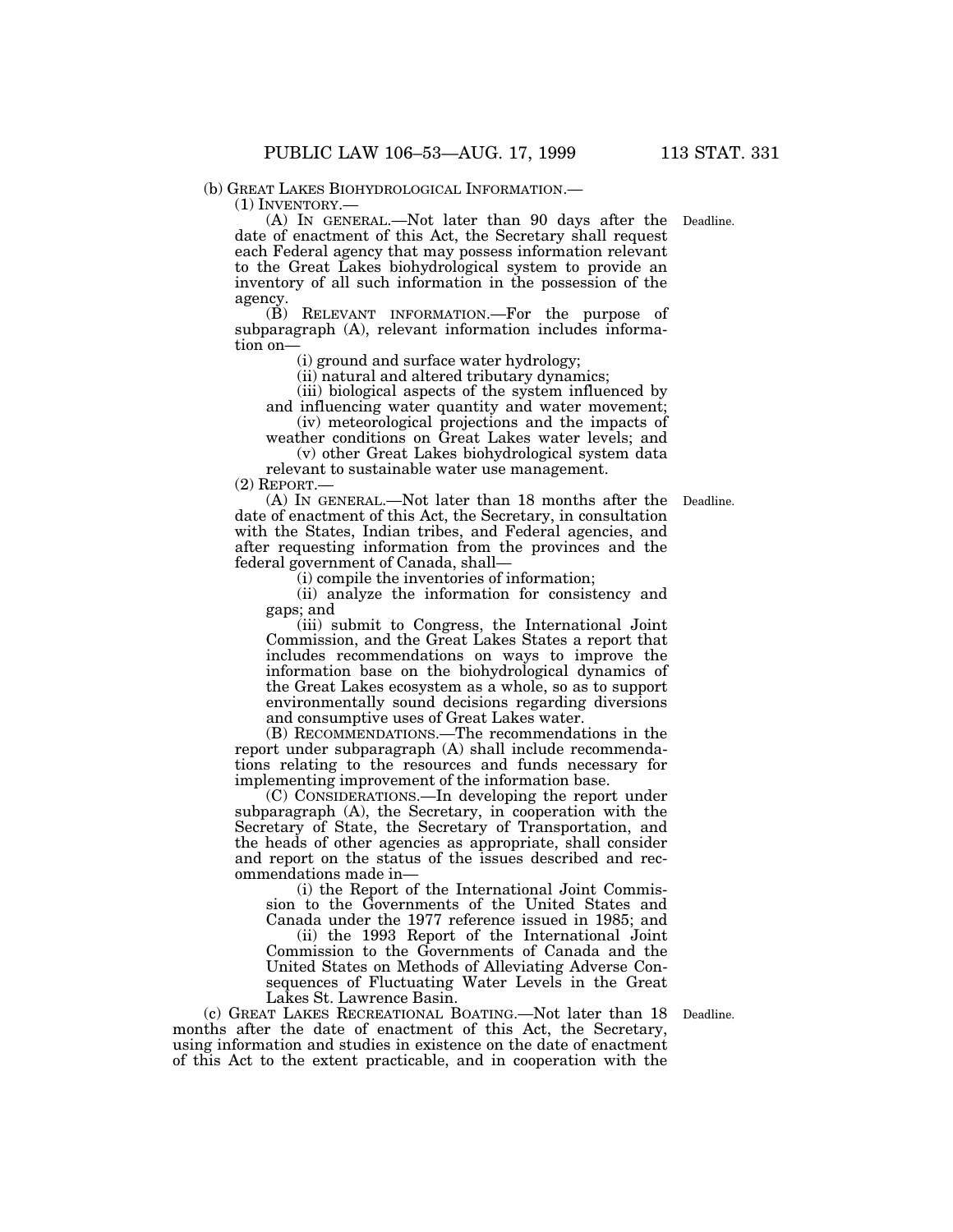(b) GREAT LAKES BIOHYDROLOGICAL INFORMATION.—

(1) INVENTORY.—

(A) IN GENERAL.—Not later than 90 days after the date of enactment of this Act, the Secretary shall request each Federal agency that may possess information relevant to the Great Lakes biohydrological system to provide an inventory of all such information in the possession of the agency.

Deadline.

(B) RELEVANT INFORMATION.—For the purpose of subparagraph (A), relevant information includes information on—

(i) ground and surface water hydrology;

(ii) natural and altered tributary dynamics;

(iii) biological aspects of the system influenced by and influencing water quantity and water movement;

(iv) meteorological projections and the impacts of weather conditions on Great Lakes water levels; and

(v) other Great Lakes biohydrological system data relevant to sustainable water use management.

(2) REPORT.—

(A) IN GENERAL.—Not later than 18 months after the date of enactment of this Act, the Secretary, in consultation with the States, Indian tribes, and Federal agencies, and after requesting information from the provinces and the federal government of Canada, shall—

Deadline.

(i) compile the inventories of information;

(ii) analyze the information for consistency and gaps; and

(iii) submit to Congress, the International Joint Commission, and the Great Lakes States a report that includes recommendations on ways to improve the information base on the biohydrological dynamics of the Great Lakes ecosystem as a whole, so as to support environmentally sound decisions regarding diversions and consumptive uses of Great Lakes water.

(B) RECOMMENDATIONS.—The recommendations in the report under subparagraph (A) shall include recommendations relating to the resources and funds necessary for implementing improvement of the information base.

(C) CONSIDERATIONS.—In developing the report under subparagraph (A), the Secretary, in cooperation with the Secretary of State, the Secretary of Transportation, and the heads of other agencies as appropriate, shall consider and report on the status of the issues described and recommendations made in—

(i) the Report of the International Joint Commission to the Governments of the United States and Canada under the 1977 reference issued in 1985; and

(ii) the 1993 Report of the International Joint Commission to the Governments of Canada and the United States on Methods of Alleviating Adverse Consequences of Fluctuating Water Levels in the Great Lakes St. Lawrence Basin.

(c) GREAT LAKES RECREATIONAL BOATING.—Not later than 18 months after the date of enactment of this Act, the Secretary, using information and studies in existence on the date of enactment of this Act to the extent practicable, and in cooperation with the

Deadline.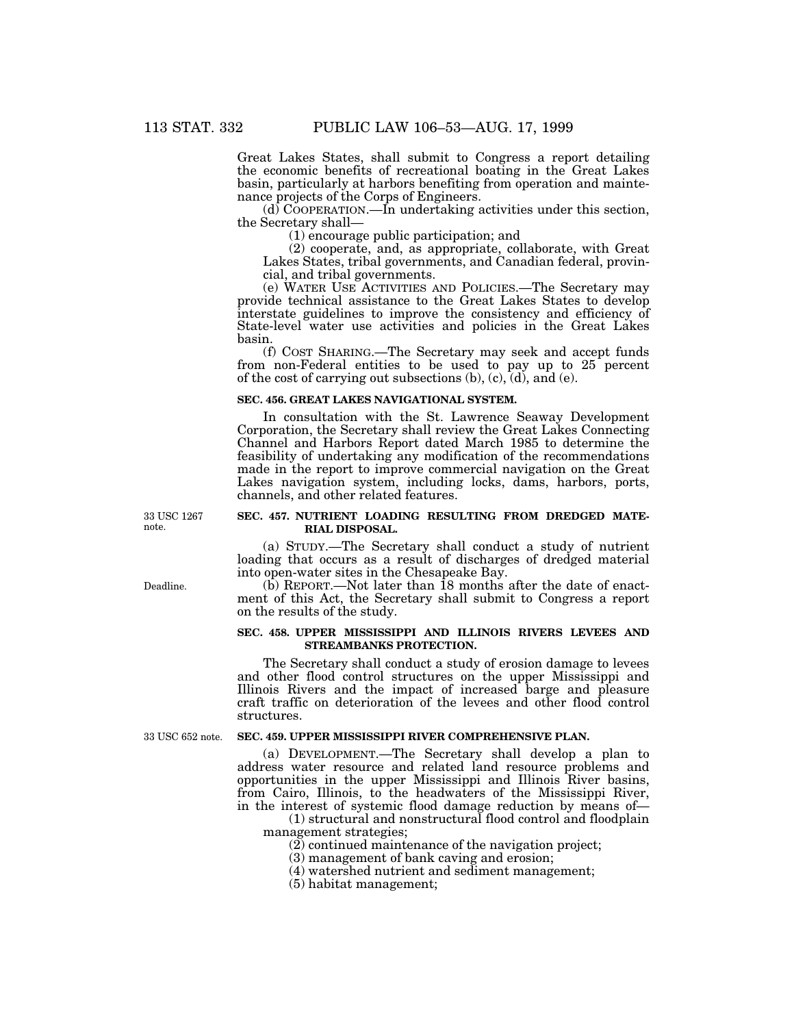Great Lakes States, shall submit to Congress a report detailing the economic benefits of recreational boating in the Great Lakes basin, particularly at harbors benefiting from operation and maintenance projects of the Corps of Engineers.

(d) COOPERATION.—In undertaking activities under this section, the Secretary shall—

(1) encourage public participation; and

(2) cooperate, and, as appropriate, collaborate, with Great Lakes States, tribal governments, and Canadian federal, provincial, and tribal governments.

(e) WATER USE ACTIVITIES AND POLICIES.—The Secretary may provide technical assistance to the Great Lakes States to develop interstate guidelines to improve the consistency and efficiency of State-level water use activities and policies in the Great Lakes basin.

(f) COST SHARING.—The Secretary may seek and accept funds from non-Federal entities to be used to pay up to 25 percent of the cost of carrying out subsections (b), (c), (d), and (e).

**SEC. 456. GREAT LAKES NAVIGATIONAL SYSTEM.**

In consultation with the St. Lawrence Seaway Development Corporation, the Secretary shall review the Great Lakes Connecting Channel and Harbors Report dated March 1985 to determine the feasibility of undertaking any modification of the recommendations made in the report to improve commercial navigation on the Great Lakes navigation system, including locks, dams, harbors, ports, channels, and other related features.

33 USC 1267 note.

**SEC. 457. NUTRIENT LOADING RESULTING FROM DREDGED MATERIAL DISPOSAL.**

(a) STUDY.—The Secretary shall conduct a study of nutrient loading that occurs as a result of discharges of dredged material into open-water sites in the Chesapeake Bay.

Deadline.

(b) REPORT.—Not later than 18 months after the date of enactment of this Act, the Secretary shall submit to Congress a report on the results of the study.

**SEC. 458. UPPER MISSISSIPPI AND ILLINOIS RIVERS LEVEES AND STREAMBANKS PROTECTION.**

The Secretary shall conduct a study of erosion damage to levees and other flood control structures on the upper Mississippi and Illinois Rivers and the impact of increased barge and pleasure craft traffic on deterioration of the levees and other flood control structures.

33 USC 652 note.

**SEC. 459. UPPER MISSISSIPPI RIVER COMPREHENSIVE PLAN.**

(a) DEVELOPMENT.—The Secretary shall develop a plan to address water resource and related land resource problems and opportunities in the upper Mississippi and Illinois River basins, from Cairo, Illinois, to the headwaters of the Mississippi River, in the interest of systemic flood damage reduction by means of—

(1) structural and nonstructural flood control and floodplain management strategies;

(2) continued maintenance of the navigation project;

(3) management of bank caving and erosion;

(4) watershed nutrient and sediment management;

(5) habitat management;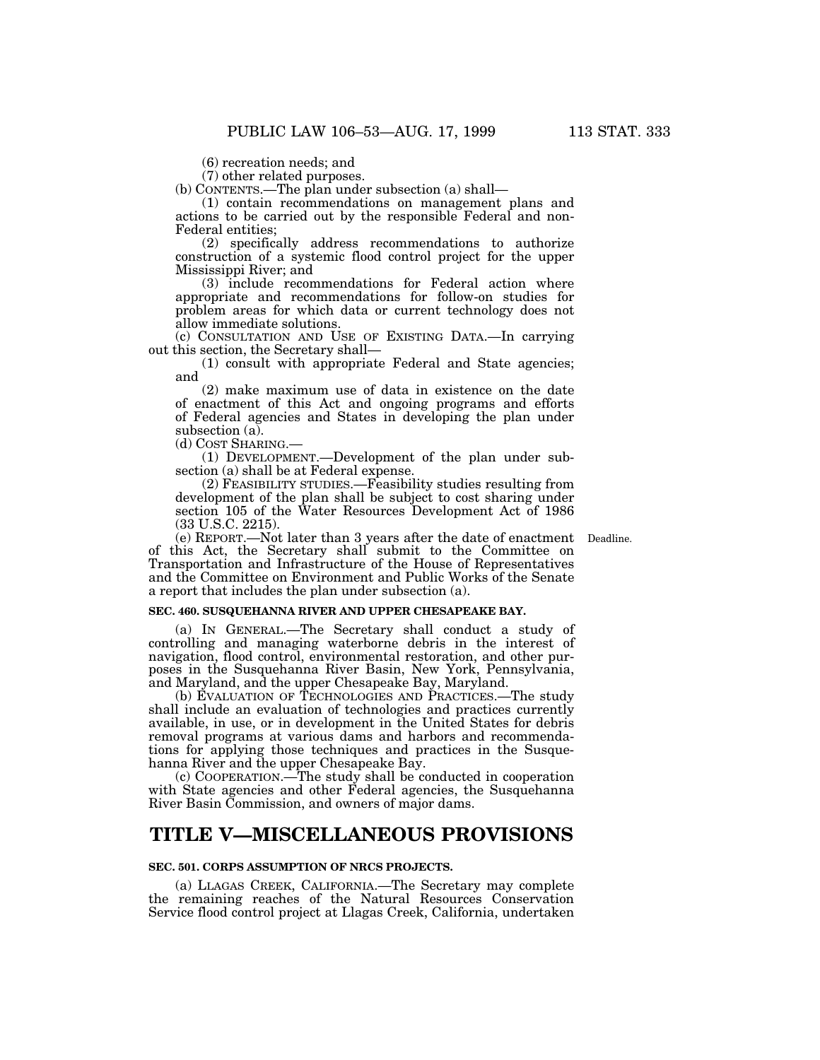(6) recreation needs; and

(7) other related purposes.

(b) CONTENTS.—The plan under subsection (a) shall—

(1) contain recommendations on management plans and actions to be carried out by the responsible Federal and non-Federal entities;

(2) specifically address recommendations to authorize construction of a systemic flood control project for the upper Mississippi River; and

(3) include recommendations for Federal action where appropriate and recommendations for follow-on studies for problem areas for which data or current technology does not allow immediate solutions.

(c) CONSULTATION AND USE OF EXISTING DATA.—In carrying out this section, the Secretary shall—

(1) consult with appropriate Federal and State agencies; and

(2) make maximum use of data in existence on the date of enactment of this Act and ongoing programs and efforts of Federal agencies and States in developing the plan under subsection (a).

(d) COST SHARING.—

(1) DEVELOPMENT.—Development of the plan under subsection (a) shall be at Federal expense.

(2) FEASIBILITY STUDIES.—Feasibility studies resulting from development of the plan shall be subject to cost sharing under section 105 of the Water Resources Development Act of 1986 (33 U.S.C. 2215).

Deadline.

(e) REPORT.—Not later than 3 years after the date of enactment of this Act, the Secretary shall submit to the Committee on Transportation and Infrastructure of the House of Representatives and the Committee on Environment and Public Works of the Senate a report that includes the plan under subsection (a).

**SEC. 460. SUSQUEHANNA RIVER AND UPPER CHESAPEAKE BAY.**

(a) IN GENERAL.—The Secretary shall conduct a study of controlling and managing waterborne debris in the interest of navigation, flood control, environmental restoration, and other purposes in the Susquehanna River Basin, New York, Pennsylvania, and Maryland, and the upper Chesapeake Bay, Maryland.

(b) EVALUATION OF TECHNOLOGIES AND PRACTICES.—The study shall include an evaluation of technologies and practices currently available, in use, or in development in the United States for debris removal programs at various dams and harbors and recommendations for applying those techniques and practices in the Susquehanna River and the upper Chesapeake Bay.

(c) COOPERATION.—The study shall be conducted in cooperation with State agencies and other Federal agencies, the Susquehanna River Basin Commission, and owners of major dams.

# TITLE V—MISCELLANEOUS PROVISIONS

**SEC. 501. CORPS ASSUMPTION OF NRCS PROJECTS.**

(a) LLAGAS CREEK, CALIFORNIA.—The Secretary may complete the remaining reaches of the Natural Resources Conservation Service flood control project at Llagas Creek, California, undertaken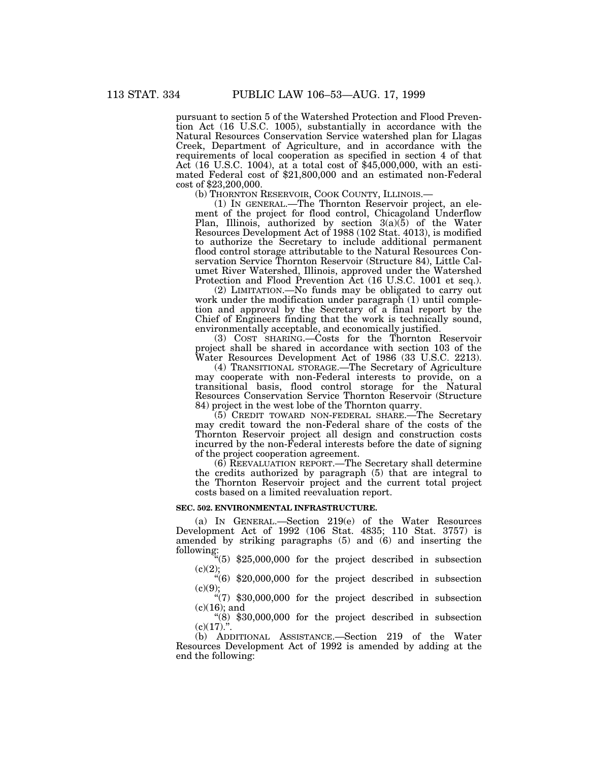pursuant to section 5 of the Watershed Protection and Flood Prevention Act (16 U.S.C. 1005), substantially in accordance with the Natural Resources Conservation Service watershed plan for Llagas Creek, Department of Agriculture, and in accordance with the requirements of local cooperation as specified in section 4 of that Act (16 U.S.C. 1004), at a total cost of $45,000,000, with an estimated Federal cost of $21,800,000 and an estimated non-Federal cost of $23,200,000.

(b) THORNTON RESERVOIR, COOK COUNTY, ILLINOIS.—

(1) IN GENERAL.—The Thornton Reservoir project, an element of the project for flood control, Chicagoland Underflow Plan, Illinois, authorized by section 3(a)(5) of the Water Resources Development Act of 1988 (102 Stat. 4013), is modified to authorize the Secretary to include additional permanent flood control storage attributable to the Natural Resources Conservation Service Thornton Reservoir (Structure 84), Little Calumet River Watershed, Illinois, approved under the Watershed Protection and Flood Prevention Act (16 U.S.C. 1001 et seq.).

(2) LIMITATION.—No funds may be obligated to carry out work under the modification under paragraph (1) until completion and approval by the Secretary of a final report by the Chief of Engineers finding that the work is technically sound, environmentally acceptable, and economically justified.

(3) COST SHARING.—Costs for the Thornton Reservoir project shall be shared in accordance with section 103 of the Water Resources Development Act of 1986 (33 U.S.C. 2213).

(4) TRANSITIONAL STORAGE.—The Secretary of Agriculture may cooperate with non-Federal interests to provide, on a transitional basis, flood control storage for the Natural Resources Conservation Service Thornton Reservoir (Structure 84) project in the west lobe of the Thornton quarry.

(5) CREDIT TOWARD NON-FEDERAL SHARE.—The Secretary may credit toward the non-Federal share of the costs of the Thornton Reservoir project all design and construction costs incurred by the non-Federal interests before the date of signing of the project cooperation agreement.

(6) REEVALUATION REPORT.—The Secretary shall determine the credits authorized by paragraph (5) that are integral to the Thornton Reservoir project and the current total project costs based on a limited reevaluation report.

**SEC. 502. ENVIRONMENTAL INFRASTRUCTURE.**

(a) IN GENERAL.—Section 219(e) of the Water Resources Development Act of 1992 (106 Stat. 4835; 110 Stat. 3757) is amended by striking paragraphs (5) and (6) and inserting the following:

"(5) $25,000,000 for the project described in subsection (c)(2);

"(6) $20,000,000 for the project described in subsection (c)(9);

"(7) $30,000,000 for the project described in subsection (c)(16); and

"(8) $30,000,000 for the project described in subsection (c)(17).".

(b) ADDITIONAL ASSISTANCE.—Section 219 of the Water Resources Development Act of 1992 is amended by adding at the end the following: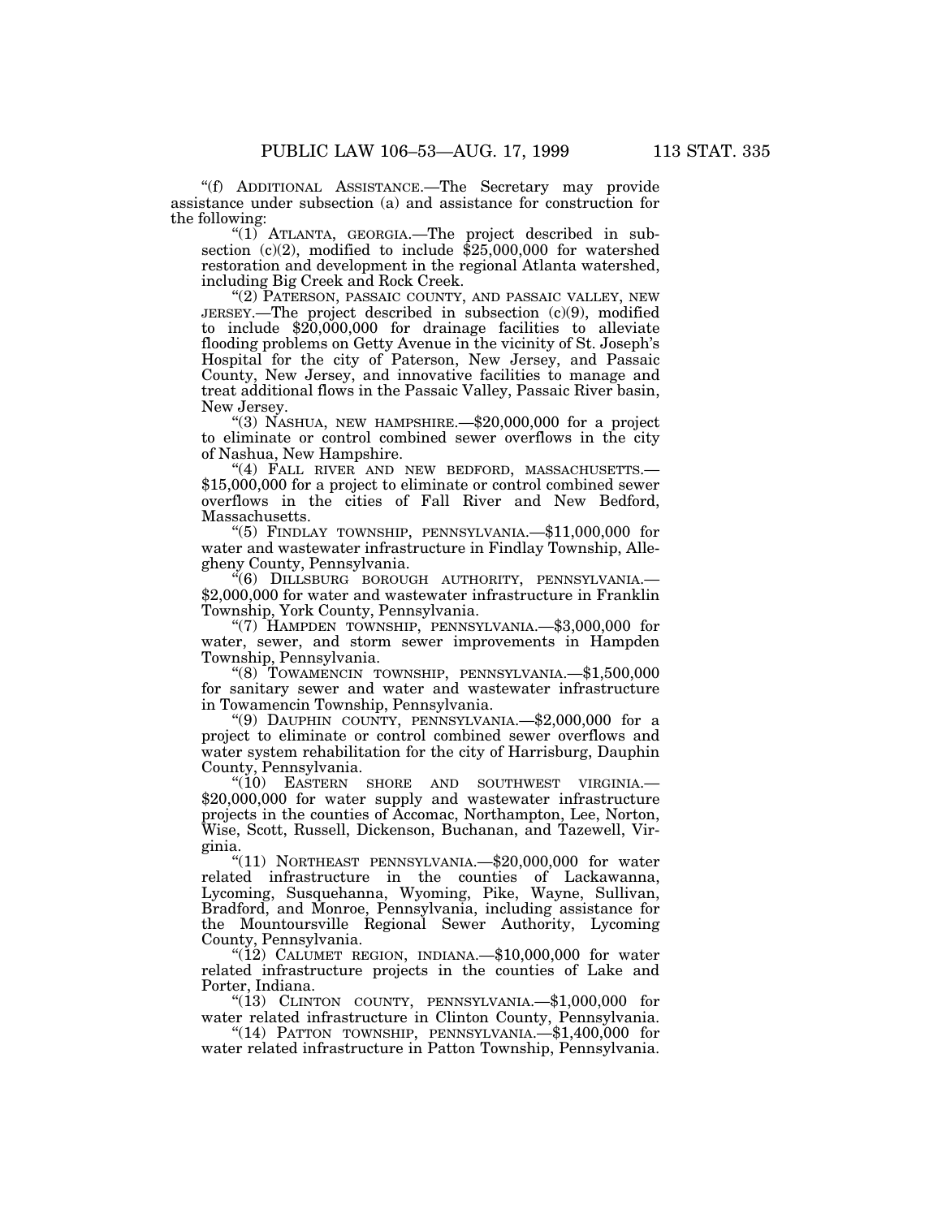"(f) ADDITIONAL ASSISTANCE.—The Secretary may provide assistance under subsection (a) and assistance for construction for the following:

"(1) ATLANTA, GEORGIA.—The project described in subsection (c)(2), modified to include $25,000,000 for watershed restoration and development in the regional Atlanta watershed, including Big Creek and Rock Creek.

"(2) PATERSON, PASSAIC COUNTY, AND PASSAIC VALLEY, NEW JERSEY.—The project described in subsection (c)(9), modified to include $20,000,000 for drainage facilities to alleviate flooding problems on Getty Avenue in the vicinity of St. Joseph's Hospital for the city of Paterson, New Jersey, and Passaic County, New Jersey, and innovative facilities to manage and treat additional flows in the Passaic Valley, Passaic River basin, New Jersey.

"(3) NASHUA, NEW HAMPSHIRE.—$20,000,000 for a project to eliminate or control combined sewer overflows in the city of Nashua, New Hampshire.

"(4) FALL RIVER AND NEW BEDFORD, MASSACHUSETTS.—$15,000,000 for a project to eliminate or control combined sewer overflows in the cities of Fall River and New Bedford, Massachusetts.

"(5) FINDLAY TOWNSHIP, PENNSYLVANIA.—$11,000,000 for water and wastewater infrastructure in Findlay Township, Allegheny County, Pennsylvania.

"(6) DILLSBURG BOROUGH AUTHORITY, PENNSYLVANIA.—$2,000,000 for water and wastewater infrastructure in Franklin Township, York County, Pennsylvania.

"(7) HAMPDEN TOWNSHIP, PENNSYLVANIA.—$3,000,000 for water, sewer, and storm sewer improvements in Hampden Township, Pennsylvania.

"(8) TOWAMENCIN TOWNSHIP, PENNSYLVANIA.—$1,500,000 for sanitary sewer and water and wastewater infrastructure in Towamencin Township, Pennsylvania.

"(9) DAUPHIN COUNTY, PENNSYLVANIA.—$2,000,000 for a project to eliminate or control combined sewer overflows and water system rehabilitation for the city of Harrisburg, Dauphin County, Pennsylvania.

"(10) EASTERN SHORE AND SOUTHWEST VIRGINIA.—$20,000,000 for water supply and wastewater infrastructure projects in the counties of Accomac, Northampton, Lee, Norton, Wise, Scott, Russell, Dickenson, Buchanan, and Tazewell, Virginia.

"(11) NORTHEAST PENNSYLVANIA.—$20,000,000 for water related infrastructure in the counties of Lackawanna, Lycoming, Susquehanna, Wyoming, Pike, Wayne, Sullivan, Bradford, and Monroe, Pennsylvania, including assistance for the Mountoursville Regional Sewer Authority, Lycoming County, Pennsylvania.

"(12) CALUMET REGION, INDIANA.—$10,000,000 for water related infrastructure projects in the counties of Lake and Porter, Indiana.

"(13) CLINTON COUNTY, PENNSYLVANIA.—$1,000,000 for water related infrastructure in Clinton County, Pennsylvania.

"(14) PATTON TOWNSHIP, PENNSYLVANIA.—$1,400,000 for water related infrastructure in Patton Township, Pennsylvania.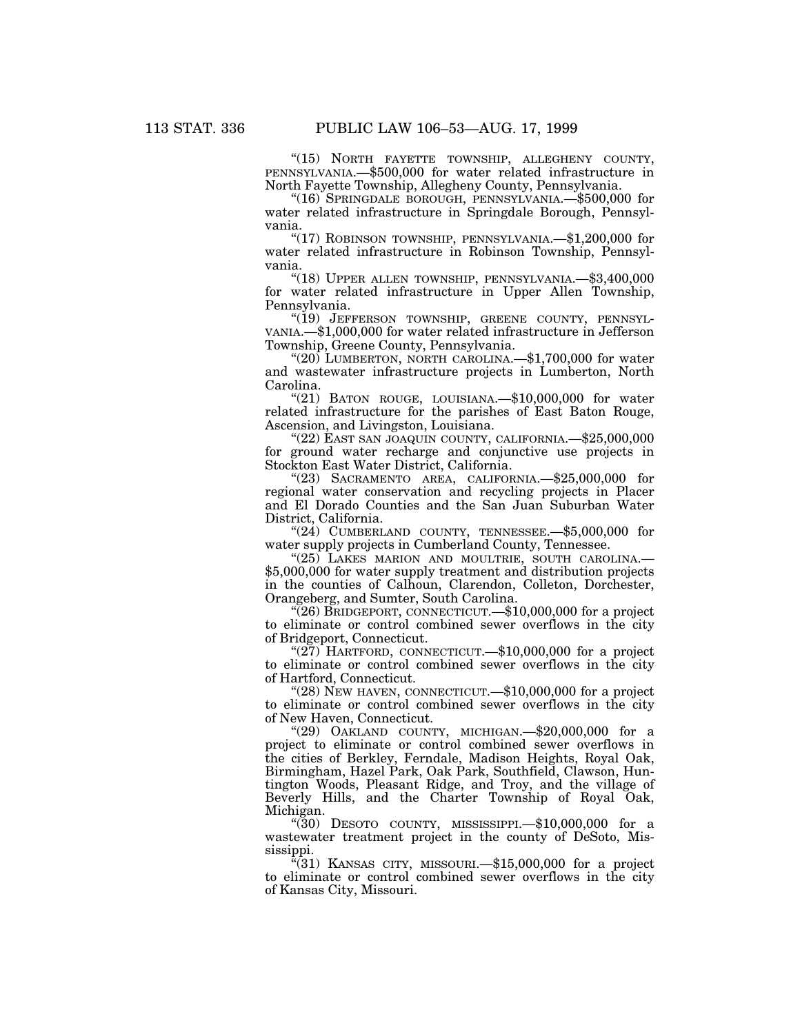"(15) NORTH FAYETTE TOWNSHIP, ALLEGHENY COUNTY, PENNSYLVANIA.—$500,000 for water related infrastructure in North Fayette Township, Allegheny County, Pennsylvania.

"(16) SPRINGDALE BOROUGH, PENNSYLVANIA.—$500,000 for water related infrastructure in Springdale Borough, Pennsylvania.

"(17) ROBINSON TOWNSHIP, PENNSYLVANIA.—$1,200,000 for water related infrastructure in Robinson Township, Pennsylvania.

"(18) UPPER ALLEN TOWNSHIP, PENNSYLVANIA.—$3,400,000 for water related infrastructure in Upper Allen Township, Pennsylvania.

"(19) JEFFERSON TOWNSHIP, GREENE COUNTY, PENNSYLVANIA.—$1,000,000 for water related infrastructure in Jefferson Township, Greene County, Pennsylvania.

"(20) LUMBERTON, NORTH CAROLINA.—$1,700,000 for water and wastewater infrastructure projects in Lumberton, North Carolina.

"(21) BATON ROUGE, LOUISIANA.—$10,000,000 for water related infrastructure for the parishes of East Baton Rouge, Ascension, and Livingston, Louisiana.

"(22) EAST SAN JOAQUIN COUNTY, CALIFORNIA.—$25,000,000 for ground water recharge and conjunctive use projects in Stockton East Water District, California.

"(23) SACRAMENTO AREA, CALIFORNIA.—$25,000,000 for regional water conservation and recycling projects in Placer and El Dorado Counties and the San Juan Suburban Water District, California.

"(24) CUMBERLAND COUNTY, TENNESSEE.—$5,000,000 for water supply projects in Cumberland County, Tennessee.

"(25) LAKES MARION AND MOULTRIE, SOUTH CAROLINA.—$5,000,000 for water supply treatment and distribution projects in the counties of Calhoun, Clarendon, Colleton, Dorchester, Orangeberg, and Sumter, South Carolina.

"(26) BRIDGEPORT, CONNECTICUT.—$10,000,000 for a project to eliminate or control combined sewer overflows in the city of Bridgeport, Connecticut.

"(27) HARTFORD, CONNECTICUT.—$10,000,000 for a project to eliminate or control combined sewer overflows in the city of Hartford, Connecticut.

"(28) NEW HAVEN, CONNECTICUT.—$10,000,000 for a project to eliminate or control combined sewer overflows in the city of New Haven, Connecticut.

"(29) OAKLAND COUNTY, MICHIGAN.—$20,000,000 for a project to eliminate or control combined sewer overflows in the cities of Berkley, Ferndale, Madison Heights, Royal Oak, Birmingham, Hazel Park, Oak Park, Southfield, Clawson, Huntington Woods, Pleasant Ridge, and Troy, and the village of Beverly Hills, and the Charter Township of Royal Oak, Michigan.

"(30) DESOTO COUNTY, MISSISSIPPI.—$10,000,000 for a wastewater treatment project in the county of DeSoto, Mississippi.

"(31) KANSAS CITY, MISSOURI.—$15,000,000 for a project to eliminate or control combined sewer overflows in the city of Kansas City, Missouri.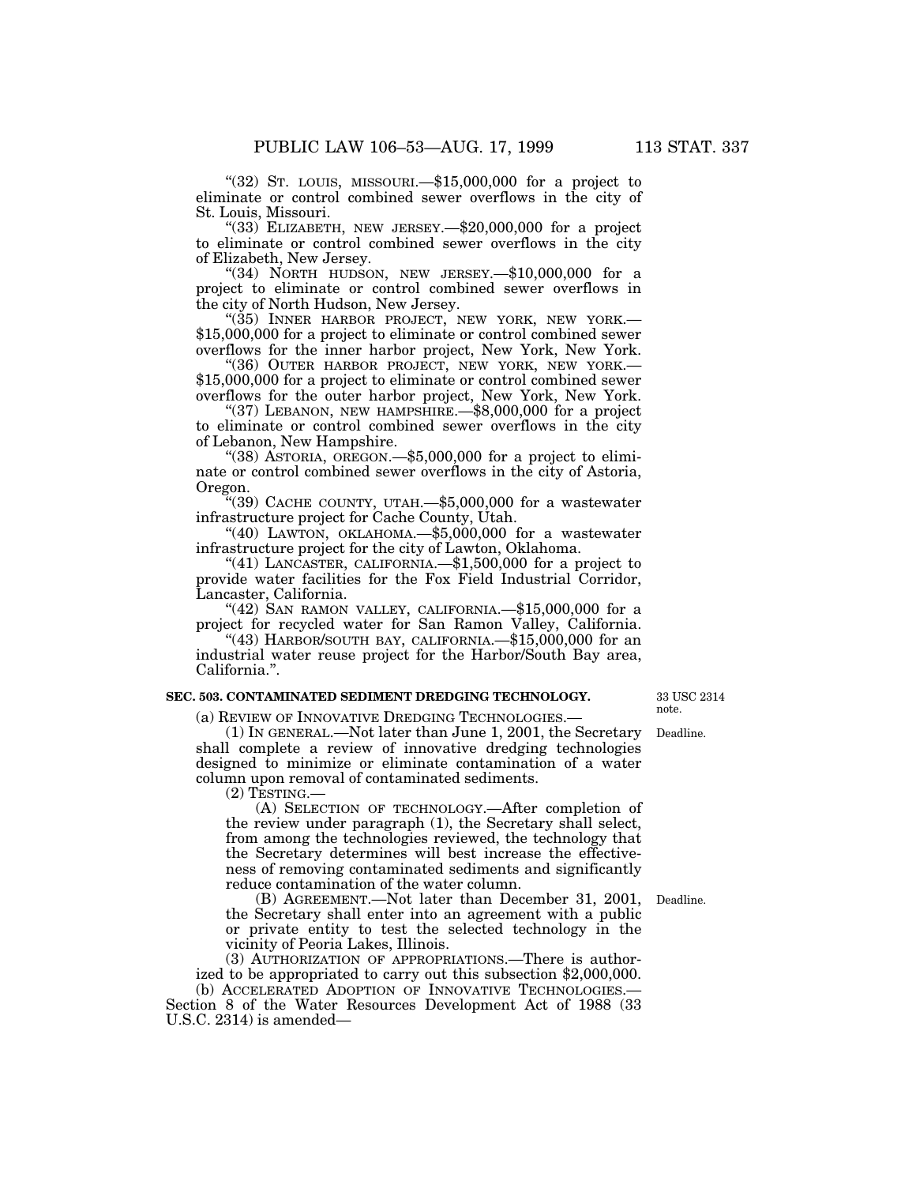"(32) ST. LOUIS, MISSOURI.—$15,000,000 for a project to eliminate or control combined sewer overflows in the city of St. Louis, Missouri.

"(33) ELIZABETH, NEW JERSEY.—$20,000,000 for a project to eliminate or control combined sewer overflows in the city of Elizabeth, New Jersey.

"(34) NORTH HUDSON, NEW JERSEY.—$10,000,000 for a project to eliminate or control combined sewer overflows in the city of North Hudson, New Jersey.

"(35) INNER HARBOR PROJECT, NEW YORK, NEW YORK.—$15,000,000 for a project to eliminate or control combined sewer overflows for the inner harbor project, New York, New York.

"(36) OUTER HARBOR PROJECT, NEW YORK, NEW YORK.—$15,000,000 for a project to eliminate or control combined sewer overflows for the outer harbor project, New York, New York.

"(37) LEBANON, NEW HAMPSHIRE.—$8,000,000 for a project to eliminate or control combined sewer overflows in the city of Lebanon, New Hampshire.

"(38) ASTORIA, OREGON.—$5,000,000 for a project to eliminate or control combined sewer overflows in the city of Astoria, Oregon.

"(39) CACHE COUNTY, UTAH.—$5,000,000 for a wastewater infrastructure project for Cache County, Utah.

"(40) LAWTON, OKLAHOMA.—$5,000,000 for a wastewater infrastructure project for the city of Lawton, Oklahoma.

"(41) LANCASTER, CALIFORNIA.—$1,500,000 for a project to provide water facilities for the Fox Field Industrial Corridor, Lancaster, California.

"(42) SAN RAMON VALLEY, CALIFORNIA.—$15,000,000 for a project for recycled water for San Ramon Valley, California.

"(43) HARBOR/SOUTH BAY, CALIFORNIA.—$15,000,000 for an industrial water reuse project for the Harbor/South Bay area, California.".

**SEC. 503. CONTAMINATED SEDIMENT DREDGING TECHNOLOGY.**

33 USC 2314 note.

(a) REVIEW OF INNOVATIVE DREDGING TECHNOLOGIES.—

(1) IN GENERAL.—Not later than June 1, 2001, the Secretary shall complete a review of innovative dredging technologies designed to minimize or eliminate contamination of a water column upon removal of contaminated sediments.

Deadline.

(2) TESTING.—

(A) SELECTION OF TECHNOLOGY.—After completion of the review under paragraph (1), the Secretary shall select, from among the technologies reviewed, the technology that the Secretary determines will best increase the effectiveness of removing contaminated sediments and significantly reduce contamination of the water column.

(B) AGREEMENT.—Not later than December 31, 2001, the Secretary shall enter into an agreement with a public or private entity to test the selected technology in the vicinity of Peoria Lakes, Illinois.

Deadline.

(3) AUTHORIZATION OF APPROPRIATIONS.—There is authorized to be appropriated to carry out this subsection $2,000,000.

(b) ACCELERATED ADOPTION OF INNOVATIVE TECHNOLOGIES.—Section 8 of the Water Resources Development Act of 1988 (33 U.S.C. 2314) is amended—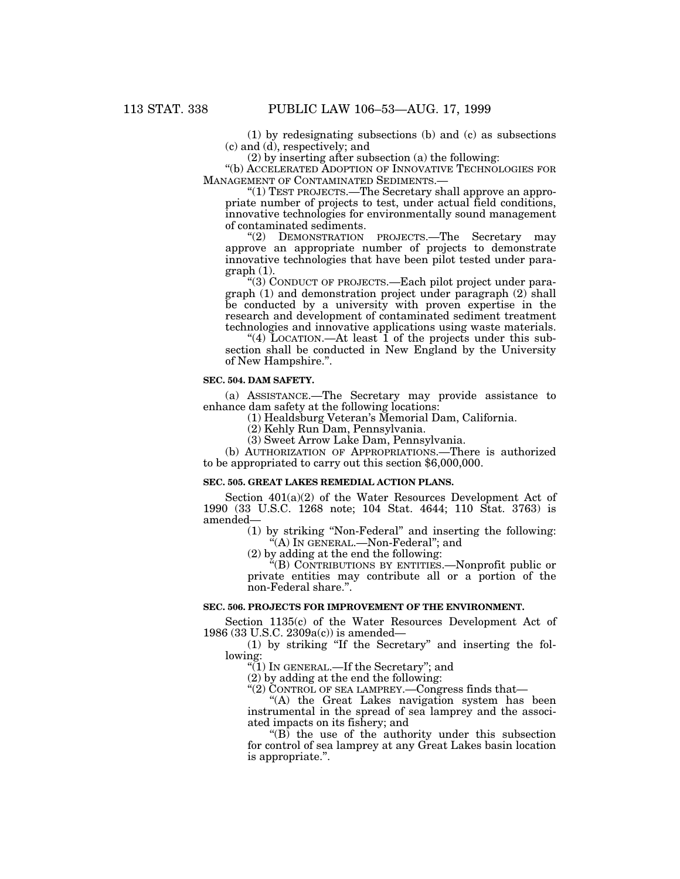(1) by redesignating subsections (b) and (c) as subsections (c) and (d), respectively; and

(2) by inserting after subsection (a) the following:

"(b) ACCELERATED ADOPTION OF INNOVATIVE TECHNOLOGIES FOR MANAGEMENT OF CONTAMINATED SEDIMENTS.—

"(1) TEST PROJECTS.—The Secretary shall approve an appropriate number of projects to test, under actual field conditions, innovative technologies for environmentally sound management of contaminated sediments.

"(2) DEMONSTRATION PROJECTS.—The Secretary may approve an appropriate number of projects to demonstrate innovative technologies that have been pilot tested under paragraph (1).

"(3) CONDUCT OF PROJECTS.—Each pilot project under paragraph (1) and demonstration project under paragraph (2) shall be conducted by a university with proven expertise in the research and development of contaminated sediment treatment technologies and innovative applications using waste materials.

"(4) LOCATION.—At least 1 of the projects under this subsection shall be conducted in New England by the University of New Hampshire.".

**SEC. 504. DAM SAFETY.**

(a) ASSISTANCE.—The Secretary may provide assistance to enhance dam safety at the following locations:

(1) Healdsburg Veteran's Memorial Dam, California.

(2) Kehly Run Dam, Pennsylvania.

(3) Sweet Arrow Lake Dam, Pennsylvania.

(b) AUTHORIZATION OF APPROPRIATIONS.—There is authorized to be appropriated to carry out this section $6,000,000.

**SEC. 505. GREAT LAKES REMEDIAL ACTION PLANS.**

Section 401(a)(2) of the Water Resources Development Act of 1990 (33 U.S.C. 1268 note; 104 Stat. 4644; 110 Stat. 3763) is amended—

(1) by striking "Non-Federal" and inserting the following: "(A) IN GENERAL.—Non-Federal"; and

(2) by adding at the end the following:

"(B) CONTRIBUTIONS BY ENTITIES.—Nonprofit public or private entities may contribute all or a portion of the non-Federal share.".

**SEC. 506. PROJECTS FOR IMPROVEMENT OF THE ENVIRONMENT.**

Section 1135(c) of the Water Resources Development Act of 1986 (33 U.S.C. 2309a(c)) is amended—

(1) by striking "If the Secretary" and inserting the following:

"(1) IN GENERAL.—If the Secretary"; and

(2) by adding at the end the following:

"(2) CONTROL OF SEA LAMPREY.—Congress finds that—

"(A) the Great Lakes navigation system has been instrumental in the spread of sea lamprey and the associated impacts on its fishery; and

"(B) the use of the authority under this subsection for control of sea lamprey at any Great Lakes basin location is appropriate.".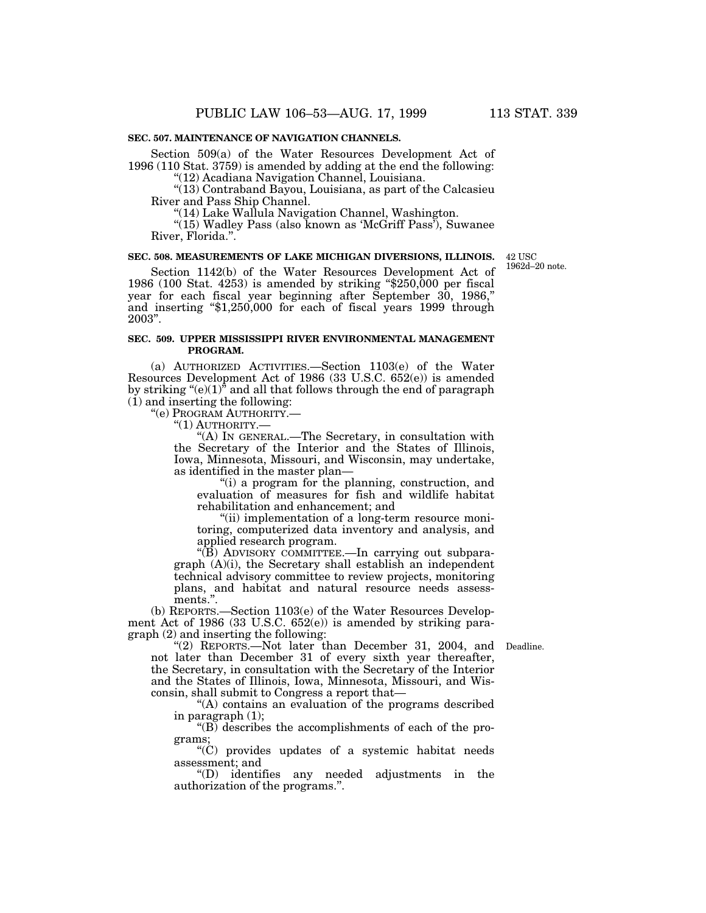**SEC. 507. MAINTENANCE OF NAVIGATION CHANNELS.**

Section 509(a) of the Water Resources Development Act of 1996 (110 Stat. 3759) is amended by adding at the end the following:

"(12) Acadiana Navigation Channel, Louisiana.

"(13) Contraband Bayou, Louisiana, as part of the Calcasieu River and Pass Ship Channel.

"(14) Lake Wallula Navigation Channel, Washington.

"(15) Wadley Pass (also known as 'McGriff Pass'), Suwanee River, Florida.".

**SEC. 508. MEASUREMENTS OF LAKE MICHIGAN DIVERSIONS, ILLINOIS.**

42 USC 1962d–20 note.

Section 1142(b) of the Water Resources Development Act of 1986 (100 Stat. 4253) is amended by striking "$250,000 per fiscal year for each fiscal year beginning after September 30, 1986," and inserting "$1,250,000 for each of fiscal years 1999 through 2003".

**SEC. 509. UPPER MISSISSIPPI RIVER ENVIRONMENTAL MANAGEMENT PROGRAM.**

(a) AUTHORIZED ACTIVITIES.—Section 1103(e) of the Water Resources Development Act of 1986 (33 U.S.C. 652(e)) is amended by striking "(e)(1)" and all that follows through the end of paragraph (1) and inserting the following:

"(e) PROGRAM AUTHORITY.—

"(1) AUTHORITY.—

"(A) IN GENERAL.—The Secretary, in consultation with the Secretary of the Interior and the States of Illinois, Iowa, Minnesota, Missouri, and Wisconsin, may undertake, as identified in the master plan—

"(i) a program for the planning, construction, and evaluation of measures for fish and wildlife habitat rehabilitation and enhancement; and

"(ii) implementation of a long-term resource monitoring, computerized data inventory and analysis, and applied research program.

"(B) ADVISORY COMMITTEE.—In carrying out subparagraph (A)(i), the Secretary shall establish an independent technical advisory committee to review projects, monitoring plans, and habitat and natural resource needs assessments.".

(b) REPORTS.—Section 1103(e) of the Water Resources Development Act of 1986 (33 U.S.C. 652(e)) is amended by striking paragraph (2) and inserting the following:

Deadline.

"(2) REPORTS.—Not later than December 31, 2004, and not later than December 31 of every sixth year thereafter, the Secretary, in consultation with the Secretary of the Interior and the States of Illinois, Iowa, Minnesota, Missouri, and Wisconsin, shall submit to Congress a report that—

"(A) contains an evaluation of the programs described in paragraph (1);

"(B) describes the accomplishments of each of the programs;

"(C) provides updates of a systemic habitat needs assessment; and

"(D) identifies any needed adjustments in the authorization of the programs.".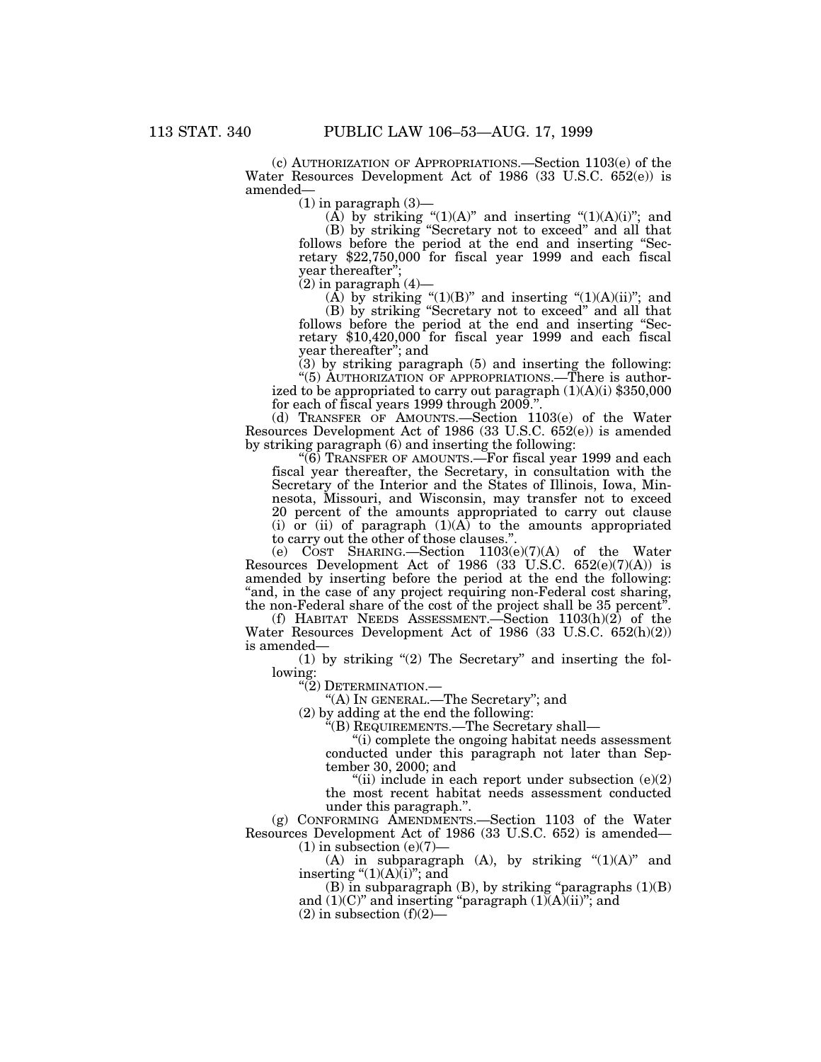(c) AUTHORIZATION OF APPROPRIATIONS.—Section 1103(e) of the Water Resources Development Act of 1986 (33 U.S.C. 652(e)) is amended—

(1) in paragraph (3)—

(A) by striking "(1)(A)" and inserting "(1)(A)(i)"; and

(B) by striking "Secretary not to exceed" and all that follows before the period at the end and inserting "Secretary $22,750,000 for fiscal year 1999 and each fiscal year thereafter";

(2) in paragraph (4)—

(A) by striking "(1)(B)" and inserting "(1)(A)(ii)"; and

(B) by striking "Secretary not to exceed" and all that follows before the period at the end and inserting "Secretary $10,420,000 for fiscal year 1999 and each fiscal year thereafter"; and

(3) by striking paragraph (5) and inserting the following:

"(5) AUTHORIZATION OF APPROPRIATIONS.—There is authorized to be appropriated to carry out paragraph (1)(A)(i) $350,000 for each of fiscal years 1999 through 2009.".

(d) TRANSFER OF AMOUNTS.—Section 1103(e) of the Water Resources Development Act of 1986 (33 U.S.C. 652(e)) is amended by striking paragraph (6) and inserting the following:

"(6) TRANSFER OF AMOUNTS.—For fiscal year 1999 and each fiscal year thereafter, the Secretary, in consultation with the Secretary of the Interior and the States of Illinois, Iowa, Minnesota, Missouri, and Wisconsin, may transfer not to exceed 20 percent of the amounts appropriated to carry out clause (i) or (ii) of paragraph (1)(A) to the amounts appropriated to carry out the other of those clauses.".

(e) COST SHARING.—Section 1103(e)(7)(A) of the Water Resources Development Act of 1986 (33 U.S.C. 652(e)(7)(A)) is amended by inserting before the period at the end the following: "and, in the case of any project requiring non-Federal cost sharing, the non-Federal share of the cost of the project shall be 35 percent".

(f) HABITAT NEEDS ASSESSMENT.—Section 1103(h)(2) of the Water Resources Development Act of 1986 (33 U.S.C. 652(h)(2)) is amended—

(1) by striking "(2) The Secretary" and inserting the following:

"(2) DETERMINATION.—

"(A) IN GENERAL.—The Secretary"; and

(2) by adding at the end the following:

"(B) REQUIREMENTS.—The Secretary shall—

"(i) complete the ongoing habitat needs assessment conducted under this paragraph not later than September 30, 2000; and

"(ii) include in each report under subsection (e)(2) the most recent habitat needs assessment conducted under this paragraph.".

(g) CONFORMING AMENDMENTS.—Section 1103 of the Water Resources Development Act of 1986 (33 U.S.C. 652) is amended—

(1) in subsection (e)(7)—

(A) in subparagraph (A), by striking "(1)(A)" and inserting "(1)(A)(i)"; and

(B) in subparagraph (B), by striking "paragraphs (1)(B) and (1)(C)" and inserting "paragraph (1)(A)(ii)"; and

(2) in subsection (f)(2)—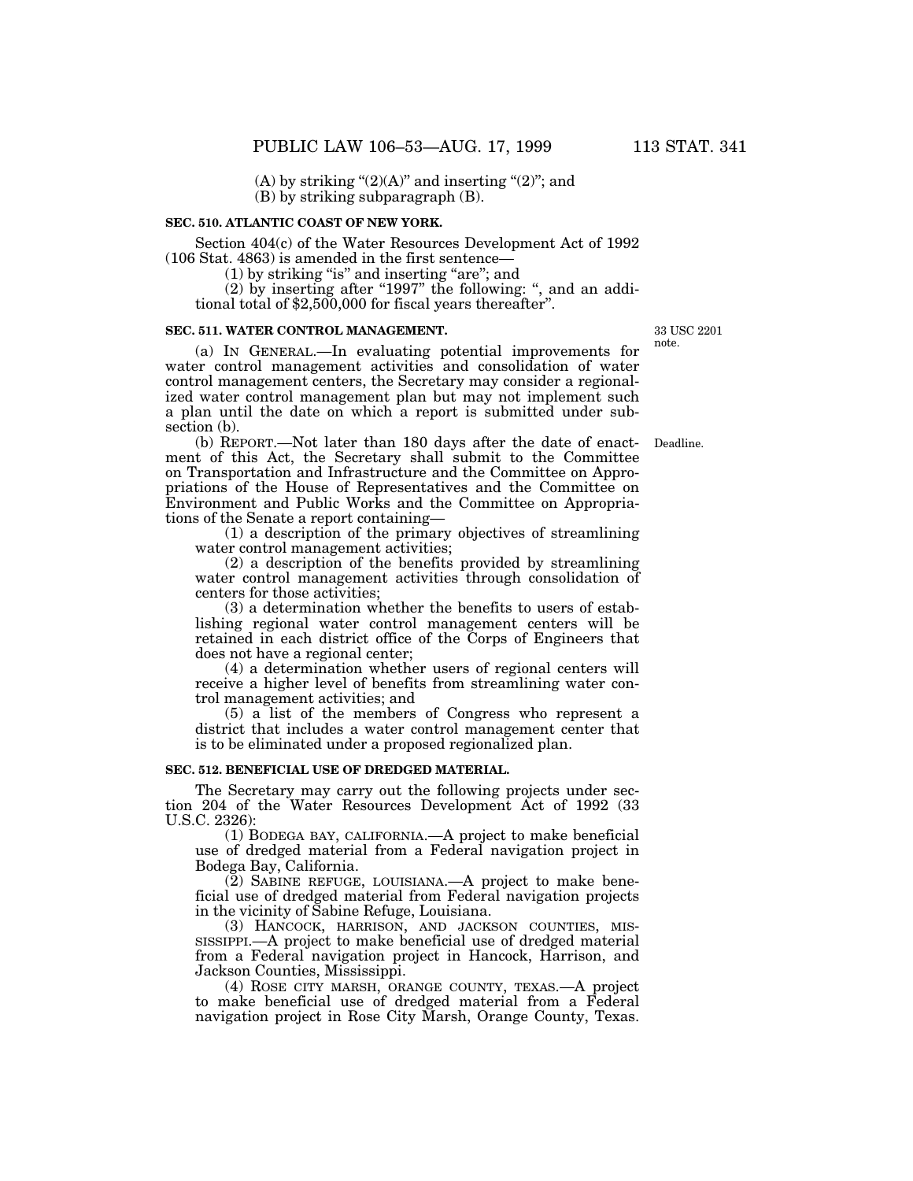(A) by striking "(2)(A)" and inserting "(2)"; and

(B) by striking subparagraph (B).

**SEC. 510. ATLANTIC COAST OF NEW YORK.**

Section 404(c) of the Water Resources Development Act of 1992 (106 Stat. 4863) is amended in the first sentence—

(1) by striking "is" and inserting "are"; and

(2) by inserting after "1997" the following: ", and an additional total of $2,500,000 for fiscal years thereafter".

**SEC. 511. WATER CONTROL MANAGEMENT.**

33 USC 2201 note.

(a) IN GENERAL.—In evaluating potential improvements for water control management activities and consolidation of water control management centers, the Secretary may consider a regionalized water control management plan but may not implement such a plan until the date on which a report is submitted under subsection (b).

Deadline.

(b) REPORT.—Not later than 180 days after the date of enactment of this Act, the Secretary shall submit to the Committee on Transportation and Infrastructure and the Committee on Appropriations of the House of Representatives and the Committee on Environment and Public Works and the Committee on Appropriations of the Senate a report containing—

(1) a description of the primary objectives of streamlining water control management activities;

(2) a description of the benefits provided by streamlining water control management activities through consolidation of centers for those activities;

(3) a determination whether the benefits to users of establishing regional water control management centers will be retained in each district office of the Corps of Engineers that does not have a regional center;

(4) a determination whether users of regional centers will receive a higher level of benefits from streamlining water control management activities; and

(5) a list of the members of Congress who represent a district that includes a water control management center that is to be eliminated under a proposed regionalized plan.

**SEC. 512. BENEFICIAL USE OF DREDGED MATERIAL.**

The Secretary may carry out the following projects under section 204 of the Water Resources Development Act of 1992 (33 U.S.C. 2326):

(1) BODEGA BAY, CALIFORNIA.—A project to make beneficial use of dredged material from a Federal navigation project in Bodega Bay, California.

(2) SABINE REFUGE, LOUISIANA.—A project to make beneficial use of dredged material from Federal navigation projects in the vicinity of Sabine Refuge, Louisiana.

(3) HANCOCK, HARRISON, AND JACKSON COUNTIES, MISSISSIPPI.—A project to make beneficial use of dredged material from a Federal navigation project in Hancock, Harrison, and Jackson Counties, Mississippi.

(4) ROSE CITY MARSH, ORANGE COUNTY, TEXAS.—A project to make beneficial use of dredged material from a Federal navigation project in Rose City Marsh, Orange County, Texas.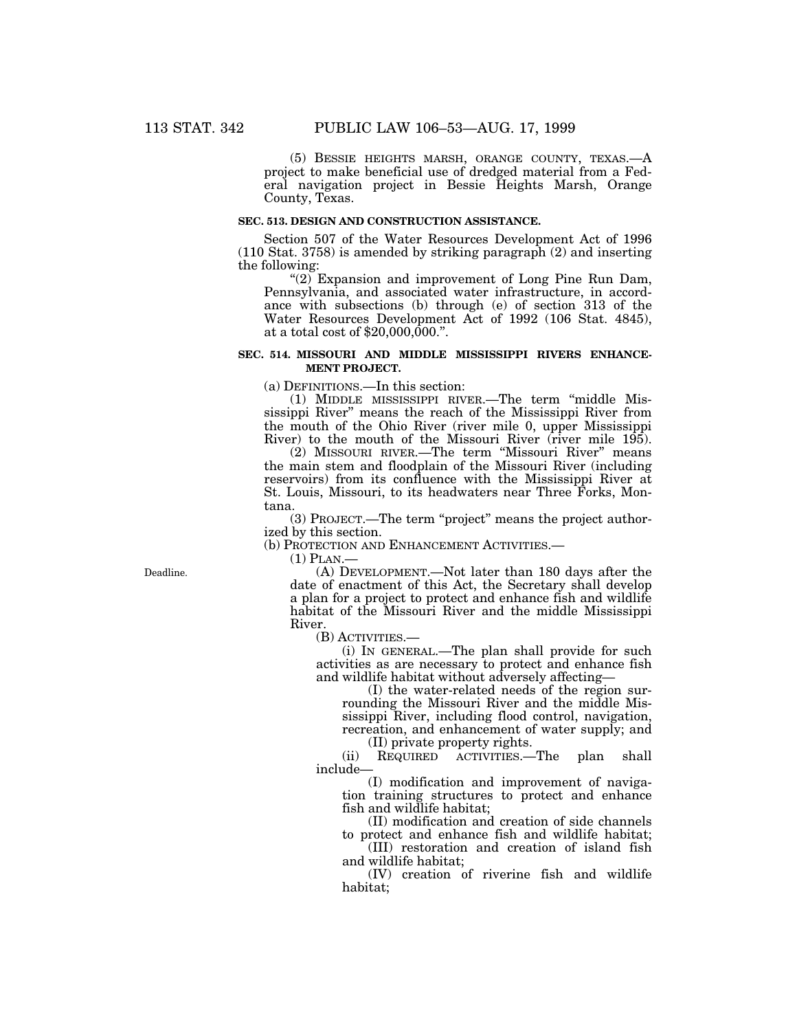(5) BESSIE HEIGHTS MARSH, ORANGE COUNTY, TEXAS.—A project to make beneficial use of dredged material from a Federal navigation project in Bessie Heights Marsh, Orange County, Texas.

**SEC. 513. DESIGN AND CONSTRUCTION ASSISTANCE.**

Section 507 of the Water Resources Development Act of 1996 (110 Stat. 3758) is amended by striking paragraph (2) and inserting the following:

"(2) Expansion and improvement of Long Pine Run Dam, Pennsylvania, and associated water infrastructure, in accordance with subsections (b) through (e) of section 313 of the Water Resources Development Act of 1992 (106 Stat. 4845), at a total cost of $20,000,000.".

**SEC. 514. MISSOURI AND MIDDLE MISSISSIPPI RIVERS ENHANCEMENT PROJECT.**

(a) DEFINITIONS.—In this section:

(1) MIDDLE MISSISSIPPI RIVER.—The term "middle Mississippi River" means the reach of the Mississippi River from the mouth of the Ohio River (river mile 0, upper Mississippi River) to the mouth of the Missouri River (river mile 195).

(2) MISSOURI RIVER.—The term "Missouri River" means the main stem and floodplain of the Missouri River (including reservoirs) from its confluence with the Mississippi River at St. Louis, Missouri, to its headwaters near Three Forks, Montana.

(3) PROJECT.—The term "project" means the project authorized by this section.

(b) PROTECTION AND ENHANCEMENT ACTIVITIES.—

(1) PLAN.—

Deadline.

(A) DEVELOPMENT.—Not later than 180 days after the date of enactment of this Act, the Secretary shall develop a plan for a project to protect and enhance fish and wildlife habitat of the Missouri River and the middle Mississippi River.

(B) ACTIVITIES.—

(i) IN GENERAL.—The plan shall provide for such activities as are necessary to protect and enhance fish and wildlife habitat without adversely affecting—

(I) the water-related needs of the region surrounding the Missouri River and the middle Mississippi River, including flood control, navigation, recreation, and enhancement of water supply; and

(II) private property rights.

(ii) REQUIRED ACTIVITIES.—The plan shall include—

(I) modification and improvement of navigation training structures to protect and enhance fish and wildlife habitat;

(II) modification and creation of side channels to protect and enhance fish and wildlife habitat;

(III) restoration and creation of island fish and wildlife habitat;

(IV) creation of riverine fish and wildlife habitat;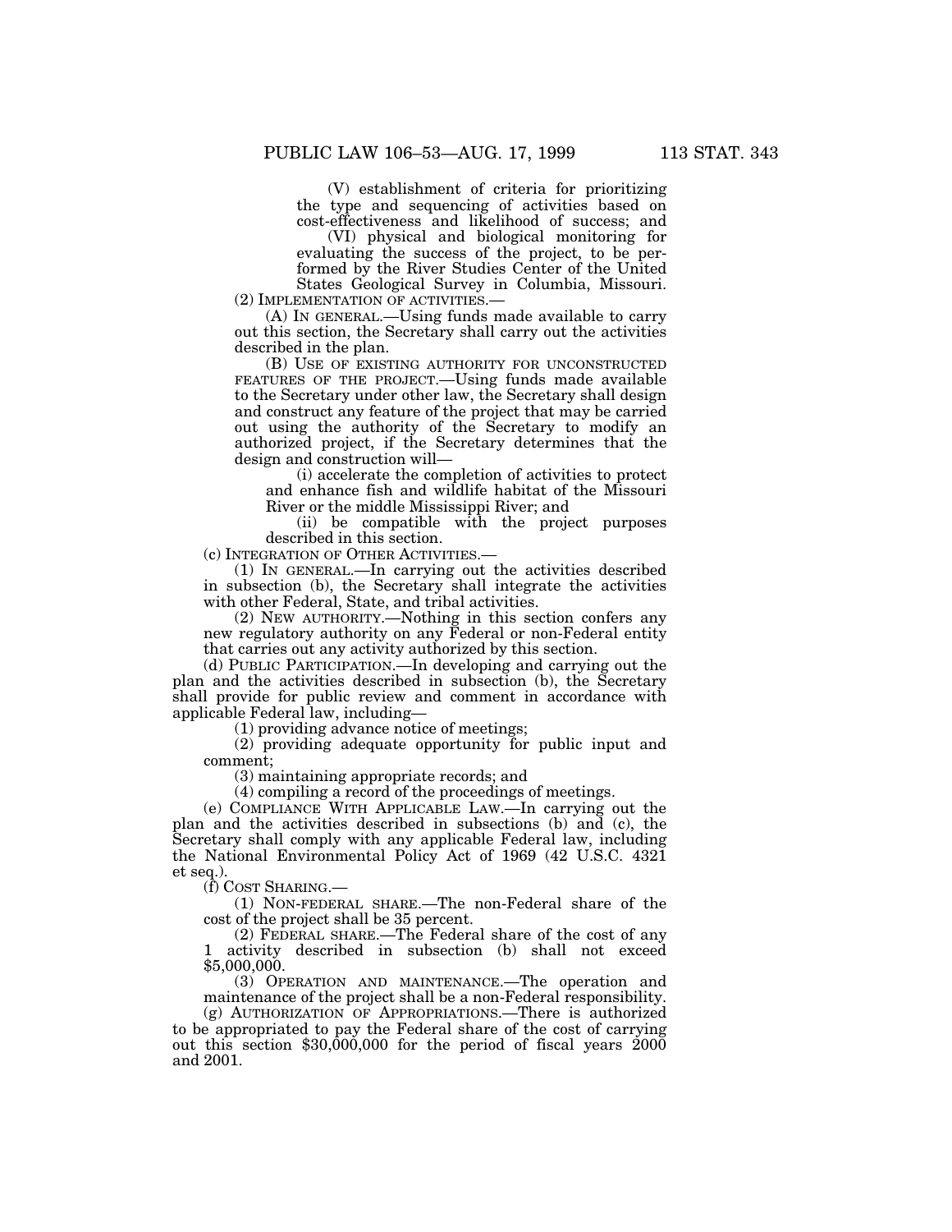(V) establishment of criteria for prioritizing the type and sequencing of activities based on cost-effectiveness and likelihood of success; and

(VI) physical and biological monitoring for evaluating the success of the project, to be performed by the River Studies Center of the United States Geological Survey in Columbia, Missouri.

(2) IMPLEMENTATION OF ACTIVITIES.—

(A) IN GENERAL.—Using funds made available to carry out this section, the Secretary shall carry out the activities described in the plan.

(B) USE OF EXISTING AUTHORITY FOR UNCONSTRUCTED FEATURES OF THE PROJECT.—Using funds made available to the Secretary under other law, the Secretary shall design and construct any feature of the project that may be carried out using the authority of the Secretary to modify an authorized project, if the Secretary determines that the design and construction will—

(i) accelerate the completion of activities to protect and enhance fish and wildlife habitat of the Missouri River or the middle Mississippi River; and

(ii) be compatible with the project purposes described in this section.

(c) INTEGRATION OF OTHER ACTIVITIES.—

(1) IN GENERAL.—In carrying out the activities described in subsection (b), the Secretary shall integrate the activities with other Federal, State, and tribal activities.

(2) NEW AUTHORITY.—Nothing in this section confers any new regulatory authority on any Federal or non-Federal entity that carries out any activity authorized by this section.

(d) PUBLIC PARTICIPATION.—In developing and carrying out the plan and the activities described in subsection (b), the Secretary shall provide for public review and comment in accordance with applicable Federal law, including—

(1) providing advance notice of meetings;

(2) providing adequate opportunity for public input and comment;

(3) maintaining appropriate records; and

(4) compiling a record of the proceedings of meetings.

(e) COMPLIANCE WITH APPLICABLE LAW.—In carrying out the plan and the activities described in subsections (b) and (c), the Secretary shall comply with any applicable Federal law, including the National Environmental Policy Act of 1969 (42 U.S.C. 4321 et seq.).

(f) COST SHARING.—

(1) NON-FEDERAL SHARE.—The non-Federal share of the cost of the project shall be 35 percent.

(2) FEDERAL SHARE.—The Federal share of the cost of any 1 activity described in subsection (b) shall not exceed $5,000,000.

(3) OPERATION AND MAINTENANCE.—The operation and maintenance of the project shall be a non-Federal responsibility.

(g) AUTHORIZATION OF APPROPRIATIONS.—There is authorized to be appropriated to pay the Federal share of the cost of carrying out this section $30,000,000 for the period of fiscal years 2000 and 2001.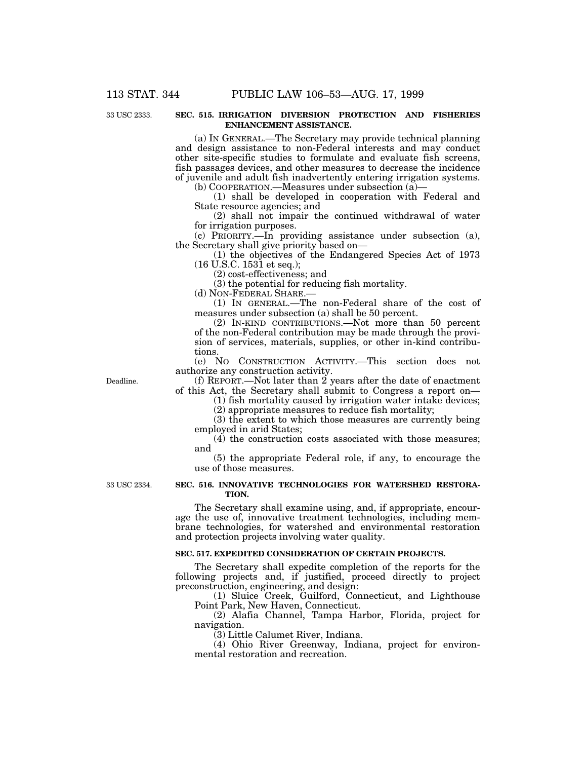33 USC 2333.

**SEC. 515. IRRIGATION DIVERSION PROTECTION AND FISHERIES ENHANCEMENT ASSISTANCE.**

(a) IN GENERAL.—The Secretary may provide technical planning and design assistance to non-Federal interests and may conduct other site-specific studies to formulate and evaluate fish screens, fish passages devices, and other measures to decrease the incidence of juvenile and adult fish inadvertently entering irrigation systems.

(b) COOPERATION.—Measures under subsection (a)—

(1) shall be developed in cooperation with Federal and State resource agencies; and

(2) shall not impair the continued withdrawal of water for irrigation purposes.

(c) PRIORITY.—In providing assistance under subsection (a), the Secretary shall give priority based on—

(1) the objectives of the Endangered Species Act of 1973 (16 U.S.C. 1531 et seq.);

(2) cost-effectiveness; and

(3) the potential for reducing fish mortality.

(d) NON-FEDERAL SHARE.—

(1) IN GENERAL.—The non-Federal share of the cost of measures under subsection (a) shall be 50 percent.

(2) IN-KIND CONTRIBUTIONS.—Not more than 50 percent of the non-Federal contribution may be made through the provision of services, materials, supplies, or other in-kind contributions.

(e) NO CONSTRUCTION ACTIVITY.—This section does not authorize any construction activity.

Deadline.

(f) REPORT.—Not later than 2 years after the date of enactment of this Act, the Secretary shall submit to Congress a report on—

(1) fish mortality caused by irrigation water intake devices;

(2) appropriate measures to reduce fish mortality;

(3) the extent to which those measures are currently being employed in arid States;

(4) the construction costs associated with those measures; and

(5) the appropriate Federal role, if any, to encourage the use of those measures.

33 USC 2334.

**SEC. 516. INNOVATIVE TECHNOLOGIES FOR WATERSHED RESTORATION.**

The Secretary shall examine using, and, if appropriate, encourage the use of, innovative treatment technologies, including membrane technologies, for watershed and environmental restoration and protection projects involving water quality.

**SEC. 517. EXPEDITED CONSIDERATION OF CERTAIN PROJECTS.**

The Secretary shall expedite completion of the reports for the following projects and, if justified, proceed directly to project preconstruction, engineering, and design:

(1) Sluice Creek, Guilford, Connecticut, and Lighthouse Point Park, New Haven, Connecticut.

(2) Alafia Channel, Tampa Harbor, Florida, project for navigation.

(3) Little Calumet River, Indiana.

(4) Ohio River Greenway, Indiana, project for environmental restoration and recreation.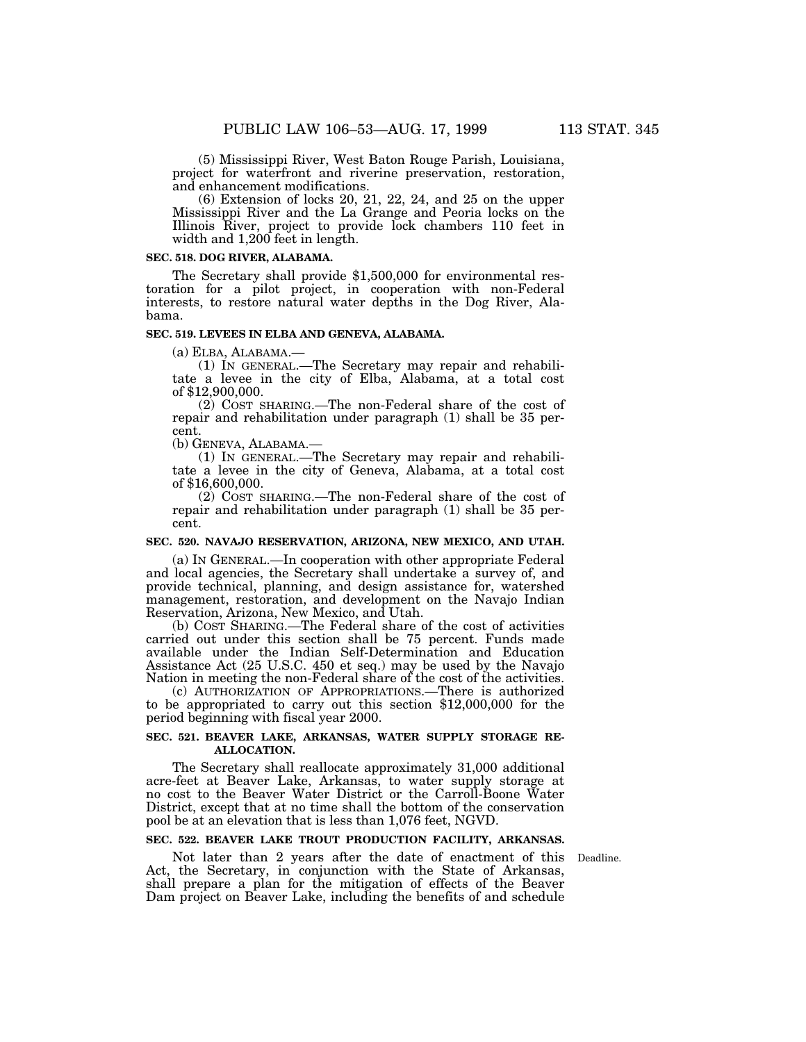(5) Mississippi River, West Baton Rouge Parish, Louisiana, project for waterfront and riverine preservation, restoration, and enhancement modifications.

(6) Extension of locks 20, 21, 22, 24, and 25 on the upper Mississippi River and the La Grange and Peoria locks on the Illinois River, project to provide lock chambers 110 feet in width and 1,200 feet in length.

**SEC. 518. DOG RIVER, ALABAMA.**

The Secretary shall provide $1,500,000 for environmental restoration for a pilot project, in cooperation with non-Federal interests, to restore natural water depths in the Dog River, Alabama.

**SEC. 519. LEVEES IN ELBA AND GENEVA, ALABAMA.**

(a) ELBA, ALABAMA.—

(1) IN GENERAL.—The Secretary may repair and rehabilitate a levee in the city of Elba, Alabama, at a total cost of $12,900,000.

(2) COST SHARING.—The non-Federal share of the cost of repair and rehabilitation under paragraph (1) shall be 35 percent.

(b) GENEVA, ALABAMA.—

(1) IN GENERAL.—The Secretary may repair and rehabilitate a levee in the city of Geneva, Alabama, at a total cost of $16,600,000.

(2) COST SHARING.—The non-Federal share of the cost of repair and rehabilitation under paragraph (1) shall be 35 percent.

**SEC. 520. NAVAJO RESERVATION, ARIZONA, NEW MEXICO, AND UTAH.**

(a) IN GENERAL.—In cooperation with other appropriate Federal and local agencies, the Secretary shall undertake a survey of, and provide technical, planning, and design assistance for, watershed management, restoration, and development on the Navajo Indian Reservation, Arizona, New Mexico, and Utah.

(b) COST SHARING.—The Federal share of the cost of activities carried out under this section shall be 75 percent. Funds made available under the Indian Self-Determination and Education Assistance Act (25 U.S.C. 450 et seq.) may be used by the Navajo Nation in meeting the non-Federal share of the cost of the activities.

(c) AUTHORIZATION OF APPROPRIATIONS.—There is authorized to be appropriated to carry out this section $12,000,000 for the period beginning with fiscal year 2000.

**SEC. 521. BEAVER LAKE, ARKANSAS, WATER SUPPLY STORAGE REALLOCATION.**

The Secretary shall reallocate approximately 31,000 additional acre-feet at Beaver Lake, Arkansas, to water supply storage at no cost to the Beaver Water District or the Carroll-Boone Water District, except that at no time shall the bottom of the conservation pool be at an elevation that is less than 1,076 feet, NGVD.

**SEC. 522. BEAVER LAKE TROUT PRODUCTION FACILITY, ARKANSAS.**

Deadline.

Not later than 2 years after the date of enactment of this Act, the Secretary, in conjunction with the State of Arkansas, shall prepare a plan for the mitigation of effects of the Beaver Dam project on Beaver Lake, including the benefits of and schedule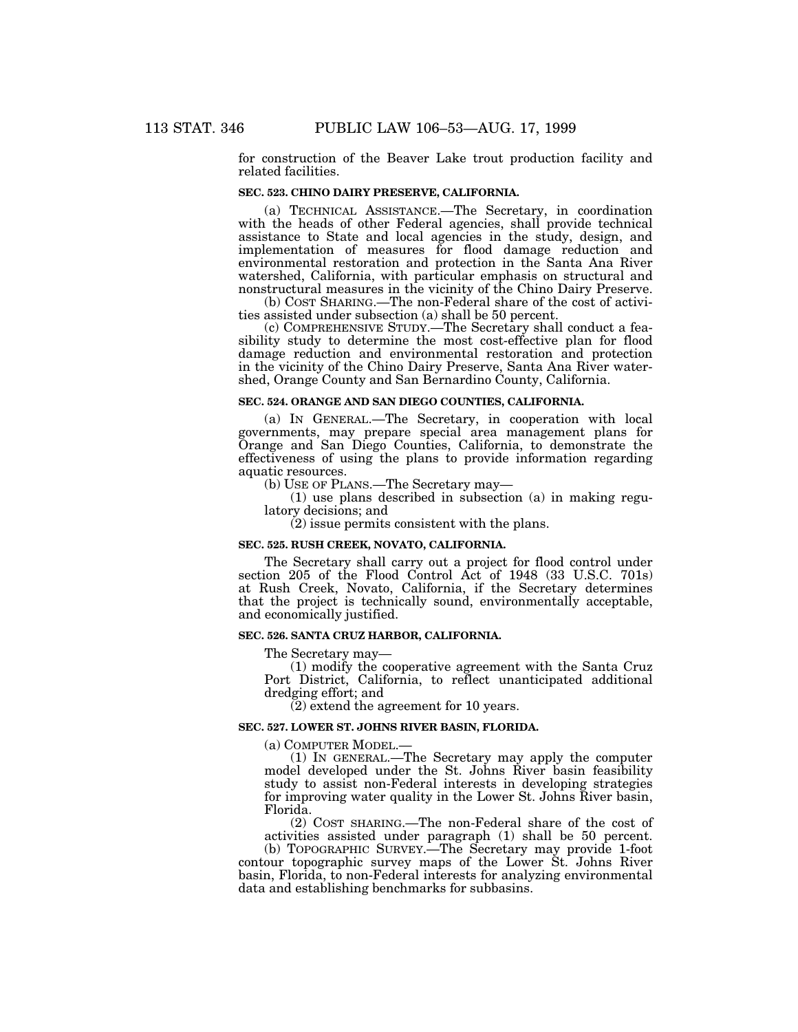for construction of the Beaver Lake trout production facility and related facilities.

### SEC. 523. CHINO DAIRY PRESERVE, CALIFORNIA.

(a) TECHNICAL ASSISTANCE.—The Secretary, in coordination with the heads of other Federal agencies, shall provide technical assistance to State and local agencies in the study, design, and implementation of measures for flood damage reduction and environmental restoration and protection in the Santa Ana River watershed, California, with particular emphasis on structural and nonstructural measures in the vicinity of the Chino Dairy Preserve.

(b) COST SHARING.—The non-Federal share of the cost of activities assisted under subsection (a) shall be 50 percent.

(c) COMPREHENSIVE STUDY.—The Secretary shall conduct a feasibility study to determine the most cost-effective plan for flood damage reduction and environmental restoration and protection in the vicinity of the Chino Dairy Preserve, Santa Ana River watershed, Orange County and San Bernardino County, California.

### SEC. 524. ORANGE AND SAN DIEGO COUNTIES, CALIFORNIA.

(a) IN GENERAL.—The Secretary, in cooperation with local governments, may prepare special area management plans for Orange and San Diego Counties, California, to demonstrate the effectiveness of using the plans to provide information regarding aquatic resources.

(b) USE OF PLANS.—The Secretary may—

(1) use plans described in subsection (a) in making regulatory decisions; and

(2) issue permits consistent with the plans.

### SEC. 525. RUSH CREEK, NOVATO, CALIFORNIA.

The Secretary shall carry out a project for flood control under section 205 of the Flood Control Act of 1948 (33 U.S.C. 701s) at Rush Creek, Novato, California, if the Secretary determines that the project is technically sound, environmentally acceptable, and economically justified.

### SEC. 526. SANTA CRUZ HARBOR, CALIFORNIA.

The Secretary may—

(1) modify the cooperative agreement with the Santa Cruz Port District, California, to reflect unanticipated additional dredging effort; and

(2) extend the agreement for 10 years.

### SEC. 527. LOWER ST. JOHNS RIVER BASIN, FLORIDA.

(a) COMPUTER MODEL.—

(1) IN GENERAL.—The Secretary may apply the computer model developed under the St. Johns River basin feasibility study to assist non-Federal interests in developing strategies for improving water quality in the Lower St. Johns River basin, Florida.

(2) COST SHARING.—The non-Federal share of the cost of activities assisted under paragraph (1) shall be 50 percent.

(b) TOPOGRAPHIC SURVEY.—The Secretary may provide 1-foot contour topographic survey maps of the Lower St. Johns River basin, Florida, to non-Federal interests for analyzing environmental data and establishing benchmarks for subbasins.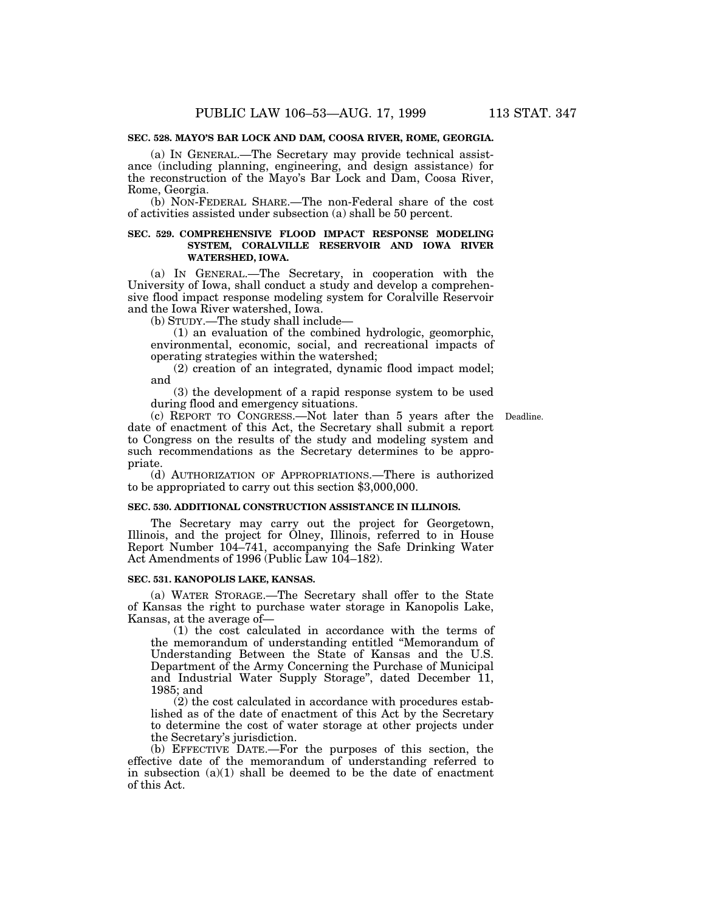**SEC. 528. MAYO'S BAR LOCK AND DAM, COOSA RIVER, ROME, GEORGIA.**

(a) IN GENERAL.—The Secretary may provide technical assistance (including planning, engineering, and design assistance) for the reconstruction of the Mayo's Bar Lock and Dam, Coosa River, Rome, Georgia.

(b) NON-FEDERAL SHARE.—The non-Federal share of the cost of activities assisted under subsection (a) shall be 50 percent.

**SEC. 529. COMPREHENSIVE FLOOD IMPACT RESPONSE MODELING SYSTEM, CORALVILLE RESERVOIR AND IOWA RIVER WATERSHED, IOWA.**

(a) IN GENERAL.—The Secretary, in cooperation with the University of Iowa, shall conduct a study and develop a comprehensive flood impact response modeling system for Coralville Reservoir and the Iowa River watershed, Iowa.

(b) STUDY.—The study shall include—

(1) an evaluation of the combined hydrologic, geomorphic, environmental, economic, social, and recreational impacts of operating strategies within the watershed;

(2) creation of an integrated, dynamic flood impact model; and

(3) the development of a rapid response system to be used during flood and emergency situations.

Deadline.

(c) REPORT TO CONGRESS.—Not later than 5 years after the date of enactment of this Act, the Secretary shall submit a report to Congress on the results of the study and modeling system and such recommendations as the Secretary determines to be appropriate.

(d) AUTHORIZATION OF APPROPRIATIONS.—There is authorized to be appropriated to carry out this section $3,000,000.

**SEC. 530. ADDITIONAL CONSTRUCTION ASSISTANCE IN ILLINOIS.**

The Secretary may carry out the project for Georgetown, Illinois, and the project for Olney, Illinois, referred to in House Report Number 104–741, accompanying the Safe Drinking Water Act Amendments of 1996 (Public Law 104–182).

**SEC. 531. KANOPOLIS LAKE, KANSAS.**

(a) WATER STORAGE.—The Secretary shall offer to the State of Kansas the right to purchase water storage in Kanopolis Lake, Kansas, at the average of—

(1) the cost calculated in accordance with the terms of the memorandum of understanding entitled "Memorandum of Understanding Between the State of Kansas and the U.S. Department of the Army Concerning the Purchase of Municipal and Industrial Water Supply Storage", dated December 11, 1985; and

(2) the cost calculated in accordance with procedures established as of the date of enactment of this Act by the Secretary to determine the cost of water storage at other projects under the Secretary's jurisdiction.

(b) EFFECTIVE DATE.—For the purposes of this section, the effective date of the memorandum of understanding referred to in subsection (a)(1) shall be deemed to be the date of enactment of this Act.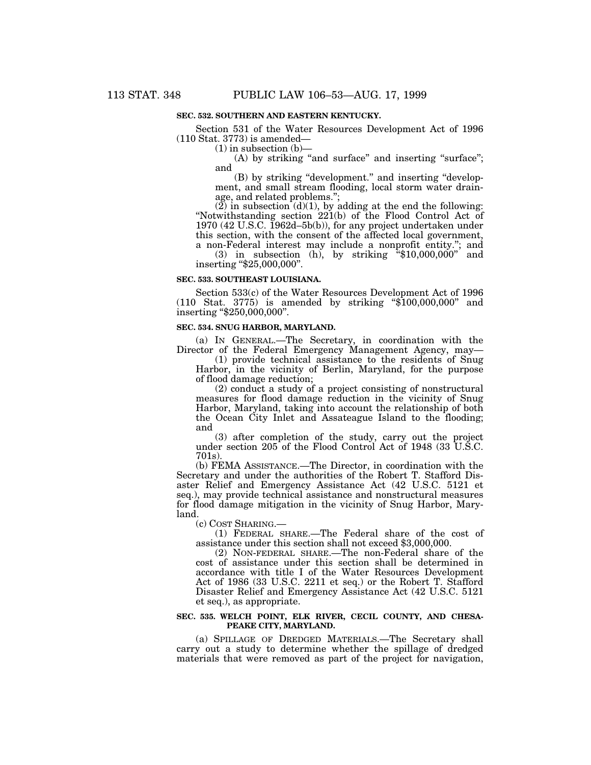### SEC. 532. SOUTHERN AND EASTERN KENTUCKY.

Section 531 of the Water Resources Development Act of 1996 (110 Stat. 3773) is amended—

(1) in subsection (b)—

(A) by striking "and surface" and inserting "surface"; and

(B) by striking "development." and inserting "development, and small stream flooding, local storm water drainage, and related problems.";

(2) in subsection (d)(1), by adding at the end the following: "Notwithstanding section 221(b) of the Flood Control Act of 1970 (42 U.S.C. 1962d–5b(b)), for any project undertaken under this section, with the consent of the affected local government, a non-Federal interest may include a nonprofit entity."; and

(3) in subsection (h), by striking "$10,000,000" and inserting "$25,000,000".

### SEC. 533. SOUTHEAST LOUISIANA.

Section 533(c) of the Water Resources Development Act of 1996 (110 Stat. 3775) is amended by striking "$100,000,000" and inserting "$250,000,000".

### SEC. 534. SNUG HARBOR, MARYLAND.

(a) IN GENERAL.—The Secretary, in coordination with the Director of the Federal Emergency Management Agency, may—

(1) provide technical assistance to the residents of Snug Harbor, in the vicinity of Berlin, Maryland, for the purpose of flood damage reduction;

(2) conduct a study of a project consisting of nonstructural measures for flood damage reduction in the vicinity of Snug Harbor, Maryland, taking into account the relationship of both the Ocean City Inlet and Assateague Island to the flooding; and

(3) after completion of the study, carry out the project under section 205 of the Flood Control Act of 1948 (33 U.S.C. 701s).

(b) FEMA ASSISTANCE.—The Director, in coordination with the Secretary and under the authorities of the Robert T. Stafford Disaster Relief and Emergency Assistance Act (42 U.S.C. 5121 et seq.), may provide technical assistance and nonstructural measures for flood damage mitigation in the vicinity of Snug Harbor, Maryland.

(c) COST SHARING.—

(1) FEDERAL SHARE.—The Federal share of the cost of assistance under this section shall not exceed $3,000,000.

(2) NON-FEDERAL SHARE.—The non-Federal share of the cost of assistance under this section shall be determined in accordance with title I of the Water Resources Development Act of 1986 (33 U.S.C. 2211 et seq.) or the Robert T. Stafford Disaster Relief and Emergency Assistance Act (42 U.S.C. 5121 et seq.), as appropriate.

### SEC. 535. WELCH POINT, ELK RIVER, CECIL COUNTY, AND CHESAPEAKE CITY, MARYLAND.

(a) SPILLAGE OF DREDGED MATERIALS.—The Secretary shall carry out a study to determine whether the spillage of dredged materials that were removed as part of the project for navigation,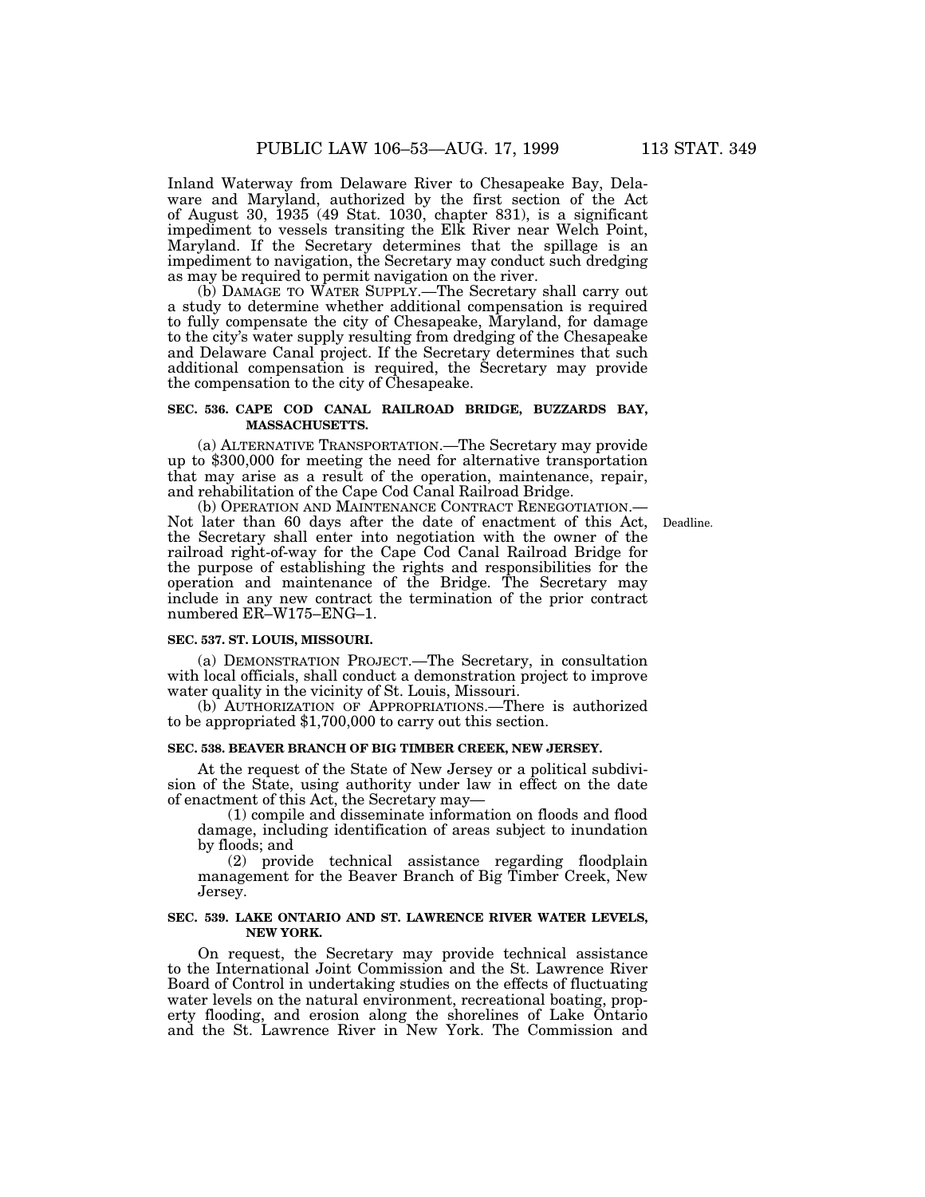Inland Waterway from Delaware River to Chesapeake Bay, Delaware and Maryland, authorized by the first section of the Act of August 30, 1935 (49 Stat. 1030, chapter 831), is a significant impediment to vessels transiting the Elk River near Welch Point, Maryland. If the Secretary determines that the spillage is an impediment to navigation, the Secretary may conduct such dredging as may be required to permit navigation on the river.

(b) DAMAGE TO WATER SUPPLY.—The Secretary shall carry out a study to determine whether additional compensation is required to fully compensate the city of Chesapeake, Maryland, for damage to the city's water supply resulting from dredging of the Chesapeake and Delaware Canal project. If the Secretary determines that such additional compensation is required, the Secretary may provide the compensation to the city of Chesapeake.

**SEC. 536. CAPE COD CANAL RAILROAD BRIDGE, BUZZARDS BAY, MASSACHUSETTS.**

(a) ALTERNATIVE TRANSPORTATION.—The Secretary may provide up to $300,000 for meeting the need for alternative transportation that may arise as a result of the operation, maintenance, repair, and rehabilitation of the Cape Cod Canal Railroad Bridge.

(b) OPERATION AND MAINTENANCE CONTRACT RENEGOTIATION.—Not later than 60 days after the date of enactment of this Act, the Secretary shall enter into negotiation with the owner of the railroad right-of-way for the Cape Cod Canal Railroad Bridge for the purpose of establishing the rights and responsibilities for the operation and maintenance of the Bridge. The Secretary may include in any new contract the termination of the prior contract numbered ER–W175–ENG–1.

Deadline.

**SEC. 537. ST. LOUIS, MISSOURI.**

(a) DEMONSTRATION PROJECT.—The Secretary, in consultation with local officials, shall conduct a demonstration project to improve water quality in the vicinity of St. Louis, Missouri.

(b) AUTHORIZATION OF APPROPRIATIONS.—There is authorized to be appropriated $1,700,000 to carry out this section.

**SEC. 538. BEAVER BRANCH OF BIG TIMBER CREEK, NEW JERSEY.**

At the request of the State of New Jersey or a political subdivision of the State, using authority under law in effect on the date of enactment of this Act, the Secretary may—

(1) compile and disseminate information on floods and flood damage, including identification of areas subject to inundation by floods; and

(2) provide technical assistance regarding floodplain management for the Beaver Branch of Big Timber Creek, New Jersey.

**SEC. 539. LAKE ONTARIO AND ST. LAWRENCE RIVER WATER LEVELS, NEW YORK.**

On request, the Secretary may provide technical assistance to the International Joint Commission and the St. Lawrence River Board of Control in undertaking studies on the effects of fluctuating water levels on the natural environment, recreational boating, property flooding, and erosion along the shorelines of Lake Ontario and the St. Lawrence River in New York. The Commission and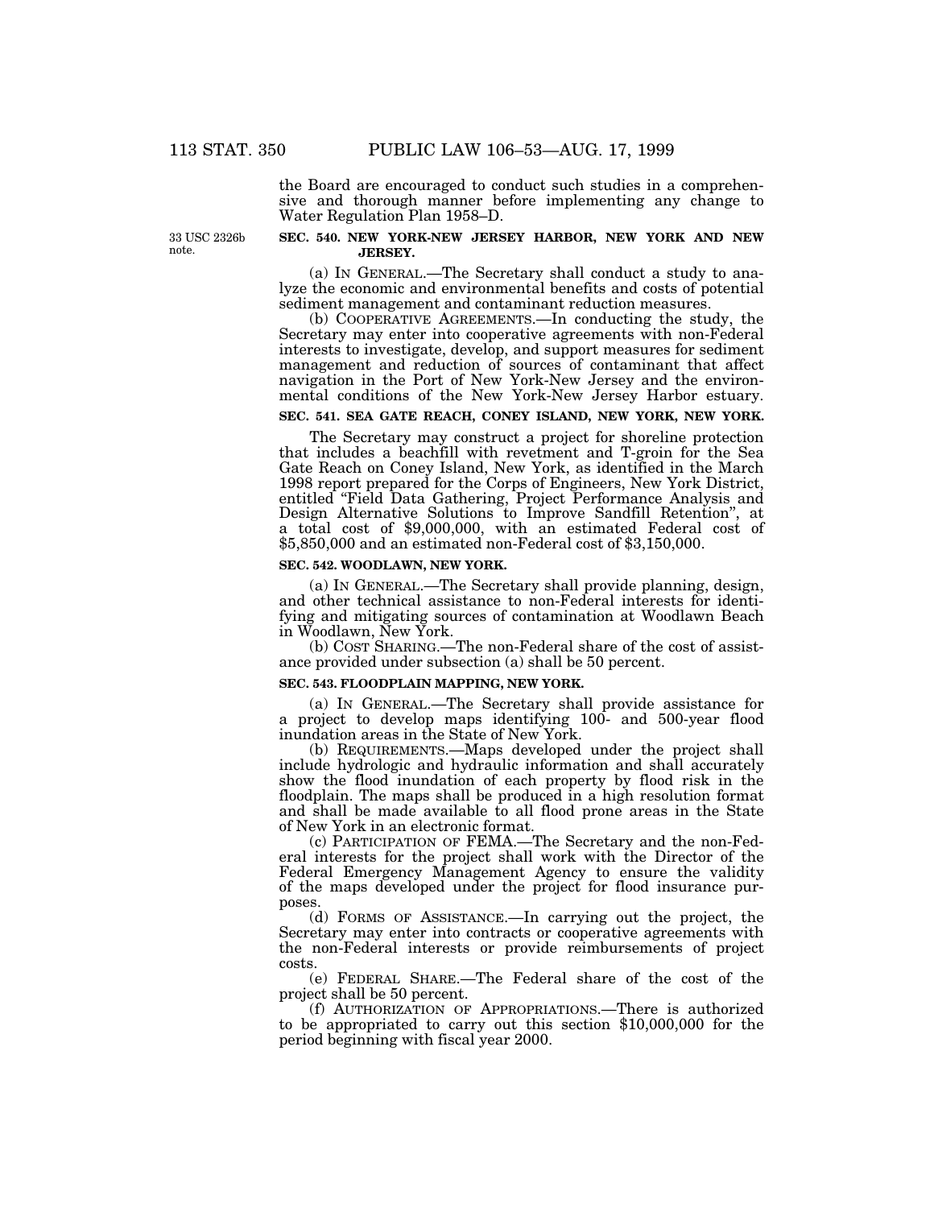the Board are encouraged to conduct such studies in a comprehensive and thorough manner before implementing any change to Water Regulation Plan 1958–D.

33 USC 2326b note.

**SEC. 540. NEW YORK-NEW JERSEY HARBOR, NEW YORK AND NEW JERSEY.**

(a) IN GENERAL.—The Secretary shall conduct a study to analyze the economic and environmental benefits and costs of potential sediment management and contaminant reduction measures.

(b) COOPERATIVE AGREEMENTS.—In conducting the study, the Secretary may enter into cooperative agreements with non-Federal interests to investigate, develop, and support measures for sediment management and reduction of sources of contaminant that affect navigation in the Port of New York-New Jersey and the environmental conditions of the New York-New Jersey Harbor estuary.

**SEC. 541. SEA GATE REACH, CONEY ISLAND, NEW YORK, NEW YORK.**

The Secretary may construct a project for shoreline protection that includes a beachfill with revetment and T-groin for the Sea Gate Reach on Coney Island, New York, as identified in the March 1998 report prepared for the Corps of Engineers, New York District, entitled "Field Data Gathering, Project Performance Analysis and Design Alternative Solutions to Improve Sandfill Retention", at a total cost of $9,000,000, with an estimated Federal cost of $5,850,000 and an estimated non-Federal cost of $3,150,000.

**SEC. 542. WOODLAWN, NEW YORK.**

(a) IN GENERAL.—The Secretary shall provide planning, design, and other technical assistance to non-Federal interests for identifying and mitigating sources of contamination at Woodlawn Beach in Woodlawn, New York.

(b) COST SHARING.—The non-Federal share of the cost of assistance provided under subsection (a) shall be 50 percent.

**SEC. 543. FLOODPLAIN MAPPING, NEW YORK.**

(a) IN GENERAL.—The Secretary shall provide assistance for a project to develop maps identifying 100- and 500-year flood inundation areas in the State of New York.

(b) REQUIREMENTS.—Maps developed under the project shall include hydrologic and hydraulic information and shall accurately show the flood inundation of each property by flood risk in the floodplain. The maps shall be produced in a high resolution format and shall be made available to all flood prone areas in the State of New York in an electronic format.

(c) PARTICIPATION OF FEMA.—The Secretary and the non-Federal interests for the project shall work with the Director of the Federal Emergency Management Agency to ensure the validity of the maps developed under the project for flood insurance purposes.

(d) FORMS OF ASSISTANCE.—In carrying out the project, the Secretary may enter into contracts or cooperative agreements with the non-Federal interests or provide reimbursements of project costs.

(e) FEDERAL SHARE.—The Federal share of the cost of the project shall be 50 percent.

(f) AUTHORIZATION OF APPROPRIATIONS.—There is authorized to be appropriated to carry out this section $10,000,000 for the period beginning with fiscal year 2000.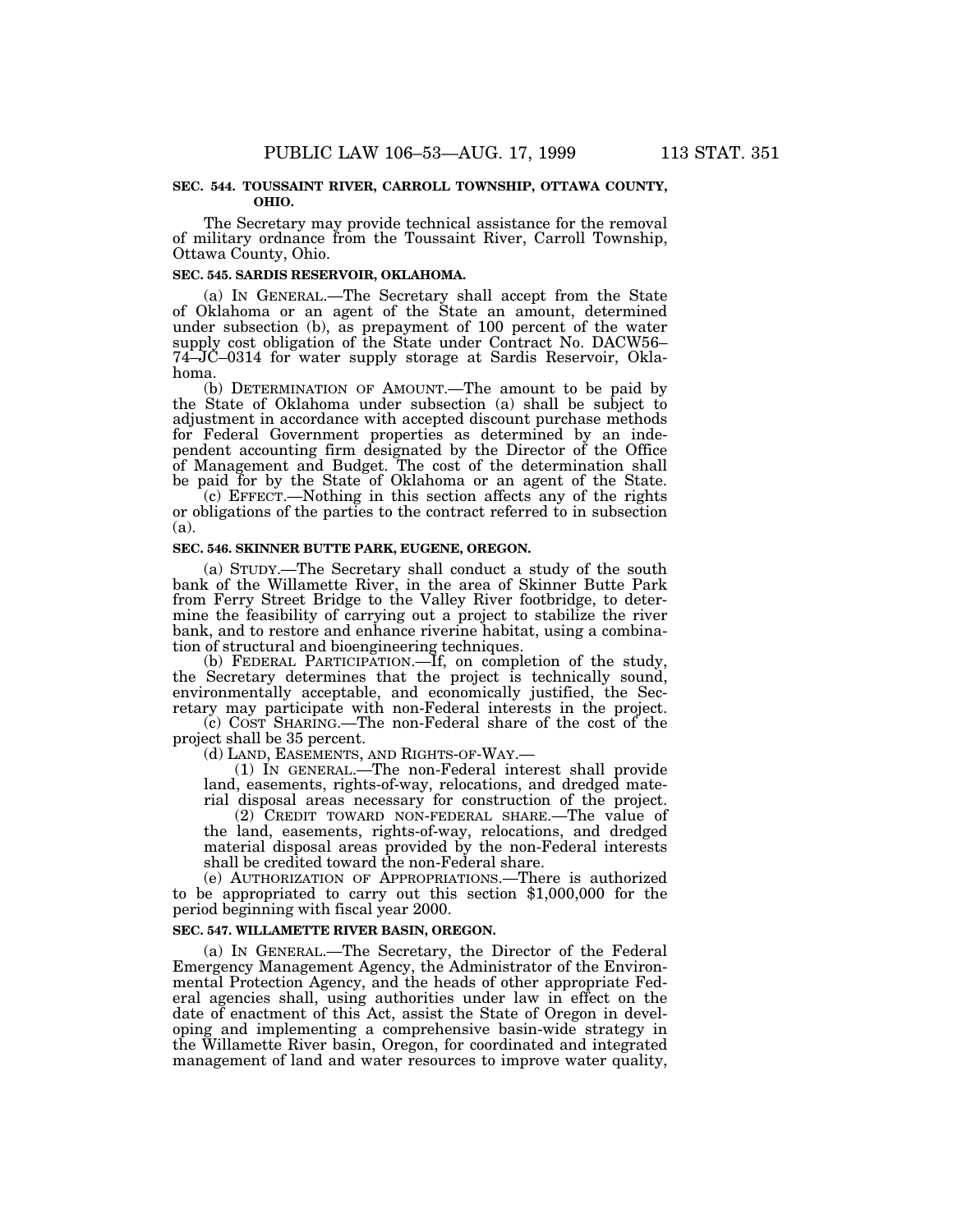### SEC. 544. TOUSSAINT RIVER, CARROLL TOWNSHIP, OTTAWA COUNTY, OHIO.

The Secretary may provide technical assistance for the removal of military ordnance from the Toussaint River, Carroll Township, Ottawa County, Ohio.

### SEC. 545. SARDIS RESERVOIR, OKLAHOMA.

(a) IN GENERAL.—The Secretary shall accept from the State of Oklahoma or an agent of the State an amount, determined under subsection (b), as prepayment of 100 percent of the water supply cost obligation of the State under Contract No. DACW56–74–JC–0314 for water supply storage at Sardis Reservoir, Oklahoma.

(b) DETERMINATION OF AMOUNT.—The amount to be paid by the State of Oklahoma under subsection (a) shall be subject to adjustment in accordance with accepted discount purchase methods for Federal Government properties as determined by an independent accounting firm designated by the Director of the Office of Management and Budget. The cost of the determination shall be paid for by the State of Oklahoma or an agent of the State.

(c) EFFECT.—Nothing in this section affects any of the rights or obligations of the parties to the contract referred to in subsection (a).

### SEC. 546. SKINNER BUTTE PARK, EUGENE, OREGON.

(a) STUDY.—The Secretary shall conduct a study of the south bank of the Willamette River, in the area of Skinner Butte Park from Ferry Street Bridge to the Valley River footbridge, to determine the feasibility of carrying out a project to stabilize the river bank, and to restore and enhance riverine habitat, using a combination of structural and bioengineering techniques.

(b) FEDERAL PARTICIPATION.—If, on completion of the study, the Secretary determines that the project is technically sound, environmentally acceptable, and economically justified, the Secretary may participate with non-Federal interests in the project.

(c) COST SHARING.—The non-Federal share of the cost of the project shall be 35 percent.

(d) LAND, EASEMENTS, AND RIGHTS-OF-WAY.—

(1) IN GENERAL.—The non-Federal interest shall provide land, easements, rights-of-way, relocations, and dredged material disposal areas necessary for construction of the project.

(2) CREDIT TOWARD NON-FEDERAL SHARE.—The value of the land, easements, rights-of-way, relocations, and dredged material disposal areas provided by the non-Federal interests shall be credited toward the non-Federal share.

(e) AUTHORIZATION OF APPROPRIATIONS.—There is authorized to be appropriated to carry out this section $1,000,000 for the period beginning with fiscal year 2000.

### SEC. 547. WILLAMETTE RIVER BASIN, OREGON.

(a) IN GENERAL.—The Secretary, the Director of the Federal Emergency Management Agency, the Administrator of the Environmental Protection Agency, and the heads of other appropriate Federal agencies shall, using authorities under law in effect on the date of enactment of this Act, assist the State of Oregon in developing and implementing a comprehensive basin-wide strategy in the Willamette River basin, Oregon, for coordinated and integrated management of land and water resources to improve water quality,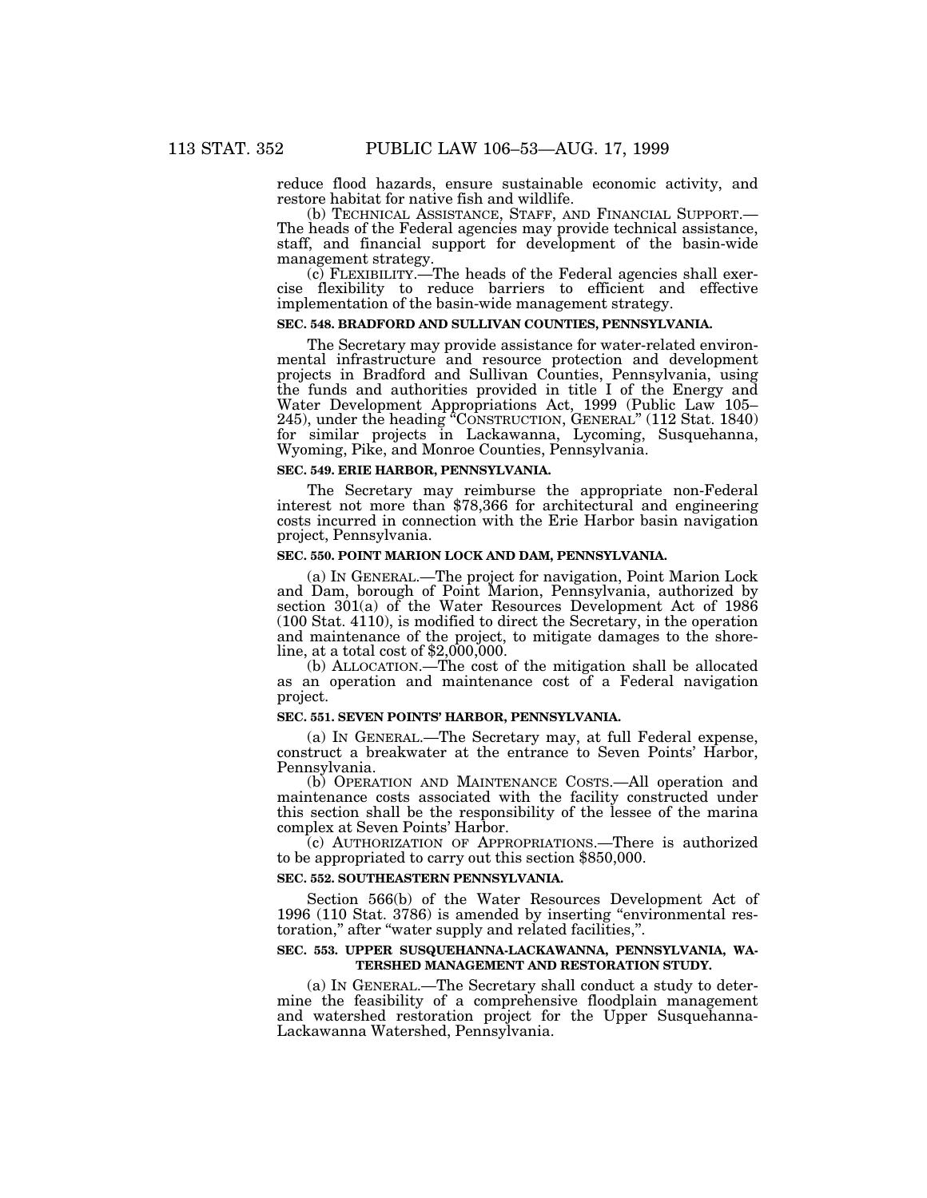reduce flood hazards, ensure sustainable economic activity, and restore habitat for native fish and wildlife.

(b) TECHNICAL ASSISTANCE, STAFF, AND FINANCIAL SUPPORT.—The heads of the Federal agencies may provide technical assistance, staff, and financial support for development of the basin-wide management strategy.

(c) FLEXIBILITY.—The heads of the Federal agencies shall exercise flexibility to reduce barriers to efficient and effective implementation of the basin-wide management strategy.

### SEC. 548. BRADFORD AND SULLIVAN COUNTIES, PENNSYLVANIA.

The Secretary may provide assistance for water-related environmental infrastructure and resource protection and development projects in Bradford and Sullivan Counties, Pennsylvania, using the funds and authorities provided in title I of the Energy and Water Development Appropriations Act, 1999 (Public Law 105–245), under the heading "CONSTRUCTION, GENERAL" (112 Stat. 1840) for similar projects in Lackawanna, Lycoming, Susquehanna, Wyoming, Pike, and Monroe Counties, Pennsylvania.

### SEC. 549. ERIE HARBOR, PENNSYLVANIA.

The Secretary may reimburse the appropriate non-Federal interest not more than $78,366 for architectural and engineering costs incurred in connection with the Erie Harbor basin navigation project, Pennsylvania.

### SEC. 550. POINT MARION LOCK AND DAM, PENNSYLVANIA.

(a) IN GENERAL.—The project for navigation, Point Marion Lock and Dam, borough of Point Marion, Pennsylvania, authorized by section 301(a) of the Water Resources Development Act of 1986 (100 Stat. 4110), is modified to direct the Secretary, in the operation and maintenance of the project, to mitigate damages to the shoreline, at a total cost of $2,000,000.

(b) ALLOCATION.—The cost of the mitigation shall be allocated as an operation and maintenance cost of a Federal navigation project.

### SEC. 551. SEVEN POINTS' HARBOR, PENNSYLVANIA.

(a) IN GENERAL.—The Secretary may, at full Federal expense, construct a breakwater at the entrance to Seven Points' Harbor, Pennsylvania.

(b) OPERATION AND MAINTENANCE COSTS.—All operation and maintenance costs associated with the facility constructed under this section shall be the responsibility of the lessee of the marina complex at Seven Points' Harbor.

(c) AUTHORIZATION OF APPROPRIATIONS.—There is authorized to be appropriated to carry out this section $850,000.

### SEC. 552. SOUTHEASTERN PENNSYLVANIA.

Section 566(b) of the Water Resources Development Act of 1996 (110 Stat. 3786) is amended by inserting "environmental restoration," after "water supply and related facilities,".

### SEC. 553. UPPER SUSQUEHANNA-LACKAWANNA, PENNSYLVANIA, WATERSHED MANAGEMENT AND RESTORATION STUDY.

(a) IN GENERAL.—The Secretary shall conduct a study to determine the feasibility of a comprehensive floodplain management and watershed restoration project for the Upper Susquehanna-Lackawanna Watershed, Pennsylvania.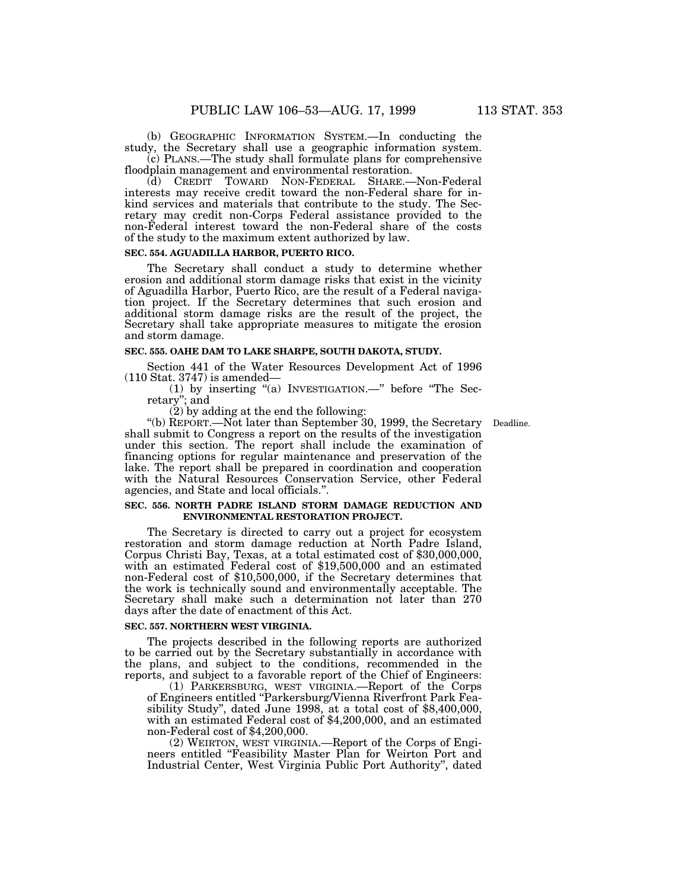(b) GEOGRAPHIC INFORMATION SYSTEM.—In conducting the study, the Secretary shall use a geographic information system.

(c) PLANS.—The study shall formulate plans for comprehensive floodplain management and environmental restoration.

(d) CREDIT TOWARD NON-FEDERAL SHARE.—Non-Federal interests may receive credit toward the non-Federal share for in-kind services and materials that contribute to the study. The Secretary may credit non-Corps Federal assistance provided to the non-Federal interest toward the non-Federal share of the costs of the study to the maximum extent authorized by law.

**SEC. 554. AGUADILLA HARBOR, PUERTO RICO.**

The Secretary shall conduct a study to determine whether erosion and additional storm damage risks that exist in the vicinity of Aguadilla Harbor, Puerto Rico, are the result of a Federal navigation project. If the Secretary determines that such erosion and additional storm damage risks are the result of the project, the Secretary shall take appropriate measures to mitigate the erosion and storm damage.

**SEC. 555. OAHE DAM TO LAKE SHARPE, SOUTH DAKOTA, STUDY.**

Section 441 of the Water Resources Development Act of 1996 (110 Stat. 3747) is amended—

(1) by inserting "(a) INVESTIGATION.—" before "The Secretary"; and

(2) by adding at the end the following:

"(b) REPORT.—Not later than September 30, 1999, the Secretary shall submit to Congress a report on the results of the investigation under this section. The report shall include the examination of financing options for regular maintenance and preservation of the lake. The report shall be prepared in coordination and cooperation with the Natural Resources Conservation Service, other Federal agencies, and State and local officials.".

Deadline.

**SEC. 556. NORTH PADRE ISLAND STORM DAMAGE REDUCTION AND ENVIRONMENTAL RESTORATION PROJECT.**

The Secretary is directed to carry out a project for ecosystem restoration and storm damage reduction at North Padre Island, Corpus Christi Bay, Texas, at a total estimated cost of $30,000,000, with an estimated Federal cost of $19,500,000 and an estimated non-Federal cost of $10,500,000, if the Secretary determines that the work is technically sound and environmentally acceptable. The Secretary shall make such a determination not later than 270 days after the date of enactment of this Act.

**SEC. 557. NORTHERN WEST VIRGINIA.**

The projects described in the following reports are authorized to be carried out by the Secretary substantially in accordance with the plans, and subject to the conditions, recommended in the reports, and subject to a favorable report of the Chief of Engineers:

(1) PARKERSBURG, WEST VIRGINIA.—Report of the Corps of Engineers entitled "Parkersburg/Vienna Riverfront Park Feasibility Study", dated June 1998, at a total cost of $8,400,000, with an estimated Federal cost of $4,200,000, and an estimated non-Federal cost of $4,200,000.

(2) WEIRTON, WEST VIRGINIA.—Report of the Corps of Engineers entitled "Feasibility Master Plan for Weirton Port and Industrial Center, West Virginia Public Port Authority", dated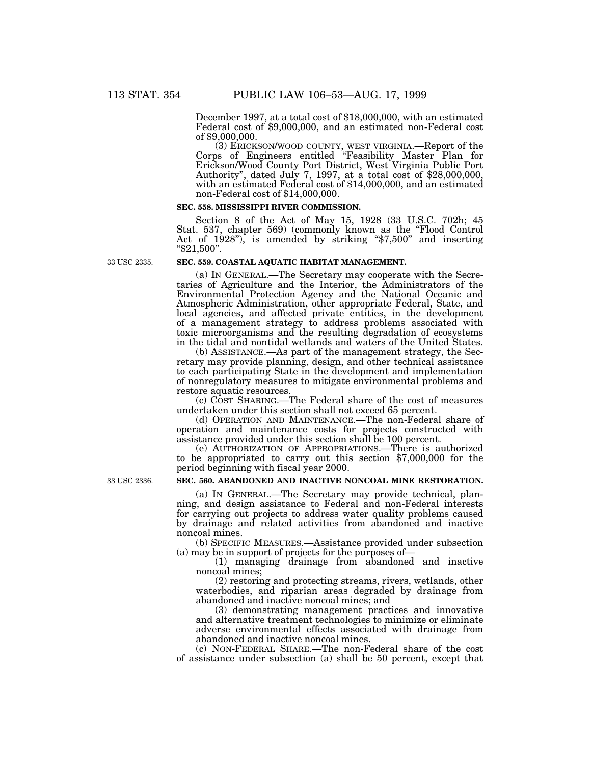December 1997, at a total cost of $18,000,000, with an estimated Federal cost of $9,000,000, and an estimated non-Federal cost of $9,000,000.

(3) ERICKSON/WOOD COUNTY, WEST VIRGINIA.—Report of the Corps of Engineers entitled "Feasibility Master Plan for Erickson/Wood County Port District, West Virginia Public Port Authority", dated July 7, 1997, at a total cost of $28,000,000, with an estimated Federal cost of $14,000,000, and an estimated non-Federal cost of $14,000,000.

**SEC. 558. MISSISSIPPI RIVER COMMISSION.**

Section 8 of the Act of May 15, 1928 (33 U.S.C. 702h; 45 Stat. 537, chapter 569) (commonly known as the "Flood Control Act of 1928"), is amended by striking "$7,500" and inserting "$21,500".

33 USC 2335.

**SEC. 559. COASTAL AQUATIC HABITAT MANAGEMENT.**

(a) IN GENERAL.—The Secretary may cooperate with the Secretaries of Agriculture and the Interior, the Administrators of the Environmental Protection Agency and the National Oceanic and Atmospheric Administration, other appropriate Federal, State, and local agencies, and affected private entities, in the development of a management strategy to address problems associated with toxic microorganisms and the resulting degradation of ecosystems in the tidal and nontidal wetlands and waters of the United States.

(b) ASSISTANCE.—As part of the management strategy, the Secretary may provide planning, design, and other technical assistance to each participating State in the development and implementation of nonregulatory measures to mitigate environmental problems and restore aquatic resources.

(c) COST SHARING.—The Federal share of the cost of measures undertaken under this section shall not exceed 65 percent.

(d) OPERATION AND MAINTENANCE.—The non-Federal share of operation and maintenance costs for projects constructed with assistance provided under this section shall be 100 percent.

(e) AUTHORIZATION OF APPROPRIATIONS.—There is authorized to be appropriated to carry out this section $7,000,000 for the period beginning with fiscal year 2000.

33 USC 2336.

**SEC. 560. ABANDONED AND INACTIVE NONCOAL MINE RESTORATION.**

(a) IN GENERAL.—The Secretary may provide technical, planning, and design assistance to Federal and non-Federal interests for carrying out projects to address water quality problems caused by drainage and related activities from abandoned and inactive noncoal mines.

(b) SPECIFIC MEASURES.—Assistance provided under subsection (a) may be in support of projects for the purposes of—

(1) managing drainage from abandoned and inactive noncoal mines;

(2) restoring and protecting streams, rivers, wetlands, other waterbodies, and riparian areas degraded by drainage from abandoned and inactive noncoal mines; and

(3) demonstrating management practices and innovative and alternative treatment technologies to minimize or eliminate adverse environmental effects associated with drainage from abandoned and inactive noncoal mines.

(c) NON-FEDERAL SHARE.—The non-Federal share of the cost of assistance under subsection (a) shall be 50 percent, except that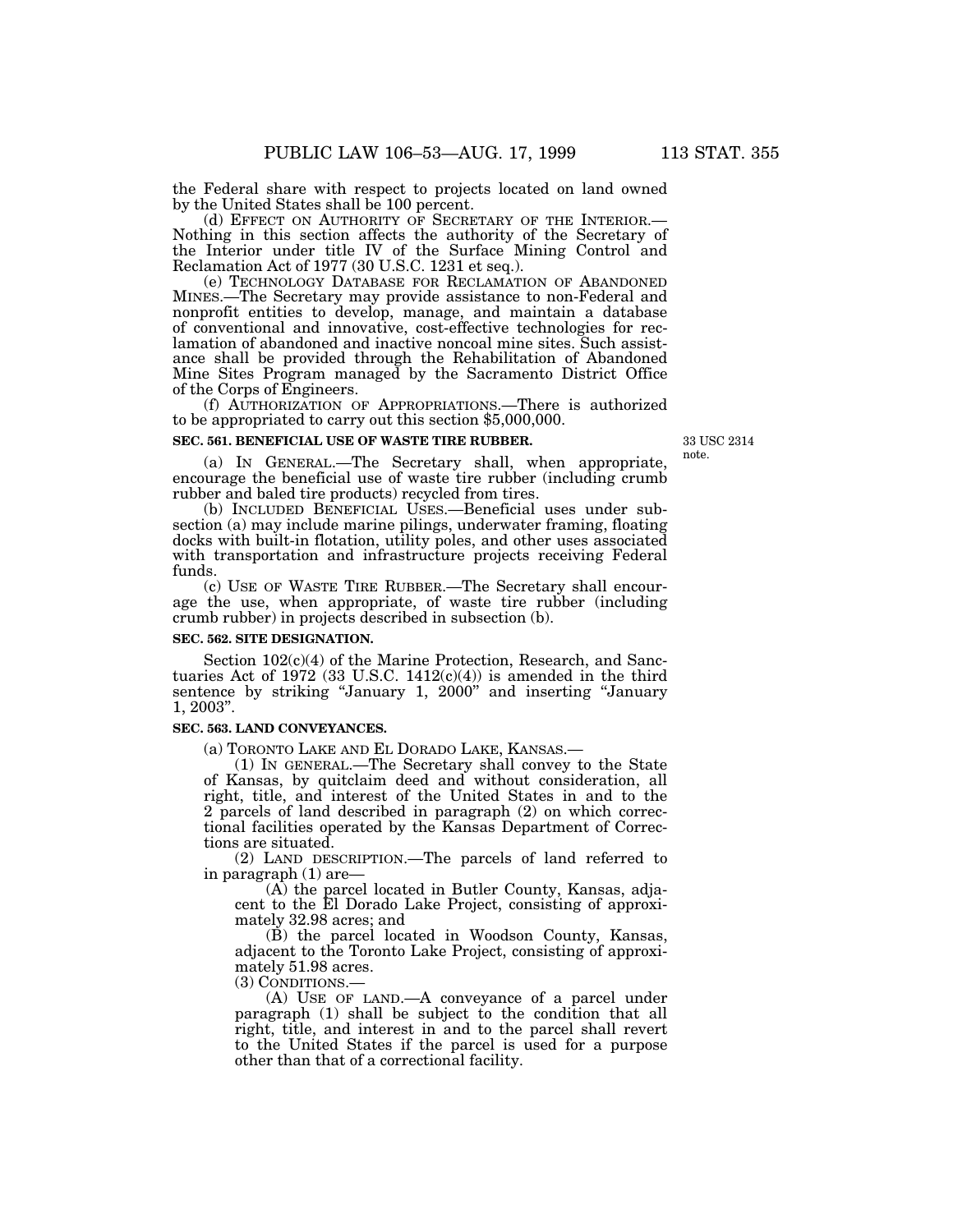the Federal share with respect to projects located on land owned by the United States shall be 100 percent.

(d) EFFECT ON AUTHORITY OF SECRETARY OF THE INTERIOR.—Nothing in this section affects the authority of the Secretary of the Interior under title IV of the Surface Mining Control and Reclamation Act of 1977 (30 U.S.C. 1231 et seq.).

(e) TECHNOLOGY DATABASE FOR RECLAMATION OF ABANDONED MINES.—The Secretary may provide assistance to non-Federal and nonprofit entities to develop, manage, and maintain a database of conventional and innovative, cost-effective technologies for reclamation of abandoned and inactive noncoal mine sites. Such assistance shall be provided through the Rehabilitation of Abandoned Mine Sites Program managed by the Sacramento District Office of the Corps of Engineers.

(f) AUTHORIZATION OF APPROPRIATIONS.—There is authorized to be appropriated to carry out this section $5,000,000.

**SEC. 561. BENEFICIAL USE OF WASTE TIRE RUBBER.**

33 USC 2314 note.

(a) IN GENERAL.—The Secretary shall, when appropriate, encourage the beneficial use of waste tire rubber (including crumb rubber and baled tire products) recycled from tires.

(b) INCLUDED BENEFICIAL USES.—Beneficial uses under subsection (a) may include marine pilings, underwater framing, floating docks with built-in flotation, utility poles, and other uses associated with transportation and infrastructure projects receiving Federal funds.

(c) USE OF WASTE TIRE RUBBER.—The Secretary shall encourage the use, when appropriate, of waste tire rubber (including crumb rubber) in projects described in subsection (b).

**SEC. 562. SITE DESIGNATION.**

Section 102(c)(4) of the Marine Protection, Research, and Sanctuaries Act of 1972 (33 U.S.C. 1412(c)(4)) is amended in the third sentence by striking "January 1, 2000" and inserting "January 1, 2003".

**SEC. 563. LAND CONVEYANCES.**

(a) TORONTO LAKE AND EL DORADO LAKE, KANSAS.—

(1) IN GENERAL.—The Secretary shall convey to the State of Kansas, by quitclaim deed and without consideration, all right, title, and interest of the United States in and to the 2 parcels of land described in paragraph (2) on which correctional facilities operated by the Kansas Department of Corrections are situated.

(2) LAND DESCRIPTION.—The parcels of land referred to in paragraph (1) are—

(A) the parcel located in Butler County, Kansas, adjacent to the El Dorado Lake Project, consisting of approximately 32.98 acres; and

(B) the parcel located in Woodson County, Kansas, adjacent to the Toronto Lake Project, consisting of approximately 51.98 acres.

(3) CONDITIONS.—

(A) USE OF LAND.—A conveyance of a parcel under paragraph (1) shall be subject to the condition that all right, title, and interest in and to the parcel shall revert to the United States if the parcel is used for a purpose other than that of a correctional facility.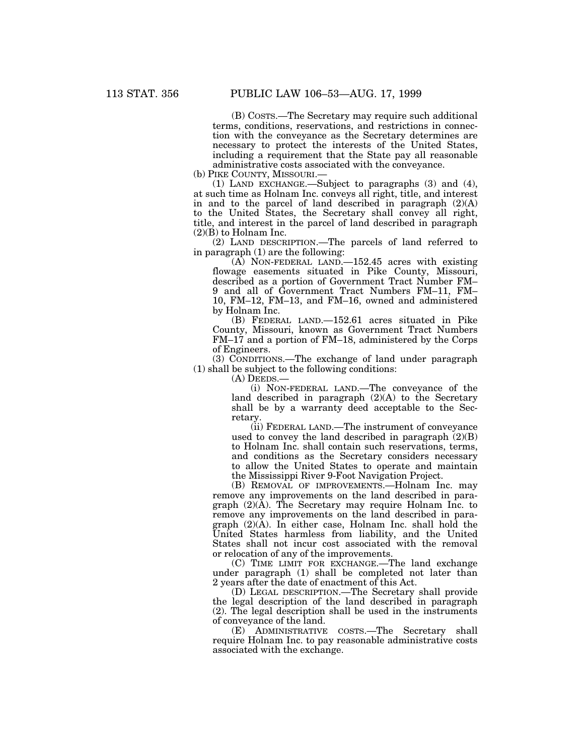(B) COSTS.—The Secretary may require such additional terms, conditions, reservations, and restrictions in connection with the conveyance as the Secretary determines are necessary to protect the interests of the United States, including a requirement that the State pay all reasonable administrative costs associated with the conveyance.

(b) PIKE COUNTY, MISSOURI.—

(1) LAND EXCHANGE.—Subject to paragraphs (3) and (4), at such time as Holnam Inc. conveys all right, title, and interest in and to the parcel of land described in paragraph (2)(A) to the United States, the Secretary shall convey all right, title, and interest in the parcel of land described in paragraph (2)(B) to Holnam Inc.

(2) LAND DESCRIPTION.—The parcels of land referred to in paragraph (1) are the following:

(A) NON-FEDERAL LAND.—152.45 acres with existing flowage easements situated in Pike County, Missouri, described as a portion of Government Tract Number FM–9 and all of Government Tract Numbers FM–11, FM–10, FM–12, FM–13, and FM–16, owned and administered by Holnam Inc.

(B) FEDERAL LAND.—152.61 acres situated in Pike County, Missouri, known as Government Tract Numbers FM–17 and a portion of FM–18, administered by the Corps of Engineers.

(3) CONDITIONS.—The exchange of land under paragraph (1) shall be subject to the following conditions:

(A) DEEDS.—

(i) NON-FEDERAL LAND.—The conveyance of the land described in paragraph (2)(A) to the Secretary shall be by a warranty deed acceptable to the Secretary.

(ii) FEDERAL LAND.—The instrument of conveyance used to convey the land described in paragraph (2)(B) to Holnam Inc. shall contain such reservations, terms, and conditions as the Secretary considers necessary to allow the United States to operate and maintain the Mississippi River 9-Foot Navigation Project.

(B) REMOVAL OF IMPROVEMENTS.—Holnam Inc. may remove any improvements on the land described in paragraph (2)(A). The Secretary may require Holnam Inc. to remove any improvements on the land described in paragraph (2)(A). In either case, Holnam Inc. shall hold the United States harmless from liability, and the United States shall not incur cost associated with the removal or relocation of any of the improvements.

(C) TIME LIMIT FOR EXCHANGE.—The land exchange under paragraph (1) shall be completed not later than 2 years after the date of enactment of this Act.

(D) LEGAL DESCRIPTION.—The Secretary shall provide the legal description of the land described in paragraph (2). The legal description shall be used in the instruments of conveyance of the land.

(E) ADMINISTRATIVE COSTS.—The Secretary shall require Holnam Inc. to pay reasonable administrative costs associated with the exchange.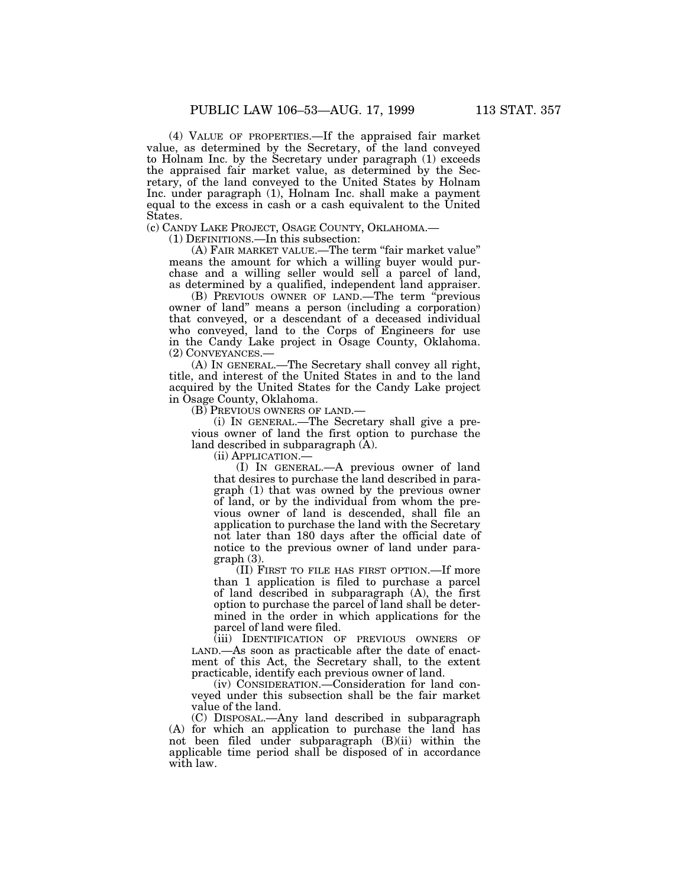(4) VALUE OF PROPERTIES.—If the appraised fair market value, as determined by the Secretary, of the land conveyed to Holnam Inc. by the Secretary under paragraph (1) exceeds the appraised fair market value, as determined by the Secretary, of the land conveyed to the United States by Holnam Inc. under paragraph (1), Holnam Inc. shall make a payment equal to the excess in cash or a cash equivalent to the United States.

(c) CANDY LAKE PROJECT, OSAGE COUNTY, OKLAHOMA.—

(1) DEFINITIONS.—In this subsection:

(A) FAIR MARKET VALUE.—The term "fair market value" means the amount for which a willing buyer would purchase and a willing seller would sell a parcel of land, as determined by a qualified, independent land appraiser.

(B) PREVIOUS OWNER OF LAND.—The term "previous owner of land" means a person (including a corporation) that conveyed, or a descendant of a deceased individual who conveyed, land to the Corps of Engineers for use in the Candy Lake project in Osage County, Oklahoma.

(2) CONVEYANCES.—

(A) IN GENERAL.—The Secretary shall convey all right, title, and interest of the United States in and to the land acquired by the United States for the Candy Lake project in Osage County, Oklahoma.

(B) PREVIOUS OWNERS OF LAND.—

(i) IN GENERAL.—The Secretary shall give a previous owner of land the first option to purchase the land described in subparagraph (A).

(ii) APPLICATION.—

(I) IN GENERAL.—A previous owner of land that desires to purchase the land described in paragraph (1) that was owned by the previous owner of land, or by the individual from whom the previous owner of land is descended, shall file an application to purchase the land with the Secretary not later than 180 days after the official date of notice to the previous owner of land under paragraph (3).

(II) FIRST TO FILE HAS FIRST OPTION.—If more than 1 application is filed to purchase a parcel of land described in subparagraph (A), the first option to purchase the parcel of land shall be determined in the order in which applications for the parcel of land were filed.

(iii) IDENTIFICATION OF PREVIOUS OWNERS OF LAND.—As soon as practicable after the date of enactment of this Act, the Secretary shall, to the extent practicable, identify each previous owner of land.

(iv) CONSIDERATION.—Consideration for land conveyed under this subsection shall be the fair market value of the land.

(C) DISPOSAL.—Any land described in subparagraph (A) for which an application to purchase the land has not been filed under subparagraph (B)(ii) within the applicable time period shall be disposed of in accordance with law.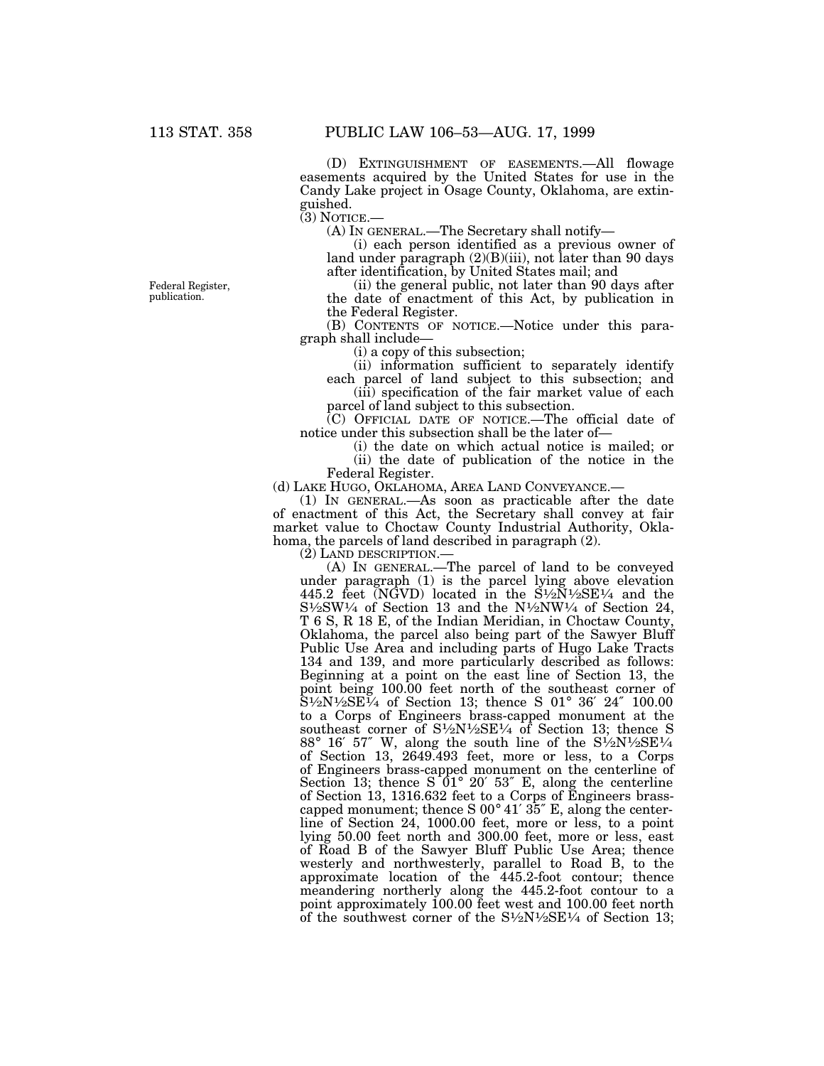(D) EXTINGUISHMENT OF EASEMENTS.—All flowage easements acquired by the United States for use in the Candy Lake project in Osage County, Oklahoma, are extinguished.

(3) NOTICE.—

(A) IN GENERAL.—The Secretary shall notify—

(i) each person identified as a previous owner of land under paragraph (2)(B)(iii), not later than 90 days after identification, by United States mail; and

Federal Register, publication.

(ii) the general public, not later than 90 days after the date of enactment of this Act, by publication in the Federal Register.

(B) CONTENTS OF NOTICE.—Notice under this paragraph shall include—

(i) a copy of this subsection;

(ii) information sufficient to separately identify each parcel of land subject to this subsection; and

(iii) specification of the fair market value of each parcel of land subject to this subsection.

(C) OFFICIAL DATE OF NOTICE.—The official date of notice under this subsection shall be the later of—

(i) the date on which actual notice is mailed; or

(ii) the date of publication of the notice in the Federal Register.

(d) LAKE HUGO, OKLAHOMA, AREA LAND CONVEYANCE.—

(1) IN GENERAL.—As soon as practicable after the date of enactment of this Act, the Secretary shall convey at fair market value to Choctaw County Industrial Authority, Oklahoma, the parcels of land described in paragraph (2).

(2) LAND DESCRIPTION.—

(A) IN GENERAL.—The parcel of land to be conveyed under paragraph (1) is the parcel lying above elevation 445.2 feet (NGVD) located in the S½N½SE¼ and the S½SW¼ of Section 13 and the N½NW¼ of Section 24, T 6 S, R 18 E, of the Indian Meridian, in Choctaw County, Oklahoma, the parcel also being part of the Sawyer Bluff Public Use Area and including parts of Hugo Lake Tracts 134 and 139, and more particularly described as follows: Beginning at a point on the east line of Section 13, the point being 100.00 feet north of the southeast corner of S½N½SE¼ of Section 13; thence S 01° 36′ 24″ 100.00 to a Corps of Engineers brass-capped monument at the southeast corner of S½N½SE¼ of Section 13; thence S 88° 16′ 57″ W, along the south line of the S½N½SE¼ of Section 13, 2649.493 feet, more or less, to a Corps of Engineers brass-capped monument on the centerline of Section 13; thence S 01° 20′ 53″ E, along the centerline of Section 13, 1316.632 feet to a Corps of Engineers brass-capped monument; thence S 00° 41′ 35″ E, along the centerline of Section 24, 1000.00 feet, more or less, to a point lying 50.00 feet north and 300.00 feet, more or less, east of Road B of the Sawyer Bluff Public Use Area; thence westerly and northwesterly, parallel to Road B, to the approximate location of the 445.2-foot contour; thence meandering northerly along the 445.2-foot contour to a point approximately 100.00 feet west and 100.00 feet north of the southwest corner of the S½N½SE¼ of Section 13;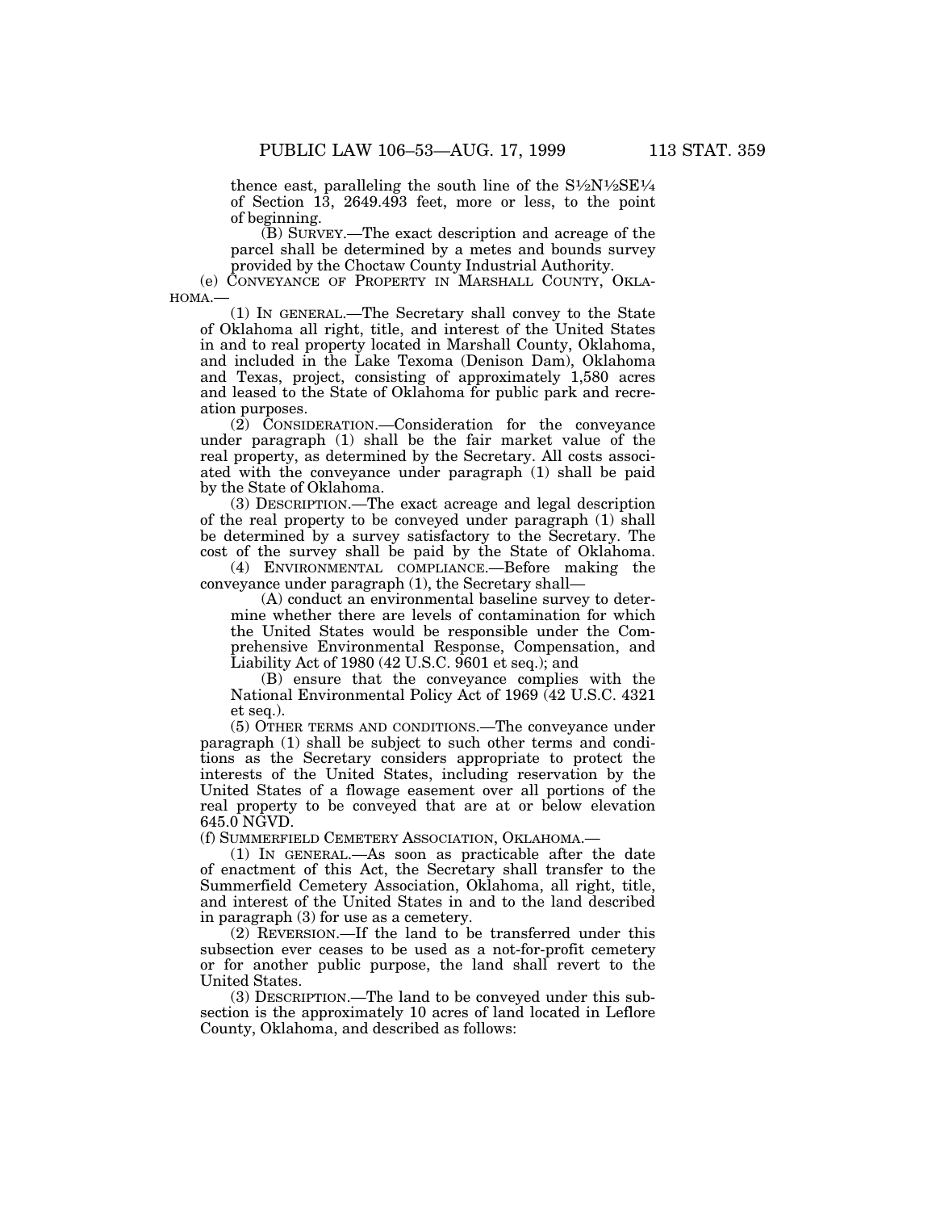thence east, paralleling the south line of the S½N½SE¼ of Section 13, 2649.493 feet, more or less, to the point of beginning.

(B) SURVEY.—The exact description and acreage of the parcel shall be determined by a metes and bounds survey provided by the Choctaw County Industrial Authority.

(e) CONVEYANCE OF PROPERTY IN MARSHALL COUNTY, OKLAHOMA.—

(1) IN GENERAL.—The Secretary shall convey to the State of Oklahoma all right, title, and interest of the United States in and to real property located in Marshall County, Oklahoma, and included in the Lake Texoma (Denison Dam), Oklahoma and Texas, project, consisting of approximately 1,580 acres and leased to the State of Oklahoma for public park and recreation purposes.

(2) CONSIDERATION.—Consideration for the conveyance under paragraph (1) shall be the fair market value of the real property, as determined by the Secretary. All costs associated with the conveyance under paragraph (1) shall be paid by the State of Oklahoma.

(3) DESCRIPTION.—The exact acreage and legal description of the real property to be conveyed under paragraph (1) shall be determined by a survey satisfactory to the Secretary. The cost of the survey shall be paid by the State of Oklahoma.

(4) ENVIRONMENTAL COMPLIANCE.—Before making the conveyance under paragraph (1), the Secretary shall—

(A) conduct an environmental baseline survey to determine whether there are levels of contamination for which the United States would be responsible under the Comprehensive Environmental Response, Compensation, and Liability Act of 1980 (42 U.S.C. 9601 et seq.); and

(B) ensure that the conveyance complies with the National Environmental Policy Act of 1969 (42 U.S.C. 4321 et seq.).

(5) OTHER TERMS AND CONDITIONS.—The conveyance under paragraph (1) shall be subject to such other terms and conditions as the Secretary considers appropriate to protect the interests of the United States, including reservation by the United States of a flowage easement over all portions of the real property to be conveyed that are at or below elevation 645.0 NGVD.

(f) SUMMERFIELD CEMETERY ASSOCIATION, OKLAHOMA.—

(1) IN GENERAL.—As soon as practicable after the date of enactment of this Act, the Secretary shall transfer to the Summerfield Cemetery Association, Oklahoma, all right, title, and interest of the United States in and to the land described in paragraph (3) for use as a cemetery.

(2) REVERSION.—If the land to be transferred under this subsection ever ceases to be used as a not-for-profit cemetery or for another public purpose, the land shall revert to the United States.

(3) DESCRIPTION.—The land to be conveyed under this subsection is the approximately 10 acres of land located in Leflore County, Oklahoma, and described as follows: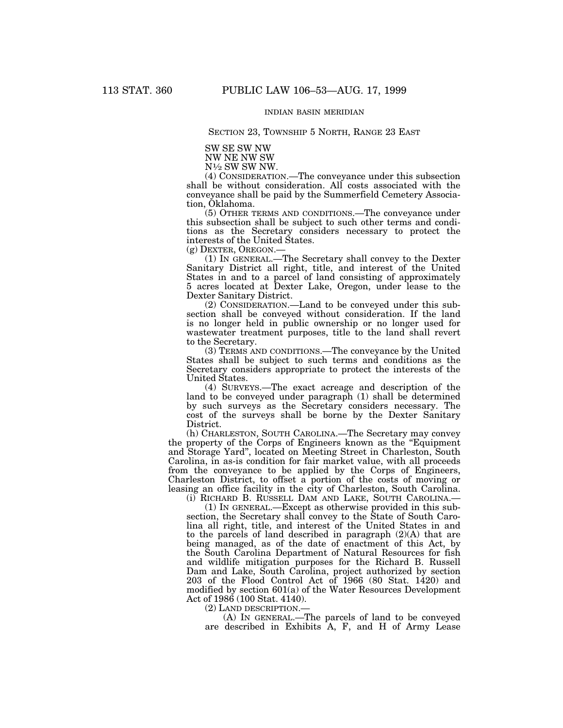INDIAN BASIN MERIDIAN

SECTION 23, TOWNSHIP 5 NORTH, RANGE 23 EAST

SW SE SW NW
NW NE NW SW
N½ SW SW NW.

(4) CONSIDERATION.—The conveyance under this subsection shall be without consideration. All costs associated with the conveyance shall be paid by the Summerfield Cemetery Association, Oklahoma.

(5) OTHER TERMS AND CONDITIONS.—The conveyance under this subsection shall be subject to such other terms and conditions as the Secretary considers necessary to protect the interests of the United States.

(g) DEXTER, OREGON.—

(1) IN GENERAL.—The Secretary shall convey to the Dexter Sanitary District all right, title, and interest of the United States in and to a parcel of land consisting of approximately 5 acres located at Dexter Lake, Oregon, under lease to the Dexter Sanitary District.

(2) CONSIDERATION.—Land to be conveyed under this subsection shall be conveyed without consideration. If the land is no longer held in public ownership or no longer used for wastewater treatment purposes, title to the land shall revert to the Secretary.

(3) TERMS AND CONDITIONS.—The conveyance by the United States shall be subject to such terms and conditions as the Secretary considers appropriate to protect the interests of the United States.

(4) SURVEYS.—The exact acreage and description of the land to be conveyed under paragraph (1) shall be determined by such surveys as the Secretary considers necessary. The cost of the surveys shall be borne by the Dexter Sanitary District.

(h) CHARLESTON, SOUTH CAROLINA.—The Secretary may convey the property of the Corps of Engineers known as the "Equipment and Storage Yard", located on Meeting Street in Charleston, South Carolina, in as-is condition for fair market value, with all proceeds from the conveyance to be applied by the Corps of Engineers, Charleston District, to offset a portion of the costs of moving or leasing an office facility in the city of Charleston, South Carolina.

(i) RICHARD B. RUSSELL DAM AND LAKE, SOUTH CAROLINA.—

(1) IN GENERAL.—Except as otherwise provided in this subsection, the Secretary shall convey to the State of South Carolina all right, title, and interest of the United States in and to the parcels of land described in paragraph (2)(A) that are being managed, as of the date of enactment of this Act, by the South Carolina Department of Natural Resources for fish and wildlife mitigation purposes for the Richard B. Russell Dam and Lake, South Carolina, project authorized by section 203 of the Flood Control Act of 1966 (80 Stat. 1420) and modified by section 601(a) of the Water Resources Development Act of 1986 (100 Stat. 4140).

(2) LAND DESCRIPTION.—

(A) IN GENERAL.—The parcels of land to be conveyed are described in Exhibits A, F, and H of Army Lease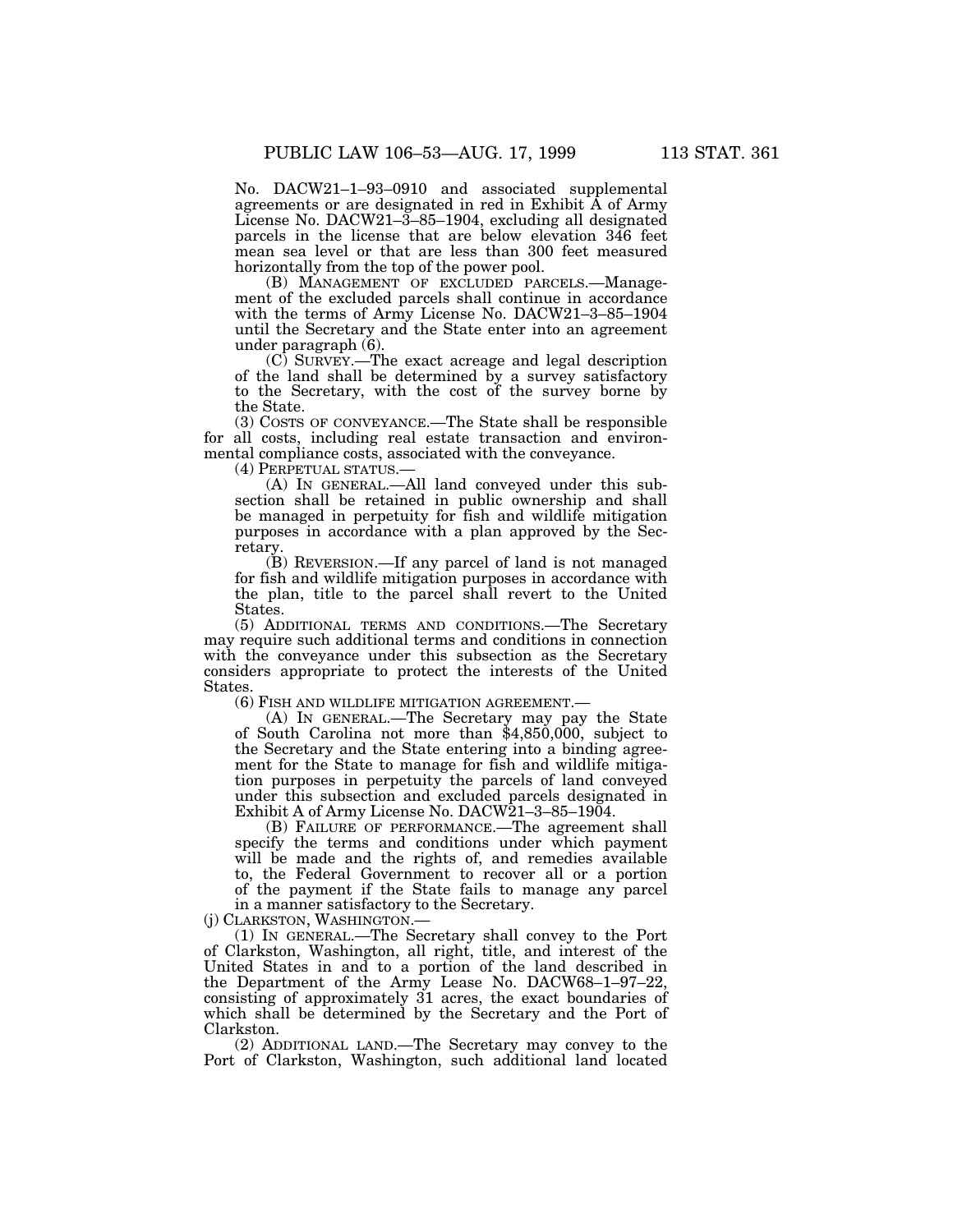No. DACW21–1–93–0910 and associated supplemental agreements or are designated in red in Exhibit A of Army License No. DACW21–3–85–1904, excluding all designated parcels in the license that are below elevation 346 feet mean sea level or that are less than 300 feet measured horizontally from the top of the power pool.

(B) MANAGEMENT OF EXCLUDED PARCELS.—Management of the excluded parcels shall continue in accordance with the terms of Army License No. DACW21–3–85–1904 until the Secretary and the State enter into an agreement under paragraph (6).

(C) SURVEY.—The exact acreage and legal description of the land shall be determined by a survey satisfactory to the Secretary, with the cost of the survey borne by the State.

(3) COSTS OF CONVEYANCE.—The State shall be responsible for all costs, including real estate transaction and environmental compliance costs, associated with the conveyance.

(4) PERPETUAL STATUS.—

(A) IN GENERAL.—All land conveyed under this subsection shall be retained in public ownership and shall be managed in perpetuity for fish and wildlife mitigation purposes in accordance with a plan approved by the Secretary.

(B) REVERSION.—If any parcel of land is not managed for fish and wildlife mitigation purposes in accordance with the plan, title to the parcel shall revert to the United States.

(5) ADDITIONAL TERMS AND CONDITIONS.—The Secretary may require such additional terms and conditions in connection with the conveyance under this subsection as the Secretary considers appropriate to protect the interests of the United States.

(6) FISH AND WILDLIFE MITIGATION AGREEMENT.—

(A) IN GENERAL.—The Secretary may pay the State of South Carolina not more than $4,850,000, subject to the Secretary and the State entering into a binding agreement for the State to manage for fish and wildlife mitigation purposes in perpetuity the parcels of land conveyed under this subsection and excluded parcels designated in Exhibit A of Army License No. DACW21–3–85–1904.

(B) FAILURE OF PERFORMANCE.—The agreement shall specify the terms and conditions under which payment will be made and the rights of, and remedies available to, the Federal Government to recover all or a portion of the payment if the State fails to manage any parcel in a manner satisfactory to the Secretary.

(j) CLARKSTON, WASHINGTON.—

(1) IN GENERAL.—The Secretary shall convey to the Port of Clarkston, Washington, all right, title, and interest of the United States in and to a portion of the land described in the Department of the Army Lease No. DACW68–1–97–22, consisting of approximately 31 acres, the exact boundaries of which shall be determined by the Secretary and the Port of Clarkston.

(2) ADDITIONAL LAND.—The Secretary may convey to the Port of Clarkston, Washington, such additional land located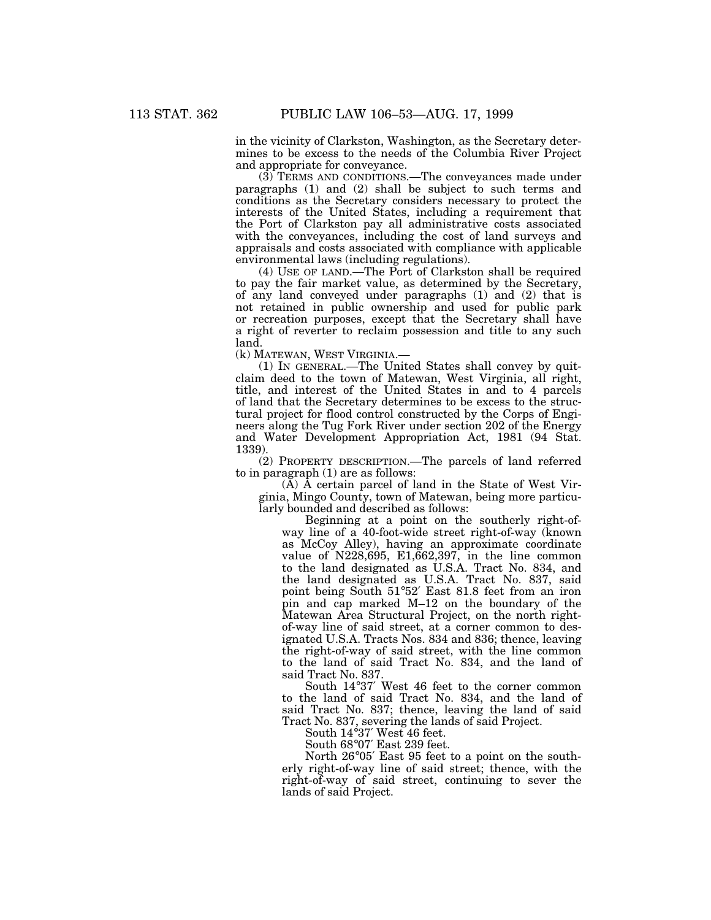in the vicinity of Clarkston, Washington, as the Secretary determines to be excess to the needs of the Columbia River Project and appropriate for conveyance.

(3) TERMS AND CONDITIONS.—The conveyances made under paragraphs (1) and (2) shall be subject to such terms and conditions as the Secretary considers necessary to protect the interests of the United States, including a requirement that the Port of Clarkston pay all administrative costs associated with the conveyances, including the cost of land surveys and appraisals and costs associated with compliance with applicable environmental laws (including regulations).

(4) USE OF LAND.—The Port of Clarkston shall be required to pay the fair market value, as determined by the Secretary, of any land conveyed under paragraphs (1) and (2) that is not retained in public ownership and used for public park or recreation purposes, except that the Secretary shall have a right of reverter to reclaim possession and title to any such land.

(k) MATEWAN, WEST VIRGINIA.—

(1) IN GENERAL.—The United States shall convey by quitclaim deed to the town of Matewan, West Virginia, all right, title, and interest of the United States in and to 4 parcels of land that the Secretary determines to be excess to the structural project for flood control constructed by the Corps of Engineers along the Tug Fork River under section 202 of the Energy and Water Development Appropriation Act, 1981 (94 Stat. 1339).

(2) PROPERTY DESCRIPTION.—The parcels of land referred to in paragraph (1) are as follows:

(A) A certain parcel of land in the State of West Virginia, Mingo County, town of Matewan, being more particularly bounded and described as follows:

Beginning at a point on the southerly right-of-way line of a 40-foot-wide street right-of-way (known as McCoy Alley), having an approximate coordinate value of N228,695, E1,662,397, in the line common to the land designated as U.S.A. Tract No. 834, and the land designated as U.S.A. Tract No. 837, said point being South 51°52′ East 81.8 feet from an iron pin and cap marked M–12 on the boundary of the Matewan Area Structural Project, on the north right-of-way line of said street, at a corner common to designated U.S.A. Tracts Nos. 834 and 836; thence, leaving the right-of-way of said street, with the line common to the land of said Tract No. 834, and the land of said Tract No. 837.

South 14°37′ West 46 feet to the corner common to the land of said Tract No. 834, and the land of said Tract No. 837; thence, leaving the land of said Tract No. 837, severing the lands of said Project.

South 14°37′ West 46 feet.

South 68°07′ East 239 feet.

North 26°05′ East 95 feet to a point on the southerly right-of-way line of said street; thence, with the right-of-way of said street, continuing to sever the lands of said Project.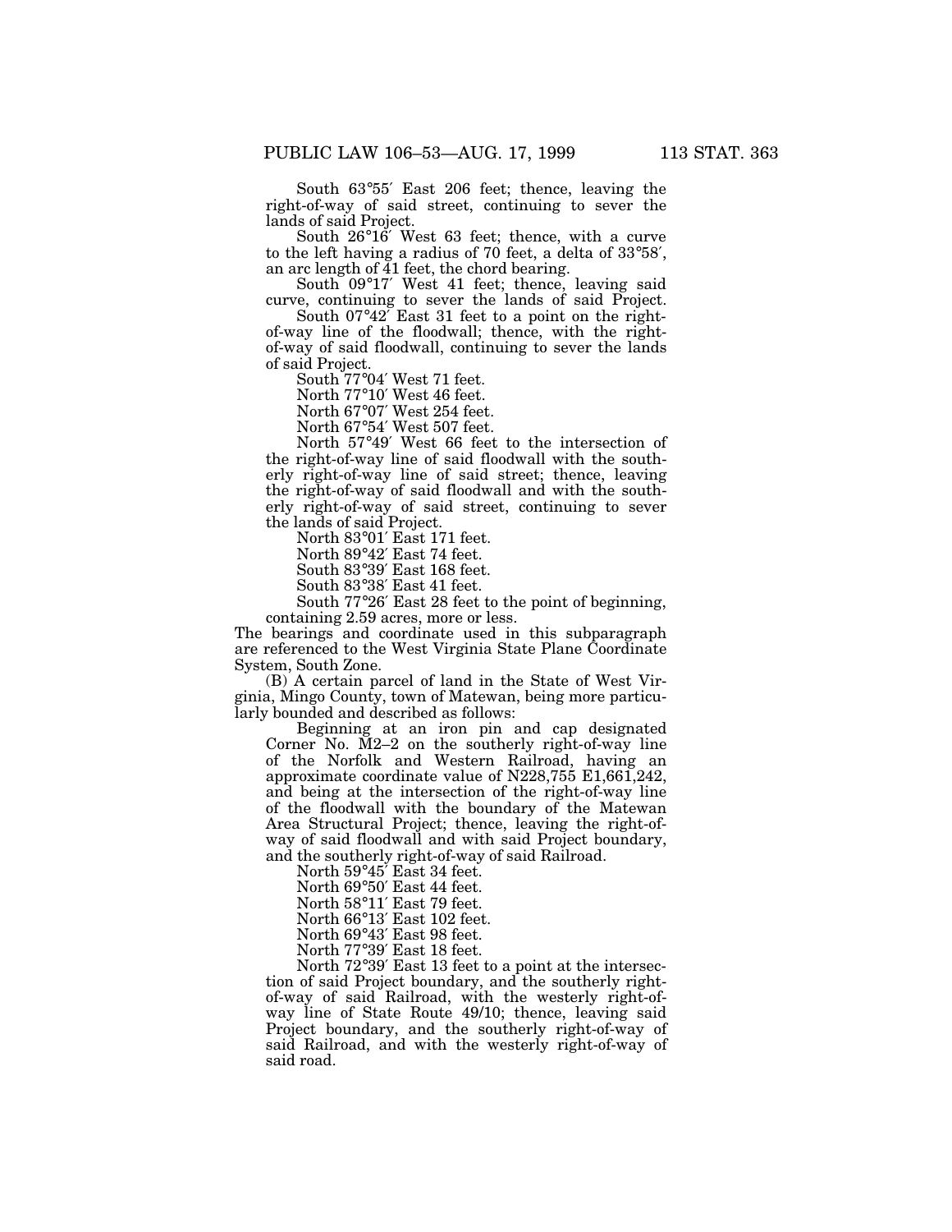South 63°55′ East 206 feet; thence, leaving the right-of-way of said street, continuing to sever the lands of said Project.

South 26°16′ West 63 feet; thence, with a curve to the left having a radius of 70 feet, a delta of 33°58′, an arc length of 41 feet, the chord bearing.

South 09°17′ West 41 feet; thence, leaving said curve, continuing to sever the lands of said Project.

South 07°42′ East 31 feet to a point on the right-of-way line of the floodwall; thence, with the right-of-way of said floodwall, continuing to sever the lands of said Project.

South 77°04′ West 71 feet.

North 77°10′ West 46 feet.

North 67°07′ West 254 feet.

North 67°54′ West 507 feet.

North 57°49′ West 66 feet to the intersection of the right-of-way line of said floodwall with the southerly right-of-way line of said street; thence, leaving the right-of-way of said floodwall and with the southerly right-of-way of said street, continuing to sever the lands of said Project.

North 83°01′ East 171 feet.

North 89°42′ East 74 feet.

South 83°39′ East 168 feet.

South 83°38′ East 41 feet.

South 77°26′ East 28 feet to the point of beginning, containing 2.59 acres, more or less.

The bearings and coordinate used in this subparagraph are referenced to the West Virginia State Plane Coordinate System, South Zone.

(B) A certain parcel of land in the State of West Virginia, Mingo County, town of Matewan, being more particularly bounded and described as follows:

Beginning at an iron pin and cap designated Corner No. M2–2 on the southerly right-of-way line of the Norfolk and Western Railroad, having an approximate coordinate value of N228,755 E1,661,242, and being at the intersection of the right-of-way line of the floodwall with the boundary of the Matewan Area Structural Project; thence, leaving the right-of-way of said floodwall and with said Project boundary, and the southerly right-of-way of said Railroad.

North 59°45′ East 34 feet.

North 69°50′ East 44 feet.

North 58°11′ East 79 feet.

North 66°13′ East 102 feet.

North 69°43′ East 98 feet.

North 77°39′ East 18 feet.

North 72°39′ East 13 feet to a point at the intersection of said Project boundary, and the southerly right-of-way of said Railroad, with the westerly right-of-way line of State Route 49/10; thence, leaving said Project boundary, and the southerly right-of-way of said Railroad, and with the westerly right-of-way of said road.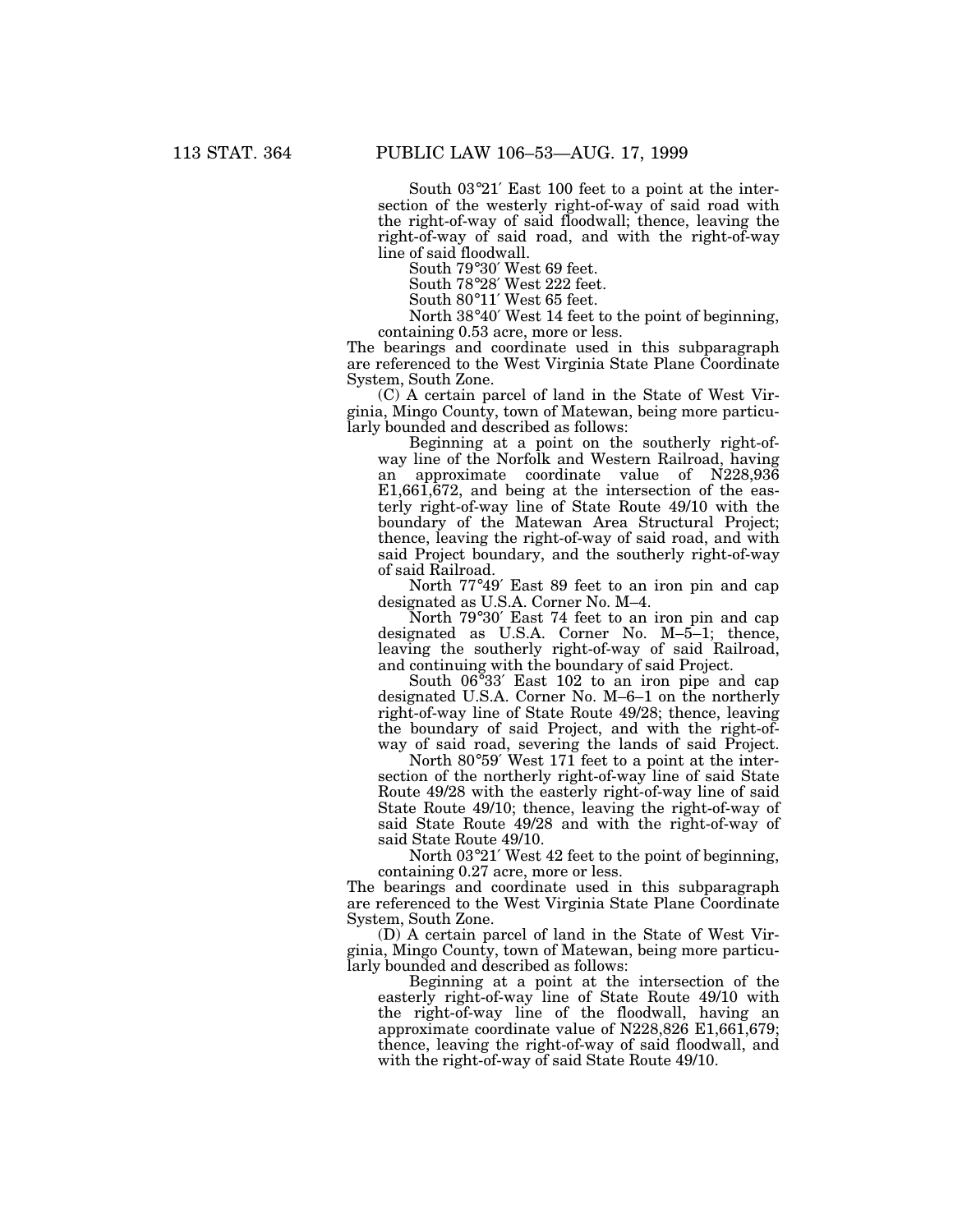South 03°21′ East 100 feet to a point at the intersection of the westerly right-of-way of said road with the right-of-way of said floodwall; thence, leaving the right-of-way of said road, and with the right-of-way line of said floodwall.

South 79°30′ West 69 feet.

South 78°28′ West 222 feet.

South 80°11′ West 65 feet.

North 38°40′ West 14 feet to the point of beginning, containing 0.53 acre, more or less.

The bearings and coordinate used in this subparagraph are referenced to the West Virginia State Plane Coordinate System, South Zone.

(C) A certain parcel of land in the State of West Virginia, Mingo County, town of Matewan, being more particularly bounded and described as follows:

Beginning at a point on the southerly right-of-way line of the Norfolk and Western Railroad, having an approximate coordinate value of N228,936 E1,661,672, and being at the intersection of the easterly right-of-way line of State Route 49/10 with the boundary of the Matewan Area Structural Project; thence, leaving the right-of-way of said road, and with said Project boundary, and the southerly right-of-way of said Railroad.

North 77°49′ East 89 feet to an iron pin and cap designated as U.S.A. Corner No. M–4.

North 79°30′ East 74 feet to an iron pin and cap designated as U.S.A. Corner No. M–5–1; thence, leaving the southerly right-of-way of said Railroad, and continuing with the boundary of said Project.

South 06°33′ East 102 to an iron pipe and cap designated U.S.A. Corner No. M–6–1 on the northerly right-of-way line of State Route 49/28; thence, leaving the boundary of said Project, and with the right-of-way of said road, severing the lands of said Project.

North 80°59′ West 171 feet to a point at the intersection of the northerly right-of-way line of said State Route 49/28 with the easterly right-of-way line of said State Route 49/10; thence, leaving the right-of-way of said State Route 49/28 and with the right-of-way of said State Route 49/10.

North 03°21′ West 42 feet to the point of beginning, containing 0.27 acre, more or less.

The bearings and coordinate used in this subparagraph are referenced to the West Virginia State Plane Coordinate System, South Zone.

(D) A certain parcel of land in the State of West Virginia, Mingo County, town of Matewan, being more particularly bounded and described as follows:

Beginning at a point at the intersection of the easterly right-of-way line of State Route 49/10 with the right-of-way line of the floodwall, having an approximate coordinate value of N228,826 E1,661,679; thence, leaving the right-of-way of said floodwall, and with the right-of-way of said State Route 49/10.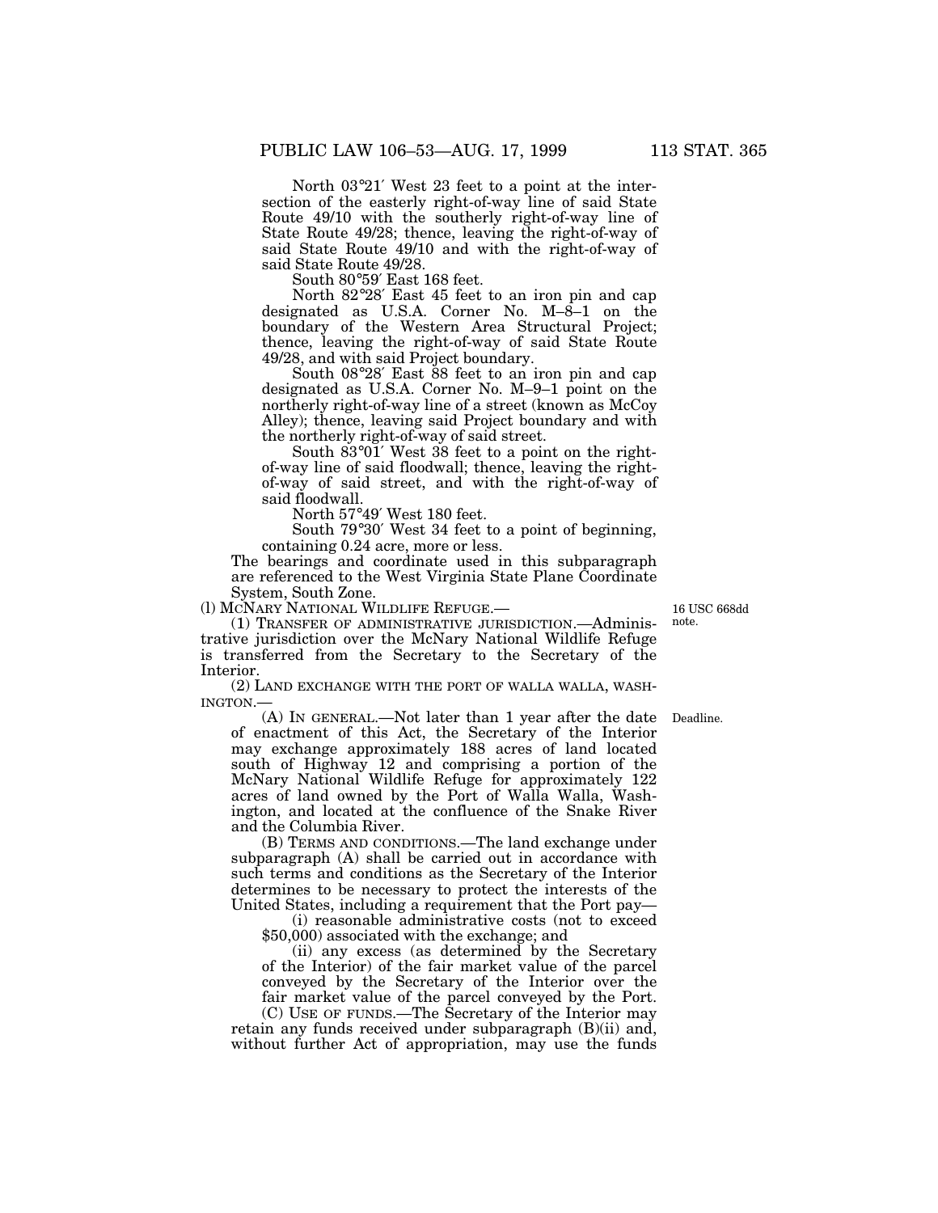North 03°21′ West 23 feet to a point at the intersection of the easterly right-of-way line of said State Route 49/10 with the southerly right-of-way line of State Route 49/28; thence, leaving the right-of-way of said State Route 49/10 and with the right-of-way of said State Route 49/28.

South 80°59′ East 168 feet.

North 82°28′ East 45 feet to an iron pin and cap designated as U.S.A. Corner No. M–8–1 on the boundary of the Western Area Structural Project; thence, leaving the right-of-way of said State Route 49/28, and with said Project boundary.

South 08°28′ East 88 feet to an iron pin and cap designated as U.S.A. Corner No. M–9–1 point on the northerly right-of-way line of a street (known as McCoy Alley); thence, leaving said Project boundary and with the northerly right-of-way of said street.

South 83°01′ West 38 feet to a point on the right-of-way line of said floodwall; thence, leaving the right-of-way of said street, and with the right-of-way of said floodwall.

North 57°49′ West 180 feet.

South 79°30′ West 34 feet to a point of beginning, containing 0.24 acre, more or less.

The bearings and coordinate used in this subparagraph are referenced to the West Virginia State Plane Coordinate System, South Zone.

(l) McNARY NATIONAL WILDLIFE REFUGE.—

16 USC 668dd note.

(1) TRANSFER OF ADMINISTRATIVE JURISDICTION.—Administrative jurisdiction over the McNary National Wildlife Refuge is transferred from the Secretary to the Secretary of the Interior.

(2) LAND EXCHANGE WITH THE PORT OF WALLA WALLA, WASHINGTON.—

Deadline.

(A) IN GENERAL.—Not later than 1 year after the date of enactment of this Act, the Secretary of the Interior may exchange approximately 188 acres of land located south of Highway 12 and comprising a portion of the McNary National Wildlife Refuge for approximately 122 acres of land owned by the Port of Walla Walla, Washington, and located at the confluence of the Snake River and the Columbia River.

(B) TERMS AND CONDITIONS.—The land exchange under subparagraph (A) shall be carried out in accordance with such terms and conditions as the Secretary of the Interior determines to be necessary to protect the interests of the United States, including a requirement that the Port pay—

(i) reasonable administrative costs (not to exceed $50,000) associated with the exchange; and

(ii) any excess (as determined by the Secretary of the Interior) of the fair market value of the parcel conveyed by the Secretary of the Interior over the fair market value of the parcel conveyed by the Port.

(C) USE OF FUNDS.—The Secretary of the Interior may retain any funds received under subparagraph (B)(ii) and, without further Act of appropriation, may use the funds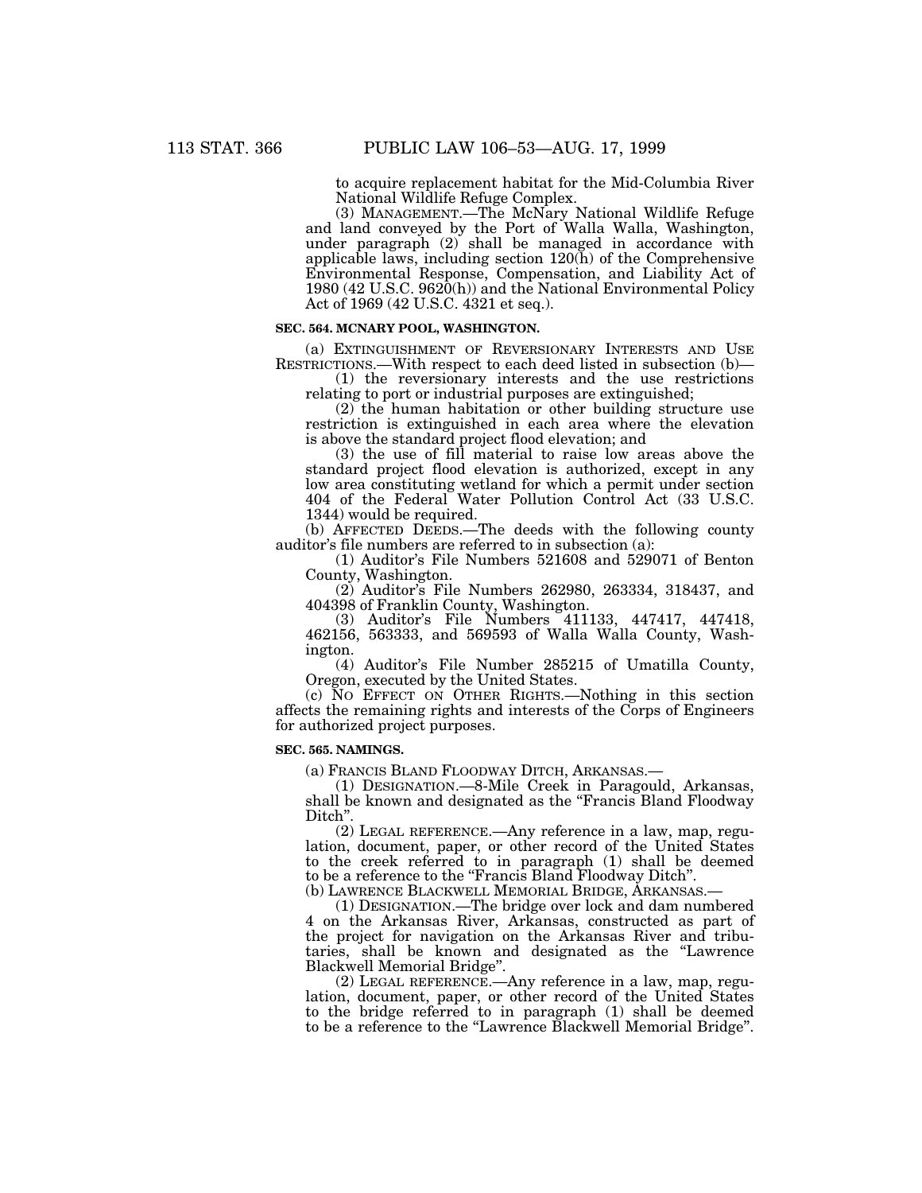to acquire replacement habitat for the Mid-Columbia River National Wildlife Refuge Complex.

(3) MANAGEMENT.—The McNary National Wildlife Refuge and land conveyed by the Port of Walla Walla, Washington, under paragraph (2) shall be managed in accordance with applicable laws, including section 120(h) of the Comprehensive Environmental Response, Compensation, and Liability Act of 1980 (42 U.S.C. 9620(h)) and the National Environmental Policy Act of 1969 (42 U.S.C. 4321 et seq.).

**SEC. 564. MCNARY POOL, WASHINGTON.**

(a) EXTINGUISHMENT OF REVERSIONARY INTERESTS AND USE RESTRICTIONS.—With respect to each deed listed in subsection (b)—

(1) the reversionary interests and the use restrictions relating to port or industrial purposes are extinguished;

(2) the human habitation or other building structure use restriction is extinguished in each area where the elevation is above the standard project flood elevation; and

(3) the use of fill material to raise low areas above the standard project flood elevation is authorized, except in any low area constituting wetland for which a permit under section 404 of the Federal Water Pollution Control Act (33 U.S.C. 1344) would be required.

(b) AFFECTED DEEDS.—The deeds with the following county auditor's file numbers are referred to in subsection (a):

(1) Auditor's File Numbers 521608 and 529071 of Benton County, Washington.

(2) Auditor's File Numbers 262980, 263334, 318437, and 404398 of Franklin County, Washington.

(3) Auditor's File Numbers 411133, 447417, 447418, 462156, 563333, and 569593 of Walla Walla County, Washington.

(4) Auditor's File Number 285215 of Umatilla County, Oregon, executed by the United States.

(c) NO EFFECT ON OTHER RIGHTS.—Nothing in this section affects the remaining rights and interests of the Corps of Engineers for authorized project purposes.

**SEC. 565. NAMINGS.**

(a) FRANCIS BLAND FLOODWAY DITCH, ARKANSAS.—

(1) DESIGNATION.—8-Mile Creek in Paragould, Arkansas, shall be known and designated as the "Francis Bland Floodway Ditch".

(2) LEGAL REFERENCE.—Any reference in a law, map, regulation, document, paper, or other record of the United States to the creek referred to in paragraph (1) shall be deemed to be a reference to the "Francis Bland Floodway Ditch".

(b) LAWRENCE BLACKWELL MEMORIAL BRIDGE, ARKANSAS.—

(1) DESIGNATION.—The bridge over lock and dam numbered 4 on the Arkansas River, Arkansas, constructed as part of the project for navigation on the Arkansas River and tributaries, shall be known and designated as the "Lawrence Blackwell Memorial Bridge".

(2) LEGAL REFERENCE.—Any reference in a law, map, regulation, document, paper, or other record of the United States to the bridge referred to in paragraph (1) shall be deemed to be a reference to the "Lawrence Blackwell Memorial Bridge".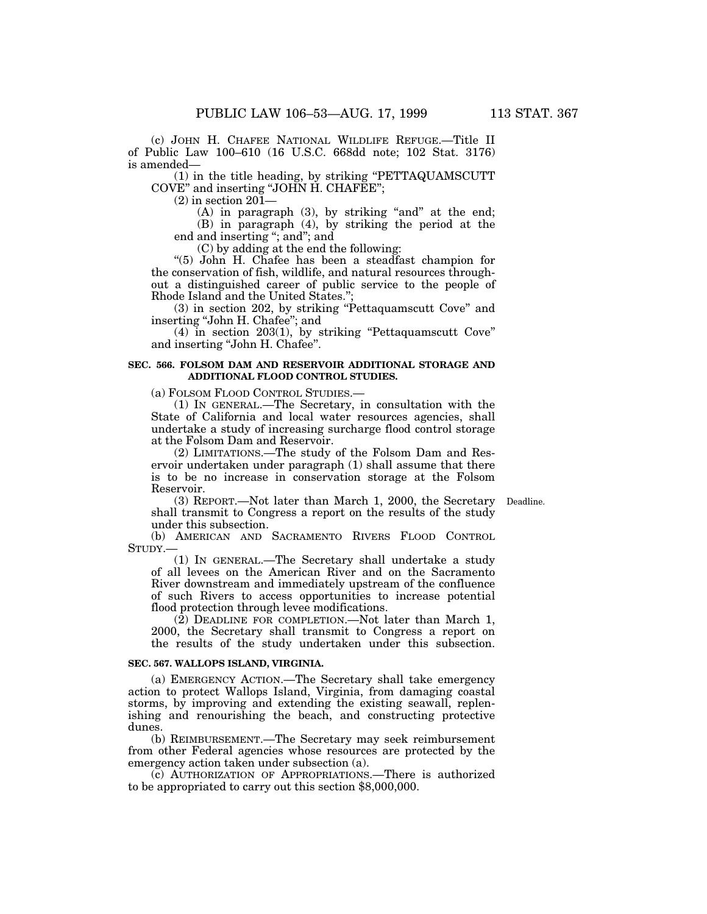(c) JOHN H. CHAFEE NATIONAL WILDLIFE REFUGE.—Title II of Public Law 100–610 (16 U.S.C. 668dd note; 102 Stat. 3176) is amended—

(1) in the title heading, by striking "PETTAQUAMSCUTT COVE" and inserting "JOHN H. CHAFEE";

(2) in section 201—

(A) in paragraph (3), by striking "and" at the end;

(B) in paragraph (4), by striking the period at the end and inserting "; and"; and

(C) by adding at the end the following:

"(5) John H. Chafee has been a steadfast champion for the conservation of fish, wildlife, and natural resources throughout a distinguished career of public service to the people of Rhode Island and the United States.";

(3) in section 202, by striking "Pettaquamscutt Cove" and inserting "John H. Chafee"; and

(4) in section 203(1), by striking "Pettaquamscutt Cove" and inserting "John H. Chafee".

**SEC. 566. FOLSOM DAM AND RESERVOIR ADDITIONAL STORAGE AND ADDITIONAL FLOOD CONTROL STUDIES.**

(a) FOLSOM FLOOD CONTROL STUDIES.—

(1) IN GENERAL.—The Secretary, in consultation with the State of California and local water resources agencies, shall undertake a study of increasing surcharge flood control storage at the Folsom Dam and Reservoir.

(2) LIMITATIONS.—The study of the Folsom Dam and Reservoir undertaken under paragraph (1) shall assume that there is to be no increase in conservation storage at the Folsom Reservoir.

(3) REPORT.—Not later than March 1, 2000, the Secretary shall transmit to Congress a report on the results of the study under this subsection.

Deadline.

(b) AMERICAN AND SACRAMENTO RIVERS FLOOD CONTROL STUDY.—

(1) IN GENERAL.—The Secretary shall undertake a study of all levees on the American River and on the Sacramento River downstream and immediately upstream of the confluence of such Rivers to access opportunities to increase potential flood protection through levee modifications.

(2) DEADLINE FOR COMPLETION.—Not later than March 1, 2000, the Secretary shall transmit to Congress a report on the results of the study undertaken under this subsection.

**SEC. 567. WALLOPS ISLAND, VIRGINIA.**

(a) EMERGENCY ACTION.—The Secretary shall take emergency action to protect Wallops Island, Virginia, from damaging coastal storms, by improving and extending the existing seawall, replenishing and renourishing the beach, and constructing protective dunes.

(b) REIMBURSEMENT.—The Secretary may seek reimbursement from other Federal agencies whose resources are protected by the emergency action taken under subsection (a).

(c) AUTHORIZATION OF APPROPRIATIONS.—There is authorized to be appropriated to carry out this section $8,000,000.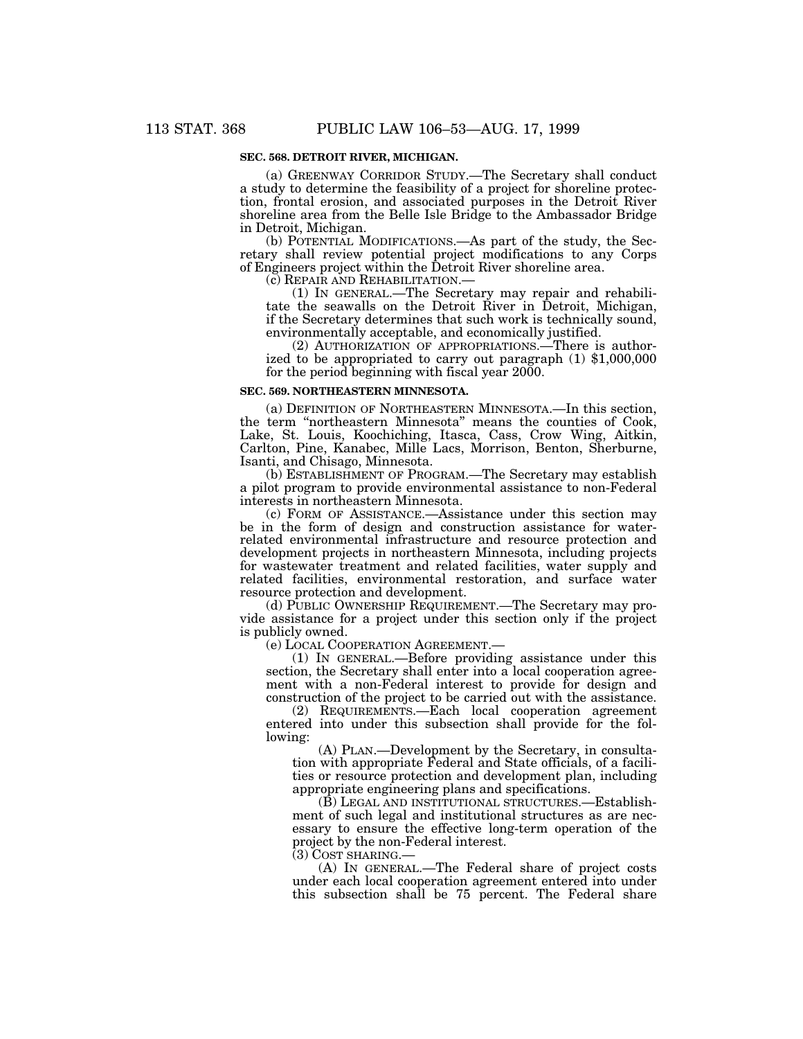### SEC. 568. DETROIT RIVER, MICHIGAN.

(a) GREENWAY CORRIDOR STUDY.—The Secretary shall conduct a study to determine the feasibility of a project for shoreline protection, frontal erosion, and associated purposes in the Detroit River shoreline area from the Belle Isle Bridge to the Ambassador Bridge in Detroit, Michigan.

(b) POTENTIAL MODIFICATIONS.—As part of the study, the Secretary shall review potential project modifications to any Corps of Engineers project within the Detroit River shoreline area.

(c) REPAIR AND REHABILITATION.—

(1) IN GENERAL.—The Secretary may repair and rehabilitate the seawalls on the Detroit River in Detroit, Michigan, if the Secretary determines that such work is technically sound, environmentally acceptable, and economically justified.

(2) AUTHORIZATION OF APPROPRIATIONS.—There is authorized to be appropriated to carry out paragraph (1) $1,000,000 for the period beginning with fiscal year 2000.

### SEC. 569. NORTHEASTERN MINNESOTA.

(a) DEFINITION OF NORTHEASTERN MINNESOTA.—In this section, the term "northeastern Minnesota" means the counties of Cook, Lake, St. Louis, Koochiching, Itasca, Cass, Crow Wing, Aitkin, Carlton, Pine, Kanabec, Mille Lacs, Morrison, Benton, Sherburne, Isanti, and Chisago, Minnesota.

(b) ESTABLISHMENT OF PROGRAM.—The Secretary may establish a pilot program to provide environmental assistance to non-Federal interests in northeastern Minnesota.

(c) FORM OF ASSISTANCE.—Assistance under this section may be in the form of design and construction assistance for water-related environmental infrastructure and resource protection and development projects in northeastern Minnesota, including projects for wastewater treatment and related facilities, water supply and related facilities, environmental restoration, and surface water resource protection and development.

(d) PUBLIC OWNERSHIP REQUIREMENT.—The Secretary may provide assistance for a project under this section only if the project is publicly owned.

(e) LOCAL COOPERATION AGREEMENT.—

(1) IN GENERAL.—Before providing assistance under this section, the Secretary shall enter into a local cooperation agreement with a non-Federal interest to provide for design and construction of the project to be carried out with the assistance.

(2) REQUIREMENTS.—Each local cooperation agreement entered into under this subsection shall provide for the following:

(A) PLAN.—Development by the Secretary, in consultation with appropriate Federal and State officials, of a facilities or resource protection and development plan, including appropriate engineering plans and specifications.

(B) LEGAL AND INSTITUTIONAL STRUCTURES.—Establishment of such legal and institutional structures as are necessary to ensure the effective long-term operation of the project by the non-Federal interest.

(3) COST SHARING.—

(A) IN GENERAL.—The Federal share of project costs under each local cooperation agreement entered into under this subsection shall be 75 percent. The Federal share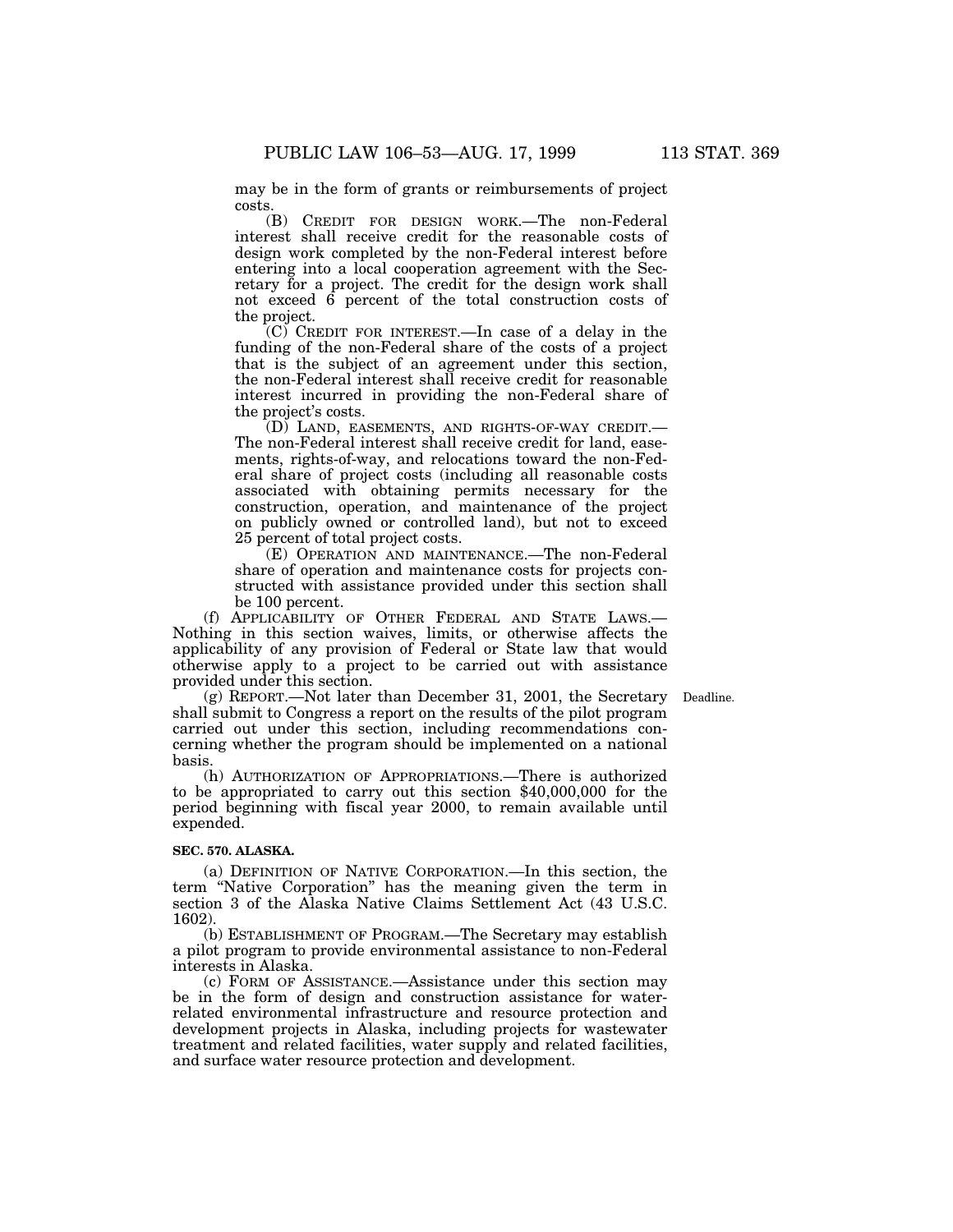may be in the form of grants or reimbursements of project costs.

(B) CREDIT FOR DESIGN WORK.—The non-Federal interest shall receive credit for the reasonable costs of design work completed by the non-Federal interest before entering into a local cooperation agreement with the Secretary for a project. The credit for the design work shall not exceed 6 percent of the total construction costs of the project.

(C) CREDIT FOR INTEREST.—In case of a delay in the funding of the non-Federal share of the costs of a project that is the subject of an agreement under this section, the non-Federal interest shall receive credit for reasonable interest incurred in providing the non-Federal share of the project's costs.

(D) LAND, EASEMENTS, AND RIGHTS-OF-WAY CREDIT.—The non-Federal interest shall receive credit for land, easements, rights-of-way, and relocations toward the non-Federal share of project costs (including all reasonable costs associated with obtaining permits necessary for the construction, operation, and maintenance of the project on publicly owned or controlled land), but not to exceed 25 percent of total project costs.

(E) OPERATION AND MAINTENANCE.—The non-Federal share of operation and maintenance costs for projects constructed with assistance provided under this section shall be 100 percent.

(f) APPLICABILITY OF OTHER FEDERAL AND STATE LAWS.—Nothing in this section waives, limits, or otherwise affects the applicability of any provision of Federal or State law that would otherwise apply to a project to be carried out with assistance provided under this section.

(g) REPORT.—Not later than December 31, 2001, the Secretary shall submit to Congress a report on the results of the pilot program carried out under this section, including recommendations concerning whether the program should be implemented on a national basis.

Deadline.

(h) AUTHORIZATION OF APPROPRIATIONS.—There is authorized to be appropriated to carry out this section $40,000,000 for the period beginning with fiscal year 2000, to remain available until expended.

**SEC. 570. ALASKA.**

(a) DEFINITION OF NATIVE CORPORATION.—In this section, the term "Native Corporation" has the meaning given the term in section 3 of the Alaska Native Claims Settlement Act (43 U.S.C. 1602).

(b) ESTABLISHMENT OF PROGRAM.—The Secretary may establish a pilot program to provide environmental assistance to non-Federal interests in Alaska.

(c) FORM OF ASSISTANCE.—Assistance under this section may be in the form of design and construction assistance for water-related environmental infrastructure and resource protection and development projects in Alaska, including projects for wastewater treatment and related facilities, water supply and related facilities, and surface water resource protection and development.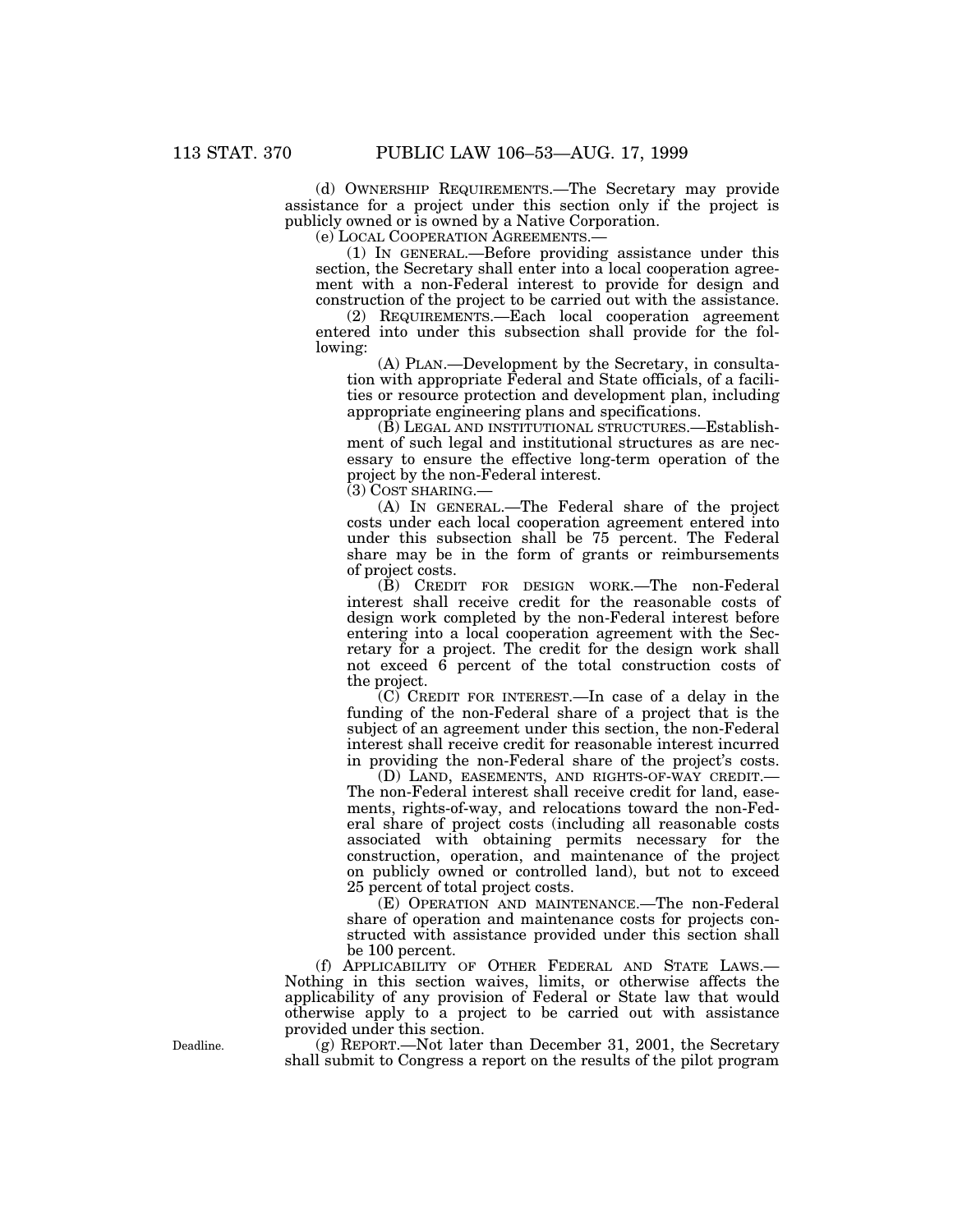(d) OWNERSHIP REQUIREMENTS.—The Secretary may provide assistance for a project under this section only if the project is publicly owned or is owned by a Native Corporation.

(e) LOCAL COOPERATION AGREEMENTS.—

(1) IN GENERAL.—Before providing assistance under this section, the Secretary shall enter into a local cooperation agreement with a non-Federal interest to provide for design and construction of the project to be carried out with the assistance.

(2) REQUIREMENTS.—Each local cooperation agreement entered into under this subsection shall provide for the following:

(A) PLAN.—Development by the Secretary, in consultation with appropriate Federal and State officials, of a facilities or resource protection and development plan, including appropriate engineering plans and specifications.

(B) LEGAL AND INSTITUTIONAL STRUCTURES.—Establishment of such legal and institutional structures as are necessary to ensure the effective long-term operation of the project by the non-Federal interest.

(3) COST SHARING.—

(A) IN GENERAL.—The Federal share of the project costs under each local cooperation agreement entered into under this subsection shall be 75 percent. The Federal share may be in the form of grants or reimbursements of project costs.

(B) CREDIT FOR DESIGN WORK.—The non-Federal interest shall receive credit for the reasonable costs of design work completed by the non-Federal interest before entering into a local cooperation agreement with the Secretary for a project. The credit for the design work shall not exceed 6 percent of the total construction costs of the project.

(C) CREDIT FOR INTEREST.—In case of a delay in the funding of the non-Federal share of a project that is the subject of an agreement under this section, the non-Federal interest shall receive credit for reasonable interest incurred in providing the non-Federal share of the project's costs.

(D) LAND, EASEMENTS, AND RIGHTS-OF-WAY CREDIT.—The non-Federal interest shall receive credit for land, easements, rights-of-way, and relocations toward the non-Federal share of project costs (including all reasonable costs associated with obtaining permits necessary for the construction, operation, and maintenance of the project on publicly owned or controlled land), but not to exceed 25 percent of total project costs.

(E) OPERATION AND MAINTENANCE.—The non-Federal share of operation and maintenance costs for projects constructed with assistance provided under this section shall be 100 percent.

(f) APPLICABILITY OF OTHER FEDERAL AND STATE LAWS.—Nothing in this section waives, limits, or otherwise affects the applicability of any provision of Federal or State law that would otherwise apply to a project to be carried out with assistance provided under this section.

Deadline.

(g) REPORT.—Not later than December 31, 2001, the Secretary shall submit to Congress a report on the results of the pilot program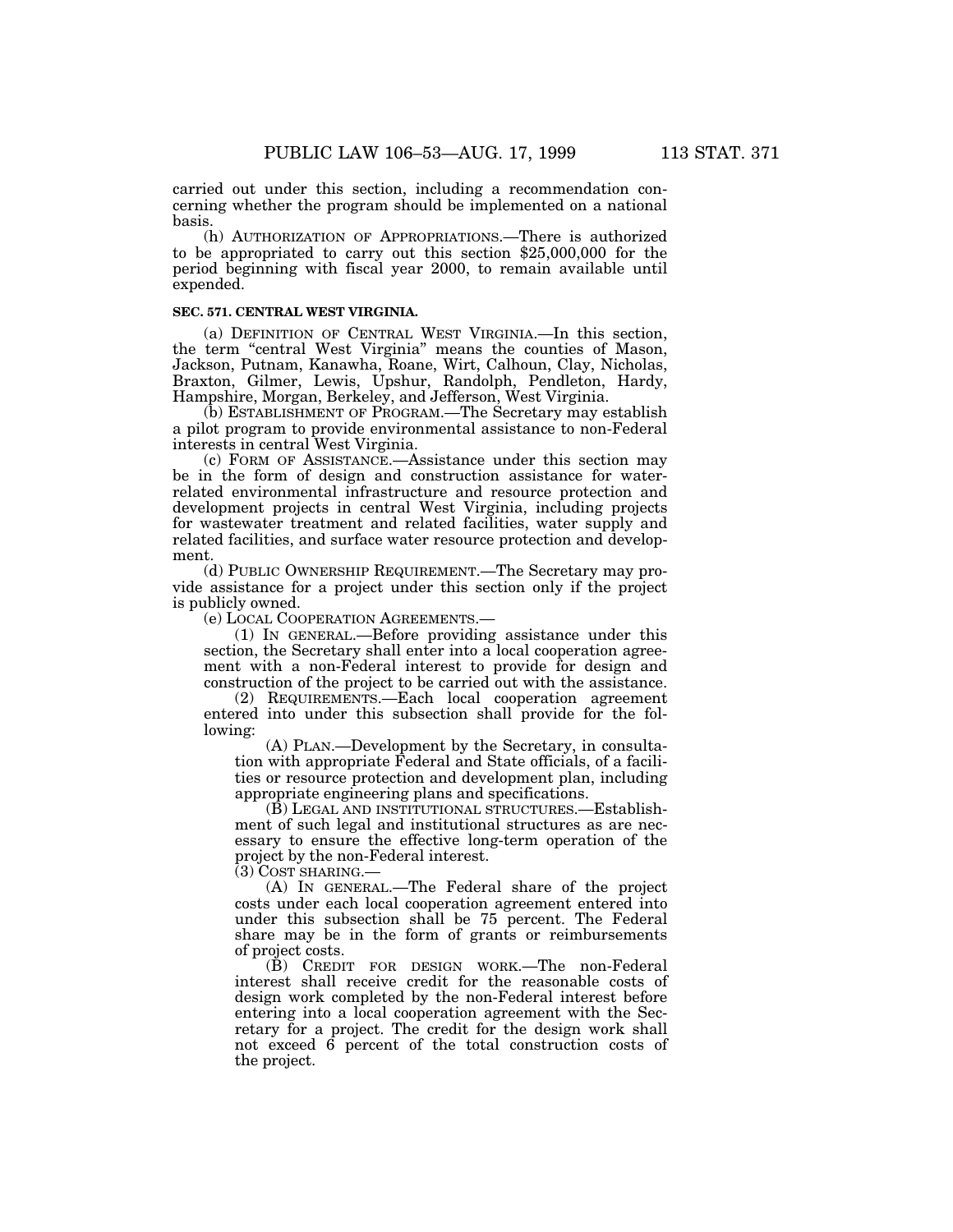carried out under this section, including a recommendation concerning whether the program should be implemented on a national basis.

(h) AUTHORIZATION OF APPROPRIATIONS.—There is authorized to be appropriated to carry out this section $25,000,000 for the period beginning with fiscal year 2000, to remain available until expended.

**SEC. 571. CENTRAL WEST VIRGINIA.**

(a) DEFINITION OF CENTRAL WEST VIRGINIA.—In this section, the term "central West Virginia" means the counties of Mason, Jackson, Putnam, Kanawha, Roane, Wirt, Calhoun, Clay, Nicholas, Braxton, Gilmer, Lewis, Upshur, Randolph, Pendleton, Hardy, Hampshire, Morgan, Berkeley, and Jefferson, West Virginia.

(b) ESTABLISHMENT OF PROGRAM.—The Secretary may establish a pilot program to provide environmental assistance to non-Federal interests in central West Virginia.

(c) FORM OF ASSISTANCE.—Assistance under this section may be in the form of design and construction assistance for water-related environmental infrastructure and resource protection and development projects in central West Virginia, including projects for wastewater treatment and related facilities, water supply and related facilities, and surface water resource protection and development.

(d) PUBLIC OWNERSHIP REQUIREMENT.—The Secretary may provide assistance for a project under this section only if the project is publicly owned.

(e) LOCAL COOPERATION AGREEMENTS.—

(1) IN GENERAL.—Before providing assistance under this section, the Secretary shall enter into a local cooperation agreement with a non-Federal interest to provide for design and construction of the project to be carried out with the assistance.

(2) REQUIREMENTS.—Each local cooperation agreement entered into under this subsection shall provide for the following:

(A) PLAN.—Development by the Secretary, in consultation with appropriate Federal and State officials, of a facilities or resource protection and development plan, including appropriate engineering plans and specifications.

(B) LEGAL AND INSTITUTIONAL STRUCTURES.—Establishment of such legal and institutional structures as are necessary to ensure the effective long-term operation of the project by the non-Federal interest.

(3) COST SHARING.—

(A) IN GENERAL.—The Federal share of the project costs under each local cooperation agreement entered into under this subsection shall be 75 percent. The Federal share may be in the form of grants or reimbursements of project costs.

(B) CREDIT FOR DESIGN WORK.—The non-Federal interest shall receive credit for the reasonable costs of design work completed by the non-Federal interest before entering into a local cooperation agreement with the Secretary for a project. The credit for the design work shall not exceed 6 percent of the total construction costs of the project.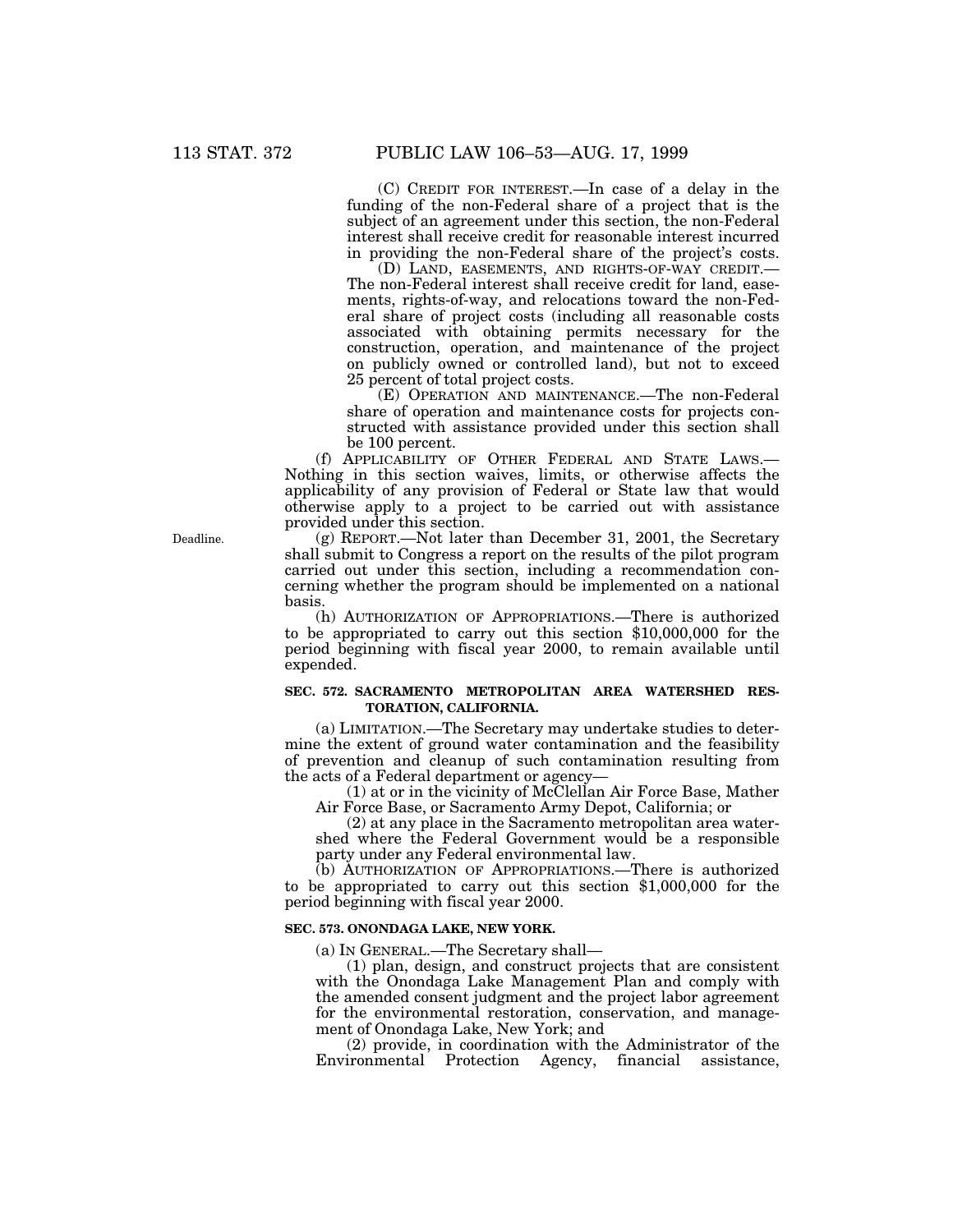(C) CREDIT FOR INTEREST.—In case of a delay in the funding of the non-Federal share of a project that is the subject of an agreement under this section, the non-Federal interest shall receive credit for reasonable interest incurred in providing the non-Federal share of the project's costs.

(D) LAND, EASEMENTS, AND RIGHTS-OF-WAY CREDIT.—The non-Federal interest shall receive credit for land, easements, rights-of-way, and relocations toward the non-Federal share of project costs (including all reasonable costs associated with obtaining permits necessary for the construction, operation, and maintenance of the project on publicly owned or controlled land), but not to exceed 25 percent of total project costs.

(E) OPERATION AND MAINTENANCE.—The non-Federal share of operation and maintenance costs for projects constructed with assistance provided under this section shall be 100 percent.

(f) APPLICABILITY OF OTHER FEDERAL AND STATE LAWS.—Nothing in this section waives, limits, or otherwise affects the applicability of any provision of Federal or State law that would otherwise apply to a project to be carried out with assistance provided under this section.

Deadline.

(g) REPORT.—Not later than December 31, 2001, the Secretary shall submit to Congress a report on the results of the pilot program carried out under this section, including a recommendation concerning whether the program should be implemented on a national basis.

(h) AUTHORIZATION OF APPROPRIATIONS.—There is authorized to be appropriated to carry out this section $10,000,000 for the period beginning with fiscal year 2000, to remain available until expended.

**SEC. 572. SACRAMENTO METROPOLITAN AREA WATERSHED RESTORATION, CALIFORNIA.**

(a) LIMITATION.—The Secretary may undertake studies to determine the extent of ground water contamination and the feasibility of prevention and cleanup of such contamination resulting from the acts of a Federal department or agency—

(1) at or in the vicinity of McClellan Air Force Base, Mather Air Force Base, or Sacramento Army Depot, California; or

(2) at any place in the Sacramento metropolitan area watershed where the Federal Government would be a responsible party under any Federal environmental law.

(b) AUTHORIZATION OF APPROPRIATIONS.—There is authorized to be appropriated to carry out this section $1,000,000 for the period beginning with fiscal year 2000.

**SEC. 573. ONONDAGA LAKE, NEW YORK.**

(a) IN GENERAL.—The Secretary shall—

(1) plan, design, and construct projects that are consistent with the Onondaga Lake Management Plan and comply with the amended consent judgment and the project labor agreement for the environmental restoration, conservation, and management of Onondaga Lake, New York; and

(2) provide, in coordination with the Administrator of the Environmental Protection Agency, financial assistance,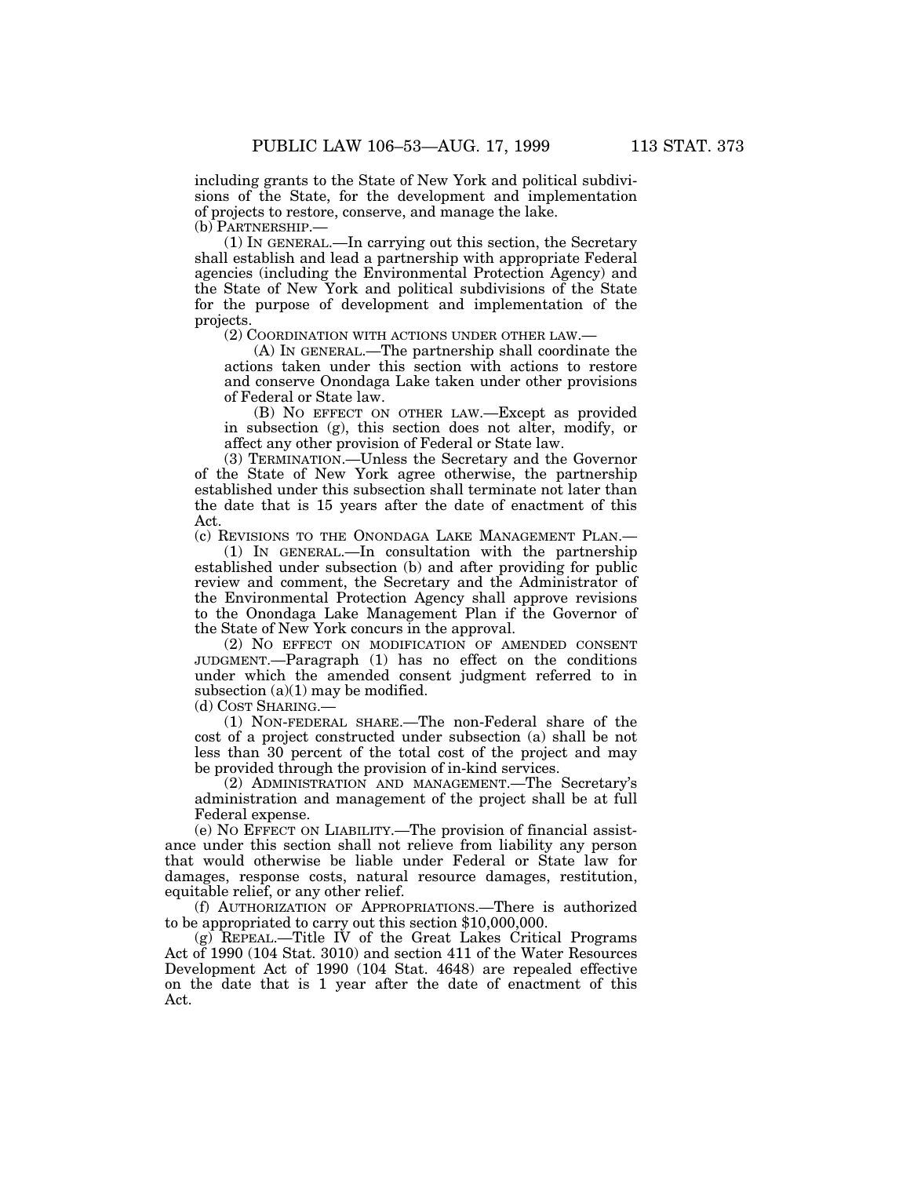including grants to the State of New York and political subdivisions of the State, for the development and implementation of projects to restore, conserve, and manage the lake.

(b) PARTNERSHIP.—

(1) IN GENERAL.—In carrying out this section, the Secretary shall establish and lead a partnership with appropriate Federal agencies (including the Environmental Protection Agency) and the State of New York and political subdivisions of the State for the purpose of development and implementation of the projects.

(2) COORDINATION WITH ACTIONS UNDER OTHER LAW.—

(A) IN GENERAL.—The partnership shall coordinate the actions taken under this section with actions to restore and conserve Onondaga Lake taken under other provisions of Federal or State law.

(B) NO EFFECT ON OTHER LAW.—Except as provided in subsection (g), this section does not alter, modify, or affect any other provision of Federal or State law.

(3) TERMINATION.—Unless the Secretary and the Governor of the State of New York agree otherwise, the partnership established under this subsection shall terminate not later than the date that is 15 years after the date of enactment of this Act.

(c) REVISIONS TO THE ONONDAGA LAKE MANAGEMENT PLAN.—

(1) IN GENERAL.—In consultation with the partnership established under subsection (b) and after providing for public review and comment, the Secretary and the Administrator of the Environmental Protection Agency shall approve revisions to the Onondaga Lake Management Plan if the Governor of the State of New York concurs in the approval.

(2) NO EFFECT ON MODIFICATION OF AMENDED CONSENT JUDGMENT.—Paragraph (1) has no effect on the conditions under which the amended consent judgment referred to in subsection (a)(1) may be modified.

(d) COST SHARING.—

(1) NON-FEDERAL SHARE.—The non-Federal share of the cost of a project constructed under subsection (a) shall be not less than 30 percent of the total cost of the project and may be provided through the provision of in-kind services.

(2) ADMINISTRATION AND MANAGEMENT.—The Secretary's administration and management of the project shall be at full Federal expense.

(e) NO EFFECT ON LIABILITY.—The provision of financial assistance under this section shall not relieve from liability any person that would otherwise be liable under Federal or State law for damages, response costs, natural resource damages, restitution, equitable relief, or any other relief.

(f) AUTHORIZATION OF APPROPRIATIONS.—There is authorized to be appropriated to carry out this section $10,000,000.

(g) REPEAL.—Title IV of the Great Lakes Critical Programs Act of 1990 (104 Stat. 3010) and section 411 of the Water Resources Development Act of 1990 (104 Stat. 4648) are repealed effective on the date that is 1 year after the date of enactment of this Act.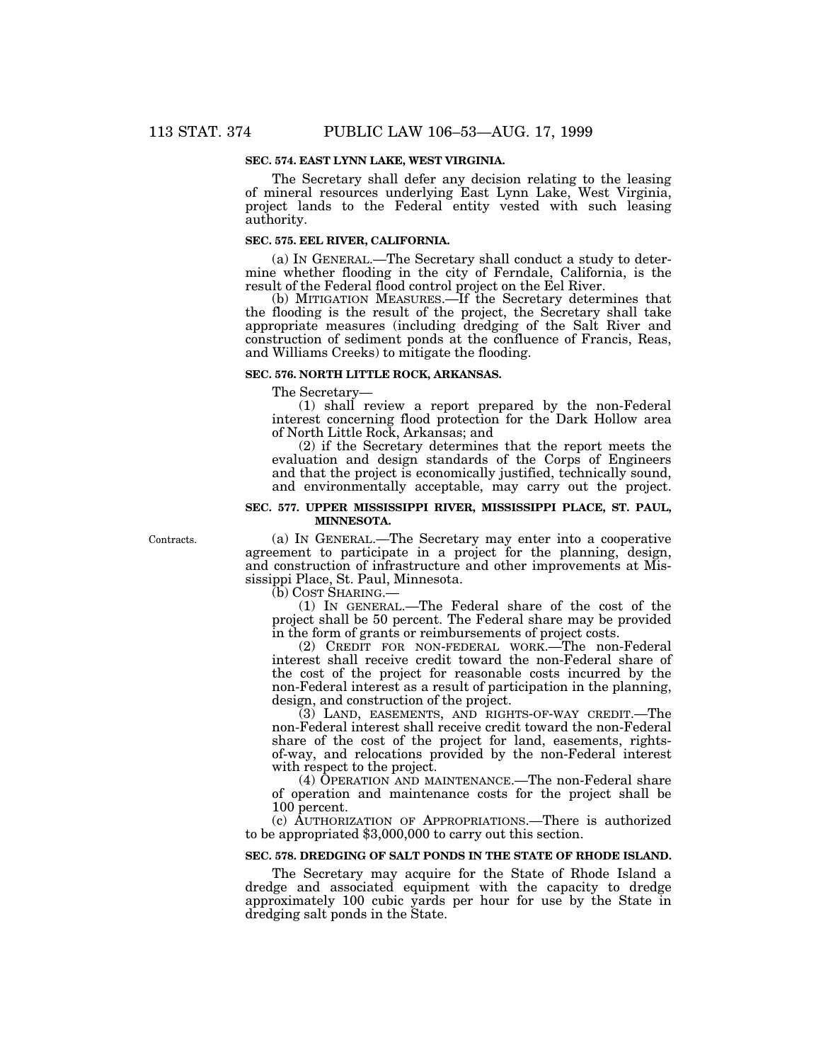**SEC. 574. EAST LYNN LAKE, WEST VIRGINIA.**

The Secretary shall defer any decision relating to the leasing of mineral resources underlying East Lynn Lake, West Virginia, project lands to the Federal entity vested with such leasing authority.

**SEC. 575. EEL RIVER, CALIFORNIA.**

(a) IN GENERAL.—The Secretary shall conduct a study to determine whether flooding in the city of Ferndale, California, is the result of the Federal flood control project on the Eel River.

(b) MITIGATION MEASURES.—If the Secretary determines that the flooding is the result of the project, the Secretary shall take appropriate measures (including dredging of the Salt River and construction of sediment ponds at the confluence of Francis, Reas, and Williams Creeks) to mitigate the flooding.

**SEC. 576. NORTH LITTLE ROCK, ARKANSAS.**

The Secretary—

(1) shall review a report prepared by the non-Federal interest concerning flood protection for the Dark Hollow area of North Little Rock, Arkansas; and

(2) if the Secretary determines that the report meets the evaluation and design standards of the Corps of Engineers and that the project is economically justified, technically sound, and environmentally acceptable, may carry out the project.

**SEC. 577. UPPER MISSISSIPPI RIVER, MISSISSIPPI PLACE, ST. PAUL, MINNESOTA.**

Contracts.

(a) IN GENERAL.—The Secretary may enter into a cooperative agreement to participate in a project for the planning, design, and construction of infrastructure and other improvements at Mississippi Place, St. Paul, Minnesota.

(b) COST SHARING.—

(1) IN GENERAL.—The Federal share of the cost of the project shall be 50 percent. The Federal share may be provided in the form of grants or reimbursements of project costs.

(2) CREDIT FOR NON-FEDERAL WORK.—The non-Federal interest shall receive credit toward the non-Federal share of the cost of the project for reasonable costs incurred by the non-Federal interest as a result of participation in the planning, design, and construction of the project.

(3) LAND, EASEMENTS, AND RIGHTS-OF-WAY CREDIT.—The non-Federal interest shall receive credit toward the non-Federal share of the cost of the project for land, easements, rights-of-way, and relocations provided by the non-Federal interest with respect to the project.

(4) OPERATION AND MAINTENANCE.—The non-Federal share of operation and maintenance costs for the project shall be 100 percent.

(c) AUTHORIZATION OF APPROPRIATIONS.—There is authorized to be appropriated $3,000,000 to carry out this section.

**SEC. 578. DREDGING OF SALT PONDS IN THE STATE OF RHODE ISLAND.**

The Secretary may acquire for the State of Rhode Island a dredge and associated equipment with the capacity to dredge approximately 100 cubic yards per hour for use by the State in dredging salt ponds in the State.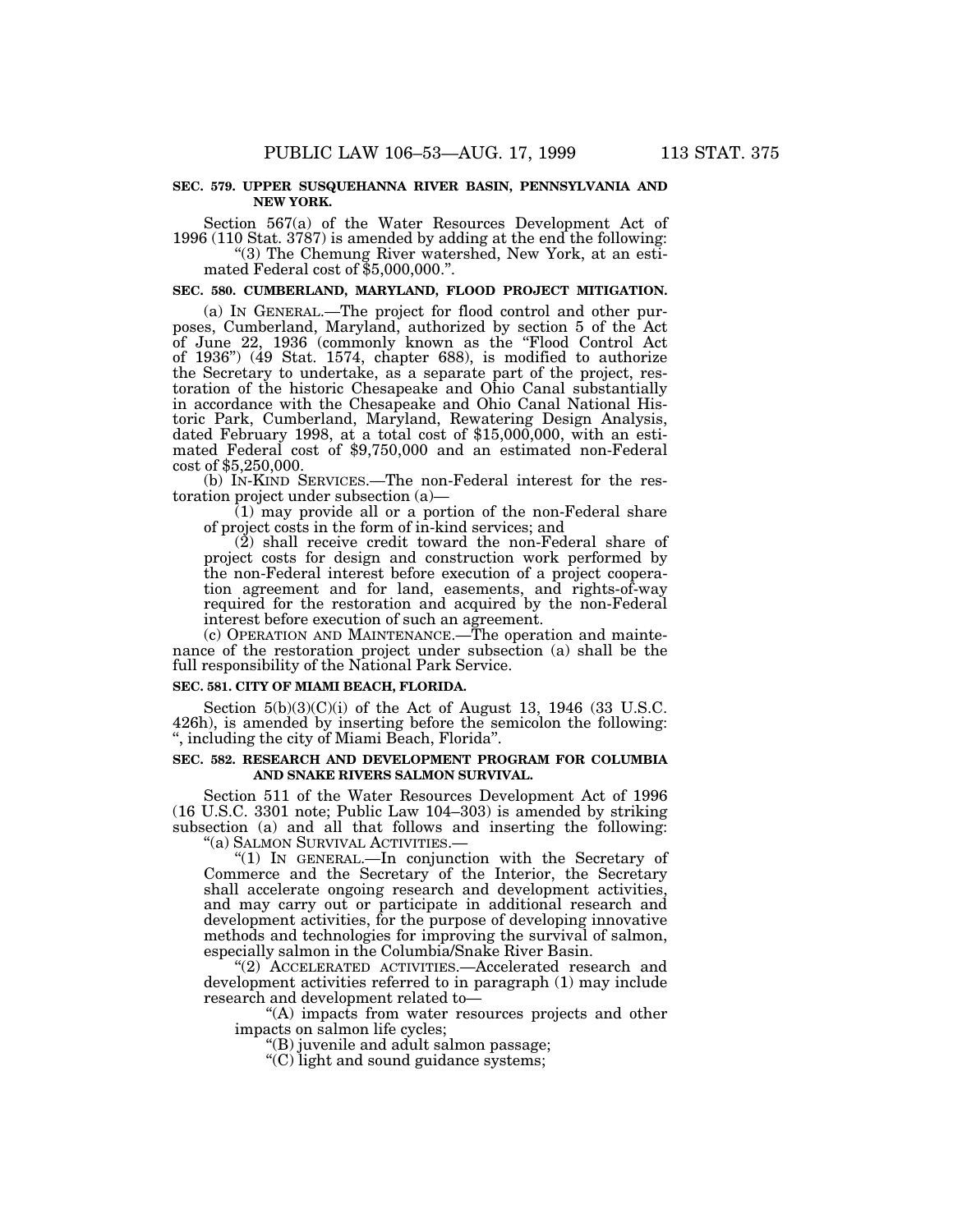**SEC. 579. UPPER SUSQUEHANNA RIVER BASIN, PENNSYLVANIA AND NEW YORK.**

Section 567(a) of the Water Resources Development Act of 1996 (110 Stat. 3787) is amended by adding at the end the following:

"(3) The Chemung River watershed, New York, at an estimated Federal cost of $5,000,000.".

**SEC. 580. CUMBERLAND, MARYLAND, FLOOD PROJECT MITIGATION.**

(a) IN GENERAL.—The project for flood control and other purposes, Cumberland, Maryland, authorized by section 5 of the Act of June 22, 1936 (commonly known as the "Flood Control Act of 1936") (49 Stat. 1574, chapter 688), is modified to authorize the Secretary to undertake, as a separate part of the project, restoration of the historic Chesapeake and Ohio Canal substantially in accordance with the Chesapeake and Ohio Canal National Historic Park, Cumberland, Maryland, Rewatering Design Analysis, dated February 1998, at a total cost of $15,000,000, with an estimated Federal cost of $9,750,000 and an estimated non-Federal cost of $5,250,000.

(b) IN-KIND SERVICES.—The non-Federal interest for the restoration project under subsection (a)—

(1) may provide all or a portion of the non-Federal share of project costs in the form of in-kind services; and

(2) shall receive credit toward the non-Federal share of project costs for design and construction work performed by the non-Federal interest before execution of a project cooperation agreement and for land, easements, and rights-of-way required for the restoration and acquired by the non-Federal interest before execution of such an agreement.

(c) OPERATION AND MAINTENANCE.—The operation and maintenance of the restoration project under subsection (a) shall be the full responsibility of the National Park Service.

**SEC. 581. CITY OF MIAMI BEACH, FLORIDA.**

Section 5(b)(3)(C)(i) of the Act of August 13, 1946 (33 U.S.C. 426h), is amended by inserting before the semicolon the following: ", including the city of Miami Beach, Florida".

**SEC. 582. RESEARCH AND DEVELOPMENT PROGRAM FOR COLUMBIA AND SNAKE RIVERS SALMON SURVIVAL.**

Section 511 of the Water Resources Development Act of 1996 (16 U.S.C. 3301 note; Public Law 104–303) is amended by striking subsection (a) and all that follows and inserting the following:

"(a) SALMON SURVIVAL ACTIVITIES.—

"(1) IN GENERAL.—In conjunction with the Secretary of Commerce and the Secretary of the Interior, the Secretary shall accelerate ongoing research and development activities, and may carry out or participate in additional research and development activities, for the purpose of developing innovative methods and technologies for improving the survival of salmon, especially salmon in the Columbia/Snake River Basin.

"(2) ACCELERATED ACTIVITIES.—Accelerated research and development activities referred to in paragraph (1) may include research and development related to—

"(A) impacts from water resources projects and other impacts on salmon life cycles;

"(B) juvenile and adult salmon passage;

"(C) light and sound guidance systems;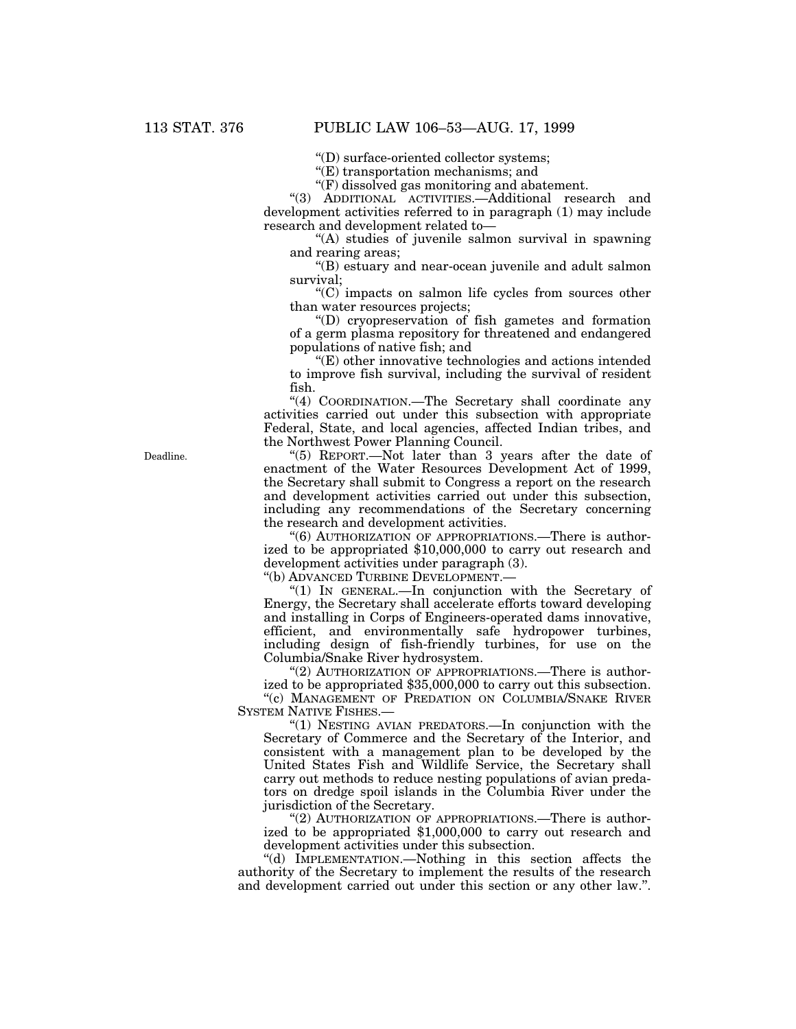"(D) surface-oriented collector systems;

"(E) transportation mechanisms; and

"(F) dissolved gas monitoring and abatement.

"(3) ADDITIONAL ACTIVITIES.—Additional research and development activities referred to in paragraph (1) may include research and development related to—

"(A) studies of juvenile salmon survival in spawning and rearing areas;

"(B) estuary and near-ocean juvenile and adult salmon survival;

"(C) impacts on salmon life cycles from sources other than water resources projects;

"(D) cryopreservation of fish gametes and formation of a germ plasma repository for threatened and endangered populations of native fish; and

"(E) other innovative technologies and actions intended to improve fish survival, including the survival of resident fish.

"(4) COORDINATION.—The Secretary shall coordinate any activities carried out under this subsection with appropriate Federal, State, and local agencies, affected Indian tribes, and the Northwest Power Planning Council.

Deadline.

"(5) REPORT.—Not later than 3 years after the date of enactment of the Water Resources Development Act of 1999, the Secretary shall submit to Congress a report on the research and development activities carried out under this subsection, including any recommendations of the Secretary concerning the research and development activities.

"(6) AUTHORIZATION OF APPROPRIATIONS.—There is authorized to be appropriated $10,000,000 to carry out research and development activities under paragraph (3).

"(b) ADVANCED TURBINE DEVELOPMENT.—

"(1) IN GENERAL.—In conjunction with the Secretary of Energy, the Secretary shall accelerate efforts toward developing and installing in Corps of Engineers-operated dams innovative, efficient, and environmentally safe hydropower turbines, including design of fish-friendly turbines, for use on the Columbia/Snake River hydrosystem.

"(2) AUTHORIZATION OF APPROPRIATIONS.—There is authorized to be appropriated $35,000,000 to carry out this subsection.

"(c) MANAGEMENT OF PREDATION ON COLUMBIA/SNAKE RIVER SYSTEM NATIVE FISHES.—

"(1) NESTING AVIAN PREDATORS.—In conjunction with the Secretary of Commerce and the Secretary of the Interior, and consistent with a management plan to be developed by the United States Fish and Wildlife Service, the Secretary shall carry out methods to reduce nesting populations of avian predators on dredge spoil islands in the Columbia River under the jurisdiction of the Secretary.

"(2) AUTHORIZATION OF APPROPRIATIONS.—There is authorized to be appropriated $1,000,000 to carry out research and development activities under this subsection.

"(d) IMPLEMENTATION.—Nothing in this section affects the authority of the Secretary to implement the results of the research and development carried out under this section or any other law.".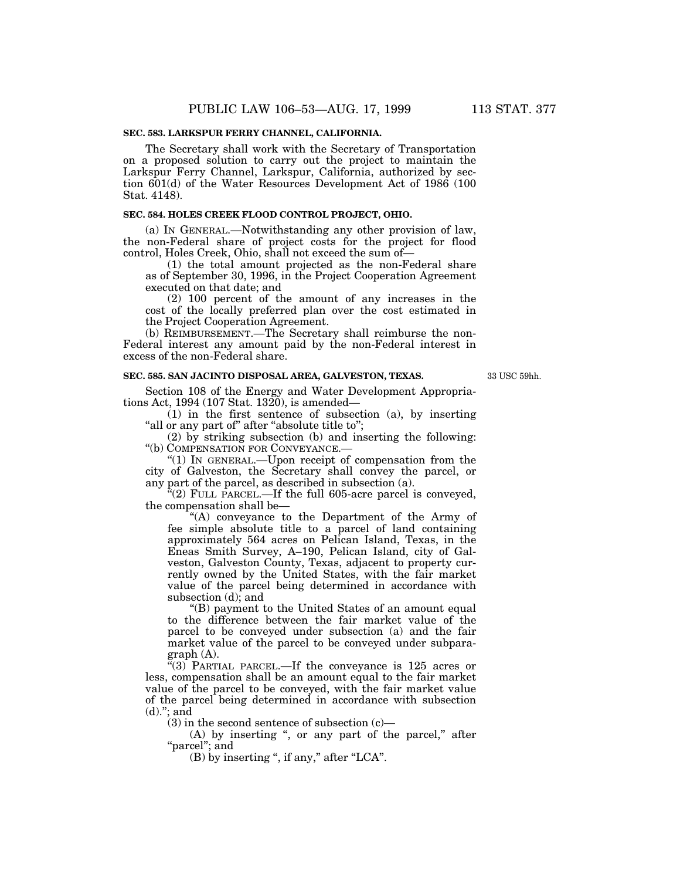**SEC. 583. LARKSPUR FERRY CHANNEL, CALIFORNIA.**

The Secretary shall work with the Secretary of Transportation on a proposed solution to carry out the project to maintain the Larkspur Ferry Channel, Larkspur, California, authorized by section 601(d) of the Water Resources Development Act of 1986 (100 Stat. 4148).

**SEC. 584. HOLES CREEK FLOOD CONTROL PROJECT, OHIO.**

(a) IN GENERAL.—Notwithstanding any other provision of law, the non-Federal share of project costs for the project for flood control, Holes Creek, Ohio, shall not exceed the sum of—

(1) the total amount projected as the non-Federal share as of September 30, 1996, in the Project Cooperation Agreement executed on that date; and

(2) 100 percent of the amount of any increases in the cost of the locally preferred plan over the cost estimated in the Project Cooperation Agreement.

(b) REIMBURSEMENT.—The Secretary shall reimburse the non-Federal interest any amount paid by the non-Federal interest in excess of the non-Federal share.

**SEC. 585. SAN JACINTO DISPOSAL AREA, GALVESTON, TEXAS.**

33 USC 59hh.

Section 108 of the Energy and Water Development Appropriations Act, 1994 (107 Stat. 1320), is amended—

(1) in the first sentence of subsection (a), by inserting "all or any part of" after "absolute title to";

(2) by striking subsection (b) and inserting the following:

"(b) COMPENSATION FOR CONVEYANCE.—

"(1) IN GENERAL.—Upon receipt of compensation from the city of Galveston, the Secretary shall convey the parcel, or any part of the parcel, as described in subsection (a).

"(2) FULL PARCEL.—If the full 605-acre parcel is conveyed, the compensation shall be—

"(A) conveyance to the Department of the Army of fee simple absolute title to a parcel of land containing approximately 564 acres on Pelican Island, Texas, in the Eneas Smith Survey, A–190, Pelican Island, city of Galveston, Galveston County, Texas, adjacent to property currently owned by the United States, with the fair market value of the parcel being determined in accordance with subsection (d); and

"(B) payment to the United States of an amount equal to the difference between the fair market value of the parcel to be conveyed under subsection (a) and the fair market value of the parcel to be conveyed under subparagraph (A).

"(3) PARTIAL PARCEL.—If the conveyance is 125 acres or less, compensation shall be an amount equal to the fair market value of the parcel to be conveyed, with the fair market value of the parcel being determined in accordance with subsection (d)."; and

(3) in the second sentence of subsection (c)—

(A) by inserting ", or any part of the parcel," after "parcel"; and

(B) by inserting ", if any," after "LCA".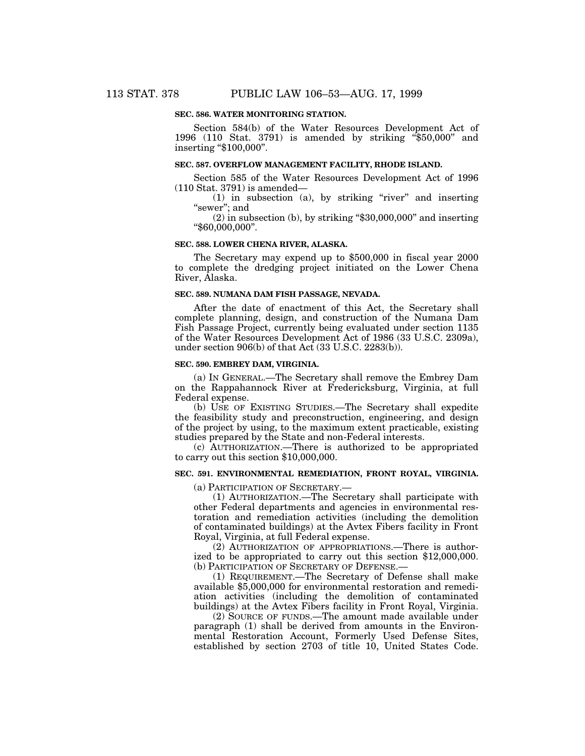**SEC. 586. WATER MONITORING STATION.**

Section 584(b) of the Water Resources Development Act of 1996 (110 Stat. 3791) is amended by striking "$50,000" and inserting "$100,000".

**SEC. 587. OVERFLOW MANAGEMENT FACILITY, RHODE ISLAND.**

Section 585 of the Water Resources Development Act of 1996 (110 Stat. 3791) is amended—

(1) in subsection (a), by striking "river" and inserting "sewer"; and

(2) in subsection (b), by striking "$30,000,000" and inserting "$60,000,000".

**SEC. 588. LOWER CHENA RIVER, ALASKA.**

The Secretary may expend up to $500,000 in fiscal year 2000 to complete the dredging project initiated on the Lower Chena River, Alaska.

**SEC. 589. NUMANA DAM FISH PASSAGE, NEVADA.**

After the date of enactment of this Act, the Secretary shall complete planning, design, and construction of the Numana Dam Fish Passage Project, currently being evaluated under section 1135 of the Water Resources Development Act of 1986 (33 U.S.C. 2309a), under section 906(b) of that Act (33 U.S.C. 2283(b)).

**SEC. 590. EMBREY DAM, VIRGINIA.**

(a) IN GENERAL.—The Secretary shall remove the Embrey Dam on the Rappahannock River at Fredericksburg, Virginia, at full Federal expense.

(b) USE OF EXISTING STUDIES.—The Secretary shall expedite the feasibility study and preconstruction, engineering, and design of the project by using, to the maximum extent practicable, existing studies prepared by the State and non-Federal interests.

(c) AUTHORIZATION.—There is authorized to be appropriated to carry out this section $10,000,000.

**SEC. 591. ENVIRONMENTAL REMEDIATION, FRONT ROYAL, VIRGINIA.**

(a) PARTICIPATION OF SECRETARY.—

(1) AUTHORIZATION.—The Secretary shall participate with other Federal departments and agencies in environmental restoration and remediation activities (including the demolition of contaminated buildings) at the Avtex Fibers facility in Front Royal, Virginia, at full Federal expense.

(2) AUTHORIZATION OF APPROPRIATIONS.—There is authorized to be appropriated to carry out this section $12,000,000.

(b) PARTICIPATION OF SECRETARY OF DEFENSE.—

(1) REQUIREMENT.—The Secretary of Defense shall make available $5,000,000 for environmental restoration and remediation activities (including the demolition of contaminated buildings) at the Avtex Fibers facility in Front Royal, Virginia.

(2) SOURCE OF FUNDS.—The amount made available under paragraph (1) shall be derived from amounts in the Environmental Restoration Account, Formerly Used Defense Sites, established by section 2703 of title 10, United States Code.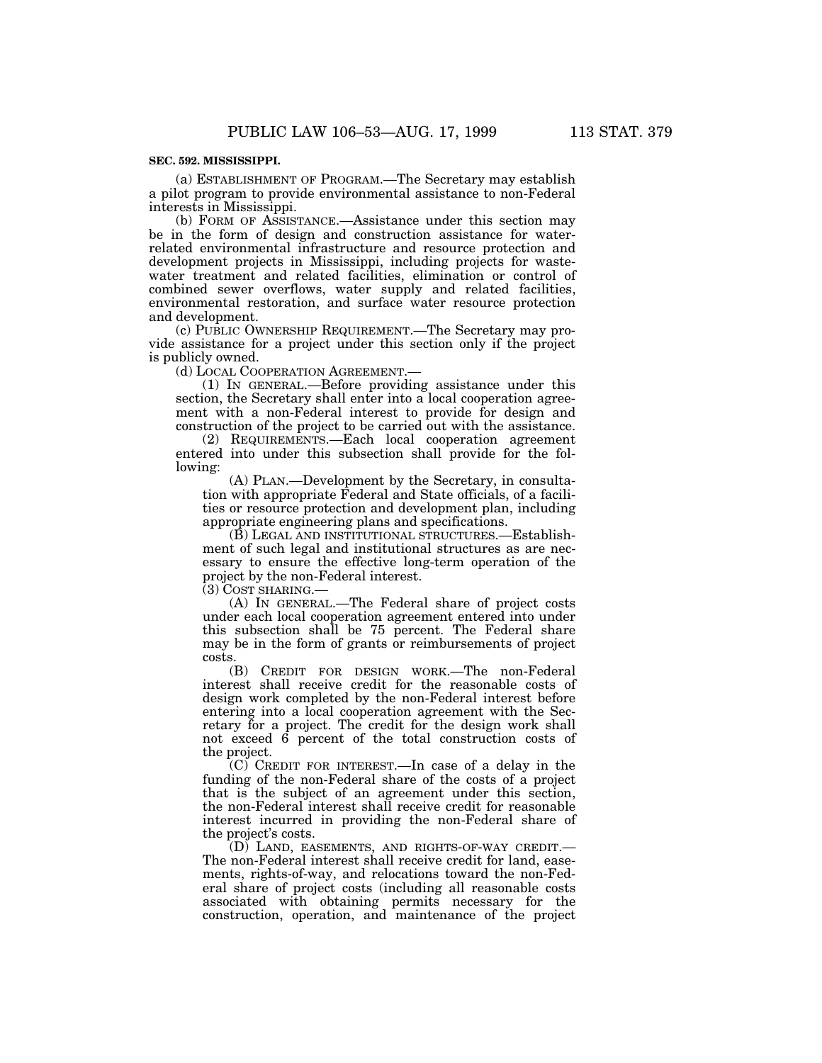### SEC. 592. MISSISSIPPI.

(a) ESTABLISHMENT OF PROGRAM.—The Secretary may establish a pilot program to provide environmental assistance to non-Federal interests in Mississippi.

(b) FORM OF ASSISTANCE.—Assistance under this section may be in the form of design and construction assistance for water-related environmental infrastructure and resource protection and development projects in Mississippi, including projects for wastewater treatment and related facilities, elimination or control of combined sewer overflows, water supply and related facilities, environmental restoration, and surface water resource protection and development.

(c) PUBLIC OWNERSHIP REQUIREMENT.—The Secretary may provide assistance for a project under this section only if the project is publicly owned.

(d) LOCAL COOPERATION AGREEMENT.—

(1) IN GENERAL.—Before providing assistance under this section, the Secretary shall enter into a local cooperation agreement with a non-Federal interest to provide for design and construction of the project to be carried out with the assistance.

(2) REQUIREMENTS.—Each local cooperation agreement entered into under this subsection shall provide for the following:

(A) PLAN.—Development by the Secretary, in consultation with appropriate Federal and State officials, of a facilities or resource protection and development plan, including appropriate engineering plans and specifications.

(B) LEGAL AND INSTITUTIONAL STRUCTURES.—Establishment of such legal and institutional structures as are necessary to ensure the effective long-term operation of the project by the non-Federal interest.

(3) COST SHARING.—

(A) IN GENERAL.—The Federal share of project costs under each local cooperation agreement entered into under this subsection shall be 75 percent. The Federal share may be in the form of grants or reimbursements of project costs.

(B) CREDIT FOR DESIGN WORK.—The non-Federal interest shall receive credit for the reasonable costs of design work completed by the non-Federal interest before entering into a local cooperation agreement with the Secretary for a project. The credit for the design work shall not exceed 6 percent of the total construction costs of the project.

(C) CREDIT FOR INTEREST.—In case of a delay in the funding of the non-Federal share of the costs of a project that is the subject of an agreement under this section, the non-Federal interest shall receive credit for reasonable interest incurred in providing the non-Federal share of the project's costs.

(D) LAND, EASEMENTS, AND RIGHTS-OF-WAY CREDIT.—The non-Federal interest shall receive credit for land, easements, rights-of-way, and relocations toward the non-Federal share of project costs (including all reasonable costs associated with obtaining permits necessary for the construction, operation, and maintenance of the project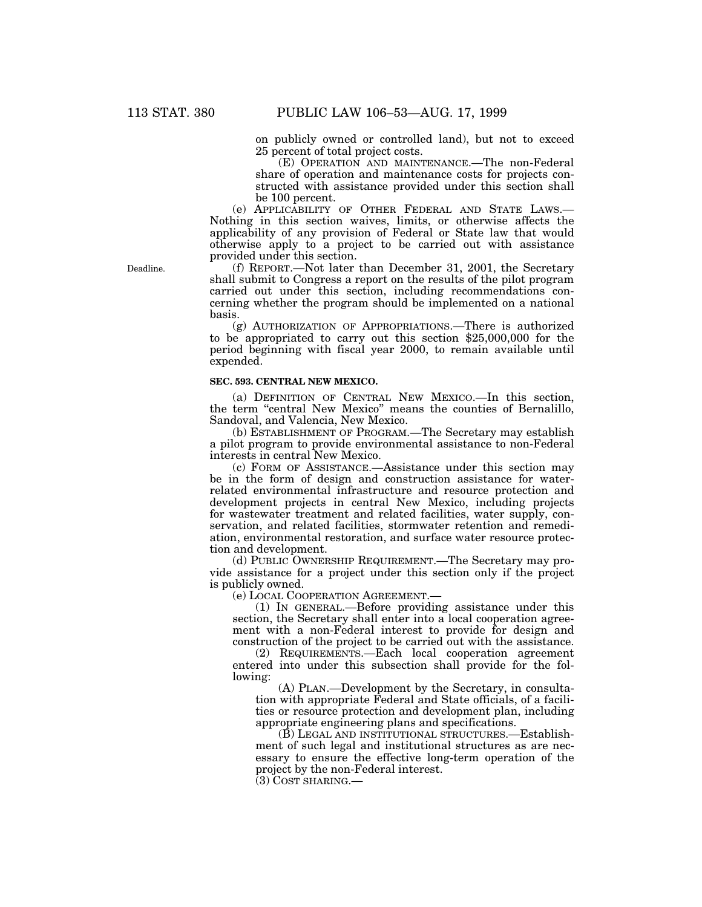on publicly owned or controlled land), but not to exceed 25 percent of total project costs.

(E) OPERATION AND MAINTENANCE.—The non-Federal share of operation and maintenance costs for projects constructed with assistance provided under this section shall be 100 percent.

(e) APPLICABILITY OF OTHER FEDERAL AND STATE LAWS.—Nothing in this section waives, limits, or otherwise affects the applicability of any provision of Federal or State law that would otherwise apply to a project to be carried out with assistance provided under this section.

Deadline.

(f) REPORT.—Not later than December 31, 2001, the Secretary shall submit to Congress a report on the results of the pilot program carried out under this section, including recommendations concerning whether the program should be implemented on a national basis.

(g) AUTHORIZATION OF APPROPRIATIONS.—There is authorized to be appropriated to carry out this section $25,000,000 for the period beginning with fiscal year 2000, to remain available until expended.

**SEC. 593. CENTRAL NEW MEXICO.**

(a) DEFINITION OF CENTRAL NEW MEXICO.—In this section, the term "central New Mexico" means the counties of Bernalillo, Sandoval, and Valencia, New Mexico.

(b) ESTABLISHMENT OF PROGRAM.—The Secretary may establish a pilot program to provide environmental assistance to non-Federal interests in central New Mexico.

(c) FORM OF ASSISTANCE.—Assistance under this section may be in the form of design and construction assistance for water-related environmental infrastructure and resource protection and development projects in central New Mexico, including projects for wastewater treatment and related facilities, water supply, conservation, and related facilities, stormwater retention and remediation, environmental restoration, and surface water resource protection and development.

(d) PUBLIC OWNERSHIP REQUIREMENT.—The Secretary may provide assistance for a project under this section only if the project is publicly owned.

(e) LOCAL COOPERATION AGREEMENT.—

(1) IN GENERAL.—Before providing assistance under this section, the Secretary shall enter into a local cooperation agreement with a non-Federal interest to provide for design and construction of the project to be carried out with the assistance.

(2) REQUIREMENTS.—Each local cooperation agreement entered into under this subsection shall provide for the following:

(A) PLAN.—Development by the Secretary, in consultation with appropriate Federal and State officials, of a facilities or resource protection and development plan, including appropriate engineering plans and specifications.

(B) LEGAL AND INSTITUTIONAL STRUCTURES.—Establishment of such legal and institutional structures as are necessary to ensure the effective long-term operation of the project by the non-Federal interest.

(3) COST SHARING.—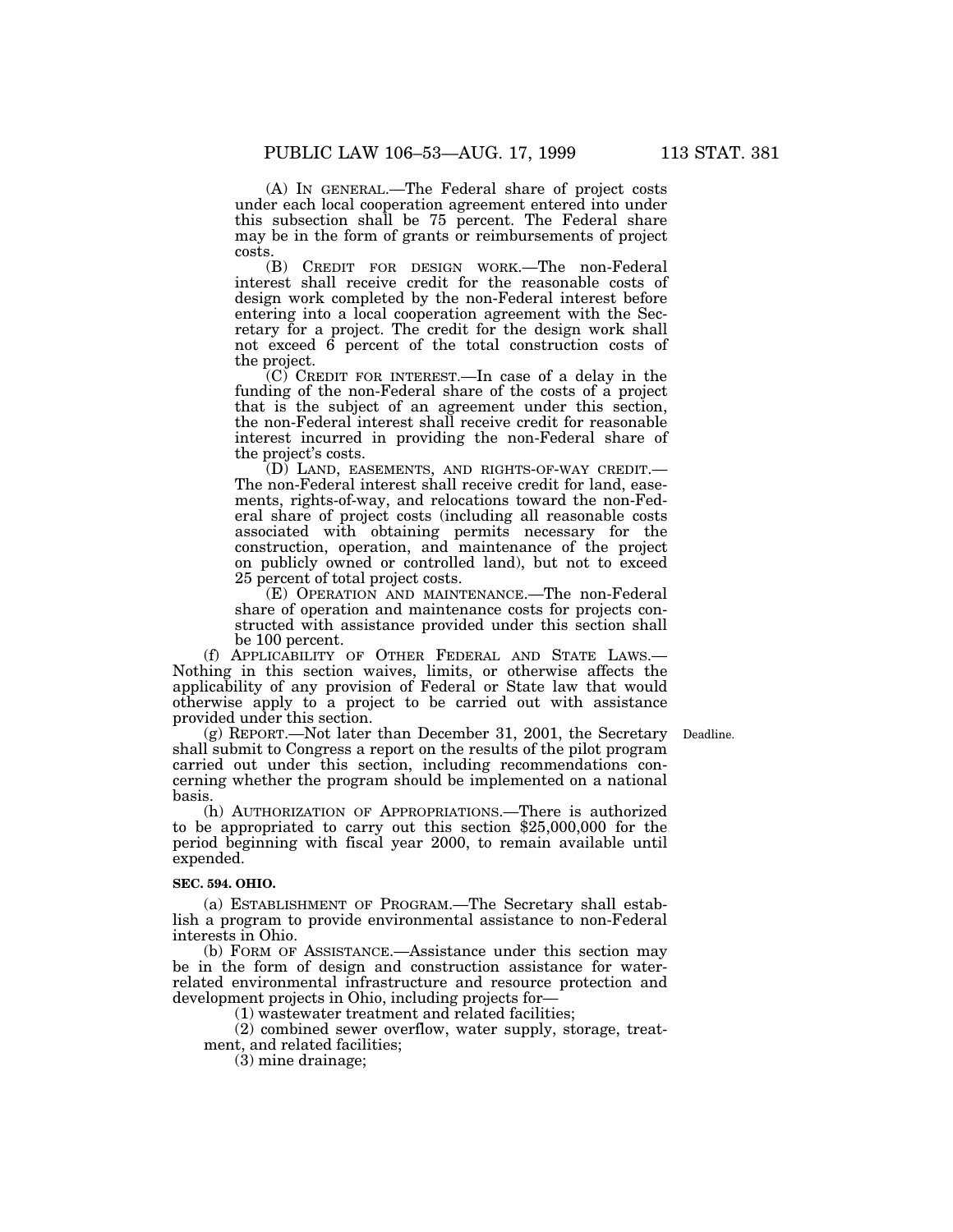(A) IN GENERAL.—The Federal share of project costs under each local cooperation agreement entered into under this subsection shall be 75 percent. The Federal share may be in the form of grants or reimbursements of project costs.

(B) CREDIT FOR DESIGN WORK.—The non-Federal interest shall receive credit for the reasonable costs of design work completed by the non-Federal interest before entering into a local cooperation agreement with the Secretary for a project. The credit for the design work shall not exceed 6 percent of the total construction costs of the project.

(C) CREDIT FOR INTEREST.—In case of a delay in the funding of the non-Federal share of the costs of a project that is the subject of an agreement under this section, the non-Federal interest shall receive credit for reasonable interest incurred in providing the non-Federal share of the project's costs.

(D) LAND, EASEMENTS, AND RIGHTS-OF-WAY CREDIT.—The non-Federal interest shall receive credit for land, easements, rights-of-way, and relocations toward the non-Federal share of project costs (including all reasonable costs associated with obtaining permits necessary for the construction, operation, and maintenance of the project on publicly owned or controlled land), but not to exceed 25 percent of total project costs.

(E) OPERATION AND MAINTENANCE.—The non-Federal share of operation and maintenance costs for projects constructed with assistance provided under this section shall be 100 percent.

(f) APPLICABILITY OF OTHER FEDERAL AND STATE LAWS.—Nothing in this section waives, limits, or otherwise affects the applicability of any provision of Federal or State law that would otherwise apply to a project to be carried out with assistance provided under this section.

Deadline.

(g) REPORT.—Not later than December 31, 2001, the Secretary shall submit to Congress a report on the results of the pilot program carried out under this section, including recommendations concerning whether the program should be implemented on a national basis.

(h) AUTHORIZATION OF APPROPRIATIONS.—There is authorized to be appropriated to carry out this section $25,000,000 for the period beginning with fiscal year 2000, to remain available until expended.

**SEC. 594. OHIO.**

(a) ESTABLISHMENT OF PROGRAM.—The Secretary shall establish a program to provide environmental assistance to non-Federal interests in Ohio.

(b) FORM OF ASSISTANCE.—Assistance under this section may be in the form of design and construction assistance for water-related environmental infrastructure and resource protection and development projects in Ohio, including projects for—

(1) wastewater treatment and related facilities;

(2) combined sewer overflow, water supply, storage, treatment, and related facilities;

(3) mine drainage;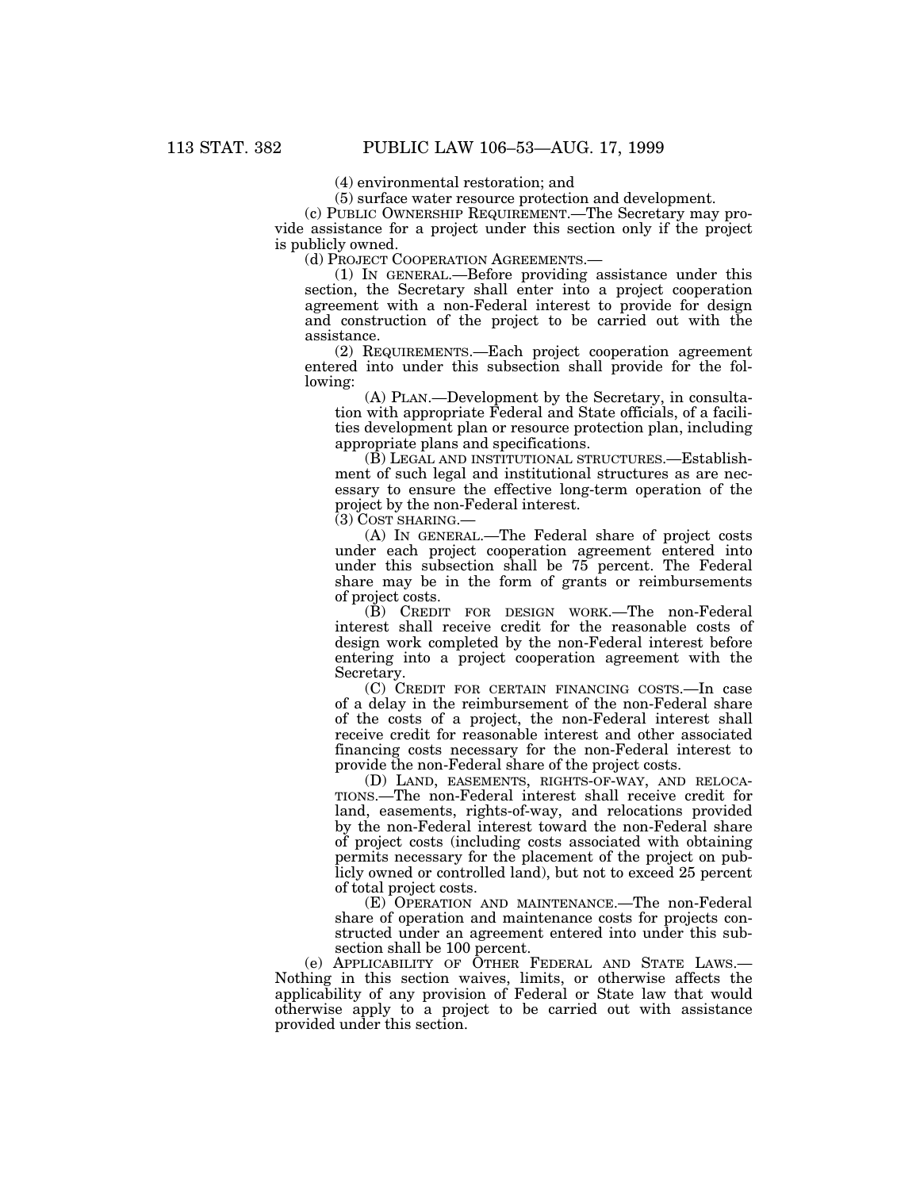(4) environmental restoration; and

(5) surface water resource protection and development.

(c) PUBLIC OWNERSHIP REQUIREMENT.—The Secretary may provide assistance for a project under this section only if the project is publicly owned.

(d) PROJECT COOPERATION AGREEMENTS.—

(1) IN GENERAL.—Before providing assistance under this section, the Secretary shall enter into a project cooperation agreement with a non-Federal interest to provide for design and construction of the project to be carried out with the assistance.

(2) REQUIREMENTS.—Each project cooperation agreement entered into under this subsection shall provide for the following:

(A) PLAN.—Development by the Secretary, in consultation with appropriate Federal and State officials, of a facilities development plan or resource protection plan, including appropriate plans and specifications.

(B) LEGAL AND INSTITUTIONAL STRUCTURES.—Establishment of such legal and institutional structures as are necessary to ensure the effective long-term operation of the project by the non-Federal interest.

(3) COST SHARING.—

(A) IN GENERAL.—The Federal share of project costs under each project cooperation agreement entered into under this subsection shall be 75 percent. The Federal share may be in the form of grants or reimbursements of project costs.

(B) CREDIT FOR DESIGN WORK.—The non-Federal interest shall receive credit for the reasonable costs of design work completed by the non-Federal interest before entering into a project cooperation agreement with the Secretary.

(C) CREDIT FOR CERTAIN FINANCING COSTS.—In case of a delay in the reimbursement of the non-Federal share of the costs of a project, the non-Federal interest shall receive credit for reasonable interest and other associated financing costs necessary for the non-Federal interest to provide the non-Federal share of the project costs.

(D) LAND, EASEMENTS, RIGHTS-OF-WAY, AND RELOCATIONS.—The non-Federal interest shall receive credit for land, easements, rights-of-way, and relocations provided by the non-Federal interest toward the non-Federal share of project costs (including costs associated with obtaining permits necessary for the placement of the project on publicly owned or controlled land), but not to exceed 25 percent of total project costs.

(E) OPERATION AND MAINTENANCE.—The non-Federal share of operation and maintenance costs for projects constructed under an agreement entered into under this subsection shall be 100 percent.

(e) APPLICABILITY OF OTHER FEDERAL AND STATE LAWS.—Nothing in this section waives, limits, or otherwise affects the applicability of any provision of Federal or State law that would otherwise apply to a project to be carried out with assistance provided under this section.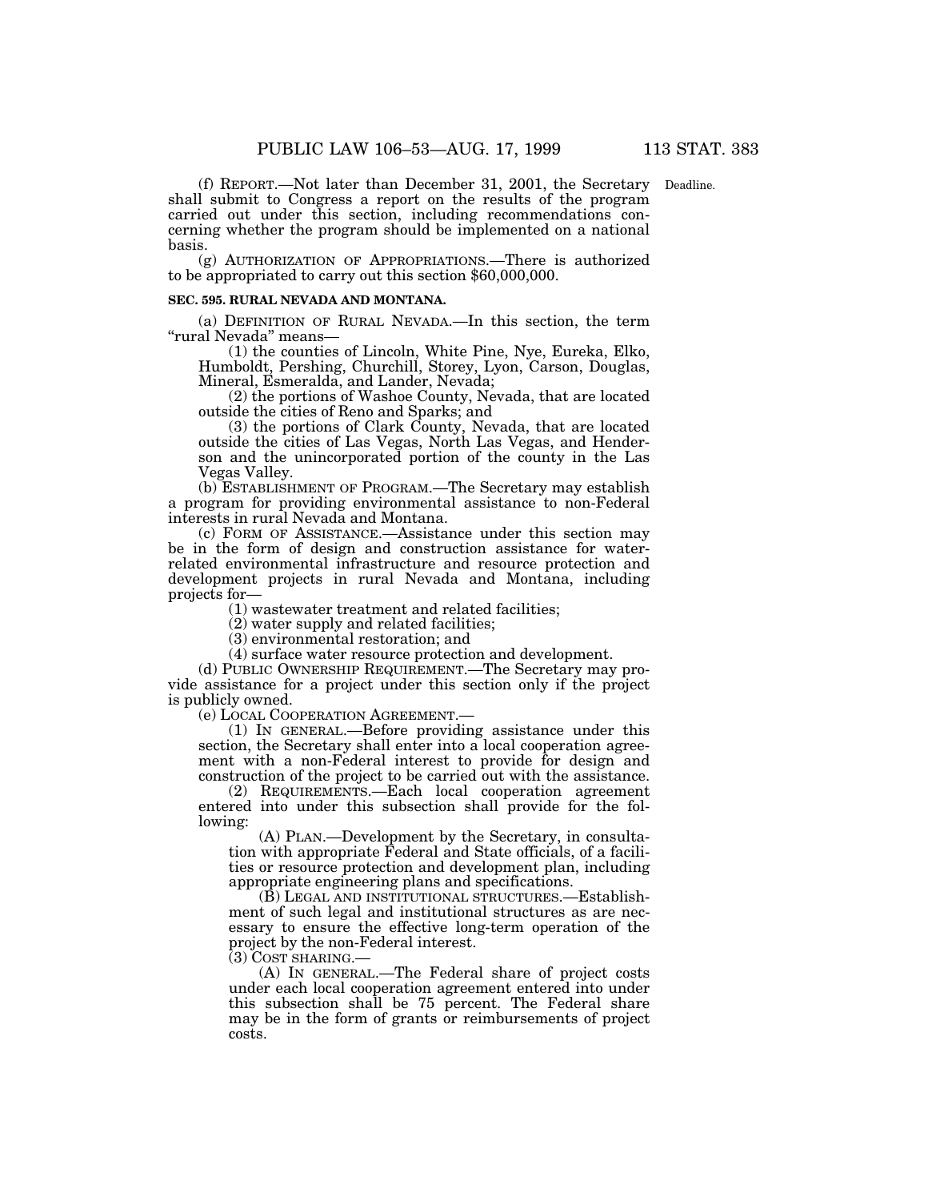(f) REPORT.—Not later than December 31, 2001, the Secretary shall submit to Congress a report on the results of the program carried out under this section, including recommendations concerning whether the program should be implemented on a national basis.

Deadline.

(g) AUTHORIZATION OF APPROPRIATIONS.—There is authorized to be appropriated to carry out this section $60,000,000.

**SEC. 595. RURAL NEVADA AND MONTANA.**

(a) DEFINITION OF RURAL NEVADA.—In this section, the term "rural Nevada" means—

(1) the counties of Lincoln, White Pine, Nye, Eureka, Elko, Humboldt, Pershing, Churchill, Storey, Lyon, Carson, Douglas, Mineral, Esmeralda, and Lander, Nevada;

(2) the portions of Washoe County, Nevada, that are located outside the cities of Reno and Sparks; and

(3) the portions of Clark County, Nevada, that are located outside the cities of Las Vegas, North Las Vegas, and Henderson and the unincorporated portion of the county in the Las Vegas Valley.

(b) ESTABLISHMENT OF PROGRAM.—The Secretary may establish a program for providing environmental assistance to non-Federal interests in rural Nevada and Montana.

(c) FORM OF ASSISTANCE.—Assistance under this section may be in the form of design and construction assistance for water-related environmental infrastructure and resource protection and development projects in rural Nevada and Montana, including projects for—

(1) wastewater treatment and related facilities;

(2) water supply and related facilities;

(3) environmental restoration; and

(4) surface water resource protection and development.

(d) PUBLIC OWNERSHIP REQUIREMENT.—The Secretary may provide assistance for a project under this section only if the project is publicly owned.

(e) LOCAL COOPERATION AGREEMENT.—

(1) IN GENERAL.—Before providing assistance under this section, the Secretary shall enter into a local cooperation agreement with a non-Federal interest to provide for design and construction of the project to be carried out with the assistance.

(2) REQUIREMENTS.—Each local cooperation agreement entered into under this subsection shall provide for the following:

(A) PLAN.—Development by the Secretary, in consultation with appropriate Federal and State officials, of a facilities or resource protection and development plan, including appropriate engineering plans and specifications.

(B) LEGAL AND INSTITUTIONAL STRUCTURES.—Establishment of such legal and institutional structures as are necessary to ensure the effective long-term operation of the project by the non-Federal interest.

(3) COST SHARING.—

(A) IN GENERAL.—The Federal share of project costs under each local cooperation agreement entered into under this subsection shall be 75 percent. The Federal share may be in the form of grants or reimbursements of project costs.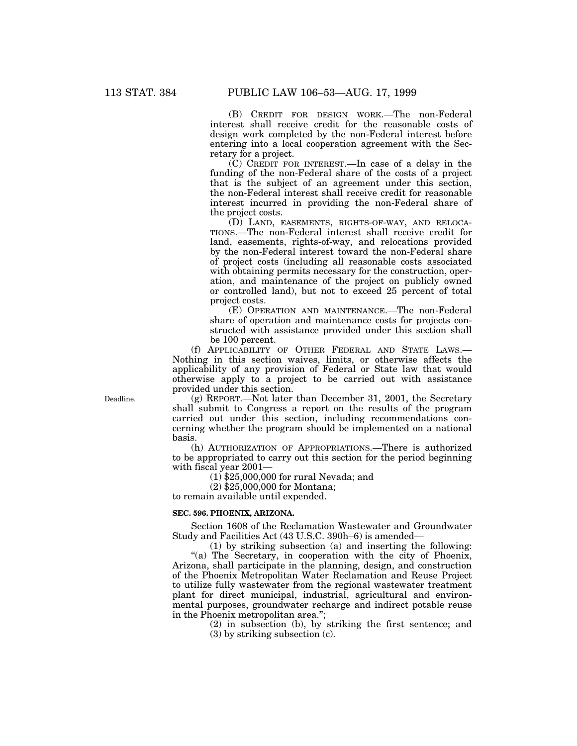(B) CREDIT FOR DESIGN WORK.—The non-Federal interest shall receive credit for the reasonable costs of design work completed by the non-Federal interest before entering into a local cooperation agreement with the Secretary for a project.

(C) CREDIT FOR INTEREST.—In case of a delay in the funding of the non-Federal share of the costs of a project that is the subject of an agreement under this section, the non-Federal interest shall receive credit for reasonable interest incurred in providing the non-Federal share of the project costs.

(D) LAND, EASEMENTS, RIGHTS-OF-WAY, AND RELOCATIONS.—The non-Federal interest shall receive credit for land, easements, rights-of-way, and relocations provided by the non-Federal interest toward the non-Federal share of project costs (including all reasonable costs associated with obtaining permits necessary for the construction, operation, and maintenance of the project on publicly owned or controlled land), but not to exceed 25 percent of total project costs.

(E) OPERATION AND MAINTENANCE.—The non-Federal share of operation and maintenance costs for projects constructed with assistance provided under this section shall be 100 percent.

(f) APPLICABILITY OF OTHER FEDERAL AND STATE LAWS.—Nothing in this section waives, limits, or otherwise affects the applicability of any provision of Federal or State law that would otherwise apply to a project to be carried out with assistance provided under this section.

Deadline.

(g) REPORT.—Not later than December 31, 2001, the Secretary shall submit to Congress a report on the results of the program carried out under this section, including recommendations concerning whether the program should be implemented on a national basis.

(h) AUTHORIZATION OF APPROPRIATIONS.—There is authorized to be appropriated to carry out this section for the period beginning with fiscal year 2001—

(1) $25,000,000 for rural Nevada; and

(2) $25,000,000 for Montana;

to remain available until expended.

**SEC. 596. PHOENIX, ARIZONA.**

Section 1608 of the Reclamation Wastewater and Groundwater Study and Facilities Act (43 U.S.C. 390h–6) is amended—

(1) by striking subsection (a) and inserting the following:

"(a) The Secretary, in cooperation with the city of Phoenix, Arizona, shall participate in the planning, design, and construction of the Phoenix Metropolitan Water Reclamation and Reuse Project to utilize fully wastewater from the regional wastewater treatment plant for direct municipal, industrial, agricultural and environmental purposes, groundwater recharge and indirect potable reuse in the Phoenix metropolitan area.";

(2) in subsection (b), by striking the first sentence; and

(3) by striking subsection (c).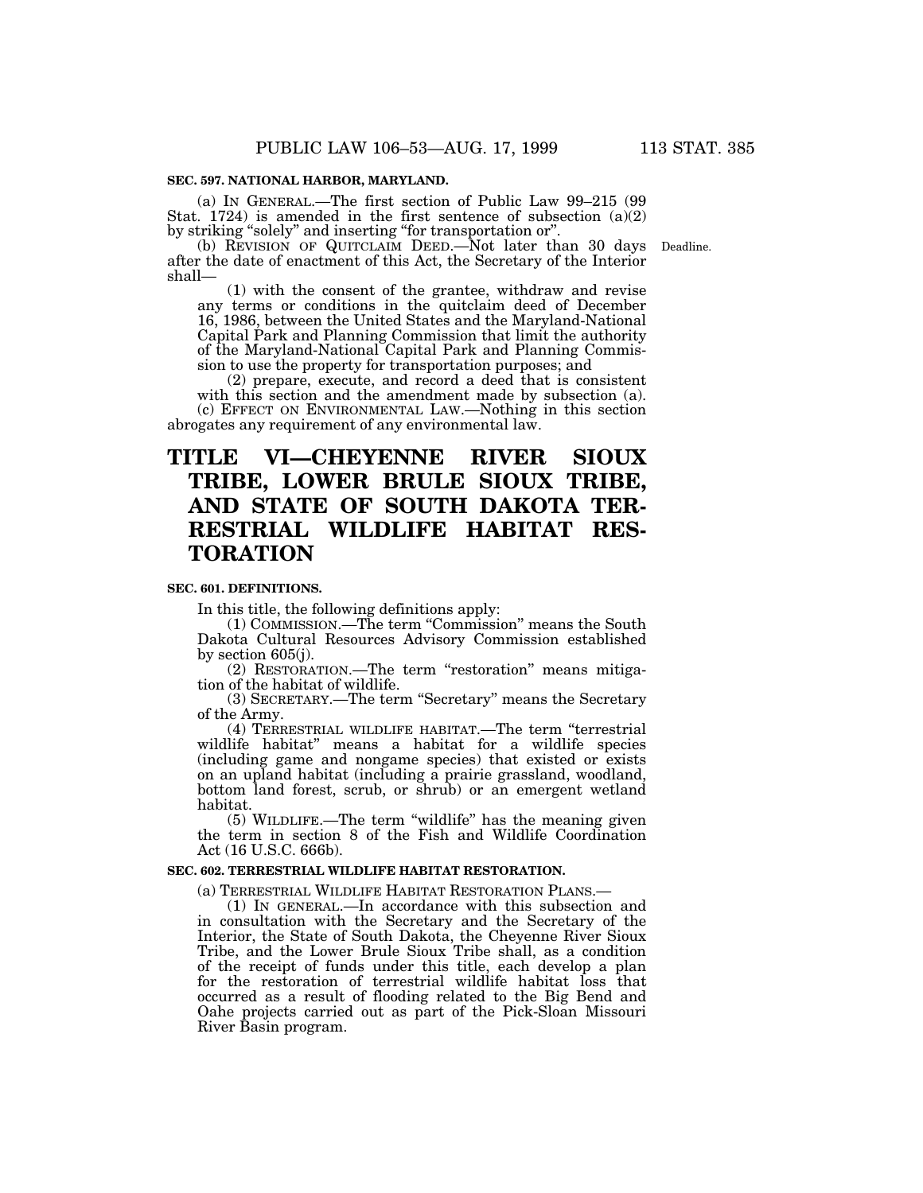**SEC. 597. NATIONAL HARBOR, MARYLAND.**

(a) IN GENERAL.—The first section of Public Law 99–215 (99 Stat. 1724) is amended in the first sentence of subsection (a)(2) by striking "solely" and inserting "for transportation or".

(b) REVISION OF QUITCLAIM DEED.—Not later than 30 days after the date of enactment of this Act, the Secretary of the Interior shall—

Deadline.

(1) with the consent of the grantee, withdraw and revise any terms or conditions in the quitclaim deed of December 16, 1986, between the United States and the Maryland-National Capital Park and Planning Commission that limit the authority of the Maryland-National Capital Park and Planning Commission to use the property for transportation purposes; and

(2) prepare, execute, and record a deed that is consistent with this section and the amendment made by subsection (a).

(c) EFFECT ON ENVIRONMENTAL LAW.—Nothing in this section abrogates any requirement of any environmental law.

# TITLE VI—CHEYENNE RIVER SIOUX TRIBE, LOWER BRULE SIOUX TRIBE, AND STATE OF SOUTH DAKOTA TERRESTRIAL WILDLIFE HABITAT RESTORATION

**SEC. 601. DEFINITIONS.**

In this title, the following definitions apply:

(1) COMMISSION.—The term "Commission" means the South Dakota Cultural Resources Advisory Commission established by section 605(j).

(2) RESTORATION.—The term "restoration" means mitigation of the habitat of wildlife.

(3) SECRETARY.—The term "Secretary" means the Secretary of the Army.

(4) TERRESTRIAL WILDLIFE HABITAT.—The term "terrestrial wildlife habitat" means a habitat for a wildlife species (including game and nongame species) that existed or exists on an upland habitat (including a prairie grassland, woodland, bottom land forest, scrub, or shrub) or an emergent wetland habitat.

(5) WILDLIFE.—The term "wildlife" has the meaning given the term in section 8 of the Fish and Wildlife Coordination Act (16 U.S.C. 666b).

**SEC. 602. TERRESTRIAL WILDLIFE HABITAT RESTORATION.**

(a) TERRESTRIAL WILDLIFE HABITAT RESTORATION PLANS.—

(1) IN GENERAL.—In accordance with this subsection and in consultation with the Secretary and the Secretary of the Interior, the State of South Dakota, the Cheyenne River Sioux Tribe, and the Lower Brule Sioux Tribe shall, as a condition of the receipt of funds under this title, each develop a plan for the restoration of terrestrial wildlife habitat loss that occurred as a result of flooding related to the Big Bend and Oahe projects carried out as part of the Pick-Sloan Missouri River Basin program.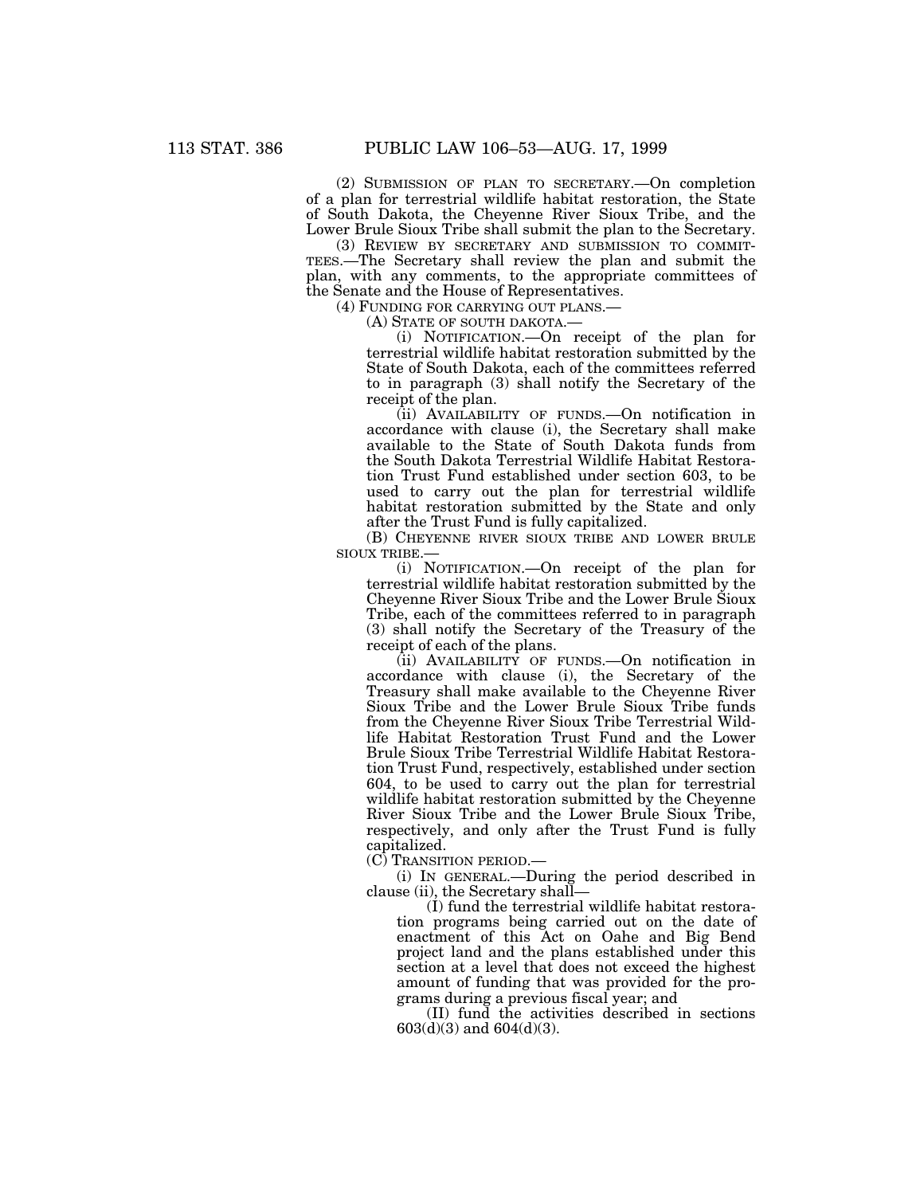(2) SUBMISSION OF PLAN TO SECRETARY.—On completion of a plan for terrestrial wildlife habitat restoration, the State of South Dakota, the Cheyenne River Sioux Tribe, and the Lower Brule Sioux Tribe shall submit the plan to the Secretary.

(3) REVIEW BY SECRETARY AND SUBMISSION TO COMMITTEES.—The Secretary shall review the plan and submit the plan, with any comments, to the appropriate committees of the Senate and the House of Representatives.

(4) FUNDING FOR CARRYING OUT PLANS.—

(A) STATE OF SOUTH DAKOTA.—

(i) NOTIFICATION.—On receipt of the plan for terrestrial wildlife habitat restoration submitted by the State of South Dakota, each of the committees referred to in paragraph (3) shall notify the Secretary of the receipt of the plan.

(ii) AVAILABILITY OF FUNDS.—On notification in accordance with clause (i), the Secretary shall make available to the State of South Dakota funds from the South Dakota Terrestrial Wildlife Habitat Restoration Trust Fund established under section 603, to be used to carry out the plan for terrestrial wildlife habitat restoration submitted by the State and only after the Trust Fund is fully capitalized.

(B) CHEYENNE RIVER SIOUX TRIBE AND LOWER BRULE SIOUX TRIBE.—

(i) NOTIFICATION.—On receipt of the plan for terrestrial wildlife habitat restoration submitted by the Cheyenne River Sioux Tribe and the Lower Brule Sioux Tribe, each of the committees referred to in paragraph (3) shall notify the Secretary of the Treasury of the receipt of each of the plans.

(ii) AVAILABILITY OF FUNDS.—On notification in accordance with clause (i), the Secretary of the Treasury shall make available to the Cheyenne River Sioux Tribe and the Lower Brule Sioux Tribe funds from the Cheyenne River Sioux Tribe Terrestrial Wildlife Habitat Restoration Trust Fund and the Lower Brule Sioux Tribe Terrestrial Wildlife Habitat Restoration Trust Fund, respectively, established under section 604, to be used to carry out the plan for terrestrial wildlife habitat restoration submitted by the Cheyenne River Sioux Tribe and the Lower Brule Sioux Tribe, respectively, and only after the Trust Fund is fully capitalized.

(C) TRANSITION PERIOD.—

(i) IN GENERAL.—During the period described in clause (ii), the Secretary shall—

(I) fund the terrestrial wildlife habitat restoration programs being carried out on the date of enactment of this Act on Oahe and Big Bend project land and the plans established under this section at a level that does not exceed the highest amount of funding that was provided for the programs during a previous fiscal year; and

(II) fund the activities described in sections 603(d)(3) and 604(d)(3).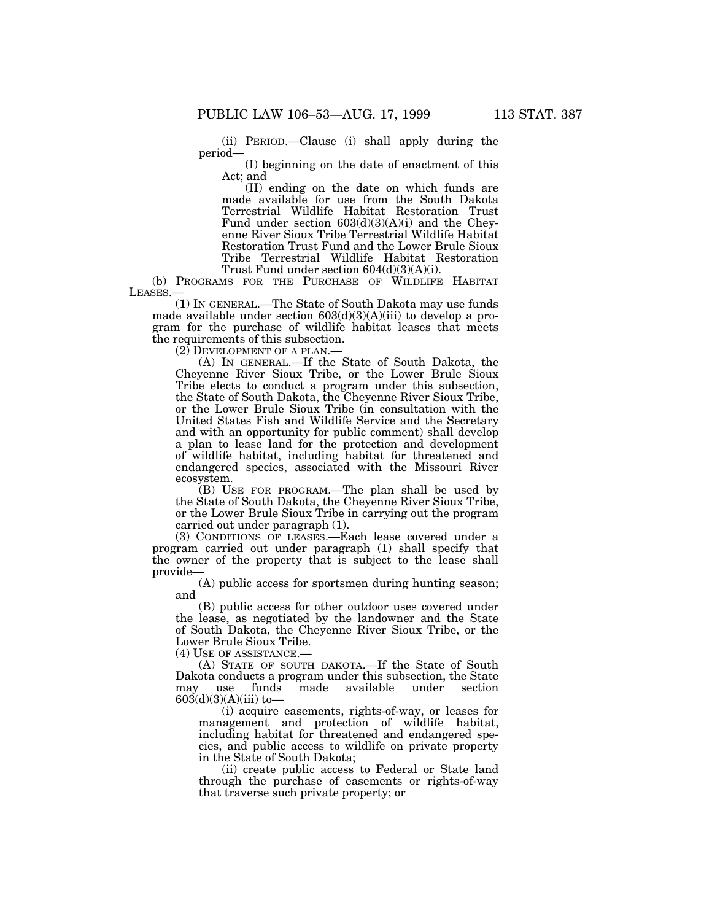(ii) PERIOD.—Clause (i) shall apply during the period—

(I) beginning on the date of enactment of this Act; and

(II) ending on the date on which funds are made available for use from the South Dakota Terrestrial Wildlife Habitat Restoration Trust Fund under section 603(d)(3)(A)(i) and the Cheyenne River Sioux Tribe Terrestrial Wildlife Habitat Restoration Trust Fund and the Lower Brule Sioux Tribe Terrestrial Wildlife Habitat Restoration Trust Fund under section 604(d)(3)(A)(i).

(b) PROGRAMS FOR THE PURCHASE OF WILDLIFE HABITAT LEASES.—

(1) IN GENERAL.—The State of South Dakota may use funds made available under section 603(d)(3)(A)(iii) to develop a program for the purchase of wildlife habitat leases that meets the requirements of this subsection.

(2) DEVELOPMENT OF A PLAN.—

(A) IN GENERAL.—If the State of South Dakota, the Cheyenne River Sioux Tribe, or the Lower Brule Sioux Tribe elects to conduct a program under this subsection, the State of South Dakota, the Cheyenne River Sioux Tribe, or the Lower Brule Sioux Tribe (in consultation with the United States Fish and Wildlife Service and the Secretary and with an opportunity for public comment) shall develop a plan to lease land for the protection and development of wildlife habitat, including habitat for threatened and endangered species, associated with the Missouri River ecosystem.

(B) USE FOR PROGRAM.—The plan shall be used by the State of South Dakota, the Cheyenne River Sioux Tribe, or the Lower Brule Sioux Tribe in carrying out the program carried out under paragraph (1).

(3) CONDITIONS OF LEASES.—Each lease covered under a program carried out under paragraph (1) shall specify that the owner of the property that is subject to the lease shall provide—

(A) public access for sportsmen during hunting season; and

(B) public access for other outdoor uses covered under the lease, as negotiated by the landowner and the State of South Dakota, the Cheyenne River Sioux Tribe, or the Lower Brule Sioux Tribe.

(4) USE OF ASSISTANCE.—

(A) STATE OF SOUTH DAKOTA.—If the State of South Dakota conducts a program under this subsection, the State may use funds made available under section 603(d)(3)(A)(iii) to—

(i) acquire easements, rights-of-way, or leases for management and protection of wildlife habitat, including habitat for threatened and endangered species, and public access to wildlife on private property in the State of South Dakota;

(ii) create public access to Federal or State land through the purchase of easements or rights-of-way that traverse such private property; or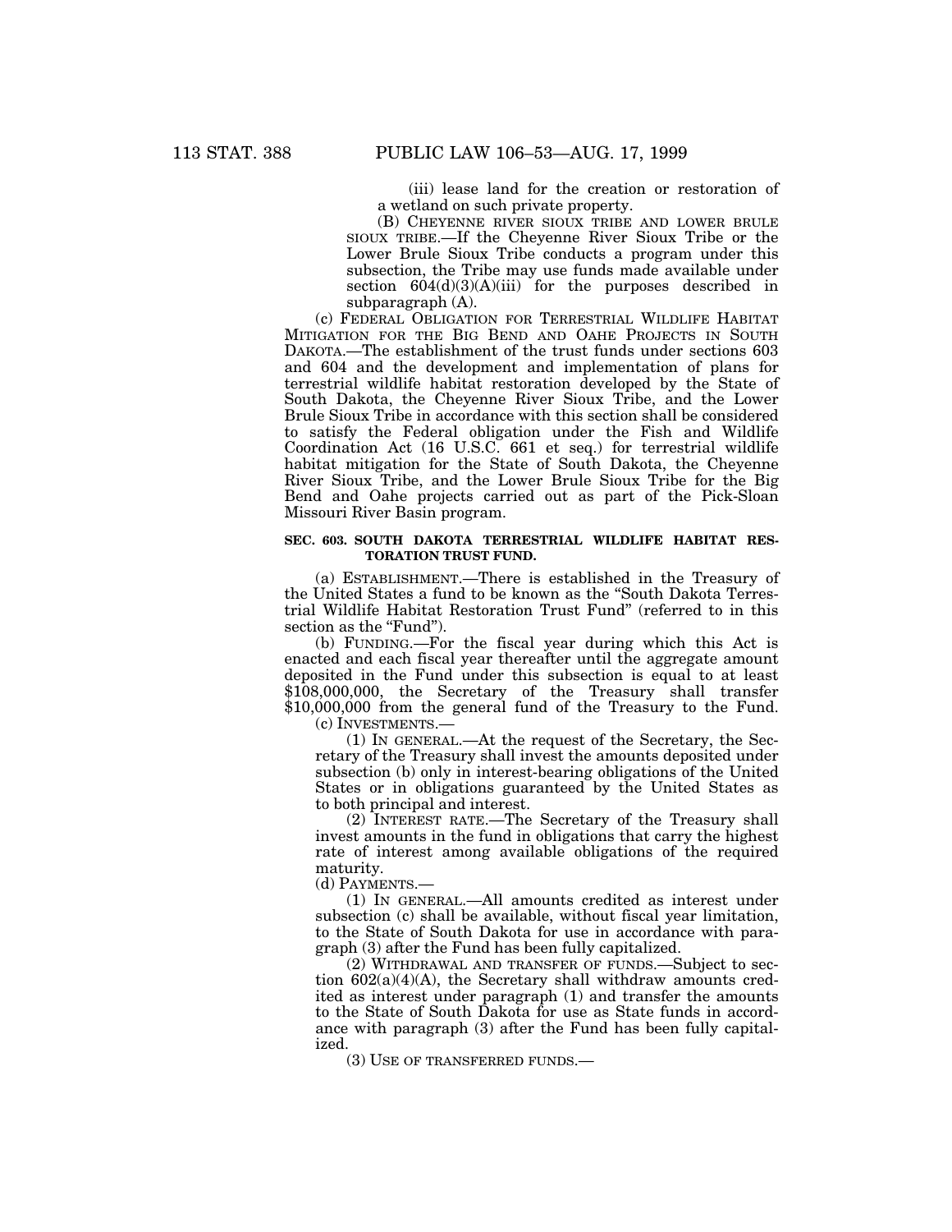(iii) lease land for the creation or restoration of a wetland on such private property.

(B) CHEYENNE RIVER SIOUX TRIBE AND LOWER BRULE SIOUX TRIBE.—If the Cheyenne River Sioux Tribe or the Lower Brule Sioux Tribe conducts a program under this subsection, the Tribe may use funds made available under section 604(d)(3)(A)(iii) for the purposes described in subparagraph (A).

(c) FEDERAL OBLIGATION FOR TERRESTRIAL WILDLIFE HABITAT MITIGATION FOR THE BIG BEND AND OAHE PROJECTS IN SOUTH DAKOTA.—The establishment of the trust funds under sections 603 and 604 and the development and implementation of plans for terrestrial wildlife habitat restoration developed by the State of South Dakota, the Cheyenne River Sioux Tribe, and the Lower Brule Sioux Tribe in accordance with this section shall be considered to satisfy the Federal obligation under the Fish and Wildlife Coordination Act (16 U.S.C. 661 et seq.) for terrestrial wildlife habitat mitigation for the State of South Dakota, the Cheyenne River Sioux Tribe, and the Lower Brule Sioux Tribe for the Big Bend and Oahe projects carried out as part of the Pick-Sloan Missouri River Basin program.

**SEC. 603. SOUTH DAKOTA TERRESTRIAL WILDLIFE HABITAT RESTORATION TRUST FUND.**

(a) ESTABLISHMENT.—There is established in the Treasury of the United States a fund to be known as the "South Dakota Terrestrial Wildlife Habitat Restoration Trust Fund" (referred to in this section as the "Fund").

(b) FUNDING.—For the fiscal year during which this Act is enacted and each fiscal year thereafter until the aggregate amount deposited in the Fund under this subsection is equal to at least $108,000,000, the Secretary of the Treasury shall transfer $10,000,000 from the general fund of the Treasury to the Fund.

(c) INVESTMENTS.—

(1) IN GENERAL.—At the request of the Secretary, the Secretary of the Treasury shall invest the amounts deposited under subsection (b) only in interest-bearing obligations of the United States or in obligations guaranteed by the United States as to both principal and interest.

(2) INTEREST RATE.—The Secretary of the Treasury shall invest amounts in the fund in obligations that carry the highest rate of interest among available obligations of the required maturity.

(d) PAYMENTS.—

(1) IN GENERAL.—All amounts credited as interest under subsection (c) shall be available, without fiscal year limitation, to the State of South Dakota for use in accordance with paragraph (3) after the Fund has been fully capitalized.

(2) WITHDRAWAL AND TRANSFER OF FUNDS.—Subject to section 602(a)(4)(A), the Secretary shall withdraw amounts credited as interest under paragraph (1) and transfer the amounts to the State of South Dakota for use as State funds in accordance with paragraph (3) after the Fund has been fully capitalized.

(3) USE OF TRANSFERRED FUNDS.—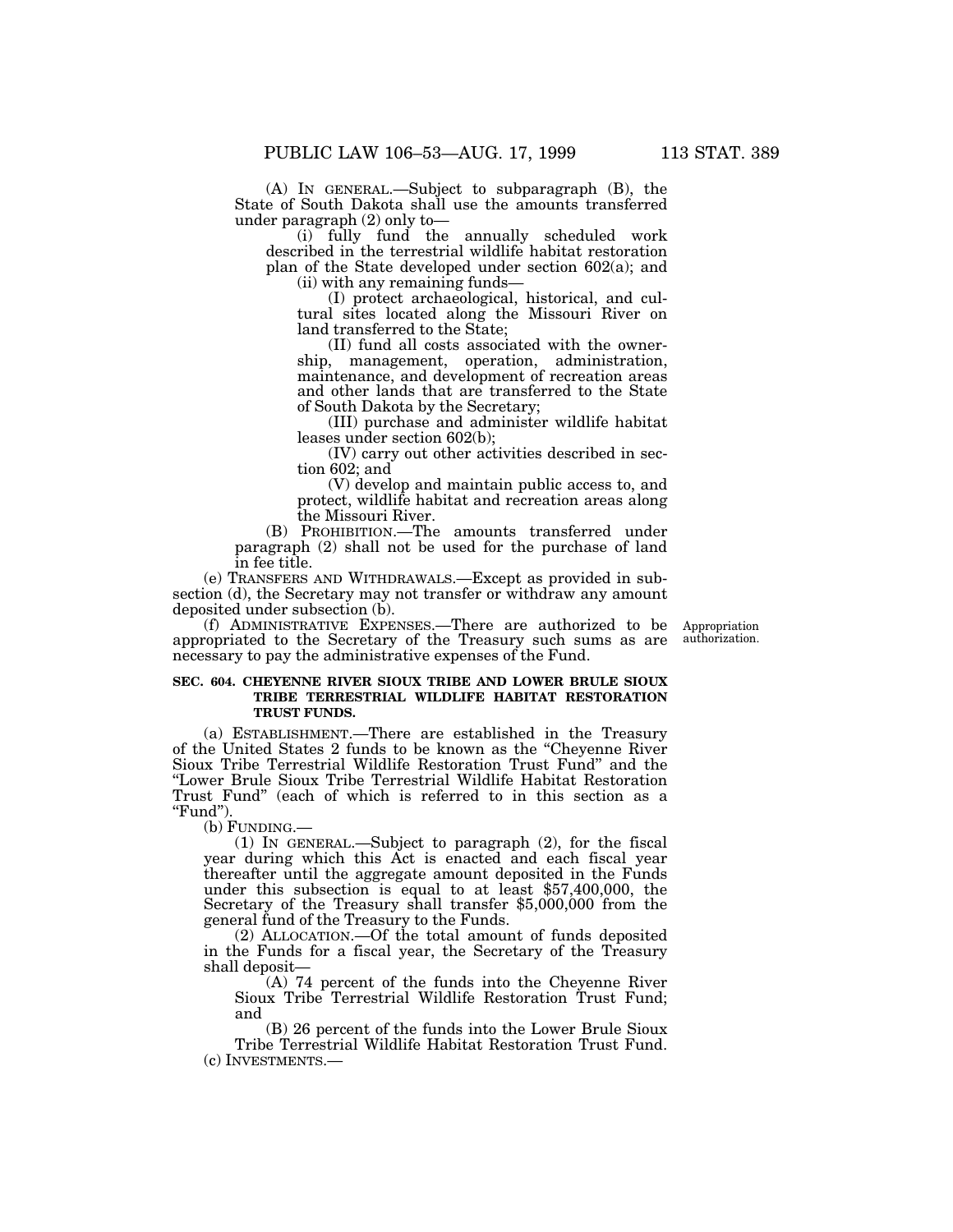(A) IN GENERAL.—Subject to subparagraph (B), the State of South Dakota shall use the amounts transferred under paragraph (2) only to—

(i) fully fund the annually scheduled work described in the terrestrial wildlife habitat restoration plan of the State developed under section 602(a); and

(ii) with any remaining funds—

(I) protect archaeological, historical, and cultural sites located along the Missouri River on land transferred to the State;

(II) fund all costs associated with the ownership, management, operation, administration, maintenance, and development of recreation areas and other lands that are transferred to the State of South Dakota by the Secretary;

(III) purchase and administer wildlife habitat leases under section 602(b);

(IV) carry out other activities described in section 602; and

(V) develop and maintain public access to, and protect, wildlife habitat and recreation areas along the Missouri River.

(B) PROHIBITION.—The amounts transferred under paragraph (2) shall not be used for the purchase of land in fee title.

(e) TRANSFERS AND WITHDRAWALS.—Except as provided in subsection (d), the Secretary may not transfer or withdraw any amount deposited under subsection (b).

(f) ADMINISTRATIVE EXPENSES.—There are authorized to be appropriated to the Secretary of the Treasury such sums as are necessary to pay the administrative expenses of the Fund.

Appropriation authorization.

**SEC. 604. CHEYENNE RIVER SIOUX TRIBE AND LOWER BRULE SIOUX TRIBE TERRESTRIAL WILDLIFE HABITAT RESTORATION TRUST FUNDS.**

(a) ESTABLISHMENT.—There are established in the Treasury of the United States 2 funds to be known as the "Cheyenne River Sioux Tribe Terrestrial Wildlife Restoration Trust Fund" and the "Lower Brule Sioux Tribe Terrestrial Wildlife Habitat Restoration Trust Fund" (each of which is referred to in this section as a "Fund").

(b) FUNDING.—

(1) IN GENERAL.—Subject to paragraph (2), for the fiscal year during which this Act is enacted and each fiscal year thereafter until the aggregate amount deposited in the Funds under this subsection is equal to at least $57,400,000, the Secretary of the Treasury shall transfer $5,000,000 from the general fund of the Treasury to the Funds.

(2) ALLOCATION.—Of the total amount of funds deposited in the Funds for a fiscal year, the Secretary of the Treasury shall deposit—

(A) 74 percent of the funds into the Cheyenne River Sioux Tribe Terrestrial Wildlife Restoration Trust Fund; and

(B) 26 percent of the funds into the Lower Brule Sioux Tribe Terrestrial Wildlife Habitat Restoration Trust Fund.

(c) INVESTMENTS.—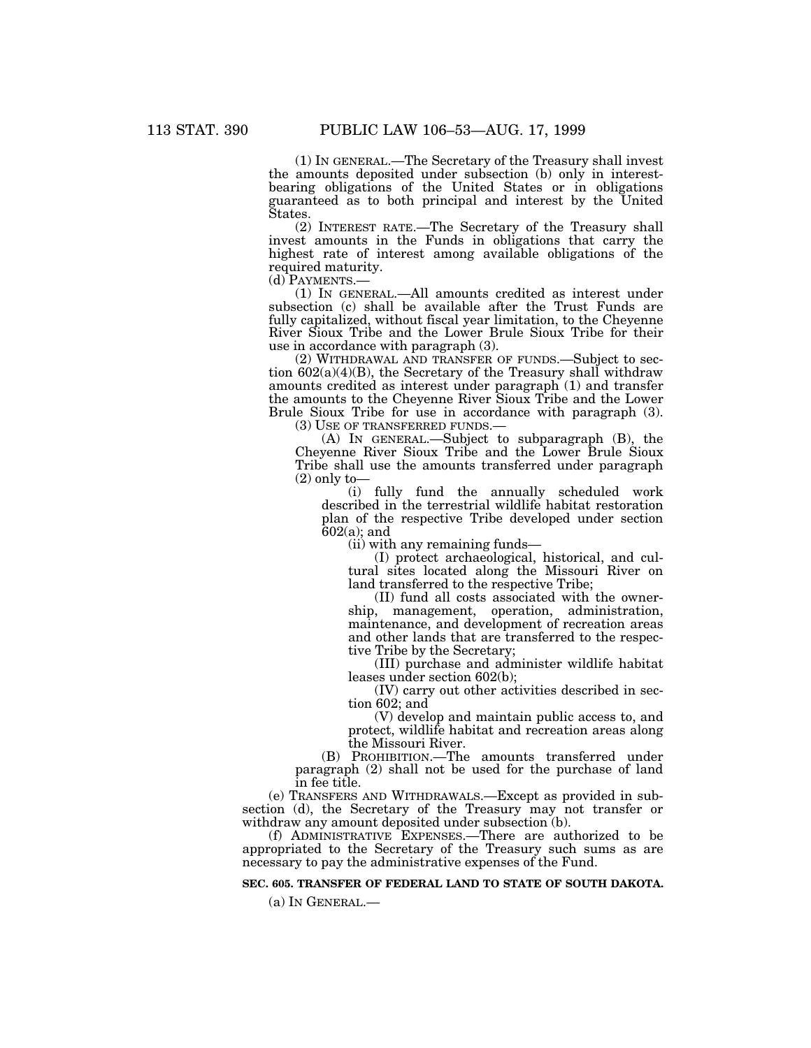(1) IN GENERAL.—The Secretary of the Treasury shall invest the amounts deposited under subsection (b) only in interest-bearing obligations of the United States or in obligations guaranteed as to both principal and interest by the United States.

(2) INTEREST RATE.—The Secretary of the Treasury shall invest amounts in the Funds in obligations that carry the highest rate of interest among available obligations of the required maturity.

(d) PAYMENTS.—

(1) IN GENERAL.—All amounts credited as interest under subsection (c) shall be available after the Trust Funds are fully capitalized, without fiscal year limitation, to the Cheyenne River Sioux Tribe and the Lower Brule Sioux Tribe for their use in accordance with paragraph (3).

(2) WITHDRAWAL AND TRANSFER OF FUNDS.—Subject to section 602(a)(4)(B), the Secretary of the Treasury shall withdraw amounts credited as interest under paragraph (1) and transfer the amounts to the Cheyenne River Sioux Tribe and the Lower Brule Sioux Tribe for use in accordance with paragraph (3).

(3) USE OF TRANSFERRED FUNDS.—

(A) IN GENERAL.—Subject to subparagraph (B), the Cheyenne River Sioux Tribe and the Lower Brule Sioux Tribe shall use the amounts transferred under paragraph (2) only to—

(i) fully fund the annually scheduled work described in the terrestrial wildlife habitat restoration plan of the respective Tribe developed under section 602(a); and

(ii) with any remaining funds—

(I) protect archaeological, historical, and cultural sites located along the Missouri River on land transferred to the respective Tribe;

(II) fund all costs associated with the ownership, management, operation, administration, maintenance, and development of recreation areas and other lands that are transferred to the respective Tribe by the Secretary;

(III) purchase and administer wildlife habitat leases under section 602(b);

(IV) carry out other activities described in section 602; and

(V) develop and maintain public access to, and protect, wildlife habitat and recreation areas along the Missouri River.

(B) PROHIBITION.—The amounts transferred under paragraph (2) shall not be used for the purchase of land in fee title.

(e) TRANSFERS AND WITHDRAWALS.—Except as provided in subsection (d), the Secretary of the Treasury may not transfer or withdraw any amount deposited under subsection (b).

(f) ADMINISTRATIVE EXPENSES.—There are authorized to be appropriated to the Secretary of the Treasury such sums as are necessary to pay the administrative expenses of the Fund.

**SEC. 605. TRANSFER OF FEDERAL LAND TO STATE OF SOUTH DAKOTA.**

(a) IN GENERAL.—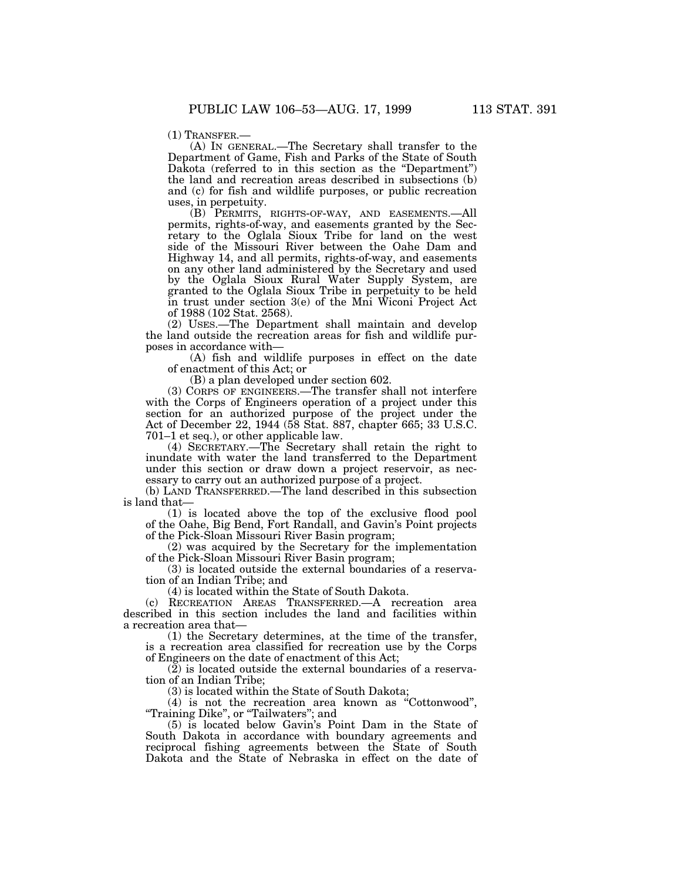(1) TRANSFER.—

(A) IN GENERAL.—The Secretary shall transfer to the Department of Game, Fish and Parks of the State of South Dakota (referred to in this section as the "Department") the land and recreation areas described in subsections (b) and (c) for fish and wildlife purposes, or public recreation uses, in perpetuity.

(B) PERMITS, RIGHTS-OF-WAY, AND EASEMENTS.—All permits, rights-of-way, and easements granted by the Secretary to the Oglala Sioux Tribe for land on the west side of the Missouri River between the Oahe Dam and Highway 14, and all permits, rights-of-way, and easements on any other land administered by the Secretary and used by the Oglala Sioux Rural Water Supply System, are granted to the Oglala Sioux Tribe in perpetuity to be held in trust under section 3(e) of the Mni Wiconi Project Act of 1988 (102 Stat. 2568).

(2) USES.—The Department shall maintain and develop the land outside the recreation areas for fish and wildlife purposes in accordance with—

(A) fish and wildlife purposes in effect on the date of enactment of this Act; or

(B) a plan developed under section 602.

(3) CORPS OF ENGINEERS.—The transfer shall not interfere with the Corps of Engineers operation of a project under this section for an authorized purpose of the project under the Act of December 22, 1944 (58 Stat. 887, chapter 665; 33 U.S.C. 701–1 et seq.), or other applicable law.

(4) SECRETARY.—The Secretary shall retain the right to inundate with water the land transferred to the Department under this section or draw down a project reservoir, as necessary to carry out an authorized purpose of a project.

(b) LAND TRANSFERRED.—The land described in this subsection is land that—

(1) is located above the top of the exclusive flood pool of the Oahe, Big Bend, Fort Randall, and Gavin's Point projects of the Pick-Sloan Missouri River Basin program;

(2) was acquired by the Secretary for the implementation of the Pick-Sloan Missouri River Basin program;

(3) is located outside the external boundaries of a reservation of an Indian Tribe; and

(4) is located within the State of South Dakota.

(c) RECREATION AREAS TRANSFERRED.—A recreation area described in this section includes the land and facilities within a recreation area that—

(1) the Secretary determines, at the time of the transfer, is a recreation area classified for recreation use by the Corps of Engineers on the date of enactment of this Act;

(2) is located outside the external boundaries of a reservation of an Indian Tribe;

(3) is located within the State of South Dakota;

(4) is not the recreation area known as "Cottonwood", "Training Dike", or "Tailwaters"; and

(5) is located below Gavin's Point Dam in the State of South Dakota in accordance with boundary agreements and reciprocal fishing agreements between the State of South Dakota and the State of Nebraska in effect on the date of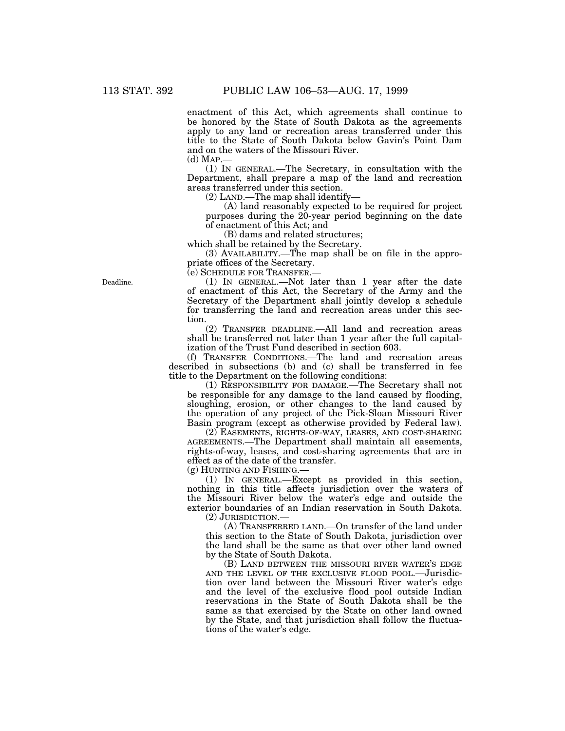enactment of this Act, which agreements shall continue to be honored by the State of South Dakota as the agreements apply to any land or recreation areas transferred under this title to the State of South Dakota below Gavin's Point Dam and on the waters of the Missouri River.

(d) MAP.—

(1) IN GENERAL.—The Secretary, in consultation with the Department, shall prepare a map of the land and recreation areas transferred under this section.

(2) LAND.—The map shall identify—

(A) land reasonably expected to be required for project purposes during the 20-year period beginning on the date of enactment of this Act; and

(B) dams and related structures;

which shall be retained by the Secretary.

(3) AVAILABILITY.—The map shall be on file in the appropriate offices of the Secretary.

(e) SCHEDULE FOR TRANSFER.—

Deadline.

(1) IN GENERAL.—Not later than 1 year after the date of enactment of this Act, the Secretary of the Army and the Secretary of the Department shall jointly develop a schedule for transferring the land and recreation areas under this section.

(2) TRANSFER DEADLINE.—All land and recreation areas shall be transferred not later than 1 year after the full capitalization of the Trust Fund described in section 603.

(f) TRANSFER CONDITIONS.—The land and recreation areas described in subsections (b) and (c) shall be transferred in fee title to the Department on the following conditions:

(1) RESPONSIBILITY FOR DAMAGE.—The Secretary shall not be responsible for any damage to the land caused by flooding, sloughing, erosion, or other changes to the land caused by the operation of any project of the Pick-Sloan Missouri River Basin program (except as otherwise provided by Federal law).

(2) EASEMENTS, RIGHTS-OF-WAY, LEASES, AND COST-SHARING AGREEMENTS.—The Department shall maintain all easements, rights-of-way, leases, and cost-sharing agreements that are in effect as of the date of the transfer.

(g) HUNTING AND FISHING.—

(1) IN GENERAL.—Except as provided in this section, nothing in this title affects jurisdiction over the waters of the Missouri River below the water's edge and outside the exterior boundaries of an Indian reservation in South Dakota.

(2) JURISDICTION.—

(A) TRANSFERRED LAND.—On transfer of the land under this section to the State of South Dakota, jurisdiction over the land shall be the same as that over other land owned by the State of South Dakota.

(B) LAND BETWEEN THE MISSOURI RIVER WATER'S EDGE AND THE LEVEL OF THE EXCLUSIVE FLOOD POOL.—Jurisdiction over land between the Missouri River water's edge and the level of the exclusive flood pool outside Indian reservations in the State of South Dakota shall be the same as that exercised by the State on other land owned by the State, and that jurisdiction shall follow the fluctuations of the water's edge.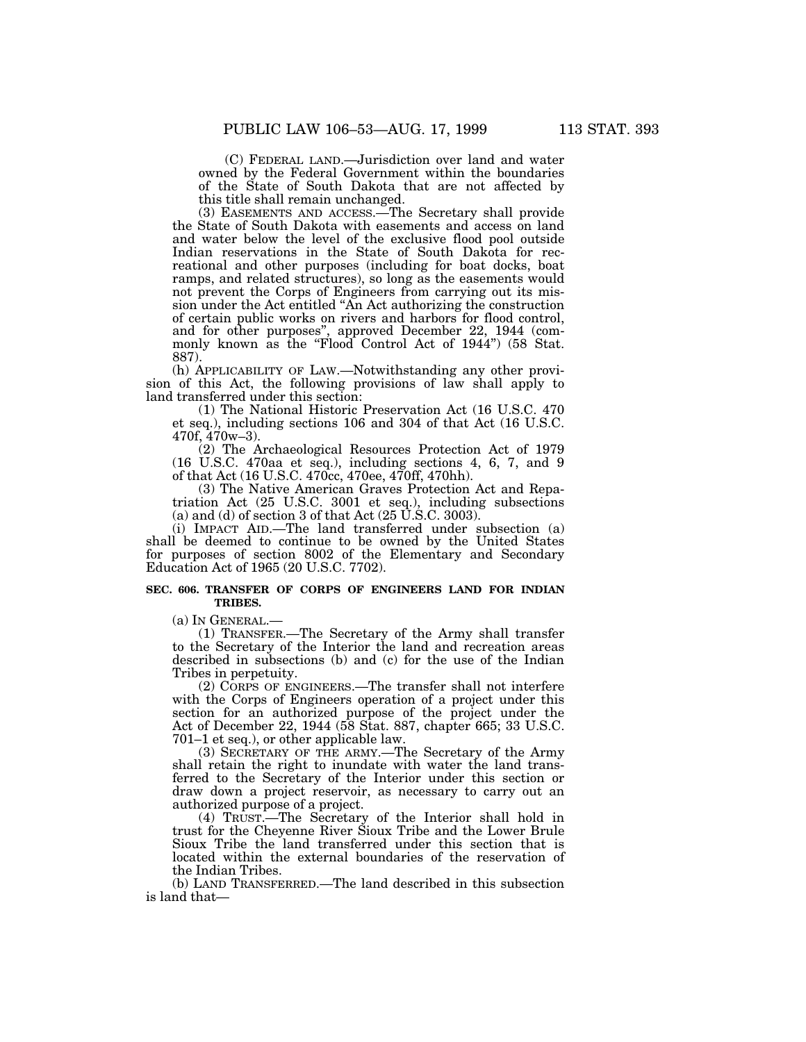(C) FEDERAL LAND.—Jurisdiction over land and water owned by the Federal Government within the boundaries of the State of South Dakota that are not affected by this title shall remain unchanged.

(3) EASEMENTS AND ACCESS.—The Secretary shall provide the State of South Dakota with easements and access on land and water below the level of the exclusive flood pool outside Indian reservations in the State of South Dakota for recreational and other purposes (including for boat docks, boat ramps, and related structures), so long as the easements would not prevent the Corps of Engineers from carrying out its mission under the Act entitled "An Act authorizing the construction of certain public works on rivers and harbors for flood control, and for other purposes", approved December 22, 1944 (commonly known as the "Flood Control Act of 1944") (58 Stat. 887).

(h) APPLICABILITY OF LAW.—Notwithstanding any other provision of this Act, the following provisions of law shall apply to land transferred under this section:

(1) The National Historic Preservation Act (16 U.S.C. 470 et seq.), including sections 106 and 304 of that Act (16 U.S.C. 470f, 470w–3).

(2) The Archaeological Resources Protection Act of 1979 (16 U.S.C. 470aa et seq.), including sections 4, 6, 7, and 9 of that Act (16 U.S.C. 470cc, 470ee, 470ff, 470hh).

(3) The Native American Graves Protection Act and Repatriation Act (25 U.S.C. 3001 et seq.), including subsections (a) and (d) of section 3 of that Act (25 U.S.C. 3003).

(i) IMPACT AID.—The land transferred under subsection (a) shall be deemed to continue to be owned by the United States for purposes of section 8002 of the Elementary and Secondary Education Act of 1965 (20 U.S.C. 7702).

**SEC. 606. TRANSFER OF CORPS OF ENGINEERS LAND FOR INDIAN TRIBES.**

(a) IN GENERAL.—

(1) TRANSFER.—The Secretary of the Army shall transfer to the Secretary of the Interior the land and recreation areas described in subsections (b) and (c) for the use of the Indian Tribes in perpetuity.

(2) CORPS OF ENGINEERS.—The transfer shall not interfere with the Corps of Engineers operation of a project under this section for an authorized purpose of the project under the Act of December 22, 1944 (58 Stat. 887, chapter 665; 33 U.S.C. 701–1 et seq.), or other applicable law.

(3) SECRETARY OF THE ARMY.—The Secretary of the Army shall retain the right to inundate with water the land transferred to the Secretary of the Interior under this section or draw down a project reservoir, as necessary to carry out an authorized purpose of a project.

(4) TRUST.—The Secretary of the Interior shall hold in trust for the Cheyenne River Sioux Tribe and the Lower Brule Sioux Tribe the land transferred under this section that is located within the external boundaries of the reservation of the Indian Tribes.

(b) LAND TRANSFERRED.—The land described in this subsection is land that—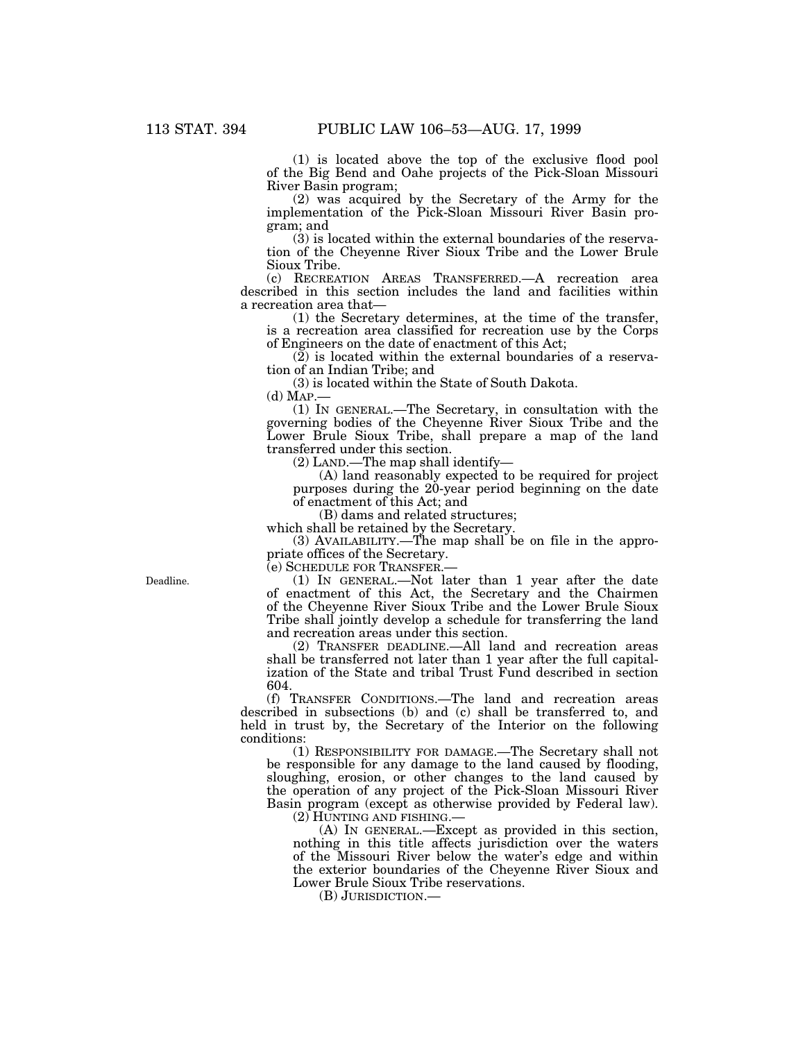(1) is located above the top of the exclusive flood pool of the Big Bend and Oahe projects of the Pick-Sloan Missouri River Basin program;

(2) was acquired by the Secretary of the Army for the implementation of the Pick-Sloan Missouri River Basin program; and

(3) is located within the external boundaries of the reservation of the Cheyenne River Sioux Tribe and the Lower Brule Sioux Tribe.

(c) RECREATION AREAS TRANSFERRED.—A recreation area described in this section includes the land and facilities within a recreation area that—

(1) the Secretary determines, at the time of the transfer, is a recreation area classified for recreation use by the Corps of Engineers on the date of enactment of this Act;

(2) is located within the external boundaries of a reservation of an Indian Tribe; and

(3) is located within the State of South Dakota.

(d) MAP.—

(1) IN GENERAL.—The Secretary, in consultation with the governing bodies of the Cheyenne River Sioux Tribe and the Lower Brule Sioux Tribe, shall prepare a map of the land transferred under this section.

(2) LAND.—The map shall identify—

(A) land reasonably expected to be required for project purposes during the 20-year period beginning on the date of enactment of this Act; and

(B) dams and related structures;

which shall be retained by the Secretary.

(3) AVAILABILITY.—The map shall be on file in the appropriate offices of the Secretary.

(e) SCHEDULE FOR TRANSFER.—

Deadline.

(1) IN GENERAL.—Not later than 1 year after the date of enactment of this Act, the Secretary and the Chairmen of the Cheyenne River Sioux Tribe and the Lower Brule Sioux Tribe shall jointly develop a schedule for transferring the land and recreation areas under this section.

(2) TRANSFER DEADLINE.—All land and recreation areas shall be transferred not later than 1 year after the full capitalization of the State and tribal Trust Fund described in section 604.

(f) TRANSFER CONDITIONS.—The land and recreation areas described in subsections (b) and (c) shall be transferred to, and held in trust by, the Secretary of the Interior on the following conditions:

(1) RESPONSIBILITY FOR DAMAGE.—The Secretary shall not be responsible for any damage to the land caused by flooding, sloughing, erosion, or other changes to the land caused by the operation of any project of the Pick-Sloan Missouri River Basin program (except as otherwise provided by Federal law).

(2) HUNTING AND FISHING.—

(A) IN GENERAL.—Except as provided in this section, nothing in this title affects jurisdiction over the waters of the Missouri River below the water's edge and within the exterior boundaries of the Cheyenne River Sioux and Lower Brule Sioux Tribe reservations.

(B) JURISDICTION.—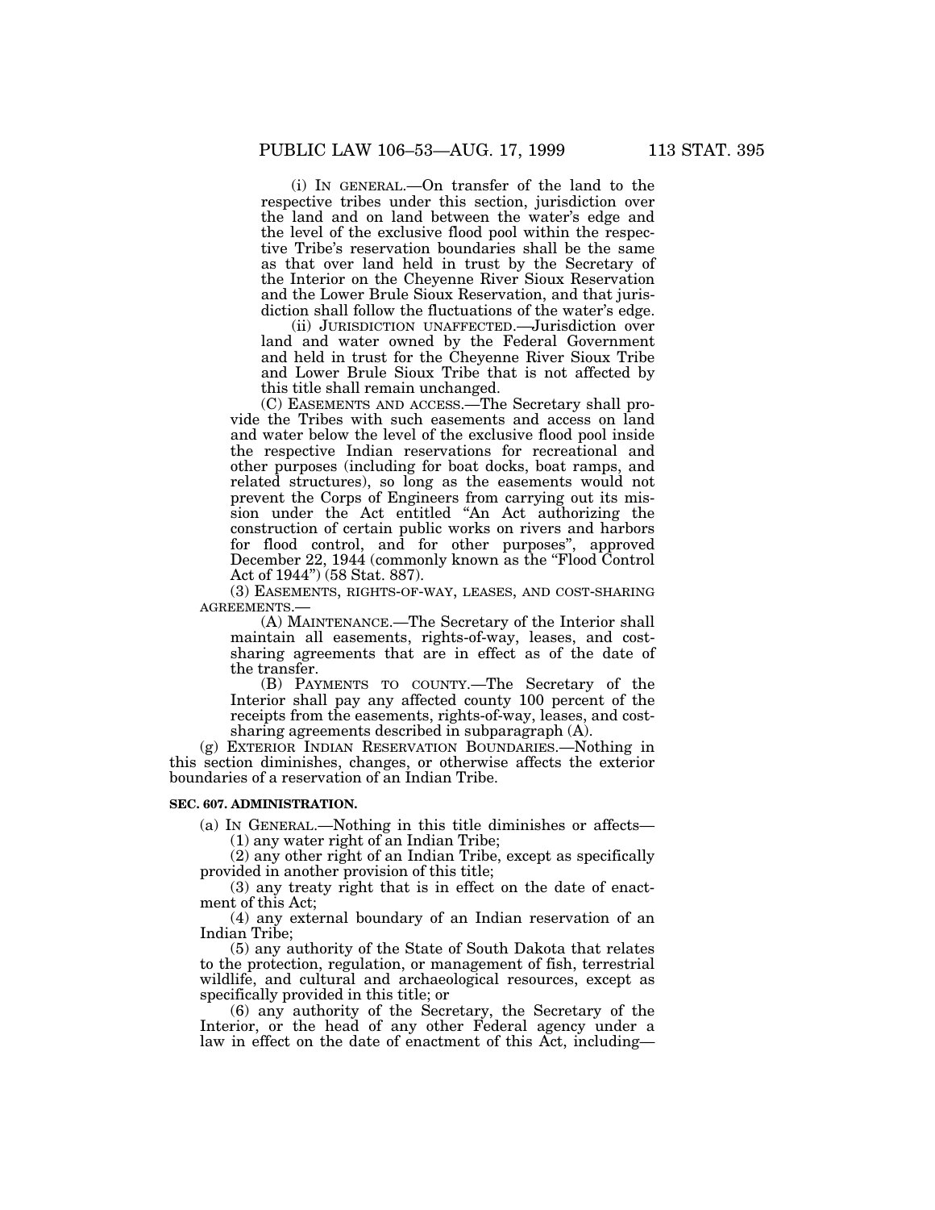(i) IN GENERAL.—On transfer of the land to the respective tribes under this section, jurisdiction over the land and on land between the water's edge and the level of the exclusive flood pool within the respective Tribe's reservation boundaries shall be the same as that over land held in trust by the Secretary of the Interior on the Cheyenne River Sioux Reservation and the Lower Brule Sioux Reservation, and that jurisdiction shall follow the fluctuations of the water's edge.

(ii) JURISDICTION UNAFFECTED.—Jurisdiction over land and water owned by the Federal Government and held in trust for the Cheyenne River Sioux Tribe and Lower Brule Sioux Tribe that is not affected by this title shall remain unchanged.

(C) EASEMENTS AND ACCESS.—The Secretary shall provide the Tribes with such easements and access on land and water below the level of the exclusive flood pool inside the respective Indian reservations for recreational and other purposes (including for boat docks, boat ramps, and related structures), so long as the easements would not prevent the Corps of Engineers from carrying out its mission under the Act entitled "An Act authorizing the construction of certain public works on rivers and harbors for flood control, and for other purposes", approved December 22, 1944 (commonly known as the "Flood Control Act of 1944") (58 Stat. 887).

(3) EASEMENTS, RIGHTS-OF-WAY, LEASES, AND COST-SHARING AGREEMENTS.—

(A) MAINTENANCE.—The Secretary of the Interior shall maintain all easements, rights-of-way, leases, and cost-sharing agreements that are in effect as of the date of the transfer.

(B) PAYMENTS TO COUNTY.—The Secretary of the Interior shall pay any affected county 100 percent of the receipts from the easements, rights-of-way, leases, and cost-sharing agreements described in subparagraph (A).

(g) EXTERIOR INDIAN RESERVATION BOUNDARIES.—Nothing in this section diminishes, changes, or otherwise affects the exterior boundaries of a reservation of an Indian Tribe.

**SEC. 607. ADMINISTRATION.**

(a) IN GENERAL.—Nothing in this title diminishes or affects—

(1) any water right of an Indian Tribe;

(2) any other right of an Indian Tribe, except as specifically provided in another provision of this title;

(3) any treaty right that is in effect on the date of enactment of this Act;

(4) any external boundary of an Indian reservation of an Indian Tribe;

(5) any authority of the State of South Dakota that relates to the protection, regulation, or management of fish, terrestrial wildlife, and cultural and archaeological resources, except as specifically provided in this title; or

(6) any authority of the Secretary, the Secretary of the Interior, or the head of any other Federal agency under a law in effect on the date of enactment of this Act, including—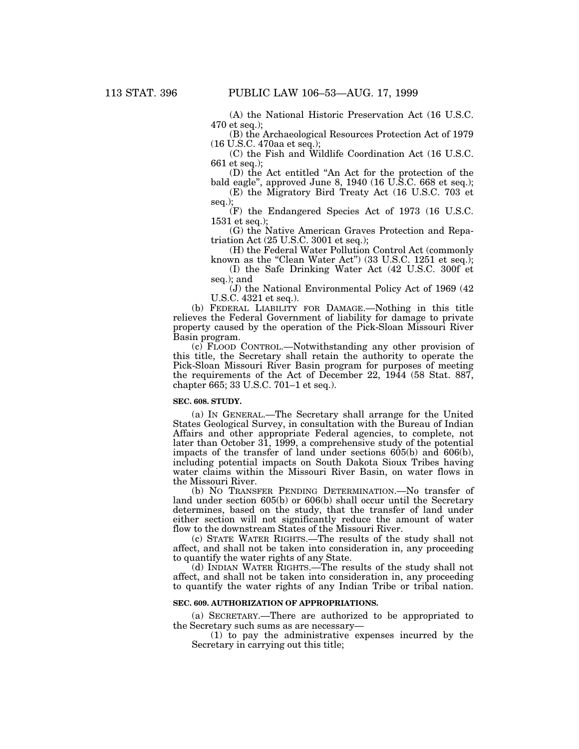(A) the National Historic Preservation Act (16 U.S.C. 470 et seq.);

(B) the Archaeological Resources Protection Act of 1979 (16 U.S.C. 470aa et seq.);

(C) the Fish and Wildlife Coordination Act (16 U.S.C. 661 et seq.);

(D) the Act entitled "An Act for the protection of the bald eagle", approved June 8, 1940 (16 U.S.C. 668 et seq.);

(E) the Migratory Bird Treaty Act (16 U.S.C. 703 et seq.);

(F) the Endangered Species Act of 1973 (16 U.S.C. 1531 et seq.);

(G) the Native American Graves Protection and Repatriation Act (25 U.S.C. 3001 et seq.);

(H) the Federal Water Pollution Control Act (commonly known as the "Clean Water Act") (33 U.S.C. 1251 et seq.);

(I) the Safe Drinking Water Act (42 U.S.C. 300f et seq.); and

(J) the National Environmental Policy Act of 1969 (42 U.S.C. 4321 et seq.).

(b) FEDERAL LIABILITY FOR DAMAGE.—Nothing in this title relieves the Federal Government of liability for damage to private property caused by the operation of the Pick-Sloan Missouri River Basin program.

(c) FLOOD CONTROL.—Notwithstanding any other provision of this title, the Secretary shall retain the authority to operate the Pick-Sloan Missouri River Basin program for purposes of meeting the requirements of the Act of December 22, 1944 (58 Stat. 887, chapter 665; 33 U.S.C. 701–1 et seq.).

**SEC. 608. STUDY.**

(a) IN GENERAL.—The Secretary shall arrange for the United States Geological Survey, in consultation with the Bureau of Indian Affairs and other appropriate Federal agencies, to complete, not later than October 31, 1999, a comprehensive study of the potential impacts of the transfer of land under sections 605(b) and 606(b), including potential impacts on South Dakota Sioux Tribes having water claims within the Missouri River Basin, on water flows in the Missouri River.

(b) NO TRANSFER PENDING DETERMINATION.—No transfer of land under section 605(b) or 606(b) shall occur until the Secretary determines, based on the study, that the transfer of land under either section will not significantly reduce the amount of water flow to the downstream States of the Missouri River.

(c) STATE WATER RIGHTS.—The results of the study shall not affect, and shall not be taken into consideration in, any proceeding to quantify the water rights of any State.

(d) INDIAN WATER RIGHTS.—The results of the study shall not affect, and shall not be taken into consideration in, any proceeding to quantify the water rights of any Indian Tribe or tribal nation.

**SEC. 609. AUTHORIZATION OF APPROPRIATIONS.**

(a) SECRETARY.—There are authorized to be appropriated to the Secretary such sums as are necessary—

(1) to pay the administrative expenses incurred by the Secretary in carrying out this title;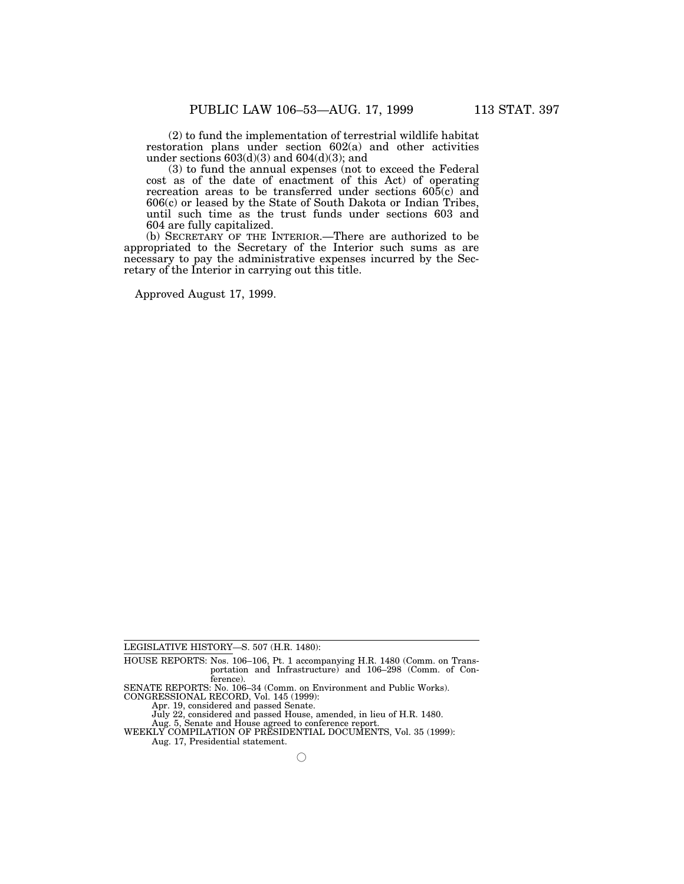(2) to fund the implementation of terrestrial wildlife habitat restoration plans under section 602(a) and other activities under sections 603(d)(3) and 604(d)(3); and

(3) to fund the annual expenses (not to exceed the Federal cost as of the date of enactment of this Act) of operating recreation areas to be transferred under sections 605(c) and 606(c) or leased by the State of South Dakota or Indian Tribes, until such time as the trust funds under sections 603 and 604 are fully capitalized.

(b) SECRETARY OF THE INTERIOR.—There are authorized to be appropriated to the Secretary of the Interior such sums as are necessary to pay the administrative expenses incurred by the Secretary of the Interior in carrying out this title.

Approved August 17, 1999.

---

LEGISLATIVE HISTORY—S. 507 (H.R. 1480):

HOUSE REPORTS: Nos. 106–106, Pt. 1 accompanying H.R. 1480 (Comm. on Transportation and Infrastructure) and 106–298 (Comm. of Conference).
SENATE REPORTS: No. 106–34 (Comm. on Environment and Public Works).
CONGRESSIONAL RECORD, Vol. 145 (1999):
Apr. 19, considered and passed Senate.
July 22, considered and passed House, amended, in lieu of H.R. 1480.
Aug. 5, Senate and House agreed to conference report.
WEEKLY COMPILATION OF PRESIDENTIAL DOCUMENTS, Vol. 35 (1999):
Aug. 17, Presidential statement.

○